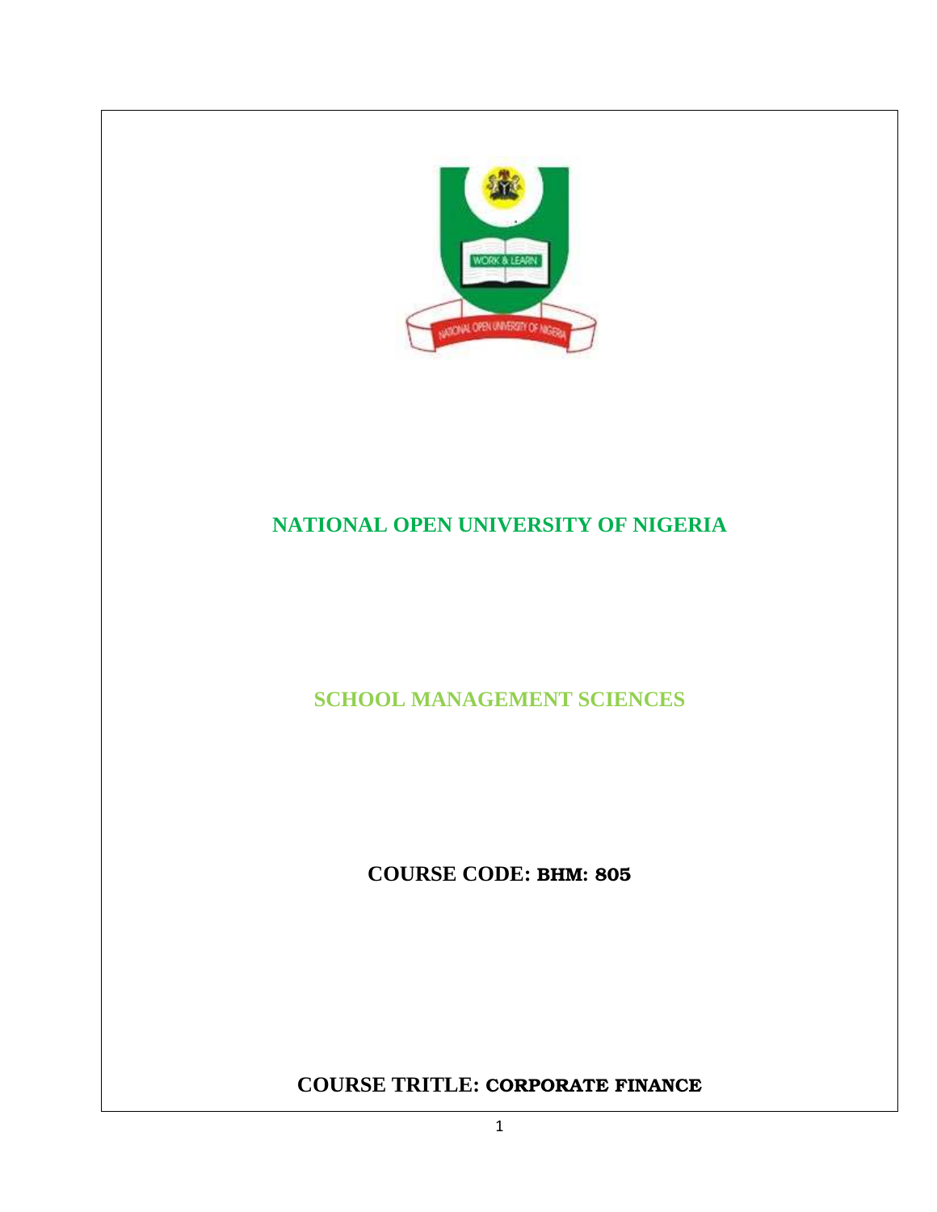# NATIONAL OPEN UNIVERSITY OF NIGERIA

## SCHOOL MANAGEMENT SCIENCES

**COURSE CODE: BHM: 805**

**COURSE TRITLE: CORPORATE FINANCE**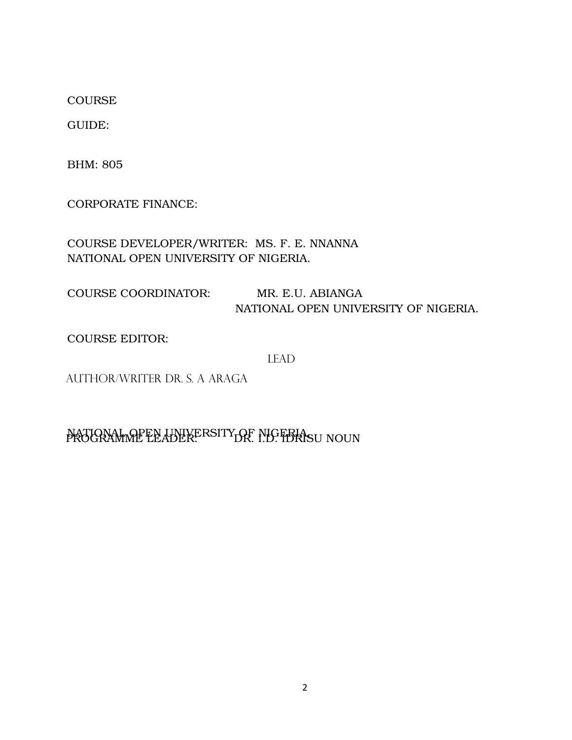COURSE

GUIDE:

BHM: 805

CORPORATE FINANCE:

COURSE DEVELOPER/WRITER: MS. F. E. NNANNA
NATIONAL OPEN UNIVERSITY OF NIGERIA.

COURSE COORDINATOR: MR. E.U. ABIANGA
NATIONAL OPEN UNIVERSITY OF NIGERIA.

COURSE EDITOR:

LEAD

AUTHOR/WRITER DR. S. A ARAGA

NATIONAL OPEN UNIVERSITY OF NIGERIA

PROGRAMME LEADER: DR. I.D. IDRISU NOUN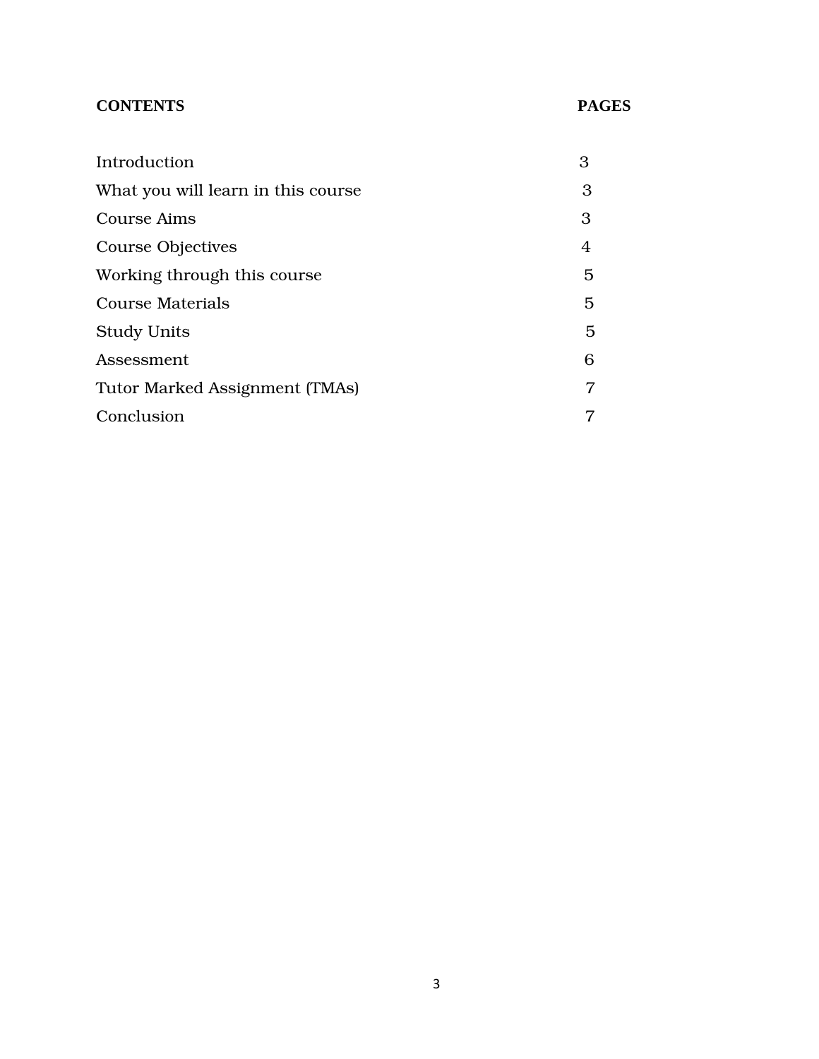| **CONTENTS** | **PAGES** |
| --- | --- |
| Introduction | 3 |
| What you will learn in this course | 3 |
| Course Aims | 3 |
| Course Objectives | 4 |
| Working through this course | 5 |
| Course Materials | 5 |
| Study Units | 5 |
| Assessment | 6 |
| Tutor Marked Assignment (TMAs) | 7 |
| Conclusion | 7 |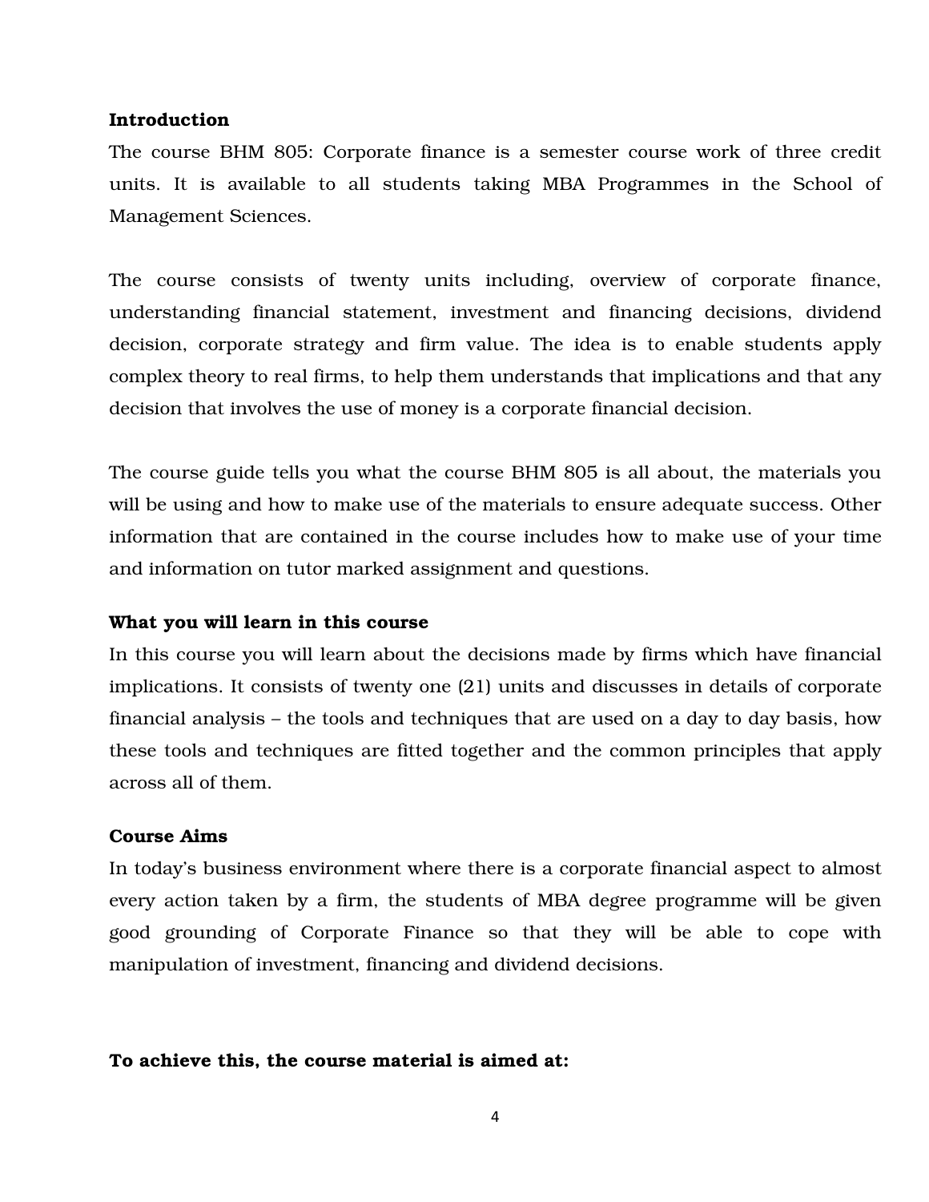**Introduction**

The course BHM 805: Corporate finance is a semester course work of three credit units. It is available to all students taking MBA Programmes in the School of Management Sciences.

The course consists of twenty units including, overview of corporate finance, understanding financial statement, investment and financing decisions, dividend decision, corporate strategy and firm value. The idea is to enable students apply complex theory to real firms, to help them understands that implications and that any decision that involves the use of money is a corporate financial decision.

The course guide tells you what the course BHM 805 is all about, the materials you will be using and how to make use of the materials to ensure adequate success. Other information that are contained in the course includes how to make use of your time and information on tutor marked assignment and questions.

**What you will learn in this course**

In this course you will learn about the decisions made by firms which have financial implications. It consists of twenty one (21) units and discusses in details of corporate financial analysis – the tools and techniques that are used on a day to day basis, how these tools and techniques are fitted together and the common principles that apply across all of them.

**Course Aims**

In today's business environment where there is a corporate financial aspect to almost every action taken by a firm, the students of MBA degree programme will be given good grounding of Corporate Finance so that they will be able to cope with manipulation of investment, financing and dividend decisions.

**To achieve this, the course material is aimed at:**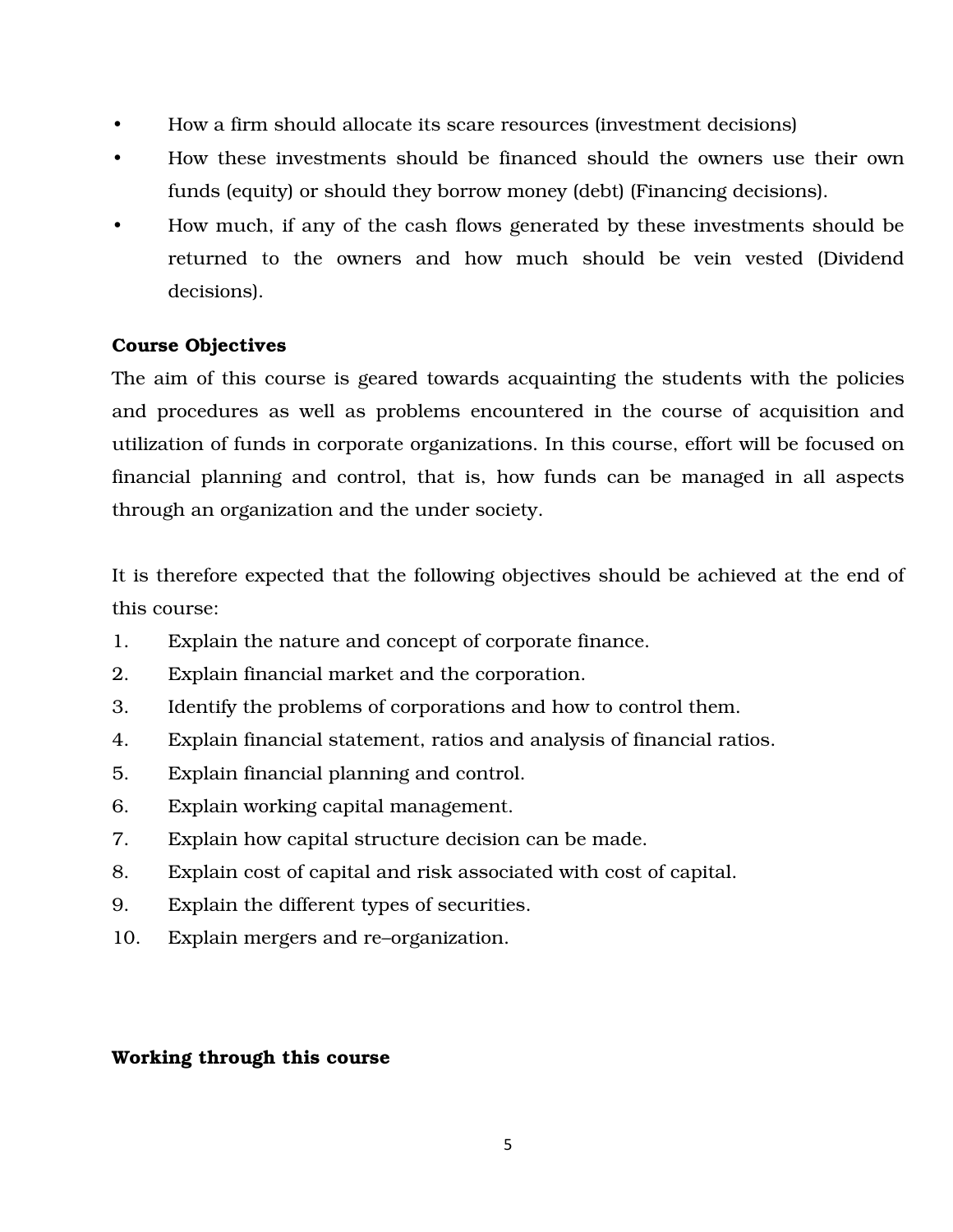- How a firm should allocate its scare resources (investment decisions)
- How these investments should be financed should the owners use their own funds (equity) or should they borrow money (debt) (Financing decisions).
- How much, if any of the cash flows generated by these investments should be returned to the owners and how much should be vein vested (Dividend decisions).

**Course Objectives**

The aim of this course is geared towards acquainting the students with the policies and procedures as well as problems encountered in the course of acquisition and utilization of funds in corporate organizations. In this course, effort will be focused on financial planning and control, that is, how funds can be managed in all aspects through an organization and the under society.

It is therefore expected that the following objectives should be achieved at the end of this course:

1. Explain the nature and concept of corporate finance.
2. Explain financial market and the corporation.
3. Identify the problems of corporations and how to control them.
4. Explain financial statement, ratios and analysis of financial ratios.
5. Explain financial planning and control.
6. Explain working capital management.
7. Explain how capital structure decision can be made.
8. Explain cost of capital and risk associated with cost of capital.
9. Explain the different types of securities.
10. Explain mergers and re–organization.

**Working through this course**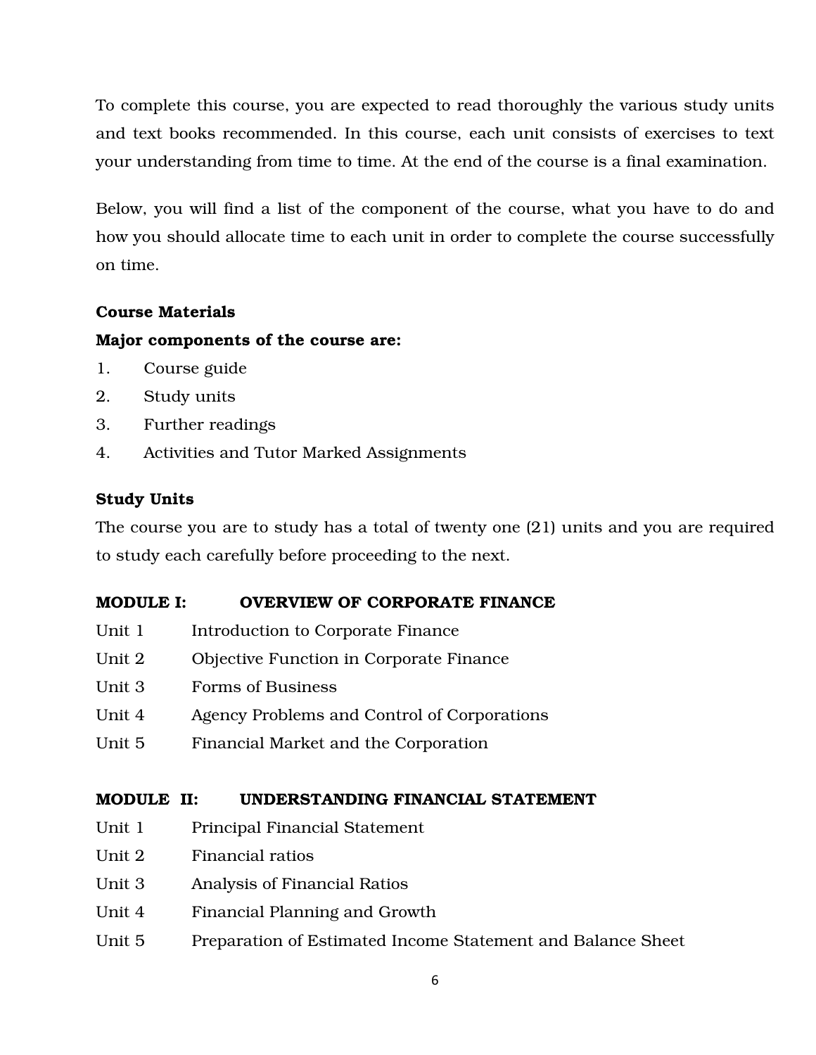To complete this course, you are expected to read thoroughly the various study units and text books recommended. In this course, each unit consists of exercises to text your understanding from time to time. At the end of the course is a final examination.

Below, you will find a list of the component of the course, what you have to do and how you should allocate time to each unit in order to complete the course successfully on time.

**Course Materials**

**Major components of the course are:**

1. Course guide
2. Study units
3. Further readings
4. Activities and Tutor Marked Assignments

**Study Units**

The course you are to study has a total of twenty one (21) units and you are required to study each carefully before proceeding to the next.

**MODULE I: OVERVIEW OF CORPORATE FINANCE**

Unit 1 Introduction to Corporate Finance
Unit 2 Objective Function in Corporate Finance
Unit 3 Forms of Business
Unit 4 Agency Problems and Control of Corporations
Unit 5 Financial Market and the Corporation

**MODULE II: UNDERSTANDING FINANCIAL STATEMENT**

Unit 1 Principal Financial Statement
Unit 2 Financial ratios
Unit 3 Analysis of Financial Ratios
Unit 4 Financial Planning and Growth
Unit 5 Preparation of Estimated Income Statement and Balance Sheet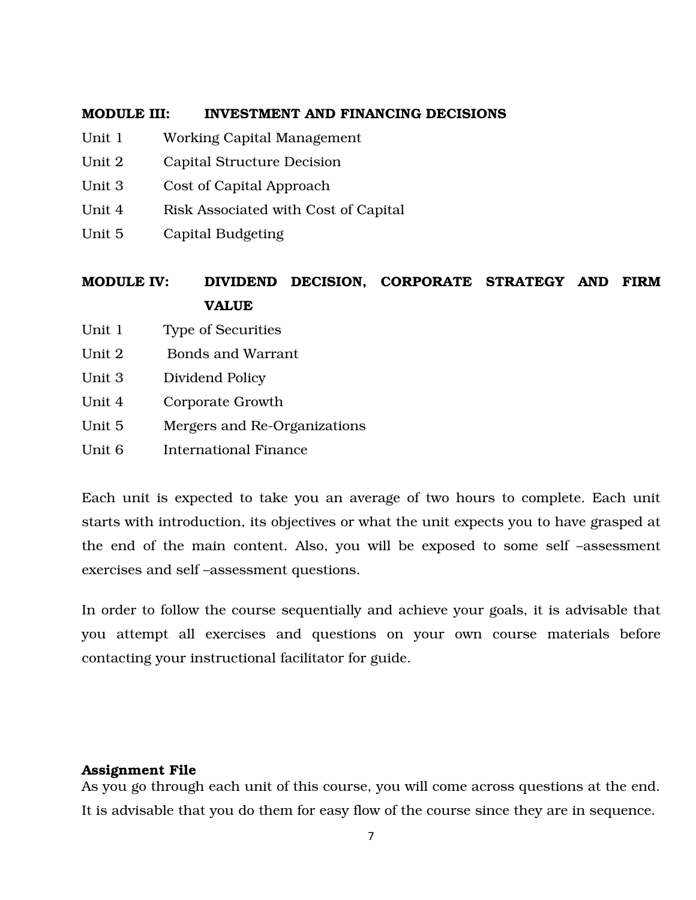**MODULE III: INVESTMENT AND FINANCING DECISIONS**

Unit 1 Working Capital Management

Unit 2 Capital Structure Decision

Unit 3 Cost of Capital Approach

Unit 4 Risk Associated with Cost of Capital

Unit 5 Capital Budgeting

**MODULE IV: DIVIDEND DECISION, CORPORATE STRATEGY AND FIRM VALUE**

Unit 1 Type of Securities

Unit 2 Bonds and Warrant

Unit 3 Dividend Policy

Unit 4 Corporate Growth

Unit 5 Mergers and Re-Organizations

Unit 6 International Finance

Each unit is expected to take you an average of two hours to complete. Each unit starts with introduction, its objectives or what the unit expects you to have grasped at the end of the main content. Also, you will be exposed to some self –assessment exercises and self –assessment questions.

In order to follow the course sequentially and achieve your goals, it is advisable that you attempt all exercises and questions on your own course materials before contacting your instructional facilitator for guide.

**Assignment File**

As you go through each unit of this course, you will come across questions at the end. It is advisable that you do them for easy flow of the course since they are in sequence.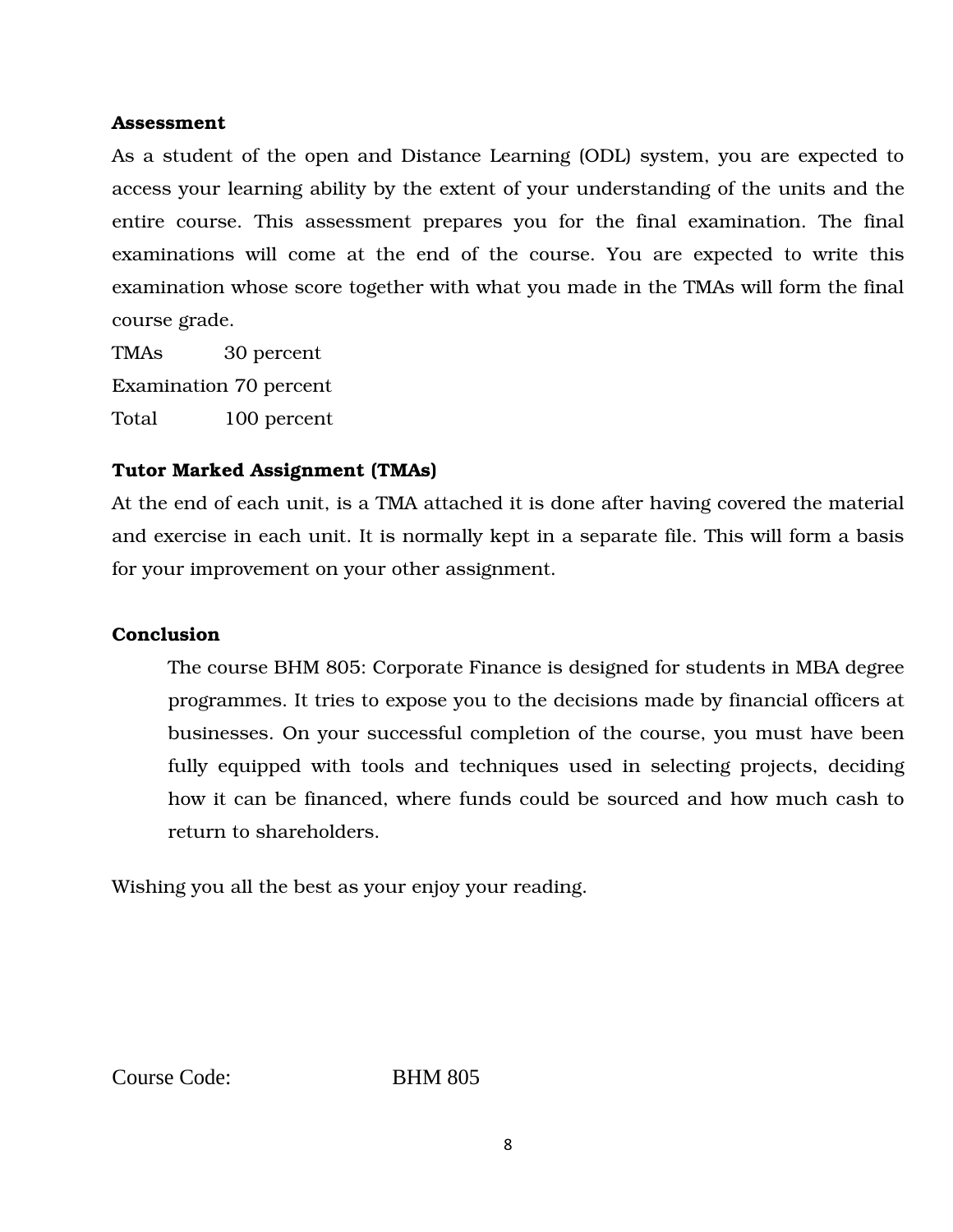**Assessment**

As a student of the open and Distance Learning (ODL) system, you are expected to access your learning ability by the extent of your understanding of the units and the entire course. This assessment prepares you for the final examination. The final examinations will come at the end of the course. You are expected to write this examination whose score together with what you made in the TMAs will form the final course grade.

| | |
|---|---|
| TMAs | 30 percent |
| Examination | 70 percent |
| Total | 100 percent |

**Tutor Marked Assignment (TMAs)**

At the end of each unit, is a TMA attached it is done after having covered the material and exercise in each unit. It is normally kept in a separate file. This will form a basis for your improvement on your other assignment.

**Conclusion**

The course BHM 805: Corporate Finance is designed for students in MBA degree programmes. It tries to expose you to the decisions made by financial officers at businesses. On your successful completion of the course, you must have been fully equipped with tools and techniques used in selecting projects, deciding how it can be financed, where funds could be sourced and how much cash to return to shareholders.

Wishing you all the best as your enjoy your reading.

Course Code: BHM 805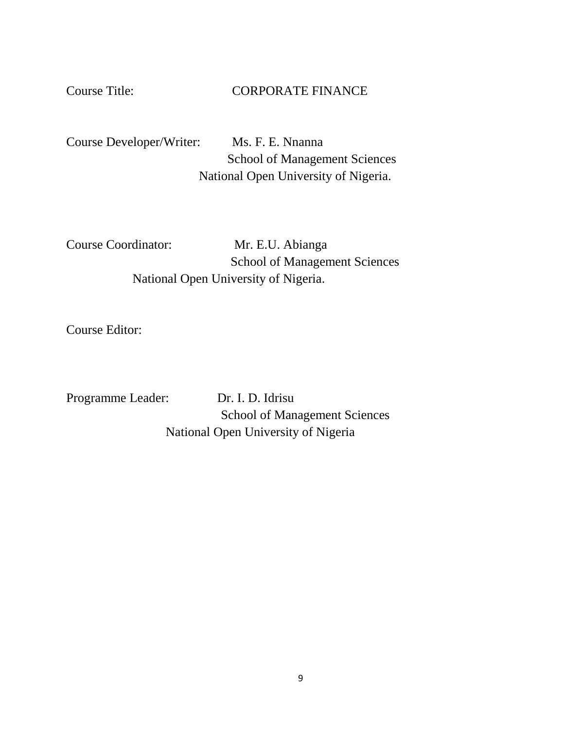Course Title: CORPORATE FINANCE

Course Developer/Writer: Ms. F. E. Nnanna
School of Management Sciences
National Open University of Nigeria.

Course Coordinator: Mr. E.U. Abianga
School of Management Sciences
National Open University of Nigeria.

Course Editor:

Programme Leader: Dr. I. D. Idrisu
School of Management Sciences
National Open University of Nigeria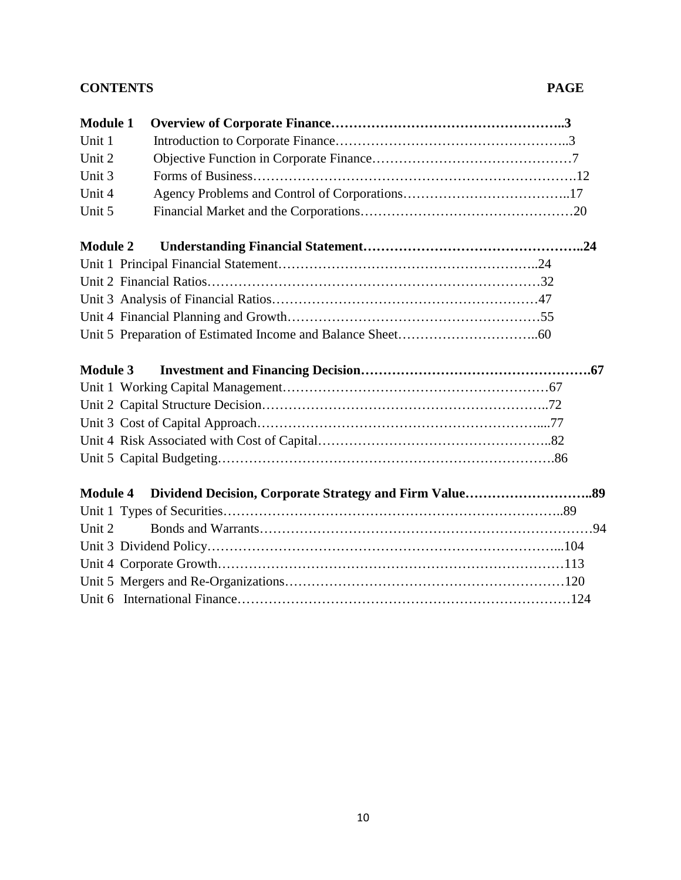**CONTENTS** **PAGE**

**Module 1 Overview of Corporate Finance……………………………………………..3**

Unit 1 Introduction to Corporate Finance……………………………………………..3
Unit 2 Objective Function in Corporate Finance………………………………………7
Unit 3 Forms of Business…………………………………………………………….12
Unit 4 Agency Problems and Control of Corporations………………………………..17
Unit 5 Financial Market and the Corporations…………………………………………20

**Module 2 Understanding Financial Statement………………………………………..24**

Unit 1 Principal Financial Statement………………………………………………..24
Unit 2 Financial Ratios…………………………………………………………………32
Unit 3 Analysis of Financial Ratios……………………………………………………47
Unit 4 Financial Planning and Growth…………………………………………………55
Unit 5 Preparation of Estimated Income and Balance Sheet…………………………..60

**Module 3 Investment and Financing Decision…………………………………………….67**

Unit 1 Working Capital Management……………………………………………………67
Unit 2 Capital Structure Decision………………………………………………………..72
Unit 3 Cost of Capital Approach…………………………………………………….....77
Unit 4 Risk Associated with Cost of Capital……………………………………………..82
Unit 5 Capital Budgeting…………………………………………………………………86

**Module 4 Dividend Decision, Corporate Strategy and Firm Value………………………..89**

Unit 1 Types of Securities………………………………………………………………..89
Unit 2 Bonds and Warrants………………………………………………………………94
Unit 3 Dividend Policy…………………………………………………………………...104
Unit 4 Corporate Growth…………………………………………………………………113
Unit 5 Mergers and Re-Organizations……………………………………………………120
Unit 6 International Finance………………………………………………………………124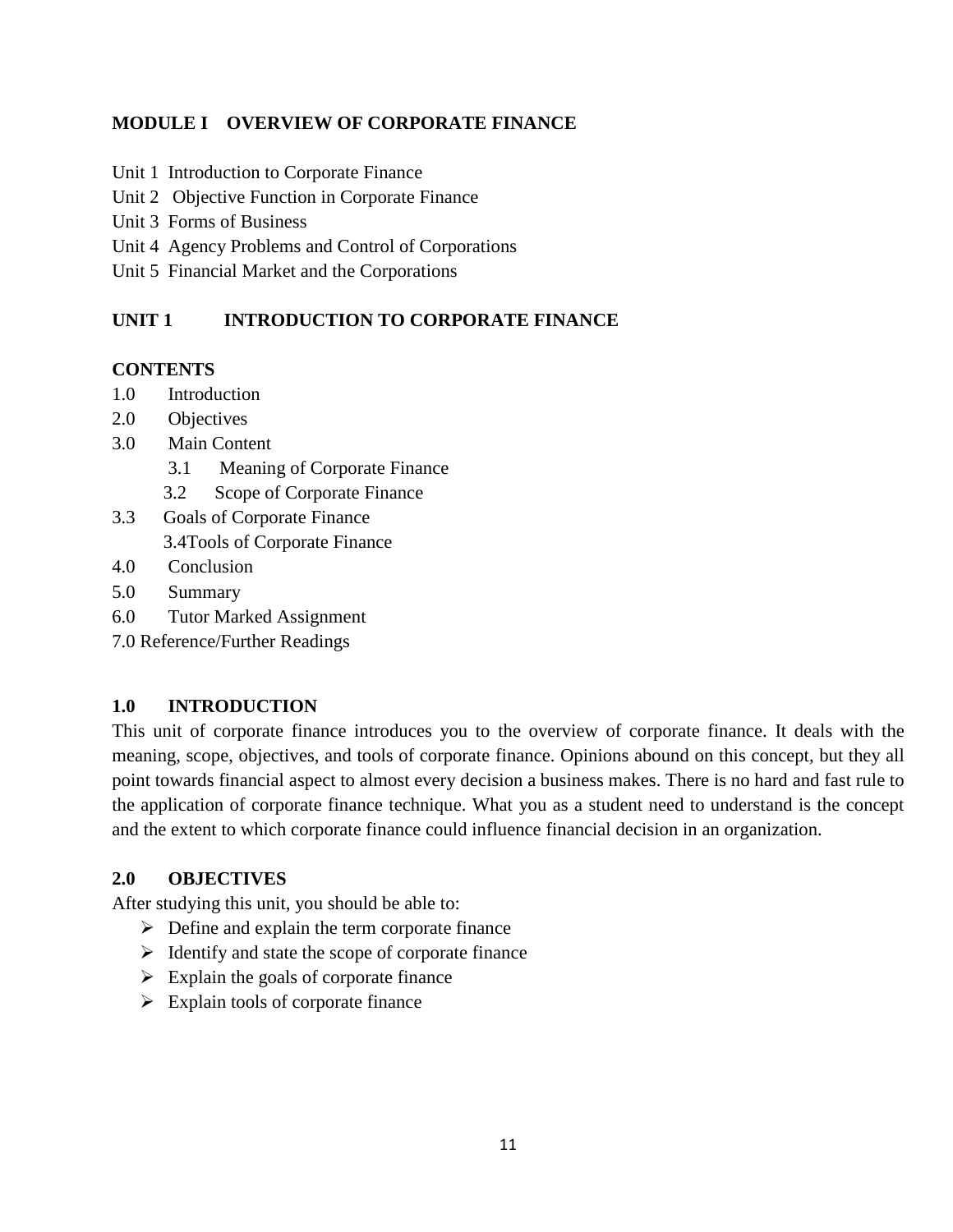## MODULE I OVERVIEW OF CORPORATE FINANCE

Unit 1 Introduction to Corporate Finance
Unit 2 Objective Function in Corporate Finance
Unit 3 Forms of Business
Unit 4 Agency Problems and Control of Corporations
Unit 5 Financial Market and the Corporations

## UNIT 1 INTRODUCTION TO CORPORATE FINANCE

**CONTENTS**

1.0 Introduction
2.0 Objectives
3.0 Main Content
    3.1 Meaning of Corporate Finance
    3.2 Scope of Corporate Finance
3.3 Goals of Corporate Finance
    3.4Tools of Corporate Finance
4.0 Conclusion
5.0 Summary
6.0 Tutor Marked Assignment
7.0 Reference/Further Readings

### 1.0 INTRODUCTION

This unit of corporate finance introduces you to the overview of corporate finance. It deals with the meaning, scope, objectives, and tools of corporate finance. Opinions abound on this concept, but they all point towards financial aspect to almost every decision a business makes. There is no hard and fast rule to the application of corporate finance technique. What you as a student need to understand is the concept and the extent to which corporate finance could influence financial decision in an organization.

### 2.0 OBJECTIVES

After studying this unit, you should be able to:

- Define and explain the term corporate finance
- Identify and state the scope of corporate finance
- Explain the goals of corporate finance
- Explain tools of corporate finance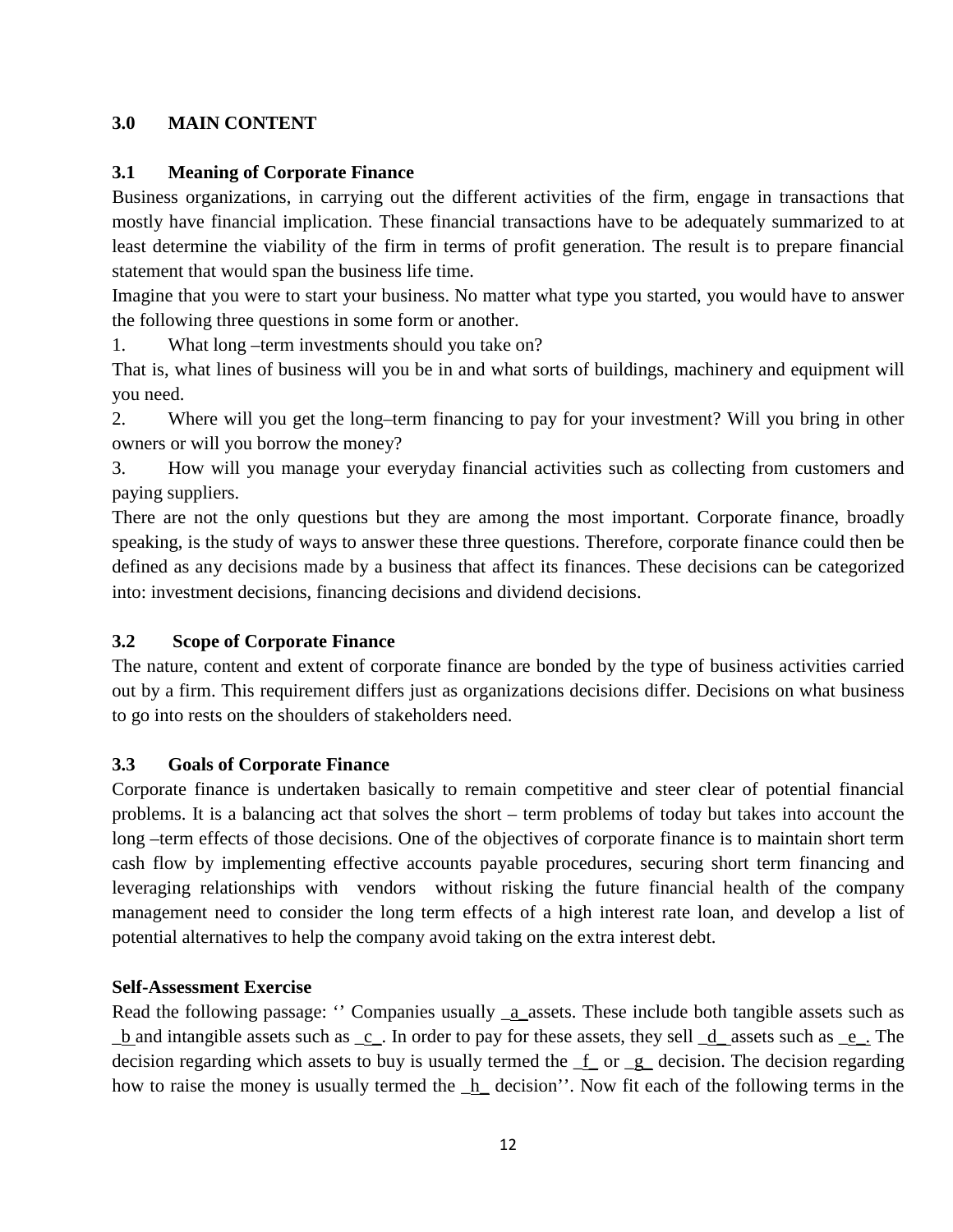## 3.0 MAIN CONTENT

### 3.1 Meaning of Corporate Finance

Business organizations, in carrying out the different activities of the firm, engage in transactions that mostly have financial implication. These financial transactions have to be adequately summarized to at least determine the viability of the firm in terms of profit generation. The result is to prepare financial statement that would span the business life time.

Imagine that you were to start your business. No matter what type you started, you would have to answer the following three questions in some form or another.

1. What long –term investments should you take on?

That is, what lines of business will you be in and what sorts of buildings, machinery and equipment will you need.

2. Where will you get the long–term financing to pay for your investment? Will you bring in other owners or will you borrow the money?

3. How will you manage your everyday financial activities such as collecting from customers and paying suppliers.

There are not the only questions but they are among the most important. Corporate finance, broadly speaking, is the study of ways to answer these three questions. Therefore, corporate finance could then be defined as any decisions made by a business that affect its finances. These decisions can be categorized into: investment decisions, financing decisions and dividend decisions.

### 3.2 Scope of Corporate Finance

The nature, content and extent of corporate finance are bonded by the type of business activities carried out by a firm. This requirement differs just as organizations decisions differ. Decisions on what business to go into rests on the shoulders of stakeholders need.

### 3.3 Goals of Corporate Finance

Corporate finance is undertaken basically to remain competitive and steer clear of potential financial problems. It is a balancing act that solves the short – term problems of today but takes into account the long –term effects of those decisions. One of the objectives of corporate finance is to maintain short term cash flow by implementing effective accounts payable procedures, securing short term financing and leveraging relationships with vendors without risking the future financial health of the company management need to consider the long term effects of a high interest rate loan, and develop a list of potential alternatives to help the company avoid taking on the extra interest debt.

**Self-Assessment Exercise**

Read the following passage: '' Companies usually _a_assets. These include both tangible assets such as _b and intangible assets such as _c_. In order to pay for these assets, they sell _d_ assets such as _e_. The decision regarding which assets to buy is usually termed the _f_ or _g_ decision. The decision regarding how to raise the money is usually termed the _h_ decision''. Now fit each of the following terms in the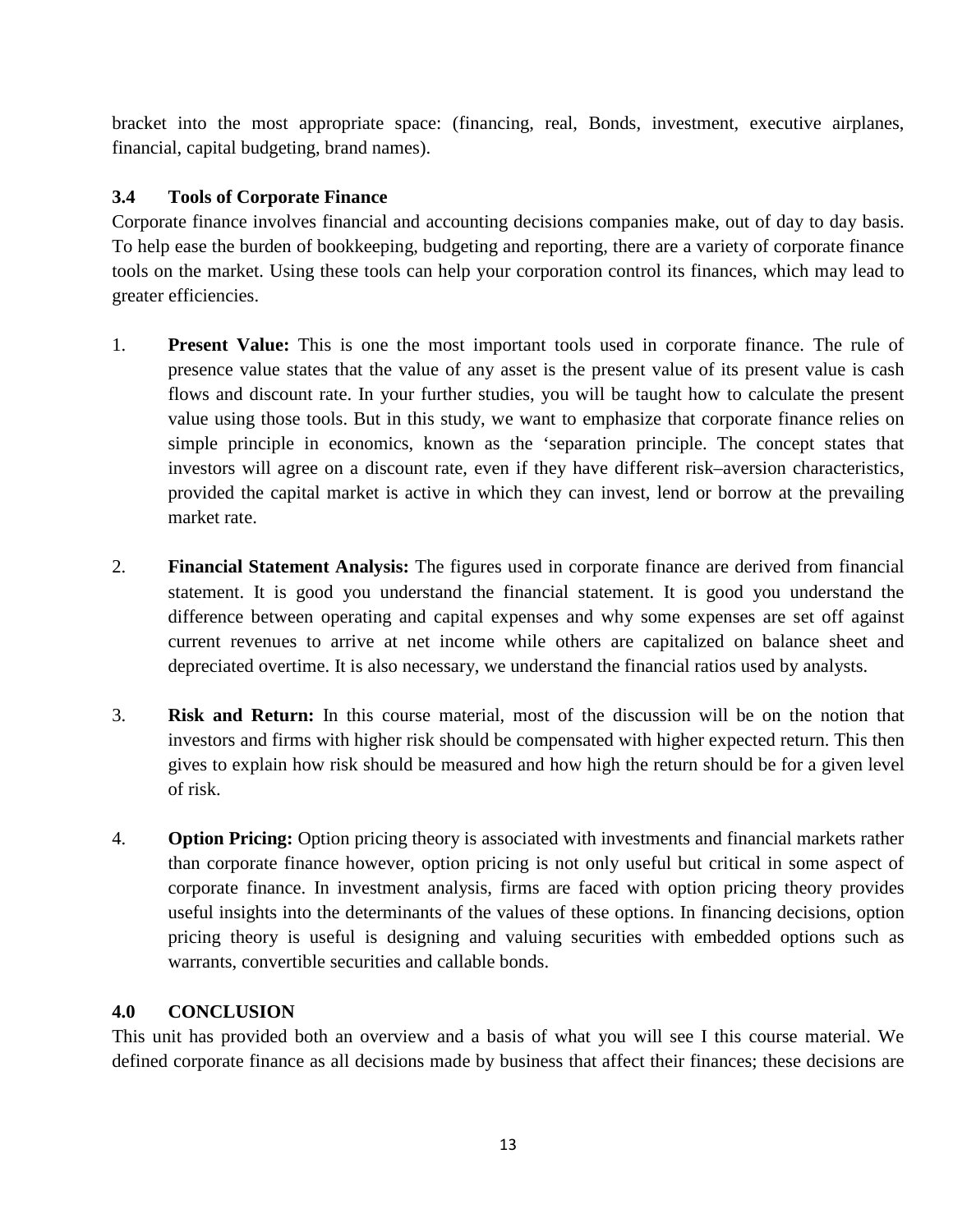bracket into the most appropriate space: (financing, real, Bonds, investment, executive airplanes, financial, capital budgeting, brand names).

### 3.4 Tools of Corporate Finance

Corporate finance involves financial and accounting decisions companies make, out of day to day basis. To help ease the burden of bookkeeping, budgeting and reporting, there are a variety of corporate finance tools on the market. Using these tools can help your corporation control its finances, which may lead to greater efficiencies.

1. **Present Value:** This is one the most important tools used in corporate finance. The rule of presence value states that the value of any asset is the present value of its present value is cash flows and discount rate. In your further studies, you will be taught how to calculate the present value using those tools. But in this study, we want to emphasize that corporate finance relies on simple principle in economics, known as the 'separation principle. The concept states that investors will agree on a discount rate, even if they have different risk–aversion characteristics, provided the capital market is active in which they can invest, lend or borrow at the prevailing market rate.

2. **Financial Statement Analysis:** The figures used in corporate finance are derived from financial statement. It is good you understand the financial statement. It is good you understand the difference between operating and capital expenses and why some expenses are set off against current revenues to arrive at net income while others are capitalized on balance sheet and depreciated overtime. It is also necessary, we understand the financial ratios used by analysts.

3. **Risk and Return:** In this course material, most of the discussion will be on the notion that investors and firms with higher risk should be compensated with higher expected return. This then gives to explain how risk should be measured and how high the return should be for a given level of risk.

4. **Option Pricing:** Option pricing theory is associated with investments and financial markets rather than corporate finance however, option pricing is not only useful but critical in some aspect of corporate finance. In investment analysis, firms are faced with option pricing theory provides useful insights into the determinants of the values of these options. In financing decisions, option pricing theory is useful is designing and valuing securities with embedded options such as warrants, convertible securities and callable bonds.

## 4.0 CONCLUSION

This unit has provided both an overview and a basis of what you will see I this course material. We defined corporate finance as all decisions made by business that affect their finances; these decisions are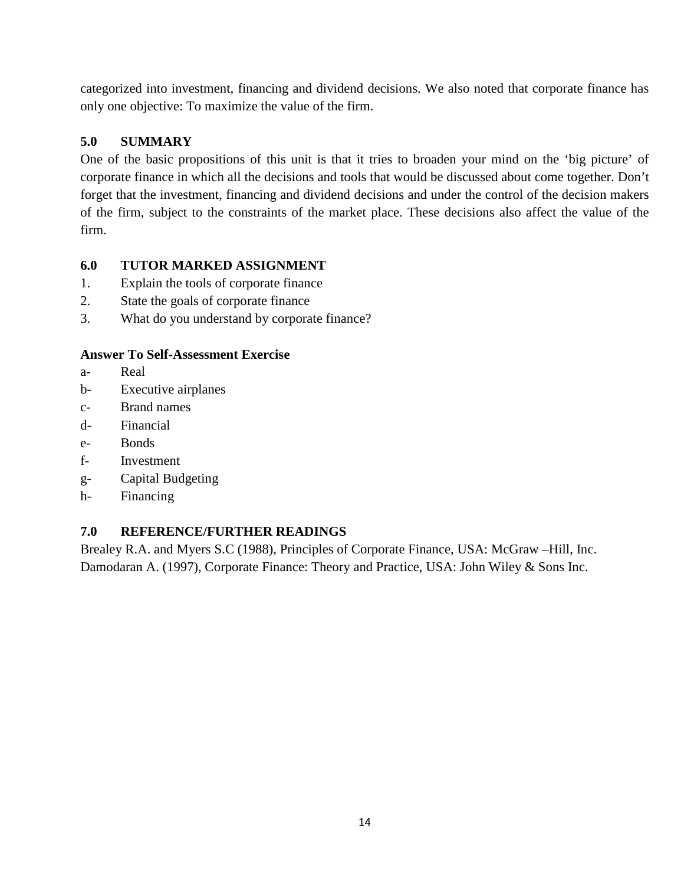categorized into investment, financing and dividend decisions. We also noted that corporate finance has only one objective: To maximize the value of the firm.

## 5.0 SUMMARY

One of the basic propositions of this unit is that it tries to broaden your mind on the 'big picture' of corporate finance in which all the decisions and tools that would be discussed about come together. Don't forget that the investment, financing and dividend decisions and under the control of the decision makers of the firm, subject to the constraints of the market place. These decisions also affect the value of the firm.

## 6.0 TUTOR MARKED ASSIGNMENT

1. Explain the tools of corporate finance
2. State the goals of corporate finance
3. What do you understand by corporate finance?

**Answer To Self-Assessment Exercise**

a- Real

b- Executive airplanes

c- Brand names

d- Financial

e- Bonds

f- Investment

g- Capital Budgeting

h- Financing

## 7.0 REFERENCE/FURTHER READINGS

Brealey R.A. and Myers S.C (1988), Principles of Corporate Finance, USA: McGraw –Hill, Inc.

Damodaran A. (1997), Corporate Finance: Theory and Practice, USA: John Wiley & Sons Inc.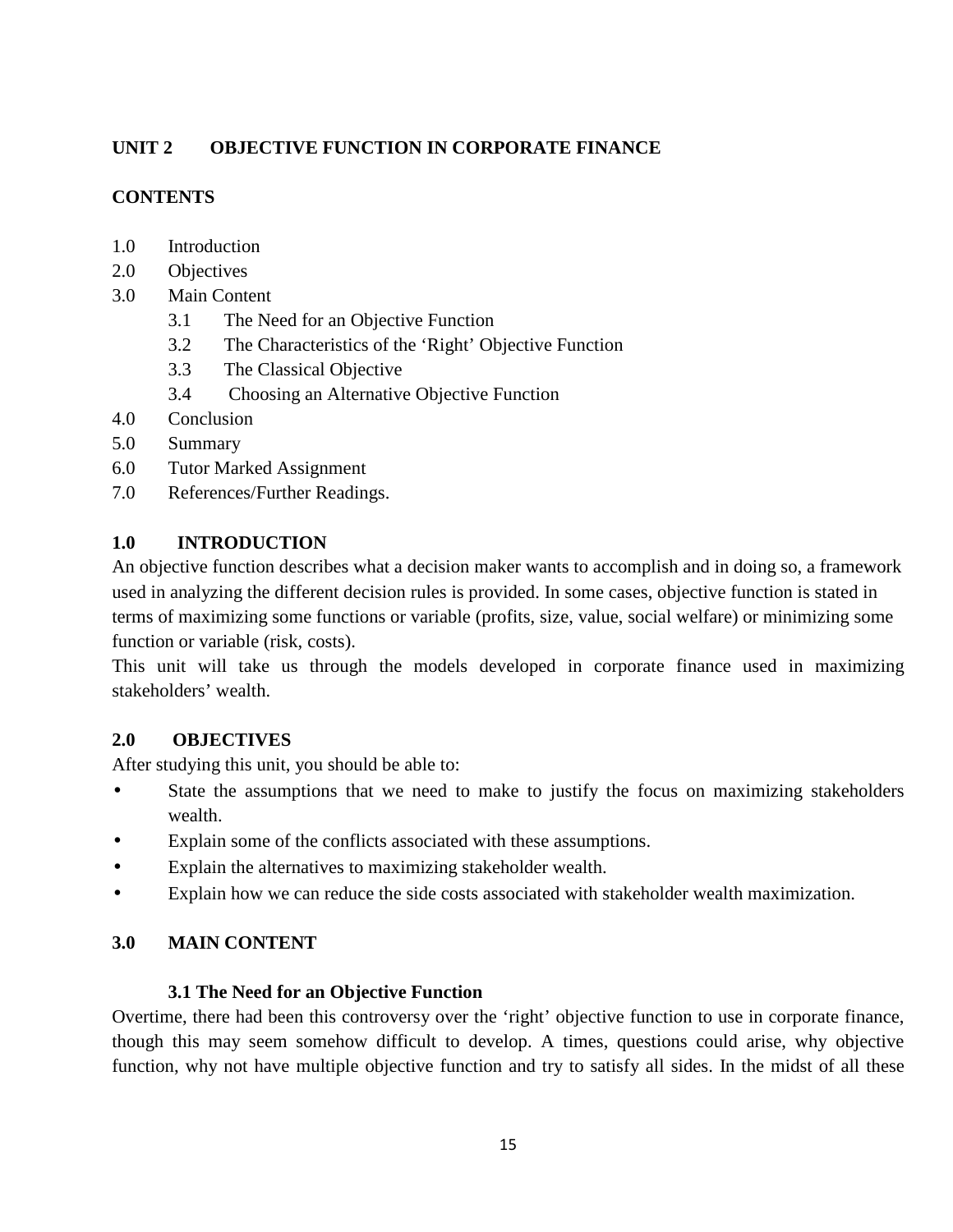## UNIT 2 OBJECTIVE FUNCTION IN CORPORATE FINANCE

### CONTENTS

1.0 Introduction
2.0 Objectives
3.0 Main Content
 3.1 The Need for an Objective Function
 3.2 The Characteristics of the 'Right' Objective Function
 3.3 The Classical Objective
 3.4 Choosing an Alternative Objective Function
4.0 Conclusion
5.0 Summary
6.0 Tutor Marked Assignment
7.0 References/Further Readings.

### 1.0 INTRODUCTION

An objective function describes what a decision maker wants to accomplish and in doing so, a framework used in analyzing the different decision rules is provided. In some cases, objective function is stated in terms of maximizing some functions or variable (profits, size, value, social welfare) or minimizing some function or variable (risk, costs).

This unit will take us through the models developed in corporate finance used in maximizing stakeholders' wealth.

### 2.0 OBJECTIVES

After studying this unit, you should be able to:

- State the assumptions that we need to make to justify the focus on maximizing stakeholders wealth.
- Explain some of the conflicts associated with these assumptions.
- Explain the alternatives to maximizing stakeholder wealth.
- Explain how we can reduce the side costs associated with stakeholder wealth maximization.

### 3.0 MAIN CONTENT

#### 3.1 The Need for an Objective Function

Overtime, there had been this controversy over the 'right' objective function to use in corporate finance, though this may seem somehow difficult to develop. A times, questions could arise, why objective function, why not have multiple objective function and try to satisfy all sides. In the midst of all these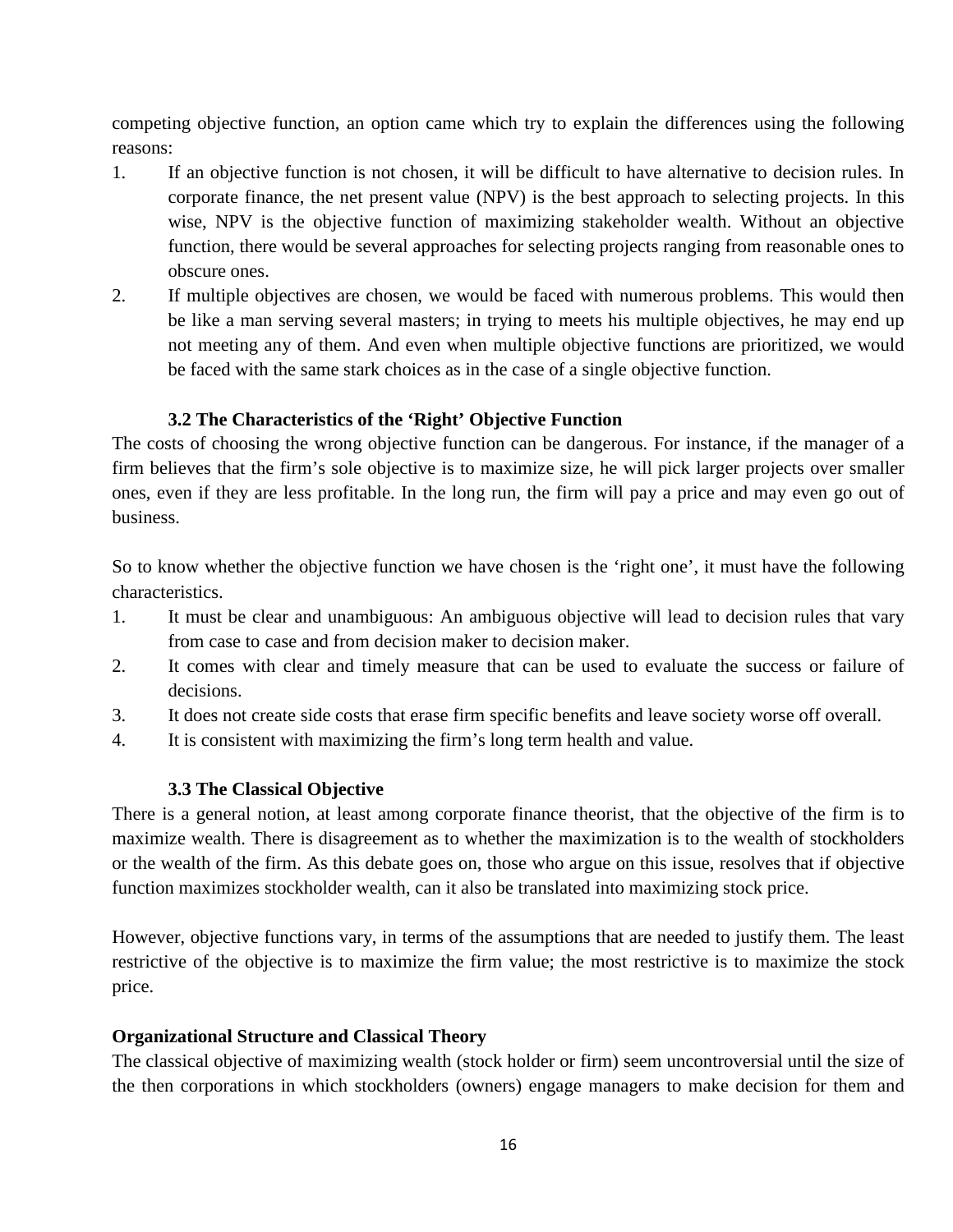competing objective function, an option came which try to explain the differences using the following reasons:

1. If an objective function is not chosen, it will be difficult to have alternative to decision rules. In corporate finance, the net present value (NPV) is the best approach to selecting projects. In this wise, NPV is the objective function of maximizing stakeholder wealth. Without an objective function, there would be several approaches for selecting projects ranging from reasonable ones to obscure ones.
2. If multiple objectives are chosen, we would be faced with numerous problems. This would then be like a man serving several masters; in trying to meets his multiple objectives, he may end up not meeting any of them. And even when multiple objective functions are prioritized, we would be faced with the same stark choices as in the case of a single objective function.

### 3.2 The Characteristics of the 'Right' Objective Function

The costs of choosing the wrong objective function can be dangerous. For instance, if the manager of a firm believes that the firm's sole objective is to maximize size, he will pick larger projects over smaller ones, even if they are less profitable. In the long run, the firm will pay a price and may even go out of business.

So to know whether the objective function we have chosen is the 'right one', it must have the following characteristics.

1. It must be clear and unambiguous: An ambiguous objective will lead to decision rules that vary from case to case and from decision maker to decision maker.
2. It comes with clear and timely measure that can be used to evaluate the success or failure of decisions.
3. It does not create side costs that erase firm specific benefits and leave society worse off overall.
4. It is consistent with maximizing the firm's long term health and value.

### 3.3 The Classical Objective

There is a general notion, at least among corporate finance theorist, that the objective of the firm is to maximize wealth. There is disagreement as to whether the maximization is to the wealth of stockholders or the wealth of the firm. As this debate goes on, those who argue on this issue, resolves that if objective function maximizes stockholder wealth, can it also be translated into maximizing stock price.

However, objective functions vary, in terms of the assumptions that are needed to justify them. The least restrictive of the objective is to maximize the firm value; the most restrictive is to maximize the stock price.

**Organizational Structure and Classical Theory**

The classical objective of maximizing wealth (stock holder or firm) seem uncontroversial until the size of the then corporations in which stockholders (owners) engage managers to make decision for them and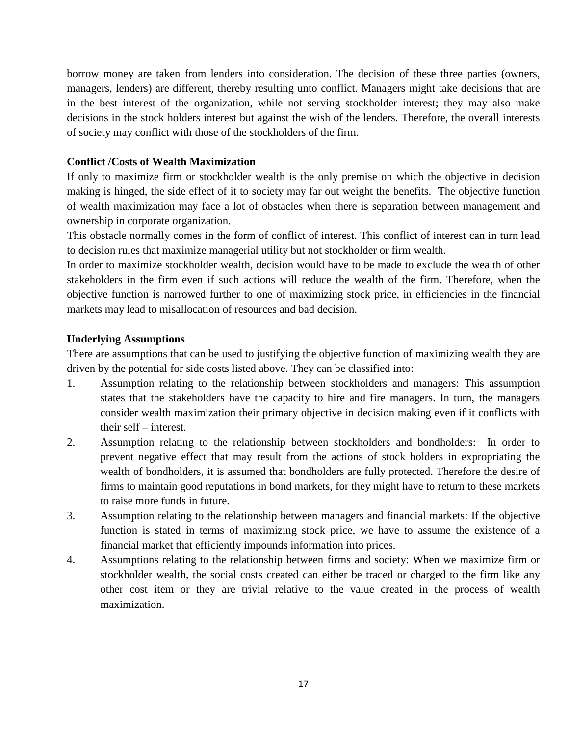borrow money are taken from lenders into consideration. The decision of these three parties (owners, managers, lenders) are different, thereby resulting unto conflict. Managers might take decisions that are in the best interest of the organization, while not serving stockholder interest; they may also make decisions in the stock holders interest but against the wish of the lenders. Therefore, the overall interests of society may conflict with those of the stockholders of the firm.

**Conflict /Costs of Wealth Maximization**

If only to maximize firm or stockholder wealth is the only premise on which the objective in decision making is hinged, the side effect of it to society may far out weight the benefits. The objective function of wealth maximization may face a lot of obstacles when there is separation between management and ownership in corporate organization.

This obstacle normally comes in the form of conflict of interest. This conflict of interest can in turn lead to decision rules that maximize managerial utility but not stockholder or firm wealth.

In order to maximize stockholder wealth, decision would have to be made to exclude the wealth of other stakeholders in the firm even if such actions will reduce the wealth of the firm. Therefore, when the objective function is narrowed further to one of maximizing stock price, in efficiencies in the financial markets may lead to misallocation of resources and bad decision.

**Underlying Assumptions**

There are assumptions that can be used to justifying the objective function of maximizing wealth they are driven by the potential for side costs listed above. They can be classified into:

1. Assumption relating to the relationship between stockholders and managers: This assumption states that the stakeholders have the capacity to hire and fire managers. In turn, the managers consider wealth maximization their primary objective in decision making even if it conflicts with their self – interest.
2. Assumption relating to the relationship between stockholders and bondholders: In order to prevent negative effect that may result from the actions of stock holders in expropriating the wealth of bondholders, it is assumed that bondholders are fully protected. Therefore the desire of firms to maintain good reputations in bond markets, for they might have to return to these markets to raise more funds in future.
3. Assumption relating to the relationship between managers and financial markets: If the objective function is stated in terms of maximizing stock price, we have to assume the existence of a financial market that efficiently impounds information into prices.
4. Assumptions relating to the relationship between firms and society: When we maximize firm or stockholder wealth, the social costs created can either be traced or charged to the firm like any other cost item or they are trivial relative to the value created in the process of wealth maximization.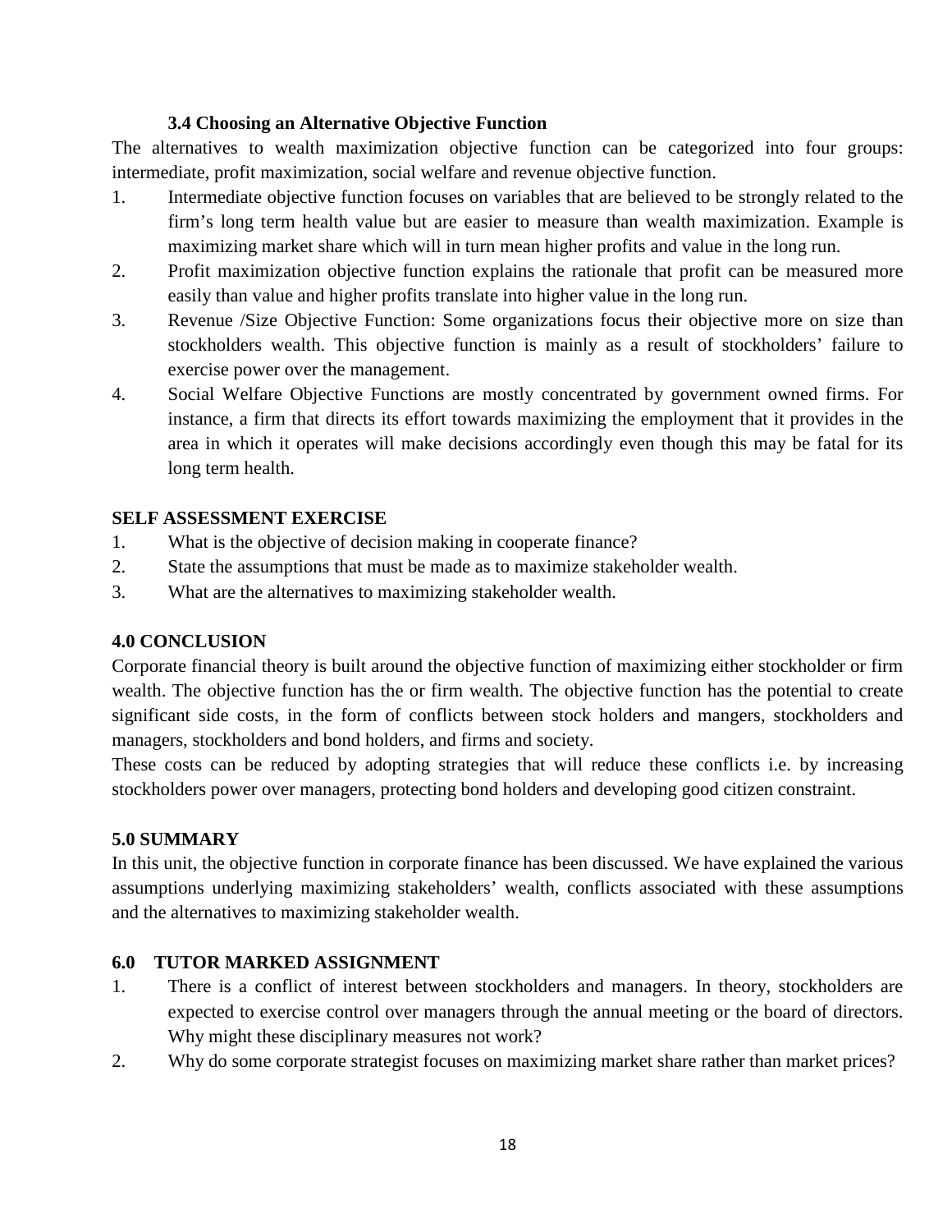### 3.4 Choosing an Alternative Objective Function

The alternatives to wealth maximization objective function can be categorized into four groups: intermediate, profit maximization, social welfare and revenue objective function.

1. Intermediate objective function focuses on variables that are believed to be strongly related to the firm's long term health value but are easier to measure than wealth maximization. Example is maximizing market share which will in turn mean higher profits and value in the long run.
2. Profit maximization objective function explains the rationale that profit can be measured more easily than value and higher profits translate into higher value in the long run.
3. Revenue /Size Objective Function: Some organizations focus their objective more on size than stockholders wealth. This objective function is mainly as a result of stockholders' failure to exercise power over the management.
4. Social Welfare Objective Functions are mostly concentrated by government owned firms. For instance, a firm that directs its effort towards maximizing the employment that it provides in the area in which it operates will make decisions accordingly even though this may be fatal for its long term health.

**SELF ASSESSMENT EXERCISE**

1. What is the objective of decision making in cooperate finance?
2. State the assumptions that must be made as to maximize stakeholder wealth.
3. What are the alternatives to maximizing stakeholder wealth.

## 4.0 CONCLUSION

Corporate financial theory is built around the objective function of maximizing either stockholder or firm wealth. The objective function has the or firm wealth. The objective function has the potential to create significant side costs, in the form of conflicts between stock holders and mangers, stockholders and managers, stockholders and bond holders, and firms and society.

These costs can be reduced by adopting strategies that will reduce these conflicts i.e. by increasing stockholders power over managers, protecting bond holders and developing good citizen constraint.

## 5.0 SUMMARY

In this unit, the objective function in corporate finance has been discussed. We have explained the various assumptions underlying maximizing stakeholders' wealth, conflicts associated with these assumptions and the alternatives to maximizing stakeholder wealth.

## 6.0 TUTOR MARKED ASSIGNMENT

1. There is a conflict of interest between stockholders and managers. In theory, stockholders are expected to exercise control over managers through the annual meeting or the board of directors. Why might these disciplinary measures not work?
2. Why do some corporate strategist focuses on maximizing market share rather than market prices?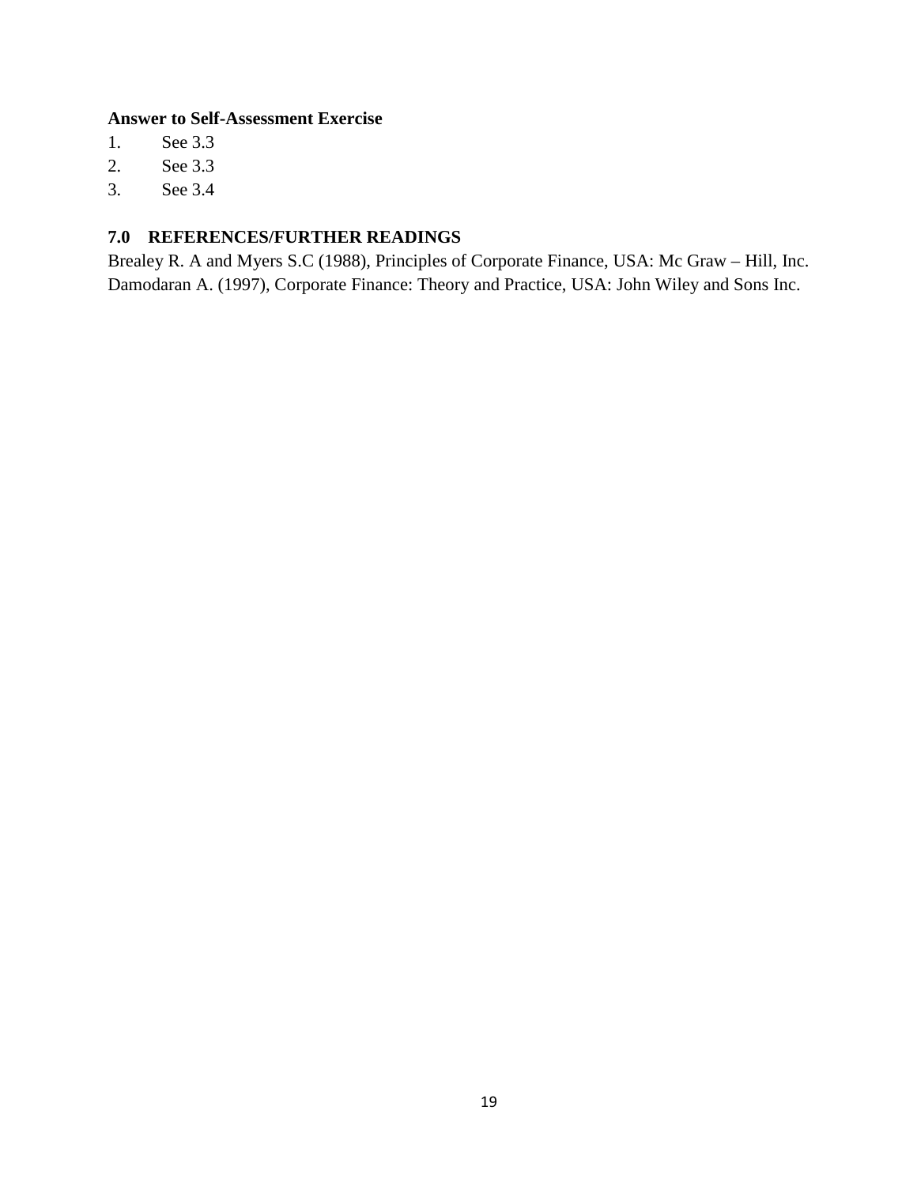**Answer to Self-Assessment Exercise**

1. See 3.3
2. See 3.3
3. See 3.4

## 7.0 REFERENCES/FURTHER READINGS

Brealey R. A and Myers S.C (1988), Principles of Corporate Finance, USA: Mc Graw – Hill, Inc.
Damodaran A. (1997), Corporate Finance: Theory and Practice, USA: John Wiley and Sons Inc.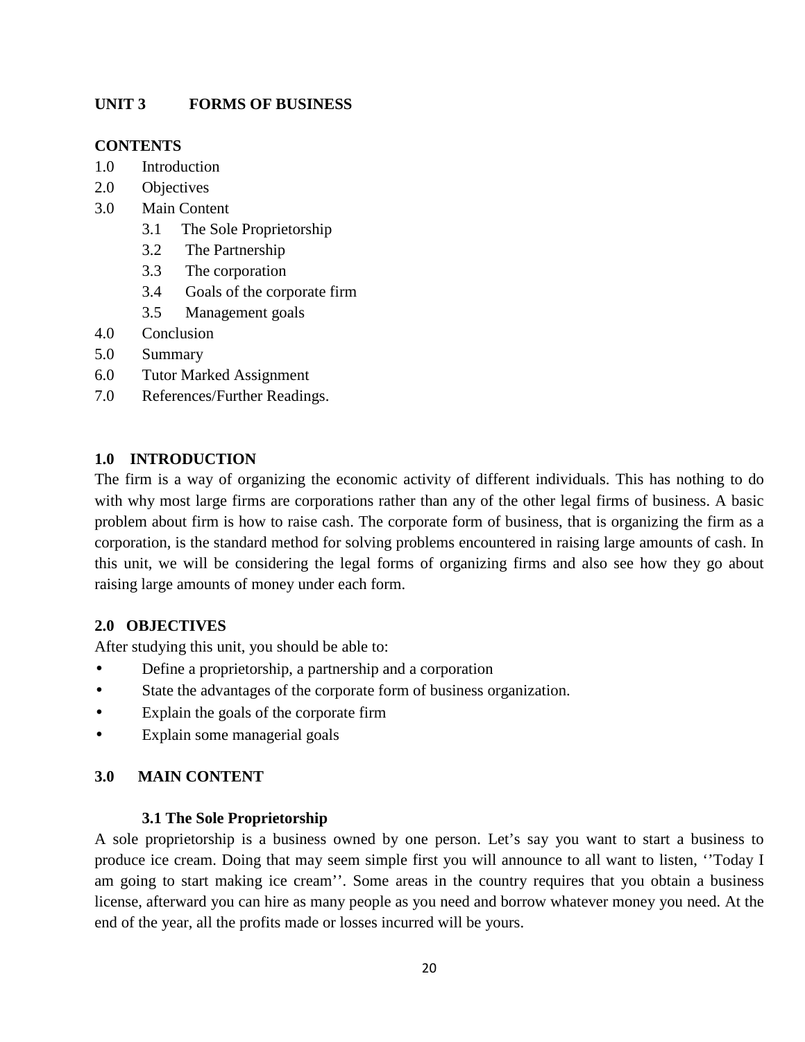# UNIT 3 FORMS OF BUSINESS

**CONTENTS**

1.0 Introduction
2.0 Objectives
3.0 Main Content
 3.1 The Sole Proprietorship
 3.2 The Partnership
 3.3 The corporation
 3.4 Goals of the corporate firm
 3.5 Management goals
4.0 Conclusion
5.0 Summary
6.0 Tutor Marked Assignment
7.0 References/Further Readings.

## 1.0 INTRODUCTION

The firm is a way of organizing the economic activity of different individuals. This has nothing to do with why most large firms are corporations rather than any of the other legal firms of business. A basic problem about firm is how to raise cash. The corporate form of business, that is organizing the firm as a corporation, is the standard method for solving problems encountered in raising large amounts of cash. In this unit, we will be considering the legal forms of organizing firms and also see how they go about raising large amounts of money under each form.

## 2.0 OBJECTIVES

After studying this unit, you should be able to:

- Define a proprietorship, a partnership and a corporation
- State the advantages of the corporate form of business organization.
- Explain the goals of the corporate firm
- Explain some managerial goals

## 3.0 MAIN CONTENT

### 3.1 The Sole Proprietorship

A sole proprietorship is a business owned by one person. Let's say you want to start a business to produce ice cream. Doing that may seem simple first you will announce to all want to listen, ''Today I am going to start making ice cream''. Some areas in the country requires that you obtain a business license, afterward you can hire as many people as you need and borrow whatever money you need. At the end of the year, all the profits made or losses incurred will be yours.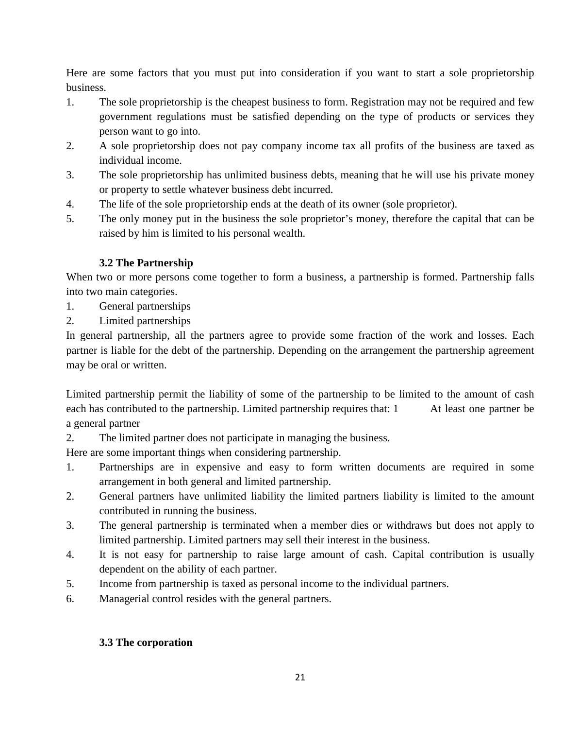Here are some factors that you must put into consideration if you want to start a sole proprietorship business.

1. The sole proprietorship is the cheapest business to form. Registration may not be required and few government regulations must be satisfied depending on the type of products or services they person want to go into.
2. A sole proprietorship does not pay company income tax all profits of the business are taxed as individual income.
3. The sole proprietorship has unlimited business debts, meaning that he will use his private money or property to settle whatever business debt incurred.
4. The life of the sole proprietorship ends at the death of its owner (sole proprietor).
5. The only money put in the business the sole proprietor's money, therefore the capital that can be raised by him is limited to his personal wealth.

### 3.2 The Partnership

When two or more persons come together to form a business, a partnership is formed. Partnership falls into two main categories.

1. General partnerships
2. Limited partnerships

In general partnership, all the partners agree to provide some fraction of the work and losses. Each partner is liable for the debt of the partnership. Depending on the arrangement the partnership agreement may be oral or written.

Limited partnership permit the liability of some of the partnership to be limited to the amount of cash each has contributed to the partnership. Limited partnership requires that: 1 At least one partner be a general partner

2. The limited partner does not participate in managing the business.

Here are some important things when considering partnership.

1. Partnerships are in expensive and easy to form written documents are required in some arrangement in both general and limited partnership.
2. General partners have unlimited liability the limited partners liability is limited to the amount contributed in running the business.
3. The general partnership is terminated when a member dies or withdraws but does not apply to limited partnership. Limited partners may sell their interest in the business.
4. It is not easy for partnership to raise large amount of cash. Capital contribution is usually dependent on the ability of each partner.
5. Income from partnership is taxed as personal income to the individual partners.
6. Managerial control resides with the general partners.

### 3.3 The corporation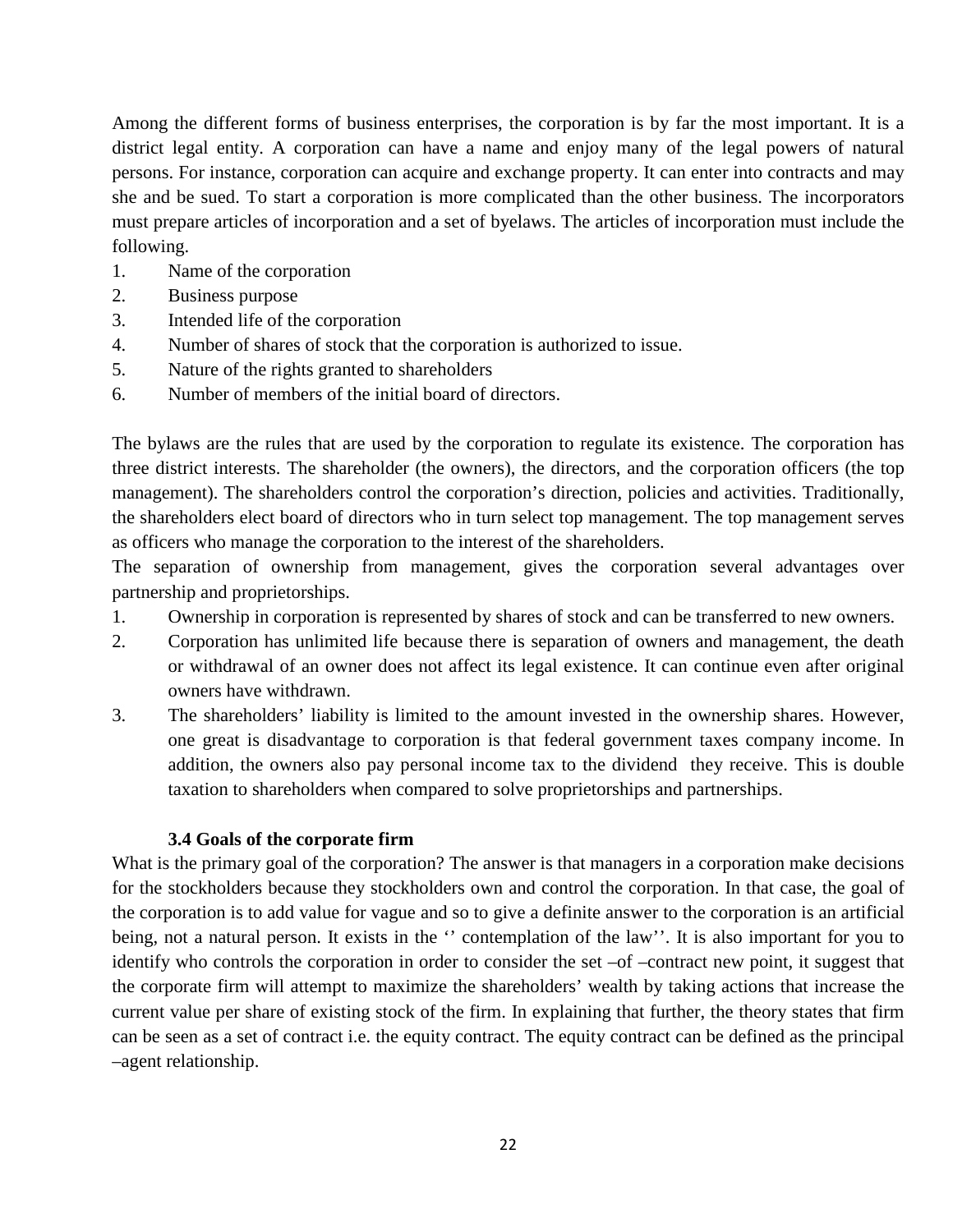Among the different forms of business enterprises, the corporation is by far the most important. It is a district legal entity. A corporation can have a name and enjoy many of the legal powers of natural persons. For instance, corporation can acquire and exchange property. It can enter into contracts and may she and be sued. To start a corporation is more complicated than the other business. The incorporators must prepare articles of incorporation and a set of byelaws. The articles of incorporation must include the following.

1. Name of the corporation
2. Business purpose
3. Intended life of the corporation
4. Number of shares of stock that the corporation is authorized to issue.
5. Nature of the rights granted to shareholders
6. Number of members of the initial board of directors.

The bylaws are the rules that are used by the corporation to regulate its existence. The corporation has three district interests. The shareholder (the owners), the directors, and the corporation officers (the top management). The shareholders control the corporation's direction, policies and activities. Traditionally, the shareholders elect board of directors who in turn select top management. The top management serves as officers who manage the corporation to the interest of the shareholders.

The separation of ownership from management, gives the corporation several advantages over partnership and proprietorships.

1. Ownership in corporation is represented by shares of stock and can be transferred to new owners.
2. Corporation has unlimited life because there is separation of owners and management, the death or withdrawal of an owner does not affect its legal existence. It can continue even after original owners have withdrawn.
3. The shareholders' liability is limited to the amount invested in the ownership shares. However, one great is disadvantage to corporation is that federal government taxes company income. In addition, the owners also pay personal income tax to the dividend they receive. This is double taxation to shareholders when compared to solve proprietorships and partnerships.

### 3.4 Goals of the corporate firm

What is the primary goal of the corporation? The answer is that managers in a corporation make decisions for the stockholders because they stockholders own and control the corporation. In that case, the goal of the corporation is to add value for vague and so to give a definite answer to the corporation is an artificial being, not a natural person. It exists in the '' contemplation of the law''. It is also important for you to identify who controls the corporation in order to consider the set –of –contract new point, it suggest that the corporate firm will attempt to maximize the shareholders' wealth by taking actions that increase the current value per share of existing stock of the firm. In explaining that further, the theory states that firm can be seen as a set of contract i.e. the equity contract. The equity contract can be defined as the principal –agent relationship.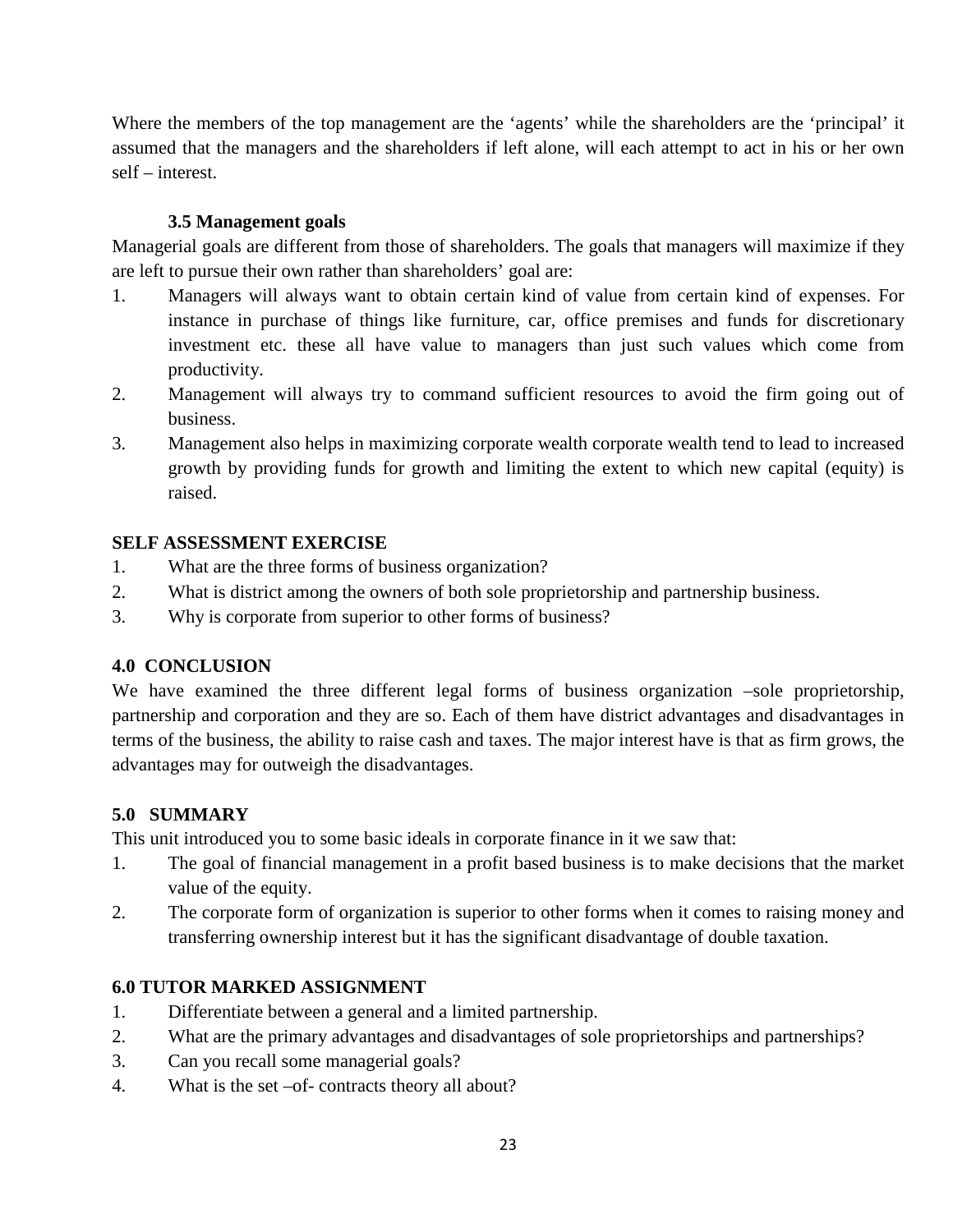Where the members of the top management are the 'agents' while the shareholders are the 'principal' it assumed that the managers and the shareholders if left alone, will each attempt to act in his or her own self – interest.

### 3.5 Management goals

Managerial goals are different from those of shareholders. The goals that managers will maximize if they are left to pursue their own rather than shareholders' goal are:

1. Managers will always want to obtain certain kind of value from certain kind of expenses. For instance in purchase of things like furniture, car, office premises and funds for discretionary investment etc. these all have value to managers than just such values which come from productivity.
2. Management will always try to command sufficient resources to avoid the firm going out of business.
3. Management also helps in maximizing corporate wealth corporate wealth tend to lead to increased growth by providing funds for growth and limiting the extent to which new capital (equity) is raised.

**SELF ASSESSMENT EXERCISE**

1. What are the three forms of business organization?
2. What is district among the owners of both sole proprietorship and partnership business.
3. Why is corporate from superior to other forms of business?

## 4.0 CONCLUSION

We have examined the three different legal forms of business organization –sole proprietorship, partnership and corporation and they are so. Each of them have district advantages and disadvantages in terms of the business, the ability to raise cash and taxes. The major interest have is that as firm grows, the advantages may for outweigh the disadvantages.

## 5.0 SUMMARY

This unit introduced you to some basic ideals in corporate finance in it we saw that:

1. The goal of financial management in a profit based business is to make decisions that the market value of the equity.
2. The corporate form of organization is superior to other forms when it comes to raising money and transferring ownership interest but it has the significant disadvantage of double taxation.

## 6.0 TUTOR MARKED ASSIGNMENT

1. Differentiate between a general and a limited partnership.
2. What are the primary advantages and disadvantages of sole proprietorships and partnerships?
3. Can you recall some managerial goals?
4. What is the set –of- contracts theory all about?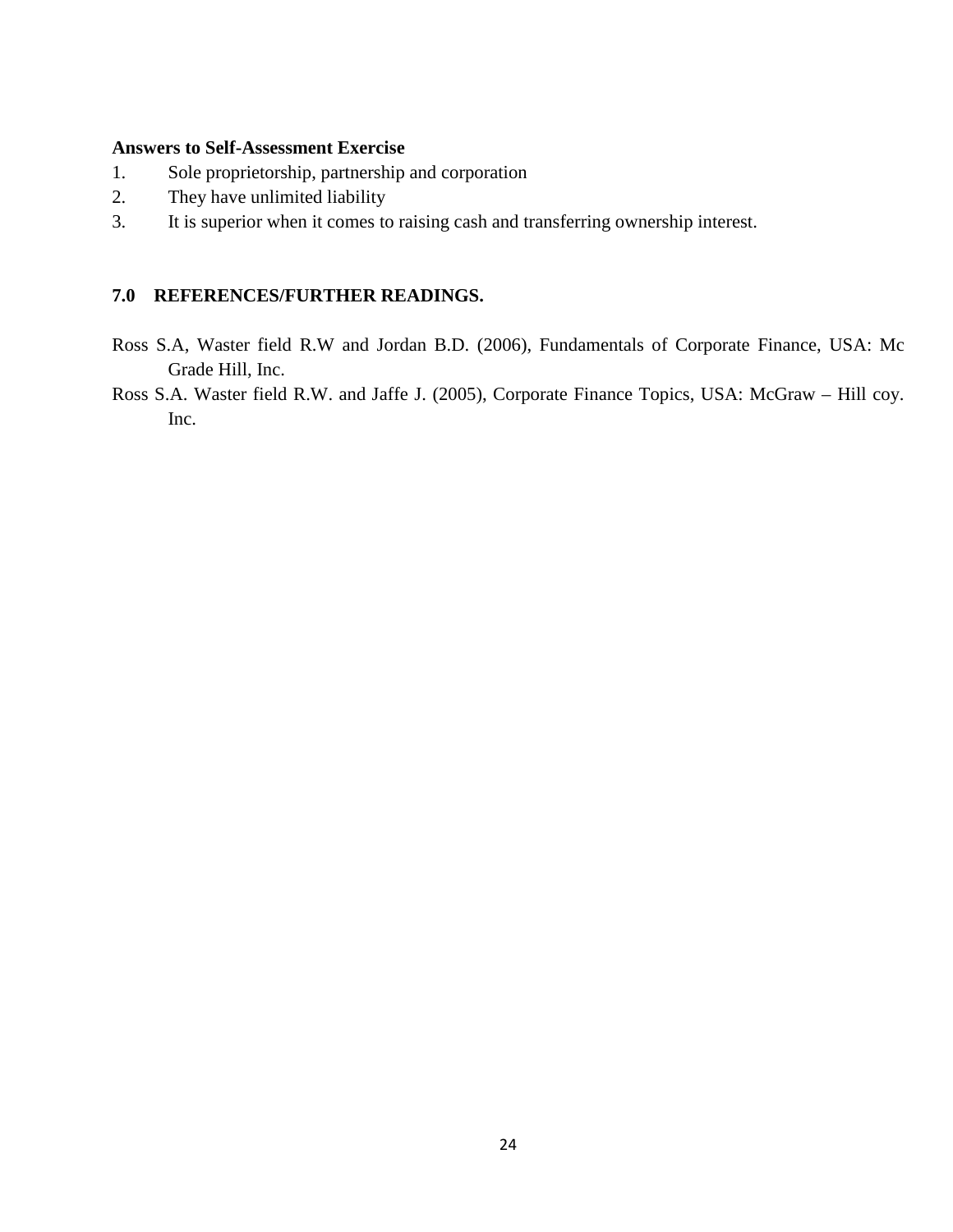**Answers to Self-Assessment Exercise**

1. Sole proprietorship, partnership and corporation
2. They have unlimited liability
3. It is superior when it comes to raising cash and transferring ownership interest.

## 7.0 REFERENCES/FURTHER READINGS.

Ross S.A, Waster field R.W and Jordan B.D. (2006), Fundamentals of Corporate Finance, USA: Mc Grade Hill, Inc.

Ross S.A. Waster field R.W. and Jaffe J. (2005), Corporate Finance Topics, USA: McGraw – Hill coy. Inc.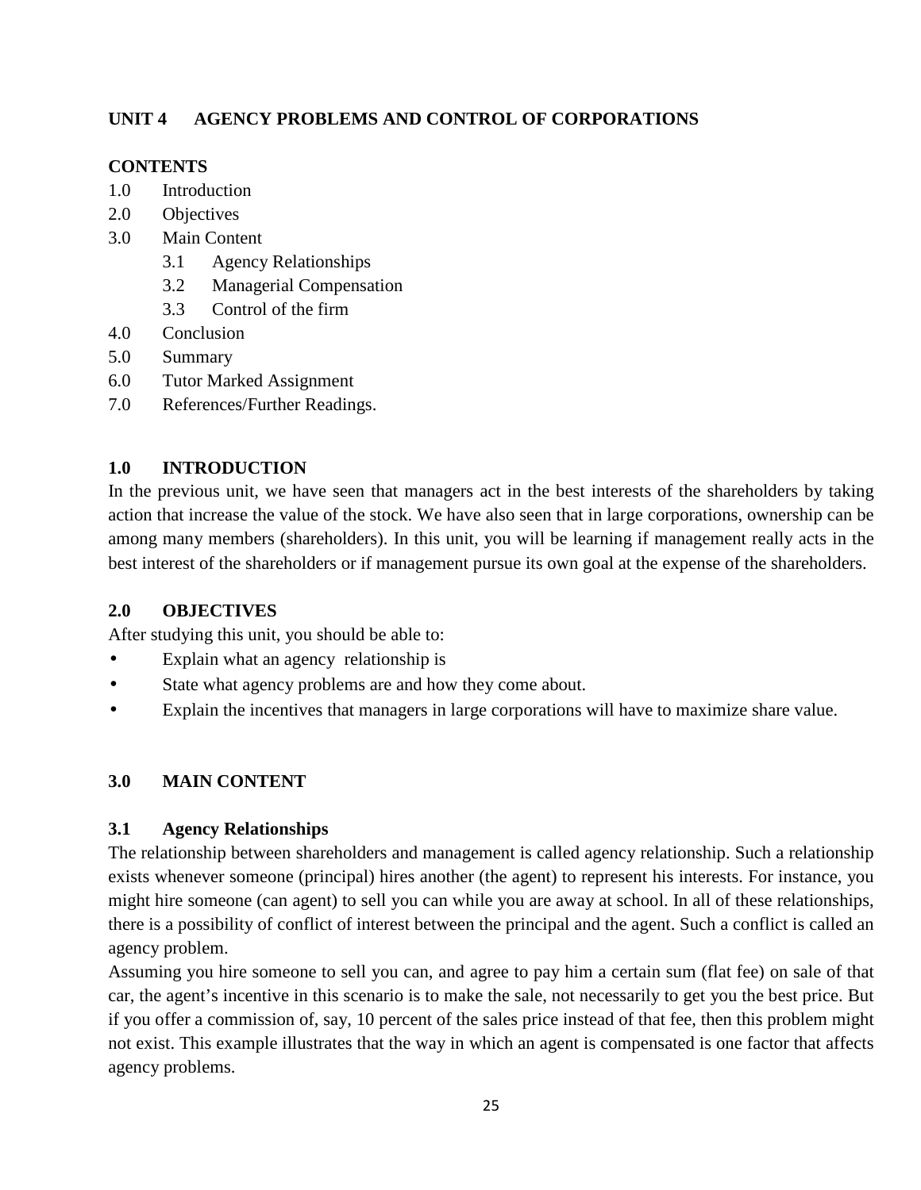## UNIT 4 AGENCY PROBLEMS AND CONTROL OF CORPORATIONS

**CONTENTS**

1.0 Introduction
2.0 Objectives
3.0 Main Content
  3.1 Agency Relationships
  3.2 Managerial Compensation
  3.3 Control of the firm
4.0 Conclusion
5.0 Summary
6.0 Tutor Marked Assignment
7.0 References/Further Readings.

### 1.0 INTRODUCTION

In the previous unit, we have seen that managers act in the best interests of the shareholders by taking action that increase the value of the stock. We have also seen that in large corporations, ownership can be among many members (shareholders). In this unit, you will be learning if management really acts in the best interest of the shareholders or if management pursue its own goal at the expense of the shareholders.

### 2.0 OBJECTIVES

After studying this unit, you should be able to:

- Explain what an agency relationship is
- State what agency problems are and how they come about.
- Explain the incentives that managers in large corporations will have to maximize share value.

### 3.0 MAIN CONTENT

#### 3.1 Agency Relationships

The relationship between shareholders and management is called agency relationship. Such a relationship exists whenever someone (principal) hires another (the agent) to represent his interests. For instance, you might hire someone (can agent) to sell you can while you are away at school. In all of these relationships, there is a possibility of conflict of interest between the principal and the agent. Such a conflict is called an agency problem.

Assuming you hire someone to sell you can, and agree to pay him a certain sum (flat fee) on sale of that car, the agent's incentive in this scenario is to make the sale, not necessarily to get you the best price. But if you offer a commission of, say, 10 percent of the sales price instead of that fee, then this problem might not exist. This example illustrates that the way in which an agent is compensated is one factor that affects agency problems.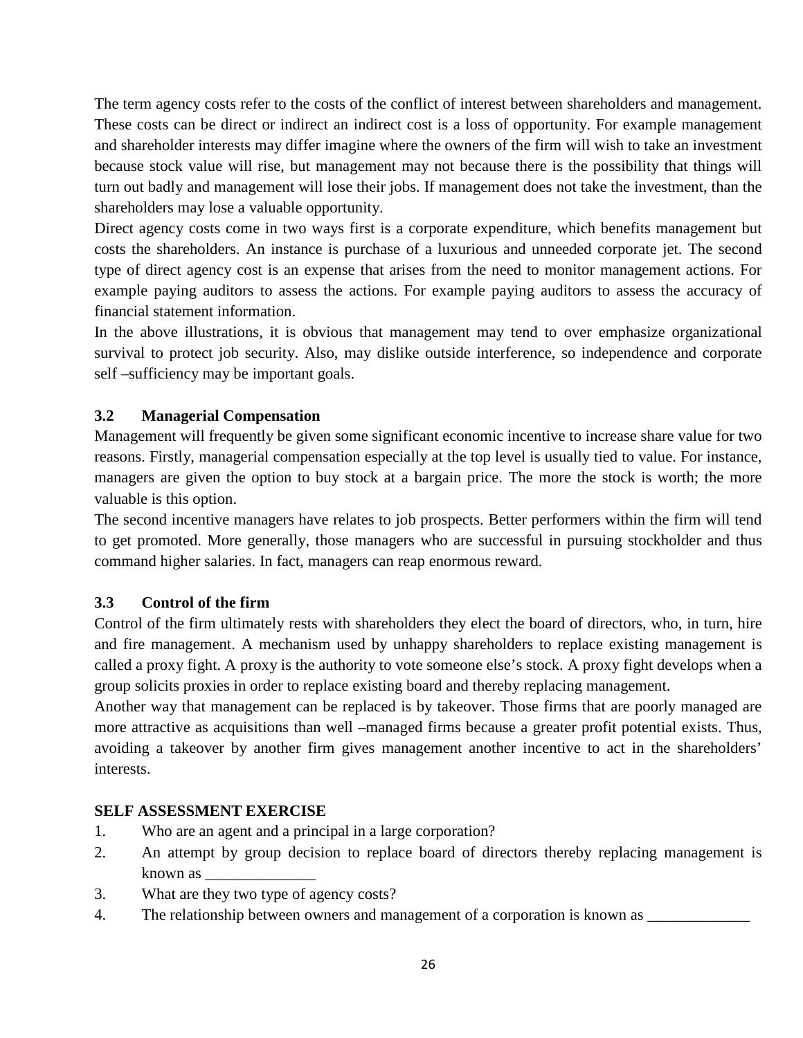The term agency costs refer to the costs of the conflict of interest between shareholders and management. These costs can be direct or indirect an indirect cost is a loss of opportunity. For example management and shareholder interests may differ imagine where the owners of the firm will wish to take an investment because stock value will rise, but management may not because there is the possibility that things will turn out badly and management will lose their jobs. If management does not take the investment, than the shareholders may lose a valuable opportunity.

Direct agency costs come in two ways first is a corporate expenditure, which benefits management but costs the shareholders. An instance is purchase of a luxurious and unneeded corporate jet. The second type of direct agency cost is an expense that arises from the need to monitor management actions. For example paying auditors to assess the actions. For example paying auditors to assess the accuracy of financial statement information.

In the above illustrations, it is obvious that management may tend to over emphasize organizational survival to protect job security. Also, may dislike outside interference, so independence and corporate self –sufficiency may be important goals.

### 3.2 Managerial Compensation

Management will frequently be given some significant economic incentive to increase share value for two reasons. Firstly, managerial compensation especially at the top level is usually tied to value. For instance, managers are given the option to buy stock at a bargain price. The more the stock is worth; the more valuable is this option.

The second incentive managers have relates to job prospects. Better performers within the firm will tend to get promoted. More generally, those managers who are successful in pursuing stockholder and thus command higher salaries. In fact, managers can reap enormous reward.

### 3.3 Control of the firm

Control of the firm ultimately rests with shareholders they elect the board of directors, who, in turn, hire and fire management. A mechanism used by unhappy shareholders to replace existing management is called a proxy fight. A proxy is the authority to vote someone else's stock. A proxy fight develops when a group solicits proxies in order to replace existing board and thereby replacing management.

Another way that management can be replaced is by takeover. Those firms that are poorly managed are more attractive as acquisitions than well –managed firms because a greater profit potential exists. Thus, avoiding a takeover by another firm gives management another incentive to act in the shareholders' interests.

**SELF ASSESSMENT EXERCISE**

1. Who are an agent and a principal in a large corporation?
2. An attempt by group decision to replace board of directors thereby replacing management is known as ______________
3. What are they two type of agency costs?
4. The relationship between owners and management of a corporation is known as _____________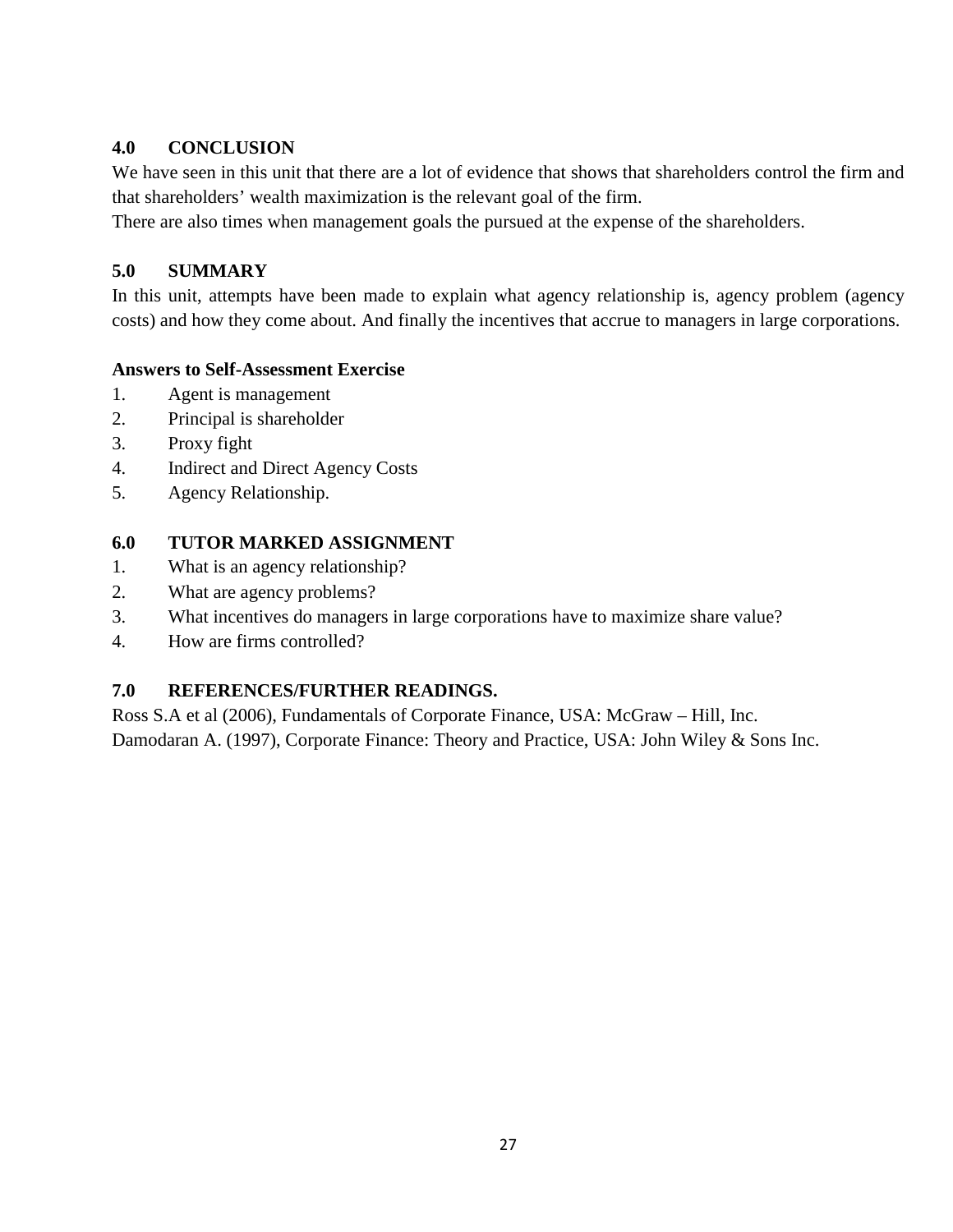## 4.0 CONCLUSION

We have seen in this unit that there are a lot of evidence that shows that shareholders control the firm and that shareholders' wealth maximization is the relevant goal of the firm.

There are also times when management goals the pursued at the expense of the shareholders.

## 5.0 SUMMARY

In this unit, attempts have been made to explain what agency relationship is, agency problem (agency costs) and how they come about. And finally the incentives that accrue to managers in large corporations.

**Answers to Self-Assessment Exercise**

1. Agent is management
2. Principal is shareholder
3. Proxy fight
4. Indirect and Direct Agency Costs
5. Agency Relationship.

## 6.0 TUTOR MARKED ASSIGNMENT

1. What is an agency relationship?
2. What are agency problems?
3. What incentives do managers in large corporations have to maximize share value?
4. How are firms controlled?

## 7.0 REFERENCES/FURTHER READINGS.

Ross S.A et al (2006), Fundamentals of Corporate Finance, USA: McGraw – Hill, Inc.

Damodaran A. (1997), Corporate Finance: Theory and Practice, USA: John Wiley & Sons Inc.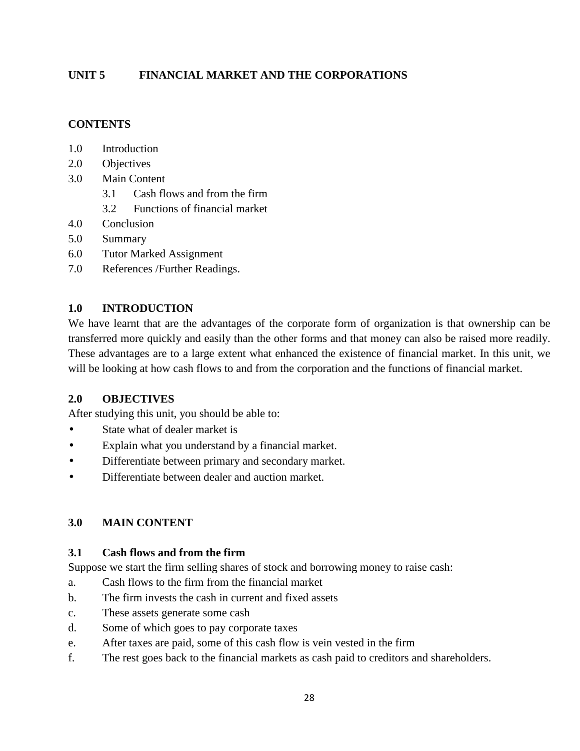## UNIT 5 FINANCIAL MARKET AND THE CORPORATIONS

### CONTENTS

1.0 Introduction
2.0 Objectives
3.0 Main Content
 3.1 Cash flows and from the firm
 3.2 Functions of financial market
4.0 Conclusion
5.0 Summary
6.0 Tutor Marked Assignment
7.0 References /Further Readings.

### 1.0 INTRODUCTION

We have learnt that are the advantages of the corporate form of organization is that ownership can be transferred more quickly and easily than the other forms and that money can also be raised more readily. These advantages are to a large extent what enhanced the existence of financial market. In this unit, we will be looking at how cash flows to and from the corporation and the functions of financial market.

### 2.0 OBJECTIVES

After studying this unit, you should be able to:

- State what of dealer market is
- Explain what you understand by a financial market.
- Differentiate between primary and secondary market.
- Differentiate between dealer and auction market.

### 3.0 MAIN CONTENT

#### 3.1 Cash flows and from the firm

Suppose we start the firm selling shares of stock and borrowing money to raise cash:

a. Cash flows to the firm from the financial market
b. The firm invests the cash in current and fixed assets
c. These assets generate some cash
d. Some of which goes to pay corporate taxes
e. After taxes are paid, some of this cash flow is vein vested in the firm
f. The rest goes back to the financial markets as cash paid to creditors and shareholders.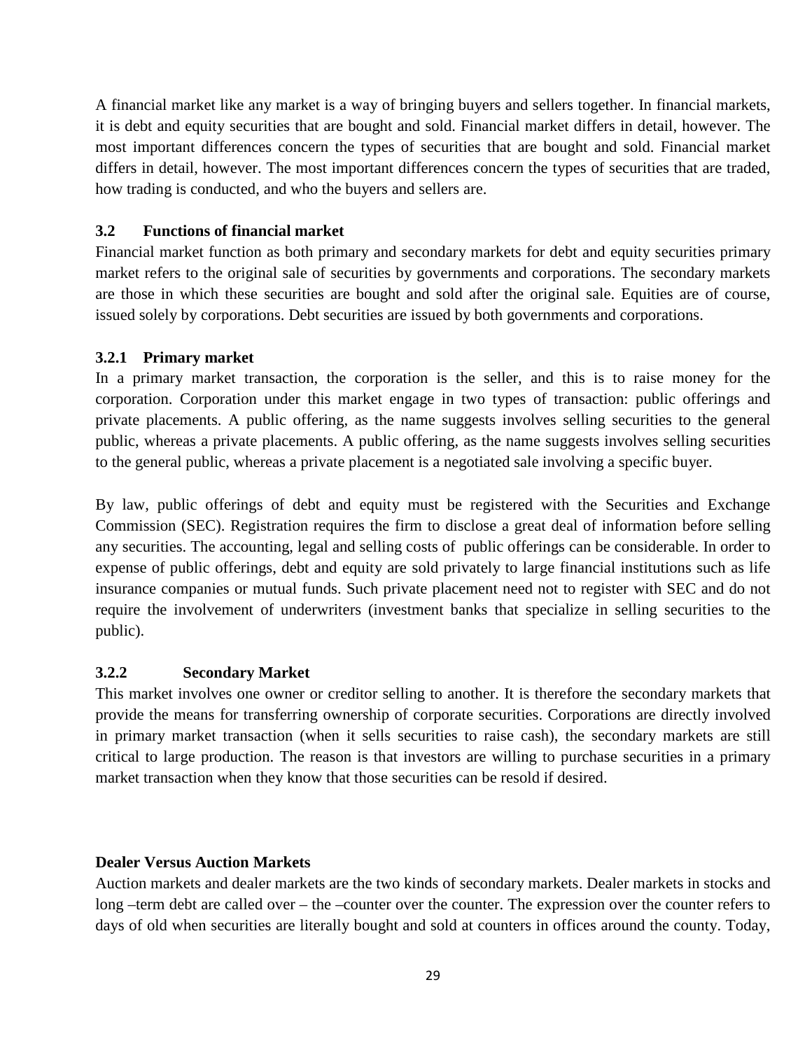A financial market like any market is a way of bringing buyers and sellers together. In financial markets, it is debt and equity securities that are bought and sold. Financial market differs in detail, however. The most important differences concern the types of securities that are bought and sold. Financial market differs in detail, however. The most important differences concern the types of securities that are traded, how trading is conducted, and who the buyers and sellers are.

### 3.2 Functions of financial market

Financial market function as both primary and secondary markets for debt and equity securities primary market refers to the original sale of securities by governments and corporations. The secondary markets are those in which these securities are bought and sold after the original sale. Equities are of course, issued solely by corporations. Debt securities are issued by both governments and corporations.

#### 3.2.1 Primary market

In a primary market transaction, the corporation is the seller, and this is to raise money for the corporation. Corporation under this market engage in two types of transaction: public offerings and private placements. A public offering, as the name suggests involves selling securities to the general public, whereas a private placements. A public offering, as the name suggests involves selling securities to the general public, whereas a private placement is a negotiated sale involving a specific buyer.

By law, public offerings of debt and equity must be registered with the Securities and Exchange Commission (SEC). Registration requires the firm to disclose a great deal of information before selling any securities. The accounting, legal and selling costs of public offerings can be considerable. In order to expense of public offerings, debt and equity are sold privately to large financial institutions such as life insurance companies or mutual funds. Such private placement need not to register with SEC and do not require the involvement of underwriters (investment banks that specialize in selling securities to the public).

#### 3.2.2 Secondary Market

This market involves one owner or creditor selling to another. It is therefore the secondary markets that provide the means for transferring ownership of corporate securities. Corporations are directly involved in primary market transaction (when it sells securities to raise cash), the secondary markets are still critical to large production. The reason is that investors are willing to purchase securities in a primary market transaction when they know that those securities can be resold if desired.

**Dealer Versus Auction Markets**

Auction markets and dealer markets are the two kinds of secondary markets. Dealer markets in stocks and long –term debt are called over – the –counter over the counter. The expression over the counter refers to days of old when securities are literally bought and sold at counters in offices around the county. Today,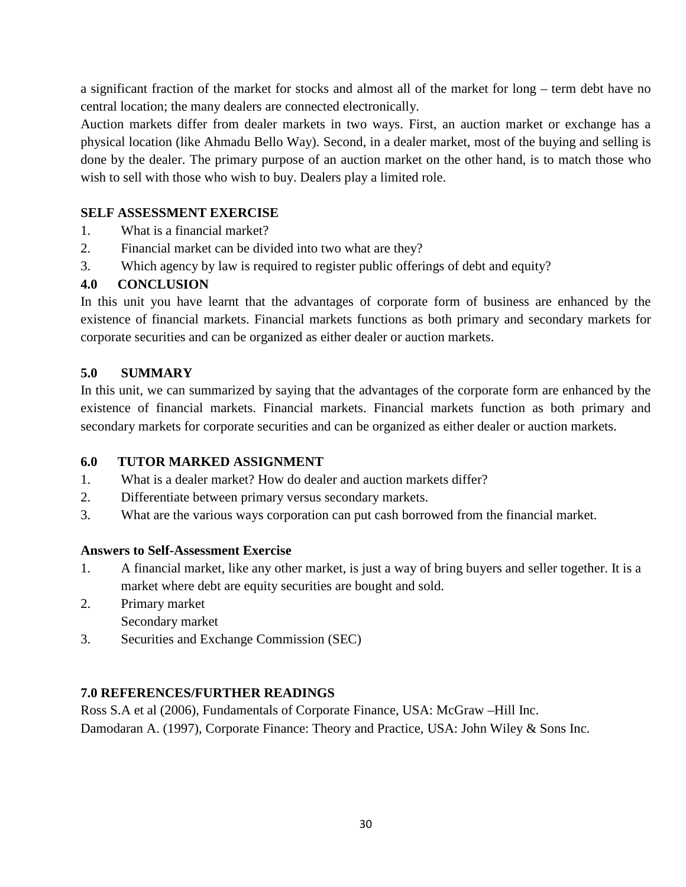a significant fraction of the market for stocks and almost all of the market for long – term debt have no central location; the many dealers are connected electronically.

Auction markets differ from dealer markets in two ways. First, an auction market or exchange has a physical location (like Ahmadu Bello Way). Second, in a dealer market, most of the buying and selling is done by the dealer. The primary purpose of an auction market on the other hand, is to match those who wish to sell with those who wish to buy. Dealers play a limited role.

**SELF ASSESSMENT EXERCISE**

1. What is a financial market?
2. Financial market can be divided into two what are they?
3. Which agency by law is required to register public offerings of debt and equity?

## 4.0 CONCLUSION

In this unit you have learnt that the advantages of corporate form of business are enhanced by the existence of financial markets. Financial markets functions as both primary and secondary markets for corporate securities and can be organized as either dealer or auction markets.

## 5.0 SUMMARY

In this unit, we can summarized by saying that the advantages of the corporate form are enhanced by the existence of financial markets. Financial markets. Financial markets function as both primary and secondary markets for corporate securities and can be organized as either dealer or auction markets.

## 6.0 TUTOR MARKED ASSIGNMENT

1. What is a dealer market? How do dealer and auction markets differ?
2. Differentiate between primary versus secondary markets.
3. What are the various ways corporation can put cash borrowed from the financial market.

**Answers to Self-Assessment Exercise**

1. A financial market, like any other market, is just a way of bring buyers and seller together. It is a market where debt are equity securities are bought and sold.
2. Primary market
   Secondary market
3. Securities and Exchange Commission (SEC)

## 7.0 REFERENCES/FURTHER READINGS

Ross S.A et al (2006), Fundamentals of Corporate Finance, USA: McGraw –Hill Inc.

Damodaran A. (1997), Corporate Finance: Theory and Practice, USA: John Wiley & Sons Inc.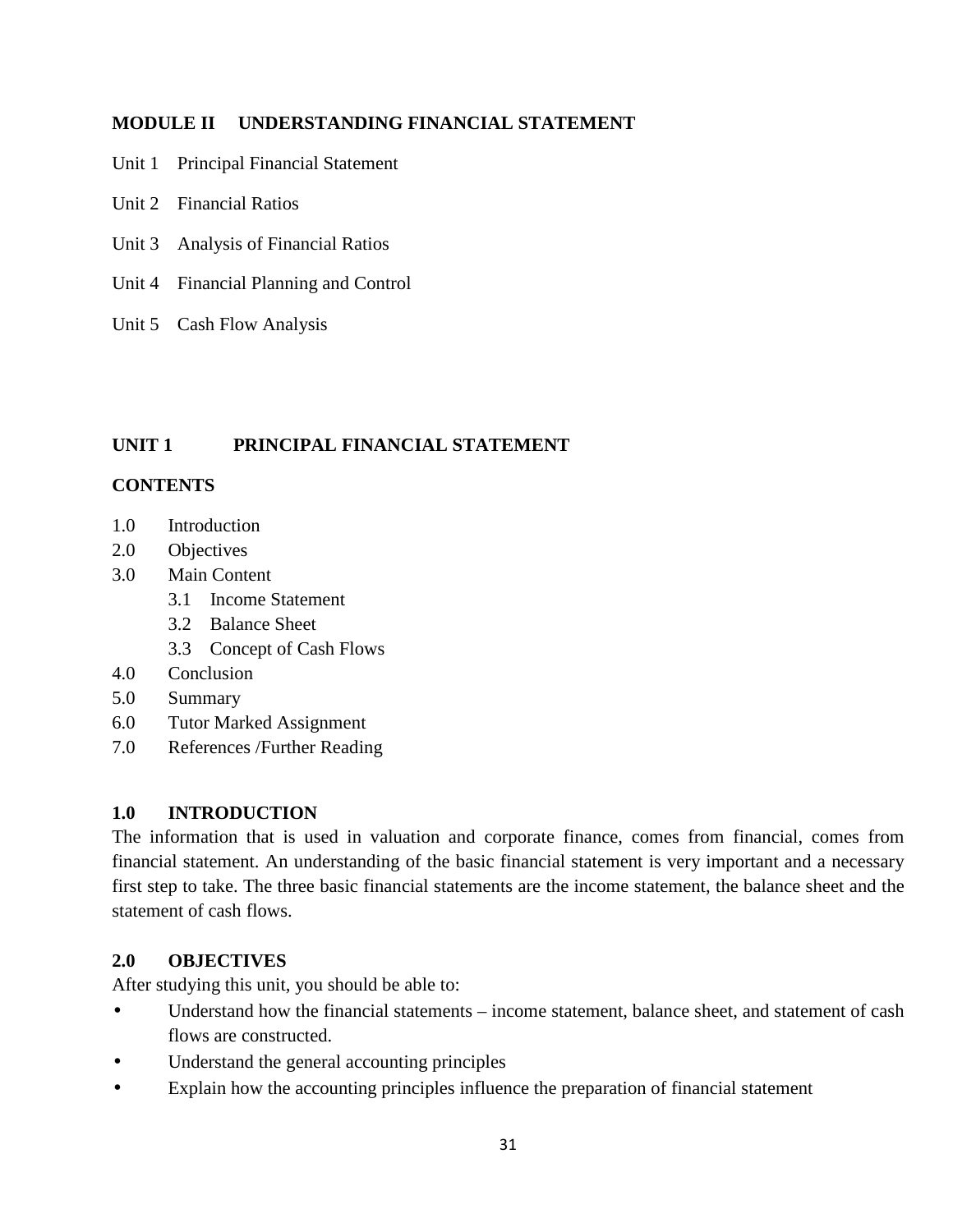## MODULE II UNDERSTANDING FINANCIAL STATEMENT

Unit 1 Principal Financial Statement

Unit 2 Financial Ratios

Unit 3 Analysis of Financial Ratios

Unit 4 Financial Planning and Control

Unit 5 Cash Flow Analysis

## UNIT 1 PRINCIPAL FINANCIAL STATEMENT

### CONTENTS

1.0 Introduction
2.0 Objectives
3.0 Main Content
  3.1 Income Statement
  3.2 Balance Sheet
  3.3 Concept of Cash Flows
4.0 Conclusion
5.0 Summary
6.0 Tutor Marked Assignment
7.0 References /Further Reading

### 1.0 INTRODUCTION

The information that is used in valuation and corporate finance, comes from financial, comes from financial statement. An understanding of the basic financial statement is very important and a necessary first step to take. The three basic financial statements are the income statement, the balance sheet and the statement of cash flows.

### 2.0 OBJECTIVES

After studying this unit, you should be able to:

- Understand how the financial statements – income statement, balance sheet, and statement of cash flows are constructed.
- Understand the general accounting principles
- Explain how the accounting principles influence the preparation of financial statement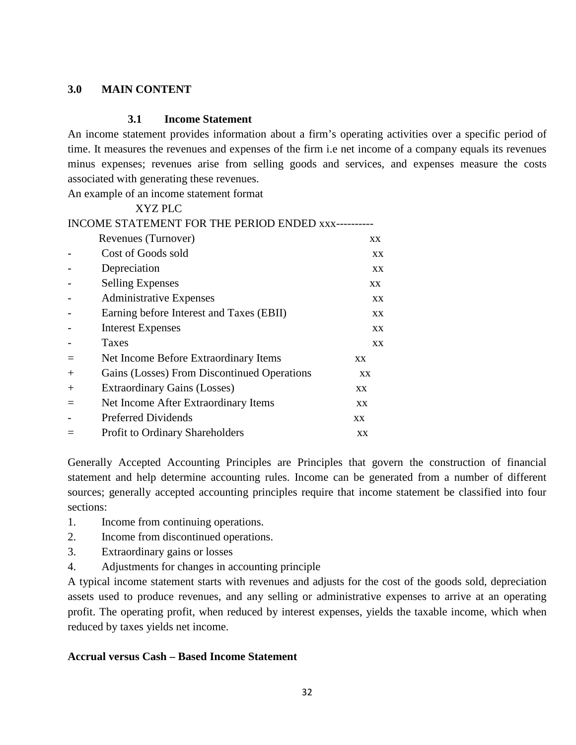## 3.0 MAIN CONTENT

### 3.1 Income Statement

An income statement provides information about a firm's operating activities over a specific period of time. It measures the revenues and expenses of the firm i.e net income of a company equals its revenues minus expenses; revenues arise from selling goods and services, and expenses measure the costs associated with generating these revenues.

An example of an income statement format

XYZ PLC

INCOME STATEMENT FOR THE PERIOD ENDED xxx----------

| | | |
|---|---|---|
| | Revenues (Turnover) | xx |
| - | Cost of Goods sold | xx |
| - | Depreciation | xx |
| - | Selling Expenses | xx |
| - | Administrative Expenses | xx |
| - | Earning before Interest and Taxes (EBII) | xx |
| - | Interest Expenses | xx |
| - | Taxes | xx |
| = | Net Income Before Extraordinary Items | xx |
| + | Gains (Losses) From Discontinued Operations | xx |
| + | Extraordinary Gains (Losses) | xx |
| = | Net Income After Extraordinary Items | xx |
| - | Preferred Dividends | xx |
| = | Profit to Ordinary Shareholders | xx |

Generally Accepted Accounting Principles are Principles that govern the construction of financial statement and help determine accounting rules. Income can be generated from a number of different sources; generally accepted accounting principles require that income statement be classified into four sections:

1. Income from continuing operations.
2. Income from discontinued operations.
3. Extraordinary gains or losses
4. Adjustments for changes in accounting principle

A typical income statement starts with revenues and adjusts for the cost of the goods sold, depreciation assets used to produce revenues, and any selling or administrative expenses to arrive at an operating profit. The operating profit, when reduced by interest expenses, yields the taxable income, which when reduced by taxes yields net income.

**Accrual versus Cash – Based Income Statement**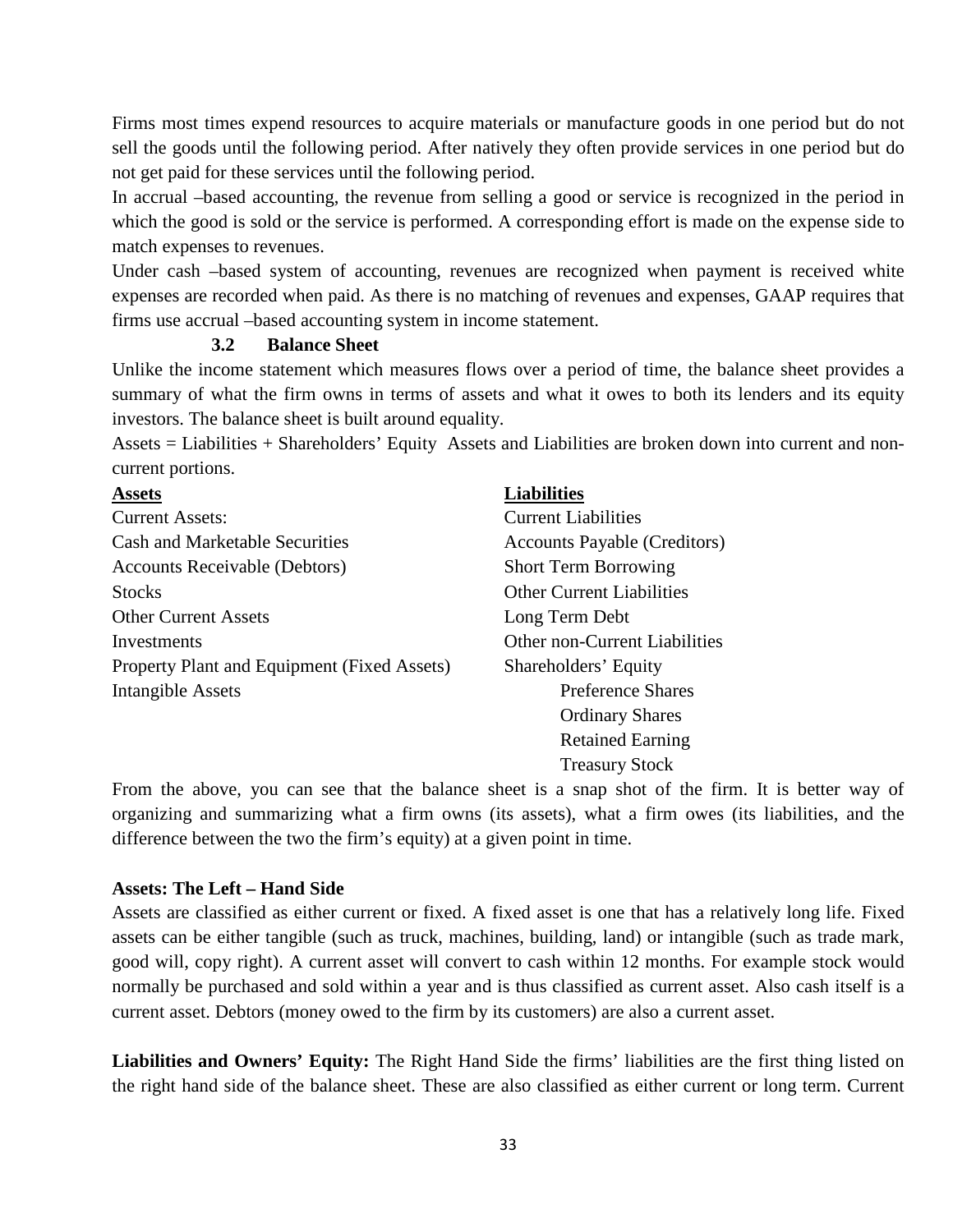Firms most times expend resources to acquire materials or manufacture goods in one period but do not sell the goods until the following period. After natively they often provide services in one period but do not get paid for these services until the following period.

In accrual –based accounting, the revenue from selling a good or service is recognized in the period in which the good is sold or the service is performed. A corresponding effort is made on the expense side to match expenses to revenues.

Under cash –based system of accounting, revenues are recognized when payment is received white expenses are recorded when paid. As there is no matching of revenues and expenses, GAAP requires that firms use accrual –based accounting system in income statement.

### 3.2 Balance Sheet

Unlike the income statement which measures flows over a period of time, the balance sheet provides a summary of what the firm owns in terms of assets and what it owes to both its lenders and its equity investors. The balance sheet is built around equality.

Assets = Liabilities + Shareholders' Equity Assets and Liabilities are broken down into current and non-current portions.

| **Assets** | **Liabilities** |
|---|---|
| Current Assets: | Current Liabilities |
| Cash and Marketable Securities | Accounts Payable (Creditors) |
| Accounts Receivable (Debtors) | Short Term Borrowing |
| Stocks | Other Current Liabilities |
| Other Current Assets | Long Term Debt |
| Investments | Other non-Current Liabilities |
| Property Plant and Equipment (Fixed Assets) | Shareholders' Equity |
| Intangible Assets | Preference Shares |
| | Ordinary Shares |
| | Retained Earning |
| | Treasury Stock |

From the above, you can see that the balance sheet is a snap shot of the firm. It is better way of organizing and summarizing what a firm owns (its assets), what a firm owes (its liabilities, and the difference between the two the firm's equity) at a given point in time.

**Assets: The Left – Hand Side**

Assets are classified as either current or fixed. A fixed asset is one that has a relatively long life. Fixed assets can be either tangible (such as truck, machines, building, land) or intangible (such as trade mark, good will, copy right). A current asset will convert to cash within 12 months. For example stock would normally be purchased and sold within a year and is thus classified as current asset. Also cash itself is a current asset. Debtors (money owed to the firm by its customers) are also a current asset.

**Liabilities and Owners' Equity:** The Right Hand Side the firms' liabilities are the first thing listed on the right hand side of the balance sheet. These are also classified as either current or long term. Current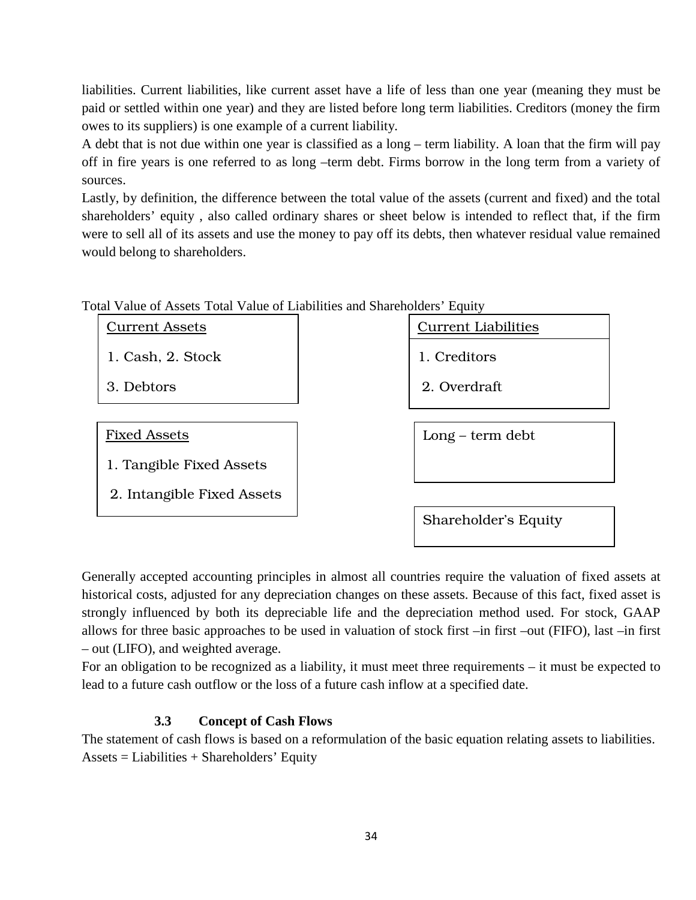liabilities. Current liabilities, like current asset have a life of less than one year (meaning they must be paid or settled within one year) and they are listed before long term liabilities. Creditors (money the firm owes to its suppliers) is one example of a current liability.

A debt that is not due within one year is classified as a long – term liability. A loan that the firm will pay off in fire years is one referred to as long –term debt. Firms borrow in the long term from a variety of sources.

Lastly, by definition, the difference between the total value of the assets (current and fixed) and the total shareholders' equity , also called ordinary shares or sheet below is intended to reflect that, if the firm were to sell all of its assets and use the money to pay off its debts, then whatever residual value remained would belong to shareholders.

| Total Value of Assets | Total Value of Liabilities and Shareholders' Equity |
| --- | --- |
| **Current Assets**<br>1. Cash, 2. Stock<br>3. Debtors | **Current Liabilities**<br>1. Creditors<br>2. Overdraft |
| **Fixed Assets**<br>1. Tangible Fixed Assets<br>2. Intangible Fixed Assets | Long – term debt |
| | Shareholder's Equity |

Generally accepted accounting principles in almost all countries require the valuation of fixed assets at historical costs, adjusted for any depreciation changes on these assets. Because of this fact, fixed asset is strongly influenced by both its depreciable life and the depreciation method used. For stock, GAAP allows for three basic approaches to be used in valuation of stock first –in first –out (FIFO), last –in first – out (LIFO), and weighted average.

For an obligation to be recognized as a liability, it must meet three requirements – it must be expected to lead to a future cash outflow or the loss of a future cash inflow at a specified date.

### 3.3 Concept of Cash Flows

The statement of cash flows is based on a reformulation of the basic equation relating assets to liabilities.

Assets = Liabilities + Shareholders' Equity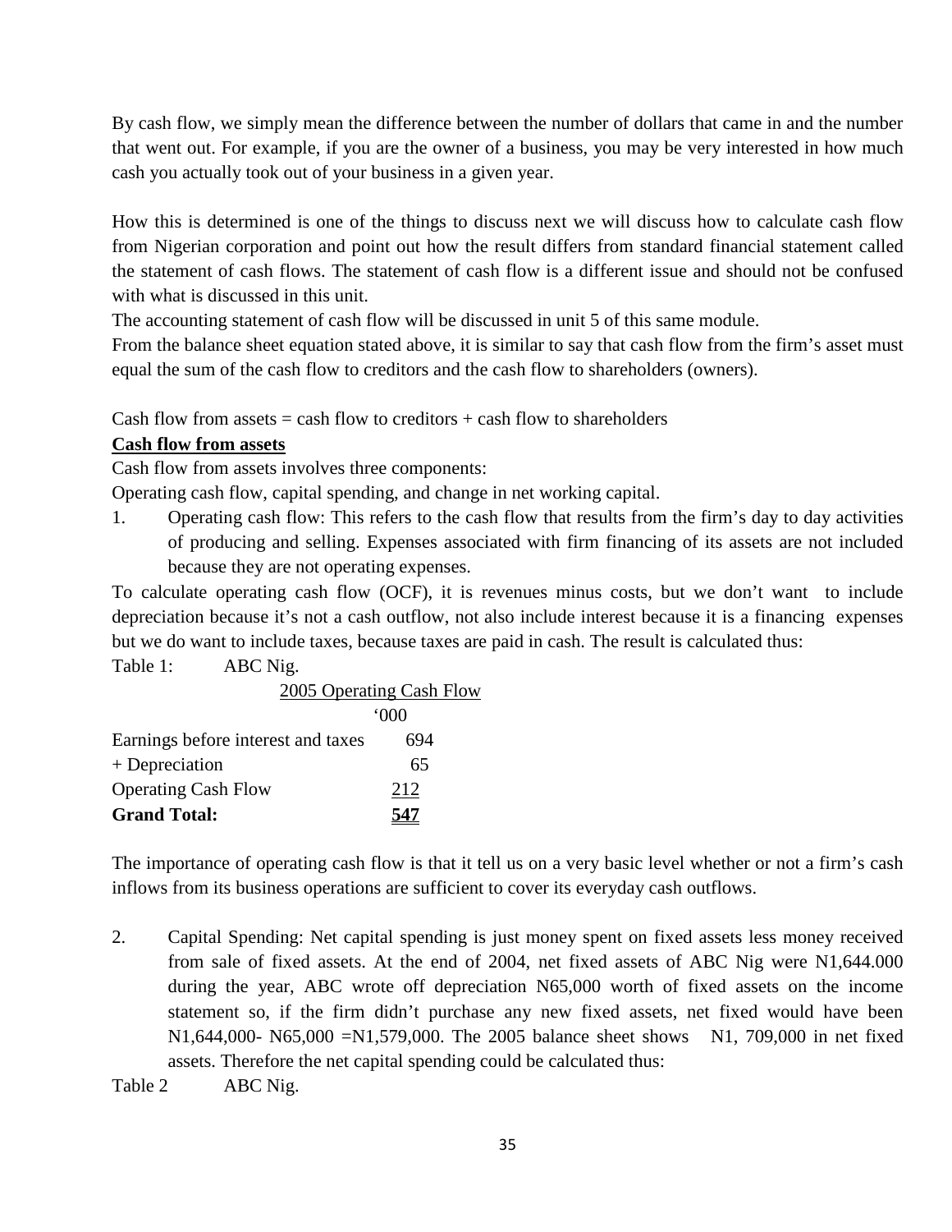By cash flow, we simply mean the difference between the number of dollars that came in and the number that went out. For example, if you are the owner of a business, you may be very interested in how much cash you actually took out of your business in a given year.

How this is determined is one of the things to discuss next we will discuss how to calculate cash flow from Nigerian corporation and point out how the result differs from standard financial statement called the statement of cash flows. The statement of cash flow is a different issue and should not be confused with what is discussed in this unit.

The accounting statement of cash flow will be discussed in unit 5 of this same module.

From the balance sheet equation stated above, it is similar to say that cash flow from the firm's asset must equal the sum of the cash flow to creditors and the cash flow to shareholders (owners).

Cash flow from assets = cash flow to creditors + cash flow to shareholders

**Cash flow from assets**

Cash flow from assets involves three components:

Operating cash flow, capital spending, and change in net working capital.

1. Operating cash flow: This refers to the cash flow that results from the firm's day to day activities of producing and selling. Expenses associated with firm financing of its assets are not included because they are not operating expenses.

To calculate operating cash flow (OCF), it is revenues minus costs, but we don't want to include depreciation because it's not a cash outflow, not also include interest because it is a financing expenses but we do want to include taxes, because taxes are paid in cash. The result is calculated thus:

Table 1: ABC Nig.

| 2005 Operating Cash Flow | '000 |
|---|---|
| Earnings before interest and taxes | 694 |
| + Depreciation | 65 |
| Operating Cash Flow | 212 |
| **Grand Total:** | **547** |

The importance of operating cash flow is that it tell us on a very basic level whether or not a firm's cash inflows from its business operations are sufficient to cover its everyday cash outflows.

2. Capital Spending: Net capital spending is just money spent on fixed assets less money received from sale of fixed assets. At the end of 2004, net fixed assets of ABC Nig were N1,644.000 during the year, ABC wrote off depreciation N65,000 worth of fixed assets on the income statement so, if the firm didn't purchase any new fixed assets, net fixed would have been N1,644,000- N65,000 =N1,579,000. The 2005 balance sheet shows N1, 709,000 in net fixed assets. Therefore the net capital spending could be calculated thus:

Table 2 ABC Nig.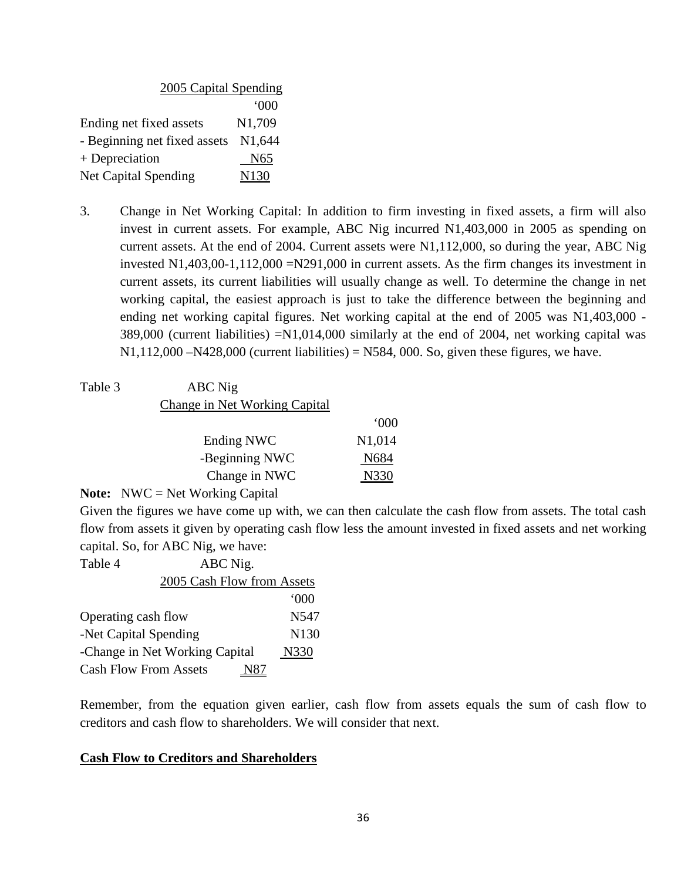| 2005 Capital Spending | |
|---|---|
| | '000 |
| Ending net fixed assets | N1,709 |
| - Beginning net fixed assets | N1,644 |
| + Depreciation | N65 |
| Net Capital Spending | N130 |

3. Change in Net Working Capital: In addition to firm investing in fixed assets, a firm will also invest in current assets. For example, ABC Nig incurred N1,403,000 in 2005 as spending on current assets. At the end of 2004. Current assets were N1,112,000, so during the year, ABC Nig invested N1,403,00-1,112,000 =N291,000 in current assets. As the firm changes its investment in current assets, its current liabilities will usually change as well. To determine the change in net working capital, the easiest approach is just to take the difference between the beginning and ending net working capital figures. Net working capital at the end of 2005 was N1,403,000 - 389,000 (current liabilities) =N1,014,000 similarly at the end of 2004, net working capital was N1,112,000 –N428,000 (current liabilities) = N584, 000. So, given these figures, we have.

Table 3 ABC Nig

Change in Net Working Capital

| | '000 |
|---|---|
| Ending NWC | N1,014 |
| -Beginning NWC | N684 |
| Change in NWC | N330 |

**Note:** NWC = Net Working Capital

Given the figures we have come up with, we can then calculate the cash flow from assets. The total cash flow from assets it given by operating cash flow less the amount invested in fixed assets and net working capital. So, for ABC Nig, we have:

Table 4 ABC Nig.

2005 Cash Flow from Assets

| | '000 |
|---|---|
| Operating cash flow | N547 |
| -Net Capital Spending | N130 |
| -Change in Net Working Capital | N330 |
| Cash Flow From Assets | N87 |

Remember, from the equation given earlier, cash flow from assets equals the sum of cash flow to creditors and cash flow to shareholders. We will consider that next.

**Cash Flow to Creditors and Shareholders**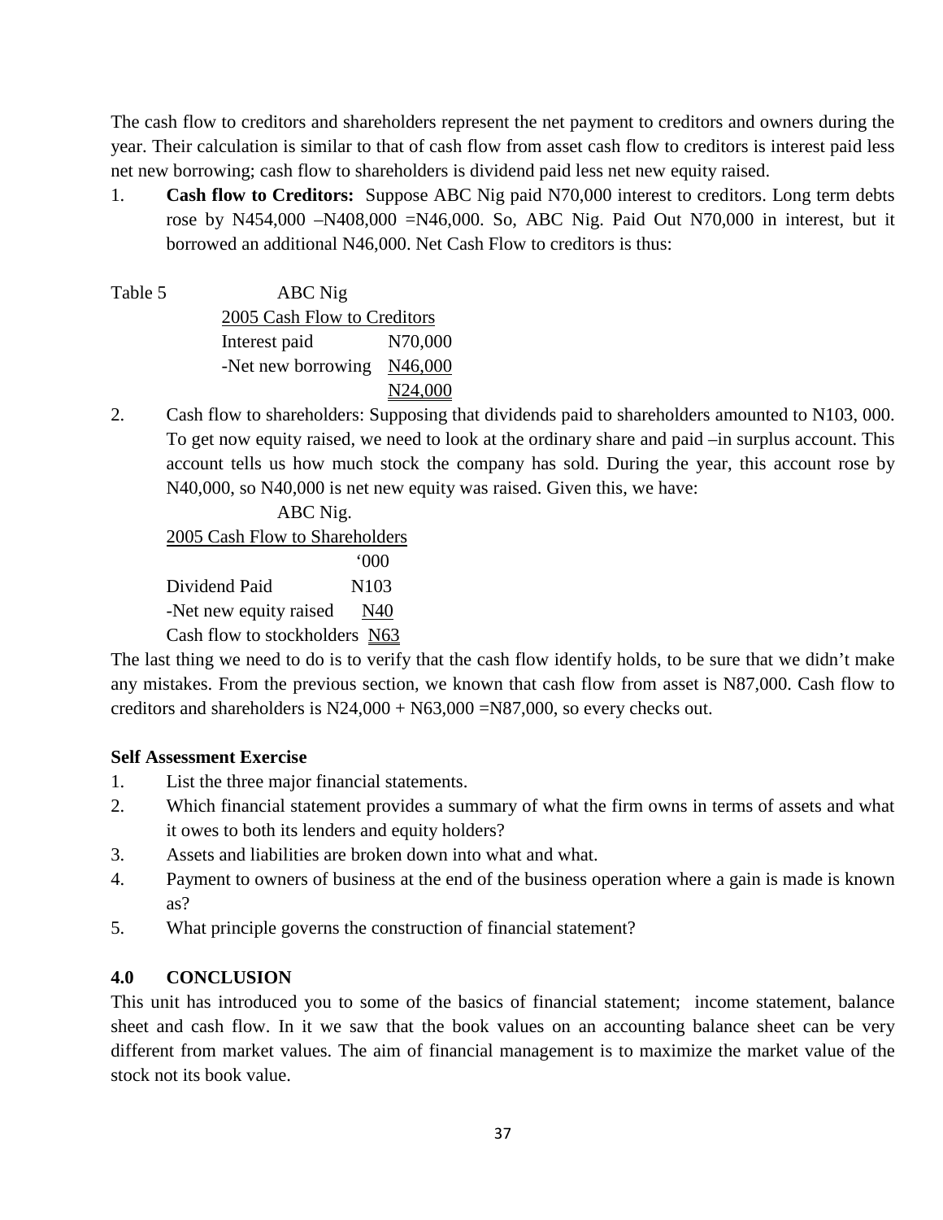The cash flow to creditors and shareholders represent the net payment to creditors and owners during the year. Their calculation is similar to that of cash flow from asset cash flow to creditors is interest paid less net new borrowing; cash flow to shareholders is dividend paid less net new equity raised.

1. **Cash flow to Creditors:** Suppose ABC Nig paid N70,000 interest to creditors. Long term debts rose by N454,000 –N408,000 =N46,000. So, ABC Nig. Paid Out N70,000 in interest, but it borrowed an additional N46,000. Net Cash Flow to creditors is thus:

Table 5 ABC Nig

| 2005 Cash Flow to Creditors | |
|---|---|
| Interest paid | N70,000 |
| -Net new borrowing | N46,000 |
| | N24,000 |

2. Cash flow to shareholders: Supposing that dividends paid to shareholders amounted to N103, 000. To get now equity raised, we need to look at the ordinary share and paid –in surplus account. This account tells us how much stock the company has sold. During the year, this account rose by N40,000, so N40,000 is net new equity was raised. Given this, we have:

ABC Nig.

| 2005 Cash Flow to Shareholders | '000 |
|---|---|
| Dividend Paid | N103 |
| -Net new equity raised | N40 |
| Cash flow to stockholders | N63 |

The last thing we need to do is to verify that the cash flow identify holds, to be sure that we didn't make any mistakes. From the previous section, we known that cash flow from asset is N87,000. Cash flow to creditors and shareholders is N24,000 + N63,000 =N87,000, so every checks out.

**Self Assessment Exercise**

1. List the three major financial statements.
2. Which financial statement provides a summary of what the firm owns in terms of assets and what it owes to both its lenders and equity holders?
3. Assets and liabilities are broken down into what and what.
4. Payment to owners of business at the end of the business operation where a gain is made is known as?
5. What principle governs the construction of financial statement?

## 4.0 CONCLUSION

This unit has introduced you to some of the basics of financial statement; income statement, balance sheet and cash flow. In it we saw that the book values on an accounting balance sheet can be very different from market values. The aim of financial management is to maximize the market value of the stock not its book value.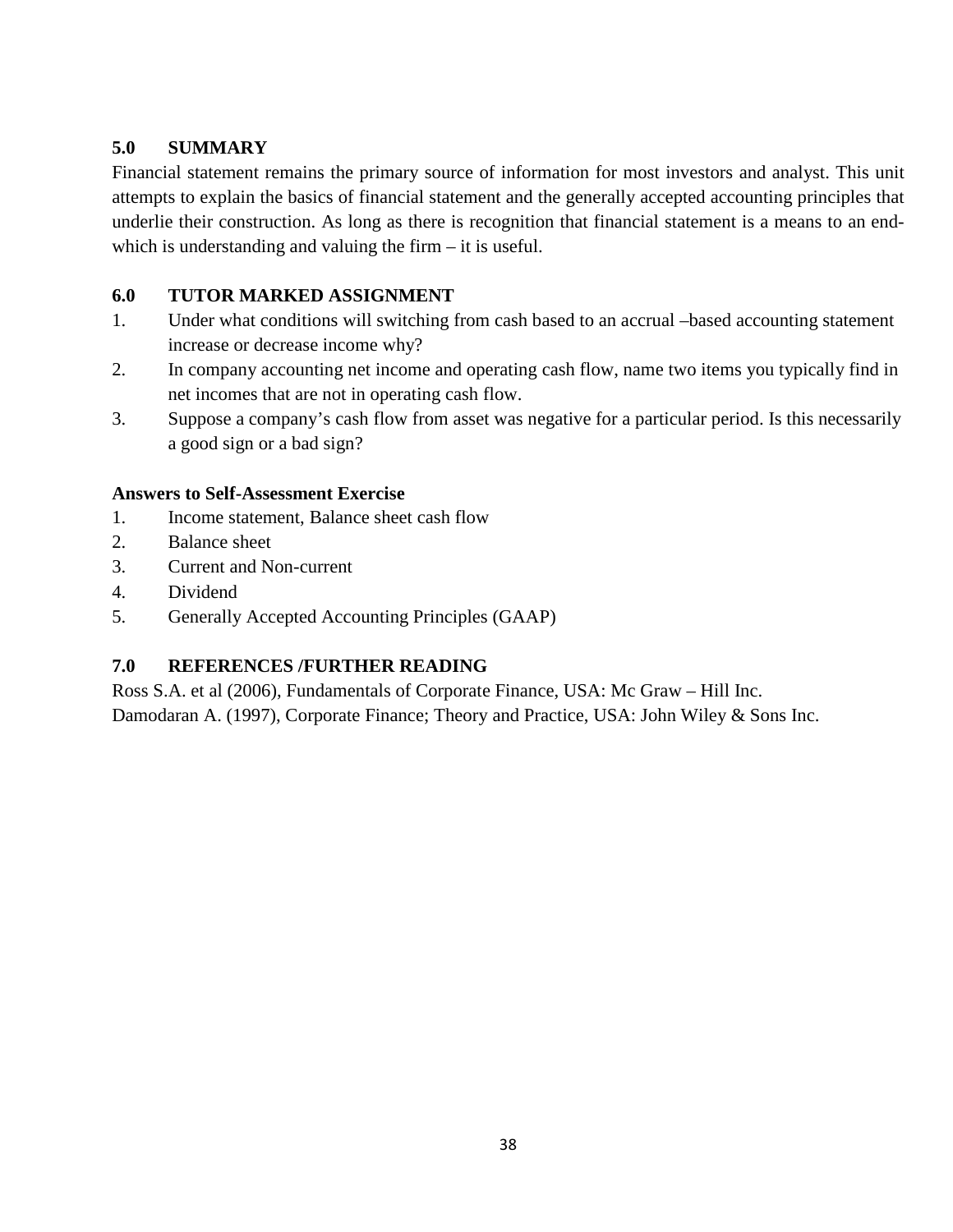## 5.0 SUMMARY

Financial statement remains the primary source of information for most investors and analyst. This unit attempts to explain the basics of financial statement and the generally accepted accounting principles that underlie their construction. As long as there is recognition that financial statement is a means to an end- which is understanding and valuing the firm – it is useful.

## 6.0 TUTOR MARKED ASSIGNMENT

1. Under what conditions will switching from cash based to an accrual –based accounting statement increase or decrease income why?
2. In company accounting net income and operating cash flow, name two items you typically find in net incomes that are not in operating cash flow.
3. Suppose a company's cash flow from asset was negative for a particular period. Is this necessarily a good sign or a bad sign?

**Answers to Self-Assessment Exercise**

1. Income statement, Balance sheet cash flow
2. Balance sheet
3. Current and Non-current
4. Dividend
5. Generally Accepted Accounting Principles (GAAP)

## 7.0 REFERENCES /FURTHER READING

Ross S.A. et al (2006), Fundamentals of Corporate Finance, USA: Mc Graw – Hill Inc.

Damodaran A. (1997), Corporate Finance; Theory and Practice, USA: John Wiley & Sons Inc.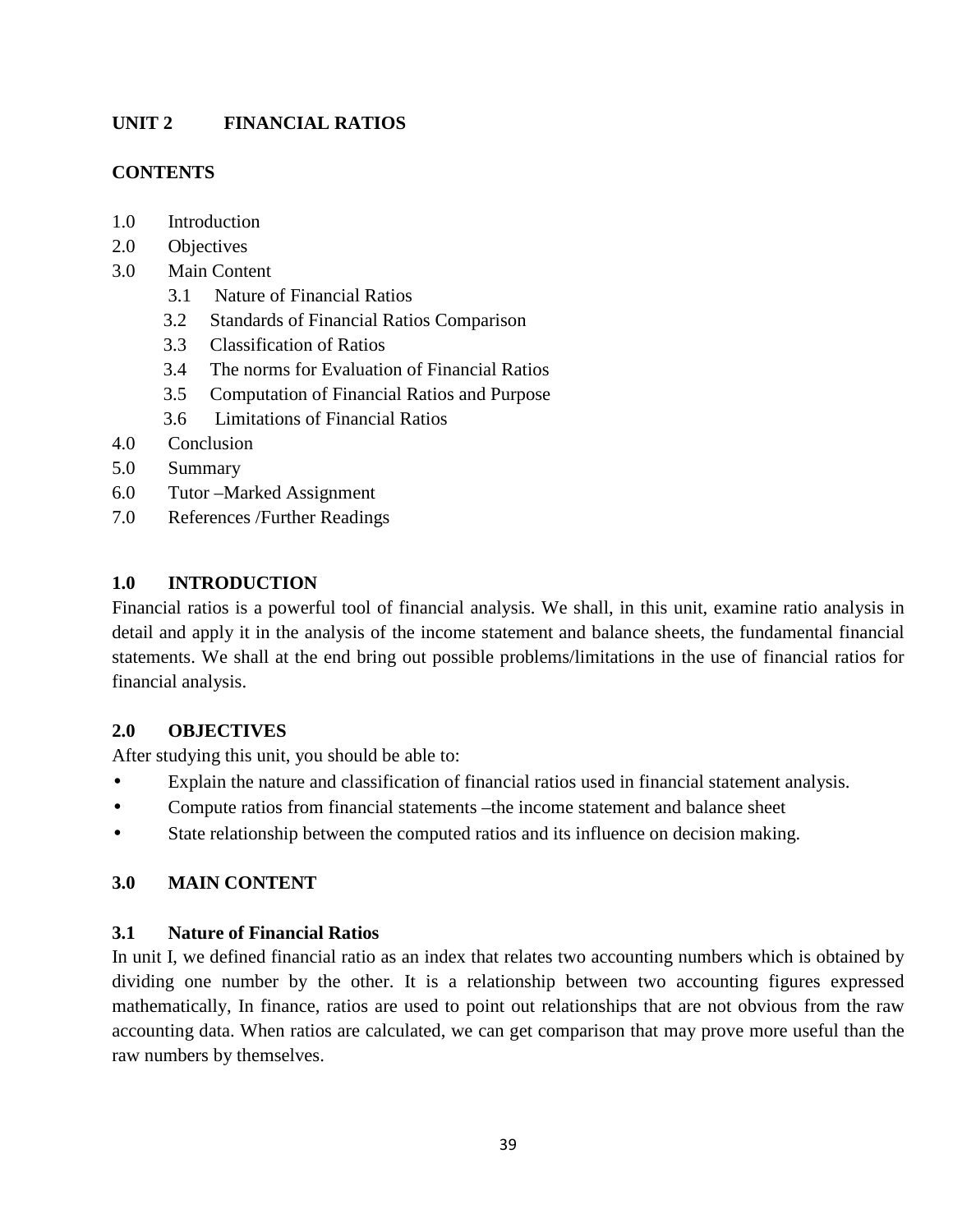## UNIT 2 FINANCIAL RATIOS

### CONTENTS

1.0 Introduction
2.0 Objectives
3.0 Main Content
    3.1 Nature of Financial Ratios
    3.2 Standards of Financial Ratios Comparison
    3.3 Classification of Ratios
    3.4 The norms for Evaluation of Financial Ratios
    3.5 Computation of Financial Ratios and Purpose
    3.6 Limitations of Financial Ratios
4.0 Conclusion
5.0 Summary
6.0 Tutor –Marked Assignment
7.0 References /Further Readings

### 1.0 INTRODUCTION

Financial ratios is a powerful tool of financial analysis. We shall, in this unit, examine ratio analysis in detail and apply it in the analysis of the income statement and balance sheets, the fundamental financial statements. We shall at the end bring out possible problems/limitations in the use of financial ratios for financial analysis.

### 2.0 OBJECTIVES

After studying this unit, you should be able to:

- Explain the nature and classification of financial ratios used in financial statement analysis.
- Compute ratios from financial statements –the income statement and balance sheet
- State relationship between the computed ratios and its influence on decision making.

### 3.0 MAIN CONTENT

#### 3.1 Nature of Financial Ratios

In unit I, we defined financial ratio as an index that relates two accounting numbers which is obtained by dividing one number by the other. It is a relationship between two accounting figures expressed mathematically, In finance, ratios are used to point out relationships that are not obvious from the raw accounting data. When ratios are calculated, we can get comparison that may prove more useful than the raw numbers by themselves.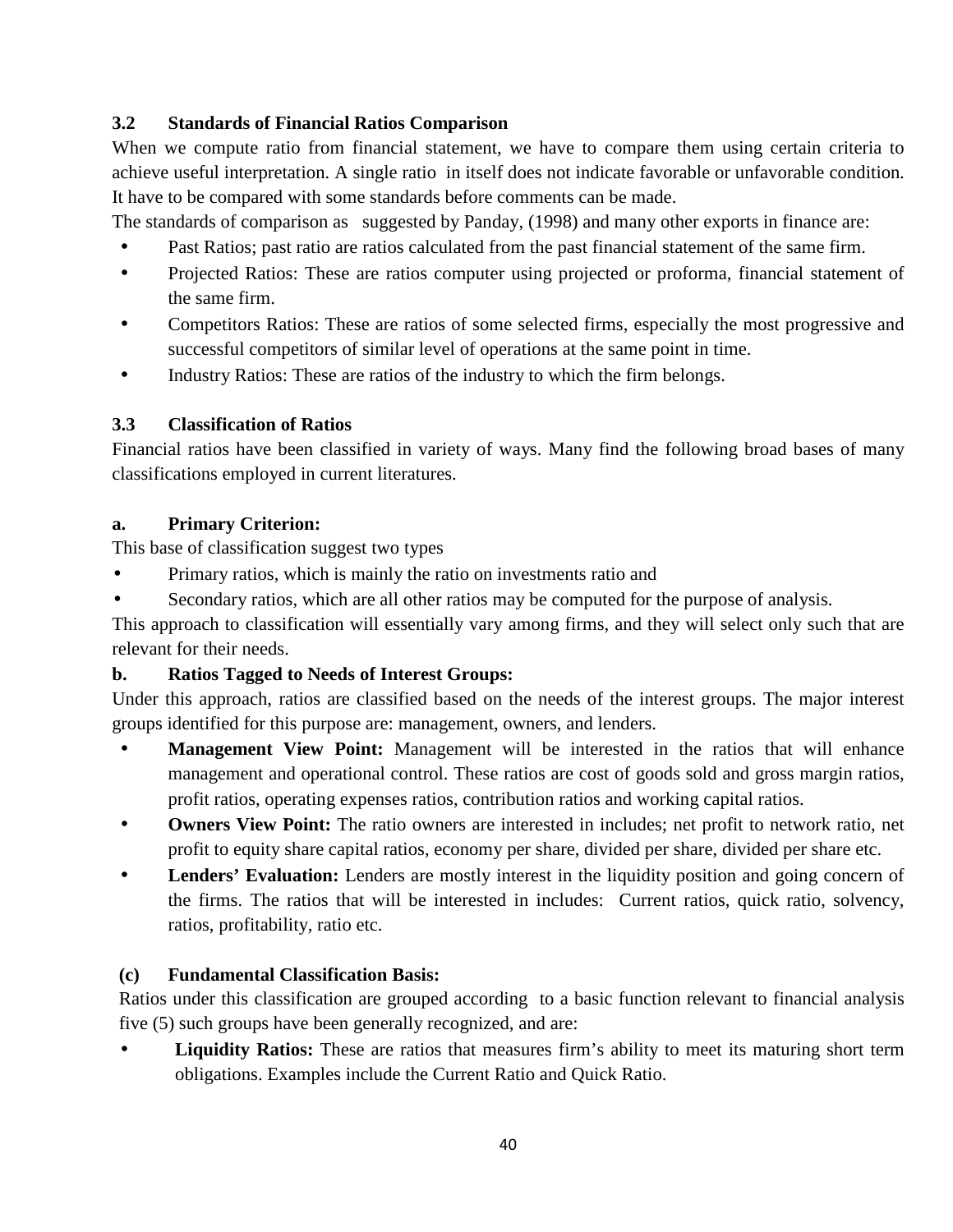### 3.2 Standards of Financial Ratios Comparison

When we compute ratio from financial statement, we have to compare them using certain criteria to achieve useful interpretation. A single ratio in itself does not indicate favorable or unfavorable condition. It have to be compared with some standards before comments can be made.

The standards of comparison as suggested by Panday, (1998) and many other exports in finance are:

- Past Ratios; past ratio are ratios calculated from the past financial statement of the same firm.
- Projected Ratios: These are ratios computer using projected or proforma, financial statement of the same firm.
- Competitors Ratios: These are ratios of some selected firms, especially the most progressive and successful competitors of similar level of operations at the same point in time.
- Industry Ratios: These are ratios of the industry to which the firm belongs.

### 3.3 Classification of Ratios

Financial ratios have been classified in variety of ways. Many find the following broad bases of many classifications employed in current literatures.

**a. Primary Criterion:**

This base of classification suggest two types

- Primary ratios, which is mainly the ratio on investments ratio and
- Secondary ratios, which are all other ratios may be computed for the purpose of analysis.

This approach to classification will essentially vary among firms, and they will select only such that are relevant for their needs.

**b. Ratios Tagged to Needs of Interest Groups:**

Under this approach, ratios are classified based on the needs of the interest groups. The major interest groups identified for this purpose are: management, owners, and lenders.

- **Management View Point:** Management will be interested in the ratios that will enhance management and operational control. These ratios are cost of goods sold and gross margin ratios, profit ratios, operating expenses ratios, contribution ratios and working capital ratios.
- **Owners View Point:** The ratio owners are interested in includes; net profit to network ratio, net profit to equity share capital ratios, economy per share, divided per share, divided per share etc.
- **Lenders' Evaluation:** Lenders are mostly interest in the liquidity position and going concern of the firms. The ratios that will be interested in includes: Current ratios, quick ratio, solvency, ratios, profitability, ratio etc.

**(c) Fundamental Classification Basis:**

Ratios under this classification are grouped according to a basic function relevant to financial analysis five (5) such groups have been generally recognized, and are:

- **Liquidity Ratios:** These are ratios that measures firm's ability to meet its maturing short term obligations. Examples include the Current Ratio and Quick Ratio.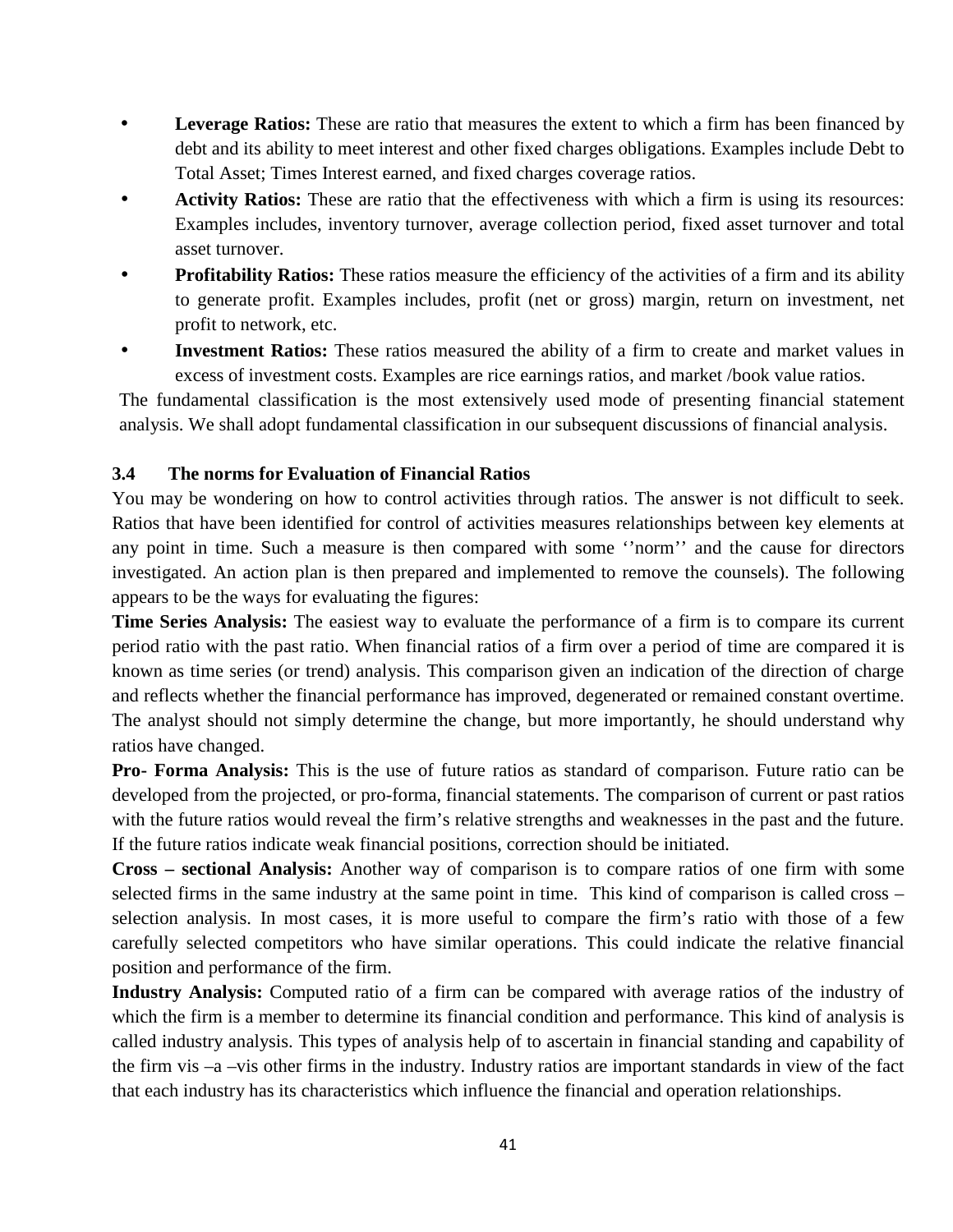- **Leverage Ratios:** These are ratio that measures the extent to which a firm has been financed by debt and its ability to meet interest and other fixed charges obligations. Examples include Debt to Total Asset; Times Interest earned, and fixed charges coverage ratios.
- **Activity Ratios:** These are ratio that the effectiveness with which a firm is using its resources: Examples includes, inventory turnover, average collection period, fixed asset turnover and total asset turnover.
- **Profitability Ratios:** These ratios measure the efficiency of the activities of a firm and its ability to generate profit. Examples includes, profit (net or gross) margin, return on investment, net profit to network, etc.
- **Investment Ratios:** These ratios measured the ability of a firm to create and market values in excess of investment costs. Examples are rice earnings ratios, and market /book value ratios.

The fundamental classification is the most extensively used mode of presenting financial statement analysis. We shall adopt fundamental classification in our subsequent discussions of financial analysis.

### 3.4 The norms for Evaluation of Financial Ratios

You may be wondering on how to control activities through ratios. The answer is not difficult to seek. Ratios that have been identified for control of activities measures relationships between key elements at any point in time. Such a measure is then compared with some ‘’norm’’ and the cause for directors investigated. An action plan is then prepared and implemented to remove the counsels). The following appears to be the ways for evaluating the figures:

**Time Series Analysis:** The easiest way to evaluate the performance of a firm is to compare its current period ratio with the past ratio. When financial ratios of a firm over a period of time are compared it is known as time series (or trend) analysis. This comparison given an indication of the direction of charge and reflects whether the financial performance has improved, degenerated or remained constant overtime. The analyst should not simply determine the change, but more importantly, he should understand why ratios have changed.

**Pro- Forma Analysis:** This is the use of future ratios as standard of comparison. Future ratio can be developed from the projected, or pro-forma, financial statements. The comparison of current or past ratios with the future ratios would reveal the firm’s relative strengths and weaknesses in the past and the future. If the future ratios indicate weak financial positions, correction should be initiated.

**Cross – sectional Analysis:** Another way of comparison is to compare ratios of one firm with some selected firms in the same industry at the same point in time. This kind of comparison is called cross – selection analysis. In most cases, it is more useful to compare the firm’s ratio with those of a few carefully selected competitors who have similar operations. This could indicate the relative financial position and performance of the firm.

**Industry Analysis:** Computed ratio of a firm can be compared with average ratios of the industry of which the firm is a member to determine its financial condition and performance. This kind of analysis is called industry analysis. This types of analysis help of to ascertain in financial standing and capability of the firm vis –a –vis other firms in the industry. Industry ratios are important standards in view of the fact that each industry has its characteristics which influence the financial and operation relationships.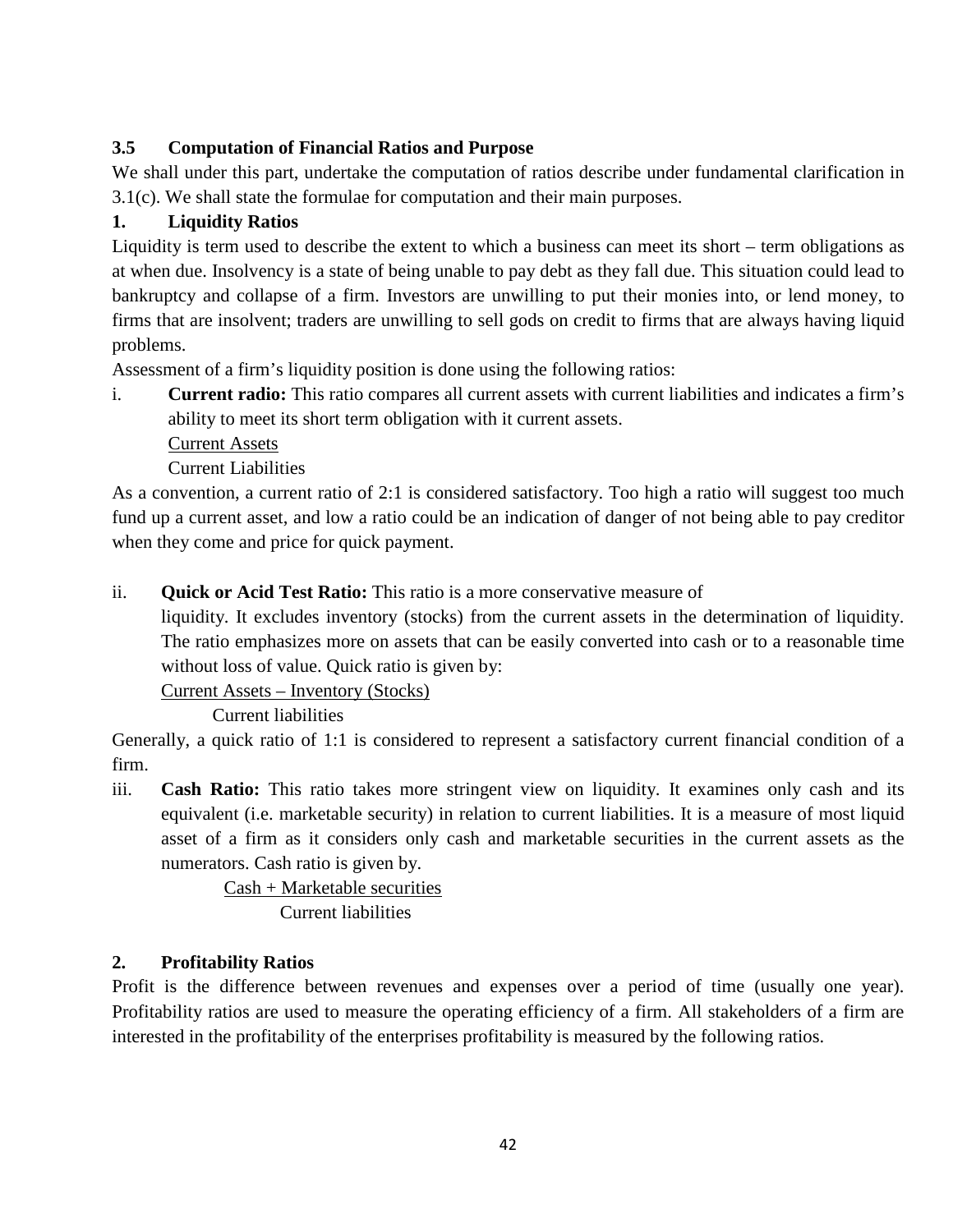### 3.5 Computation of Financial Ratios and Purpose

We shall under this part, undertake the computation of ratios describe under fundamental clarification in 3.1(c). We shall state the formulae for computation and their main purposes.

#### 1. Liquidity Ratios

Liquidity is term used to describe the extent to which a business can meet its short – term obligations as at when due. Insolvency is a state of being unable to pay debt as they fall due. This situation could lead to bankruptcy and collapse of a firm. Investors are unwilling to put their monies into, or lend money, to firms that are insolvent; traders are unwilling to sell gods on credit to firms that are always having liquid problems.

Assessment of a firm's liquidity position is done using the following ratios:

i. **Current radio:** This ratio compares all current assets with current liabilities and indicates a firm's ability to meet its short term obligation with it current assets.

$$\frac{\text{Current Assets}}{\text{Current Liabilities}}$$

As a convention, a current ratio of 2:1 is considered satisfactory. Too high a ratio will suggest too much fund up a current asset, and low a ratio could be an indication of danger of not being able to pay creditor when they come and price for quick payment.

ii. **Quick or Acid Test Ratio:** This ratio is a more conservative measure of liquidity. It excludes inventory (stocks) from the current assets in the determination of liquidity. The ratio emphasizes more on assets that can be easily converted into cash or to a reasonable time without loss of value. Quick ratio is given by:

$$\frac{\text{Current Assets – Inventory (Stocks)}}{\text{Current liabilities}}$$

Generally, a quick ratio of 1:1 is considered to represent a satisfactory current financial condition of a firm.

iii. **Cash Ratio:** This ratio takes more stringent view on liquidity. It examines only cash and its equivalent (i.e. marketable security) in relation to current liabilities. It is a measure of most liquid asset of a firm as it considers only cash and marketable securities in the current assets as the numerators. Cash ratio is given by.

$$\frac{\text{Cash + Marketable securities}}{\text{Current liabilities}}$$

#### 2. Profitability Ratios

Profit is the difference between revenues and expenses over a period of time (usually one year). Profitability ratios are used to measure the operating efficiency of a firm. All stakeholders of a firm are interested in the profitability of the enterprises profitability is measured by the following ratios.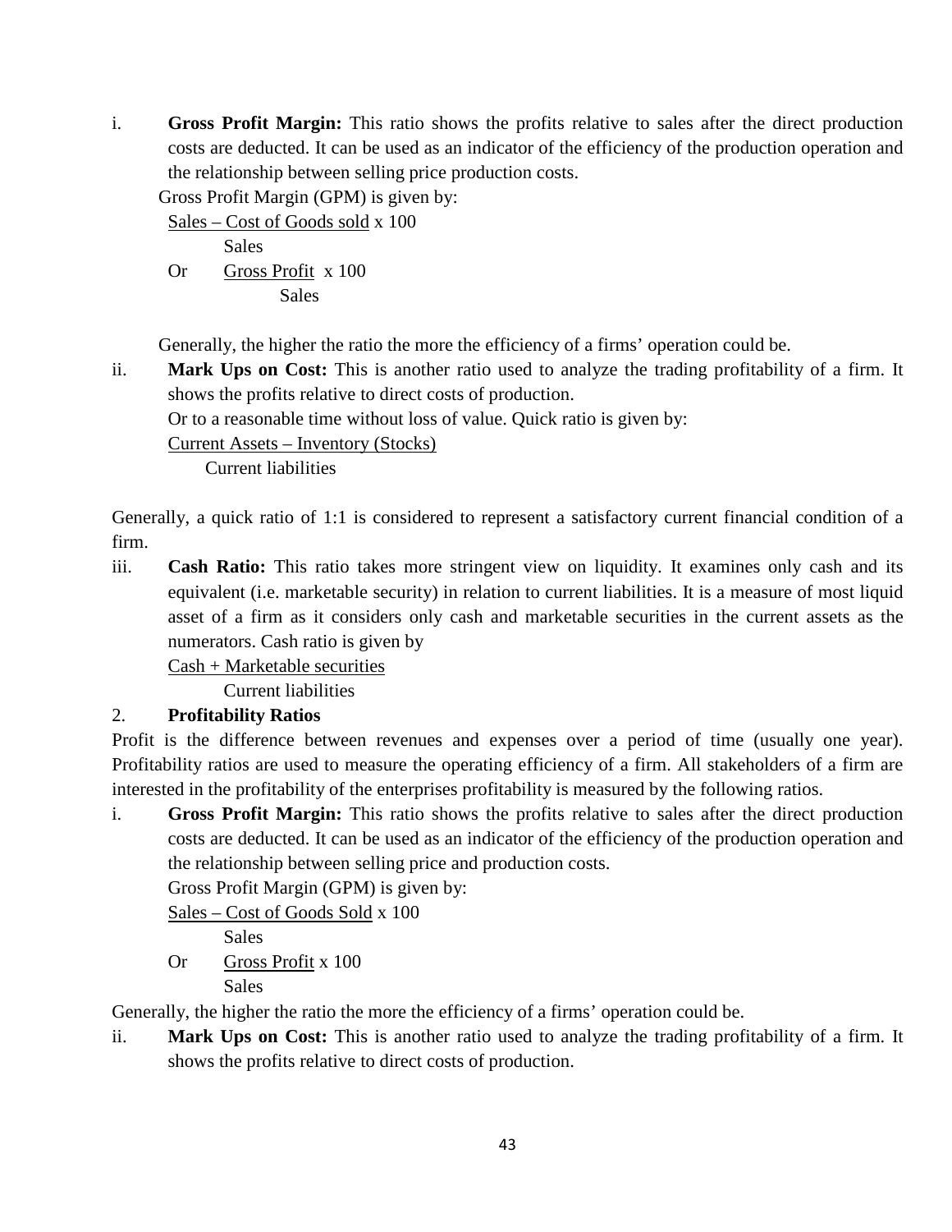i. **Gross Profit Margin:** This ratio shows the profits relative to sales after the direct production costs are deducted. It can be used as an indicator of the efficiency of the production operation and the relationship between selling price production costs.

Gross Profit Margin (GPM) is given by:

$$\frac{\text{Sales} - \text{Cost of Goods sold}}{\text{Sales}} \times 100$$

Or

$$\frac{\text{Gross Profit}}{\text{Sales}} \times 100$$

Generally, the higher the ratio the more the efficiency of a firms' operation could be.

ii. **Mark Ups on Cost:** This is another ratio used to analyze the trading profitability of a firm. It shows the profits relative to direct costs of production.

Or to a reasonable time without loss of value. Quick ratio is given by:

$$\frac{\text{Current Assets} - \text{Inventory (Stocks)}}{\text{Current liabilities}}$$

Generally, a quick ratio of 1:1 is considered to represent a satisfactory current financial condition of a firm.

iii. **Cash Ratio:** This ratio takes more stringent view on liquidity. It examines only cash and its equivalent (i.e. marketable security) in relation to current liabilities. It is a measure of most liquid asset of a firm as it considers only cash and marketable securities in the current assets as the numerators. Cash ratio is given by

$$\frac{\text{Cash} + \text{Marketable securities}}{\text{Current liabilities}}$$

2. **Profitability Ratios**

Profit is the difference between revenues and expenses over a period of time (usually one year). Profitability ratios are used to measure the operating efficiency of a firm. All stakeholders of a firm are interested in the profitability of the enterprises profitability is measured by the following ratios.

i. **Gross Profit Margin:** This ratio shows the profits relative to sales after the direct production costs are deducted. It can be used as an indicator of the efficiency of the production operation and the relationship between selling price and production costs.

Gross Profit Margin (GPM) is given by:

$$\frac{\text{Sales} - \text{Cost of Goods Sold}}{\text{Sales}} \times 100$$

Or

$$\frac{\text{Gross Profit}}{\text{Sales}} \times 100$$

Generally, the higher the ratio the more the efficiency of a firms' operation could be.

ii. **Mark Ups on Cost:** This is another ratio used to analyze the trading profitability of a firm. It shows the profits relative to direct costs of production.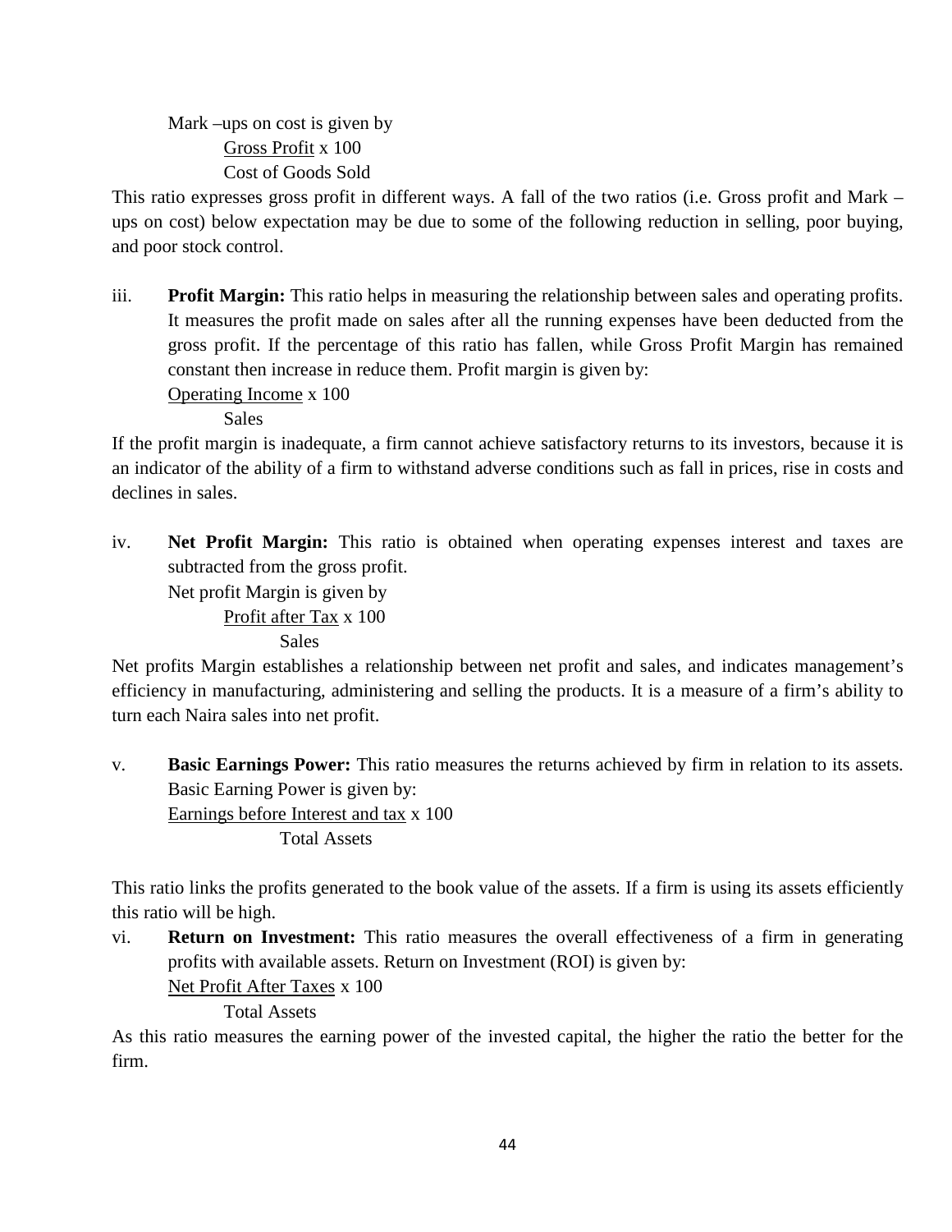Mark –ups on cost is given by

$$\frac{\text{Gross Profit}}{\text{Cost of Goods Sold}} \times 100$$

This ratio expresses gross profit in different ways. A fall of the two ratios (i.e. Gross profit and Mark –ups on cost) below expectation may be due to some of the following reduction in selling, poor buying, and poor stock control.

iii. **Profit Margin:** This ratio helps in measuring the relationship between sales and operating profits. It measures the profit made on sales after all the running expenses have been deducted from the gross profit. If the percentage of this ratio has fallen, while Gross Profit Margin has remained constant then increase in reduce them. Profit margin is given by:

$$\frac{\text{Operating Income}}{\text{Sales}} \times 100$$

If the profit margin is inadequate, a firm cannot achieve satisfactory returns to its investors, because it is an indicator of the ability of a firm to withstand adverse conditions such as fall in prices, rise in costs and declines in sales.

iv. **Net Profit Margin:** This ratio is obtained when operating expenses interest and taxes are subtracted from the gross profit.
Net profit Margin is given by

$$\frac{\text{Profit after Tax}}{\text{Sales}} \times 100$$

Net profits Margin establishes a relationship between net profit and sales, and indicates management's efficiency in manufacturing, administering and selling the products. It is a measure of a firm's ability to turn each Naira sales into net profit.

v. **Basic Earnings Power:** This ratio measures the returns achieved by firm in relation to its assets. Basic Earning Power is given by:

$$\frac{\text{Earnings before Interest and tax}}{\text{Total Assets}} \times 100$$

This ratio links the profits generated to the book value of the assets. If a firm is using its assets efficiently this ratio will be high.

vi. **Return on Investment:** This ratio measures the overall effectiveness of a firm in generating profits with available assets. Return on Investment (ROI) is given by:

$$\frac{\text{Net Profit After Taxes}}{\text{Total Assets}} \times 100$$

As this ratio measures the earning power of the invested capital, the higher the ratio the better for the firm.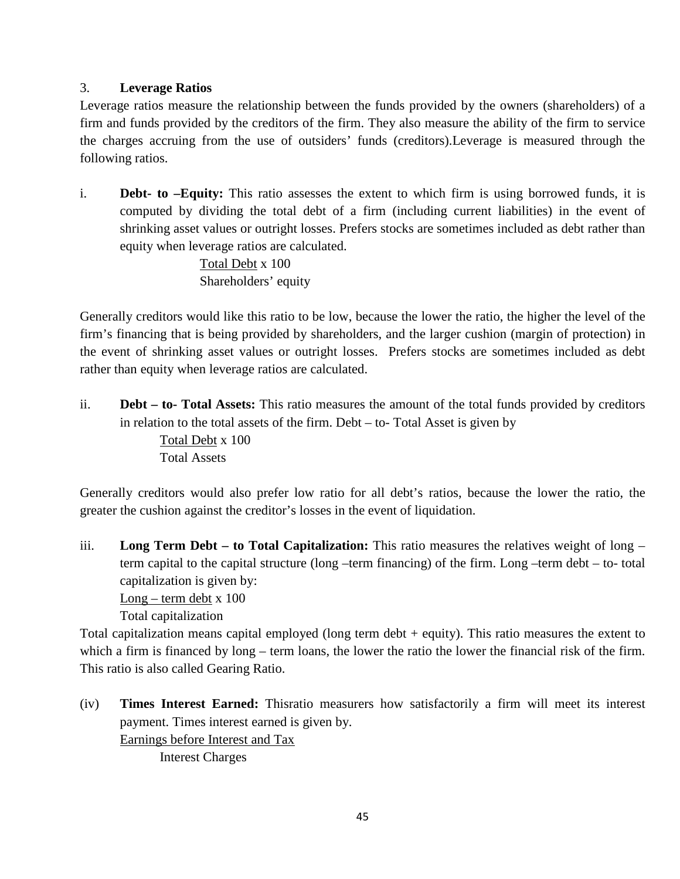### 3. **Leverage Ratios**

Leverage ratios measure the relationship between the funds provided by the owners (shareholders) of a firm and funds provided by the creditors of the firm. They also measure the ability of the firm to service the charges accruing from the use of outsiders' funds (creditors).Leverage is measured through the following ratios.

i. **Debt- to –Equity:** This ratio assesses the extent to which firm is using borrowed funds, it is computed by dividing the total debt of a firm (including current liabilities) in the event of shrinking asset values or outright losses. Prefers stocks are sometimes included as debt rather than equity when leverage ratios are calculated.

$$\frac{\text{Total Debt}}{\text{Shareholders' equity}} \times 100$$

Generally creditors would like this ratio to be low, because the lower the ratio, the higher the level of the firm's financing that is being provided by shareholders, and the larger cushion (margin of protection) in the event of shrinking asset values or outright losses. Prefers stocks are sometimes included as debt rather than equity when leverage ratios are calculated.

ii. **Debt – to- Total Assets:** This ratio measures the amount of the total funds provided by creditors in relation to the total assets of the firm. Debt – to- Total Asset is given by

$$\frac{\text{Total Debt}}{\text{Total Assets}} \times 100$$

Generally creditors would also prefer low ratio for all debt's ratios, because the lower the ratio, the greater the cushion against the creditor's losses in the event of liquidation.

iii. **Long Term Debt – to Total Capitalization:** This ratio measures the relatives weight of long – term capital to the capital structure (long –term financing) of the firm. Long –term debt – to- total capitalization is given by:

$$\frac{\text{Long – term debt}}{\text{Total capitalization}} \times 100$$

Total capitalization means capital employed (long term debt + equity). This ratio measures the extent to which a firm is financed by long – term loans, the lower the ratio the lower the financial risk of the firm. This ratio is also called Gearing Ratio.

(iv) **Times Interest Earned:** Thisratio measurers how satisfactorily a firm will meet its interest payment. Times interest earned is given by.

$$\frac{\text{Earnings before Interest and Tax}}{\text{Interest Charges}}$$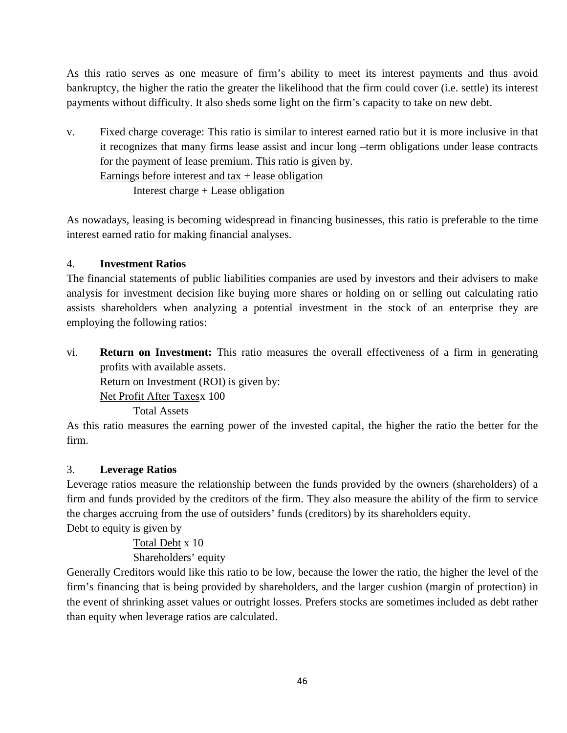As this ratio serves as one measure of firm's ability to meet its interest payments and thus avoid bankruptcy, the higher the ratio the greater the likelihood that the firm could cover (i.e. settle) its interest payments without difficulty. It also sheds some light on the firm's capacity to take on new debt.

v. Fixed charge coverage: This ratio is similar to interest earned ratio but it is more inclusive in that it recognizes that many firms lease assist and incur long –term obligations under lease contracts for the payment of lease premium. This ratio is given by.

$$\frac{\text{Earnings before interest and tax + lease obligation}}{\text{Interest charge + Lease obligation}}$$

As nowadays, leasing is becoming widespread in financing businesses, this ratio is preferable to the time interest earned ratio for making financial analyses.

4. **Investment Ratios**

The financial statements of public liabilities companies are used by investors and their advisers to make analysis for investment decision like buying more shares or holding on or selling out calculating ratio assists shareholders when analyzing a potential investment in the stock of an enterprise they are employing the following ratios:

vi. **Return on Investment:** This ratio measures the overall effectiveness of a firm in generating profits with available assets.

Return on Investment (ROI) is given by:

$$\frac{\text{Net Profit After Taxes}}{\text{Total Assets}} \times 100$$

As this ratio measures the earning power of the invested capital, the higher the ratio the better for the firm.

3. **Leverage Ratios**

Leverage ratios measure the relationship between the funds provided by the owners (shareholders) of a firm and funds provided by the creditors of the firm. They also measure the ability of the firm to service the charges accruing from the use of outsiders' funds (creditors) by its shareholders equity.

Debt to equity is given by

$$\frac{\text{Total Debt}}{\text{Shareholders' equity}} \times 10$$

Generally Creditors would like this ratio to be low, because the lower the ratio, the higher the level of the firm's financing that is being provided by shareholders, and the larger cushion (margin of protection) in the event of shrinking asset values or outright losses. Prefers stocks are sometimes included as debt rather than equity when leverage ratios are calculated.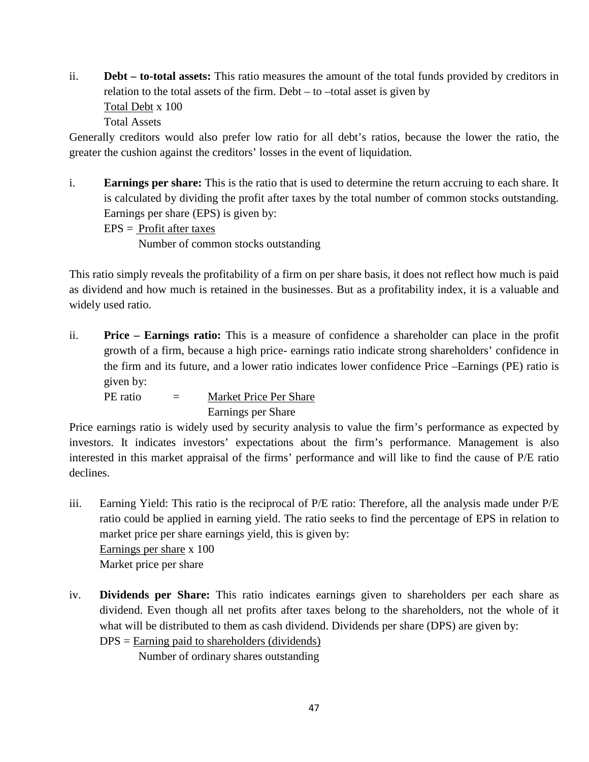ii. **Debt – to-total assets:** This ratio measures the amount of the total funds provided by creditors in relation to the total assets of the firm. Debt – to –total asset is given by

$$\frac{\text{Total Debt}}{\text{Total Assets}} \times 100$$

Generally creditors would also prefer low ratio for all debt's ratios, because the lower the ratio, the greater the cushion against the creditors' losses in the event of liquidation.

i. **Earnings per share:** This is the ratio that is used to determine the return accruing to each share. It is calculated by dividing the profit after taxes by the total number of common stocks outstanding. Earnings per share (EPS) is given by:

$$\text{EPS} = \frac{\text{Profit after taxes}}{\text{Number of common stocks outstanding}}$$

This ratio simply reveals the profitability of a firm on per share basis, it does not reflect how much is paid as dividend and how much is retained in the businesses. But as a profitability index, it is a valuable and widely used ratio.

ii. **Price – Earnings ratio:** This is a measure of confidence a shareholder can place in the profit growth of a firm, because a high price- earnings ratio indicate strong shareholders' confidence in the firm and its future, and a lower ratio indicates lower confidence Price –Earnings (PE) ratio is given by:

$$\text{PE ratio} = \frac{\text{Market Price Per Share}}{\text{Earnings per Share}}$$

Price earnings ratio is widely used by security analysis to value the firm's performance as expected by investors. It indicates investors' expectations about the firm's performance. Management is also interested in this market appraisal of the firms' performance and will like to find the cause of P/E ratio declines.

iii. Earning Yield: This ratio is the reciprocal of P/E ratio: Therefore, all the analysis made under P/E ratio could be applied in earning yield. The ratio seeks to find the percentage of EPS in relation to market price per share earnings yield, this is given by:

$$\frac{\text{Earnings per share}}{\text{Market price per share}} \times 100$$

iv. **Dividends per Share:** This ratio indicates earnings given to shareholders per each share as dividend. Even though all net profits after taxes belong to the shareholders, not the whole of it what will be distributed to them as cash dividend. Dividends per share (DPS) are given by:

$$\text{DPS} = \frac{\text{Earning paid to shareholders (dividends)}}{\text{Number of ordinary shares outstanding}}$$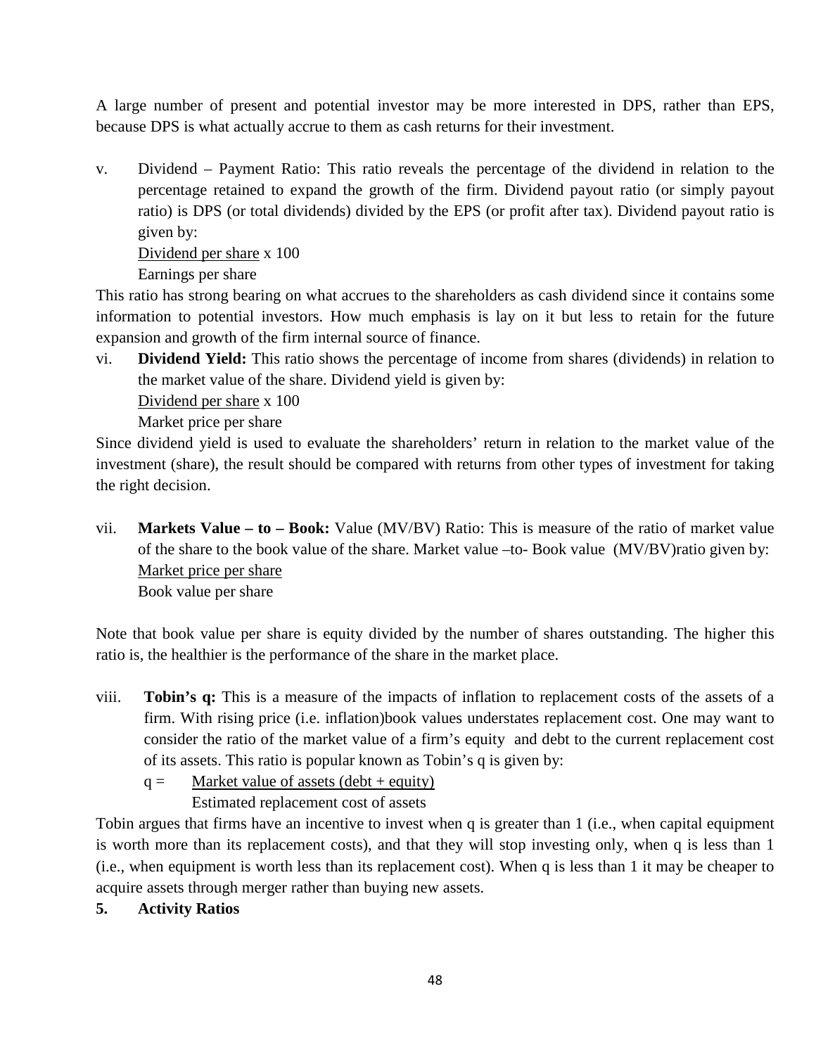A large number of present and potential investor may be more interested in DPS, rather than EPS, because DPS is what actually accrue to them as cash returns for their investment.

v. Dividend – Payment Ratio: This ratio reveals the percentage of the dividend in relation to the percentage retained to expand the growth of the firm. Dividend payout ratio (or simply payout ratio) is DPS (or total dividends) divided by the EPS (or profit after tax). Dividend payout ratio is given by:

$$\frac{\text{Dividend per share}}{\text{Earnings per share}} \times 100$$

This ratio has strong bearing on what accrues to the shareholders as cash dividend since it contains some information to potential investors. How much emphasis is lay on it but less to retain for the future expansion and growth of the firm internal source of finance.

vi. **Dividend Yield:** This ratio shows the percentage of income from shares (dividends) in relation to the market value of the share. Dividend yield is given by:

$$\frac{\text{Dividend per share}}{\text{Market price per share}} \times 100$$

Since dividend yield is used to evaluate the shareholders' return in relation to the market value of the investment (share), the result should be compared with returns from other types of investment for taking the right decision.

vii. **Markets Value – to – Book:** Value (MV/BV) Ratio: This is measure of the ratio of market value of the share to the book value of the share. Market value –to- Book value (MV/BV)ratio given by:

$$\frac{\text{Market price per share}}{\text{Book value per share}}$$

Note that book value per share is equity divided by the number of shares outstanding. The higher this ratio is, the healthier is the performance of the share in the market place.

viii. **Tobin's q:** This is a measure of the impacts of inflation to replacement costs of the assets of a firm. With rising price (i.e. inflation)book values understates replacement cost. One may want to consider the ratio of the market value of a firm's equity and debt to the current replacement cost of its assets. This ratio is popular known as Tobin's q is given by:

$$q = \frac{\text{Market value of assets (debt + equity)}}{\text{Estimated replacement cost of assets}}$$

Tobin argues that firms have an incentive to invest when q is greater than 1 (i.e., when capital equipment is worth more than its replacement costs), and that they will stop investing only, when q is less than 1 (i.e., when equipment is worth less than its replacement cost). When q is less than 1 it may be cheaper to acquire assets through merger rather than buying new assets.

**5. Activity Ratios**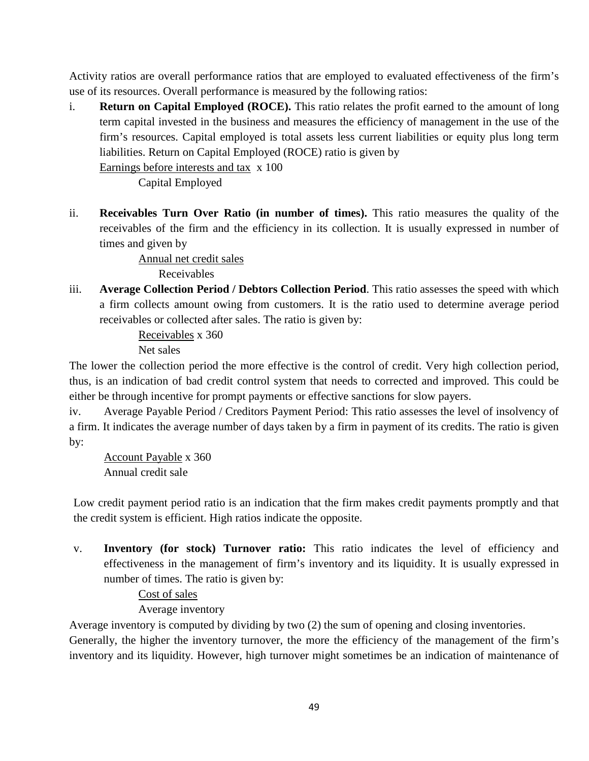Activity ratios are overall performance ratios that are employed to evaluated effectiveness of the firm's use of its resources. Overall performance is measured by the following ratios:

i. **Return on Capital Employed (ROCE).** This ratio relates the profit earned to the amount of long term capital invested in the business and measures the efficiency of management in the use of the firm's resources. Capital employed is total assets less current liabilities or equity plus long term liabilities. Return on Capital Employed (ROCE) ratio is given by

$$\frac{\text{Earnings before interests and tax}}{\text{Capital Employed}} \times 100$$

ii. **Receivables Turn Over Ratio (in number of times).** This ratio measures the quality of the receivables of the firm and the efficiency in its collection. It is usually expressed in number of times and given by

$$\frac{\text{Annual net credit sales}}{\text{Receivables}}$$

iii. **Average Collection Period / Debtors Collection Period**. This ratio assesses the speed with which a firm collects amount owing from customers. It is the ratio used to determine average period receivables or collected after sales. The ratio is given by:

$$\frac{\text{Receivables}}{\text{Net sales}} \times 360$$

The lower the collection period the more effective is the control of credit. Very high collection period, thus, is an indication of bad credit control system that needs to corrected and improved. This could be either be through incentive for prompt payments or effective sanctions for slow payers.

iv. Average Payable Period / Creditors Payment Period: This ratio assesses the level of insolvency of a firm. It indicates the average number of days taken by a firm in payment of its credits. The ratio is given by:

$$\frac{\text{Account Payable}}{\text{Annual credit sale}} \times 360$$

Low credit payment period ratio is an indication that the firm makes credit payments promptly and that the credit system is efficient. High ratios indicate the opposite.

v. **Inventory (for stock) Turnover ratio:** This ratio indicates the level of efficiency and effectiveness in the management of firm's inventory and its liquidity. It is usually expressed in number of times. The ratio is given by:

$$\frac{\text{Cost of sales}}{\text{Average inventory}}$$

Average inventory is computed by dividing by two (2) the sum of opening and closing inventories.

Generally, the higher the inventory turnover, the more the efficiency of the management of the firm's inventory and its liquidity. However, high turnover might sometimes be an indication of maintenance of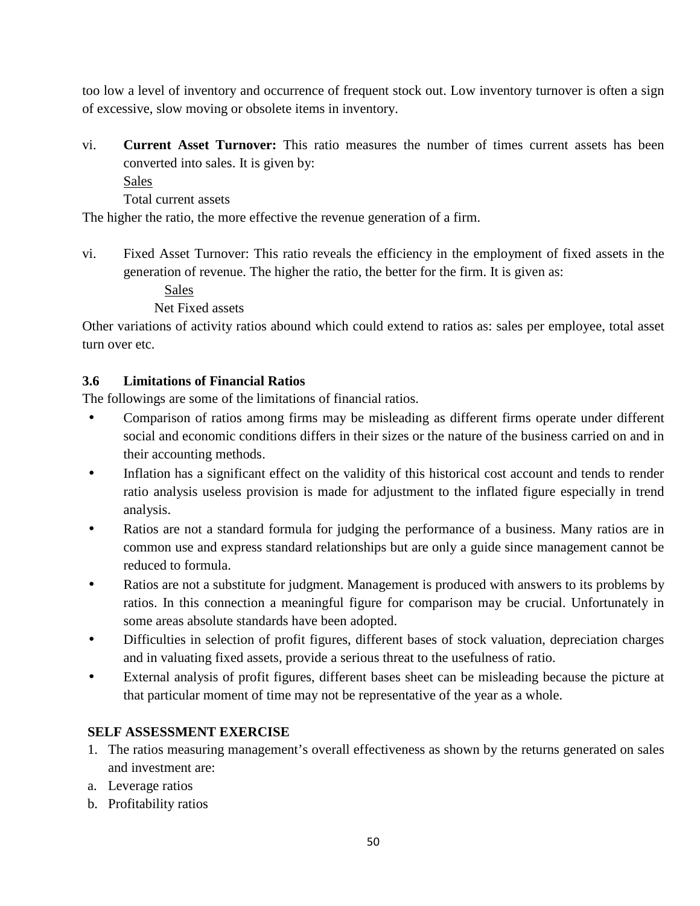too low a level of inventory and occurrence of frequent stock out. Low inventory turnover is often a sign of excessive, slow moving or obsolete items in inventory.

vi. **Current Asset Turnover:** This ratio measures the number of times current assets has been converted into sales. It is given by:

$$\frac{\text{Sales}}{\text{Total current assets}}$$

The higher the ratio, the more effective the revenue generation of a firm.

vi. Fixed Asset Turnover: This ratio reveals the efficiency in the employment of fixed assets in the generation of revenue. The higher the ratio, the better for the firm. It is given as:

$$\frac{\text{Sales}}{\text{Net Fixed assets}}$$

Other variations of activity ratios abound which could extend to ratios as: sales per employee, total asset turn over etc.

### 3.6 Limitations of Financial Ratios

The followings are some of the limitations of financial ratios.

- Comparison of ratios among firms may be misleading as different firms operate under different social and economic conditions differs in their sizes or the nature of the business carried on and in their accounting methods.
- Inflation has a significant effect on the validity of this historical cost account and tends to render ratio analysis useless provision is made for adjustment to the inflated figure especially in trend analysis.
- Ratios are not a standard formula for judging the performance of a business. Many ratios are in common use and express standard relationships but are only a guide since management cannot be reduced to formula.
- Ratios are not a substitute for judgment. Management is produced with answers to its problems by ratios. In this connection a meaningful figure for comparison may be crucial. Unfortunately in some areas absolute standards have been adopted.
- Difficulties in selection of profit figures, different bases of stock valuation, depreciation charges and in valuating fixed assets, provide a serious threat to the usefulness of ratio.
- External analysis of profit figures, different bases sheet can be misleading because the picture at that particular moment of time may not be representative of the year as a whole.

**SELF ASSESSMENT EXERCISE**

1. The ratios measuring management's overall effectiveness as shown by the returns generated on sales and investment are:

a. Leverage ratios  
b. Profitability ratios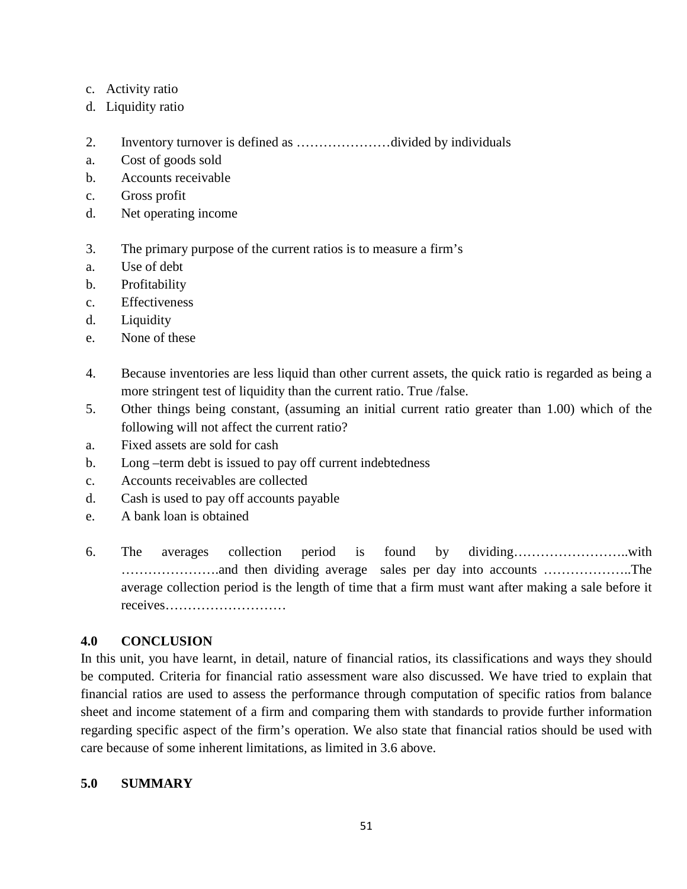c. Activity ratio
d. Liquidity ratio

2. Inventory turnover is defined as …………………divided by individuals
a. Cost of goods sold
b. Accounts receivable
c. Gross profit
d. Net operating income

3. The primary purpose of the current ratios is to measure a firm's
a. Use of debt
b. Profitability
c. Effectiveness
d. Liquidity
e. None of these

4. Because inventories are less liquid than other current assets, the quick ratio is regarded as being a more stringent test of liquidity than the current ratio. True /false.
5. Other things being constant, (assuming an initial current ratio greater than 1.00) which of the following will not affect the current ratio?
a. Fixed assets are sold for cash
b. Long –term debt is issued to pay off current indebtedness
c. Accounts receivables are collected
d. Cash is used to pay off accounts payable
e. A bank loan is obtained

6. The averages collection period is found by dividing……………………..with ………………….and then dividing average sales per day into accounts ………………..The average collection period is the length of time that a firm must want after making a sale before it receives………………………

## 4.0 CONCLUSION

In this unit, you have learnt, in detail, nature of financial ratios, its classifications and ways they should be computed. Criteria for financial ratio assessment ware also discussed. We have tried to explain that financial ratios are used to assess the performance through computation of specific ratios from balance sheet and income statement of a firm and comparing them with standards to provide further information regarding specific aspect of the firm's operation. We also state that financial ratios should be used with care because of some inherent limitations, as limited in 3.6 above.

## 5.0 SUMMARY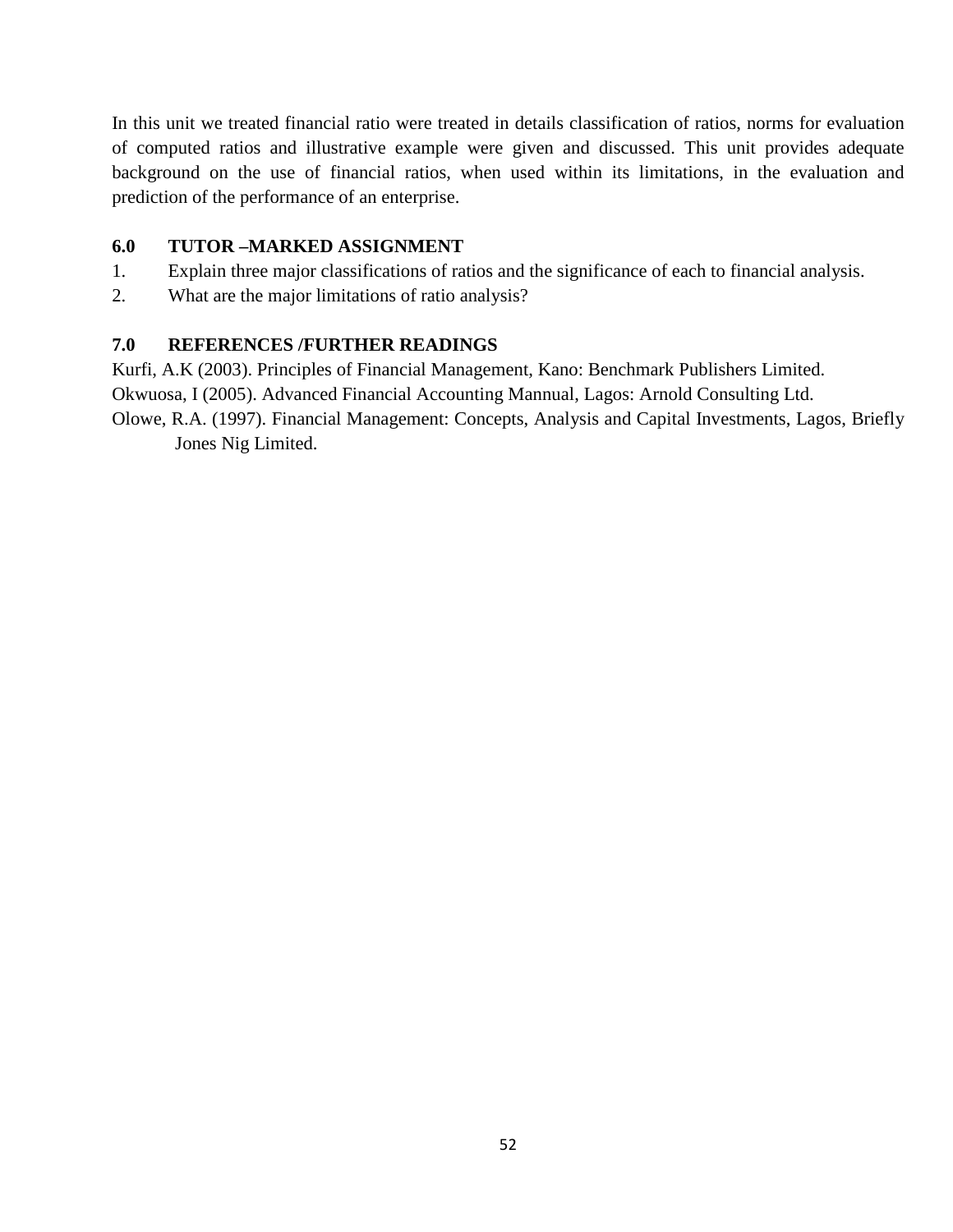In this unit we treated financial ratio were treated in details classification of ratios, norms for evaluation of computed ratios and illustrative example were given and discussed. This unit provides adequate background on the use of financial ratios, when used within its limitations, in the evaluation and prediction of the performance of an enterprise.

## 6.0 TUTOR –MARKED ASSIGNMENT

1. Explain three major classifications of ratios and the significance of each to financial analysis.
2. What are the major limitations of ratio analysis?

## 7.0 REFERENCES /FURTHER READINGS

Kurfi, A.K (2003). Principles of Financial Management, Kano: Benchmark Publishers Limited.

Okwuosa, I (2005). Advanced Financial Accounting Mannual, Lagos: Arnold Consulting Ltd.

Olowe, R.A. (1997). Financial Management: Concepts, Analysis and Capital Investments, Lagos, Briefly Jones Nig Limited.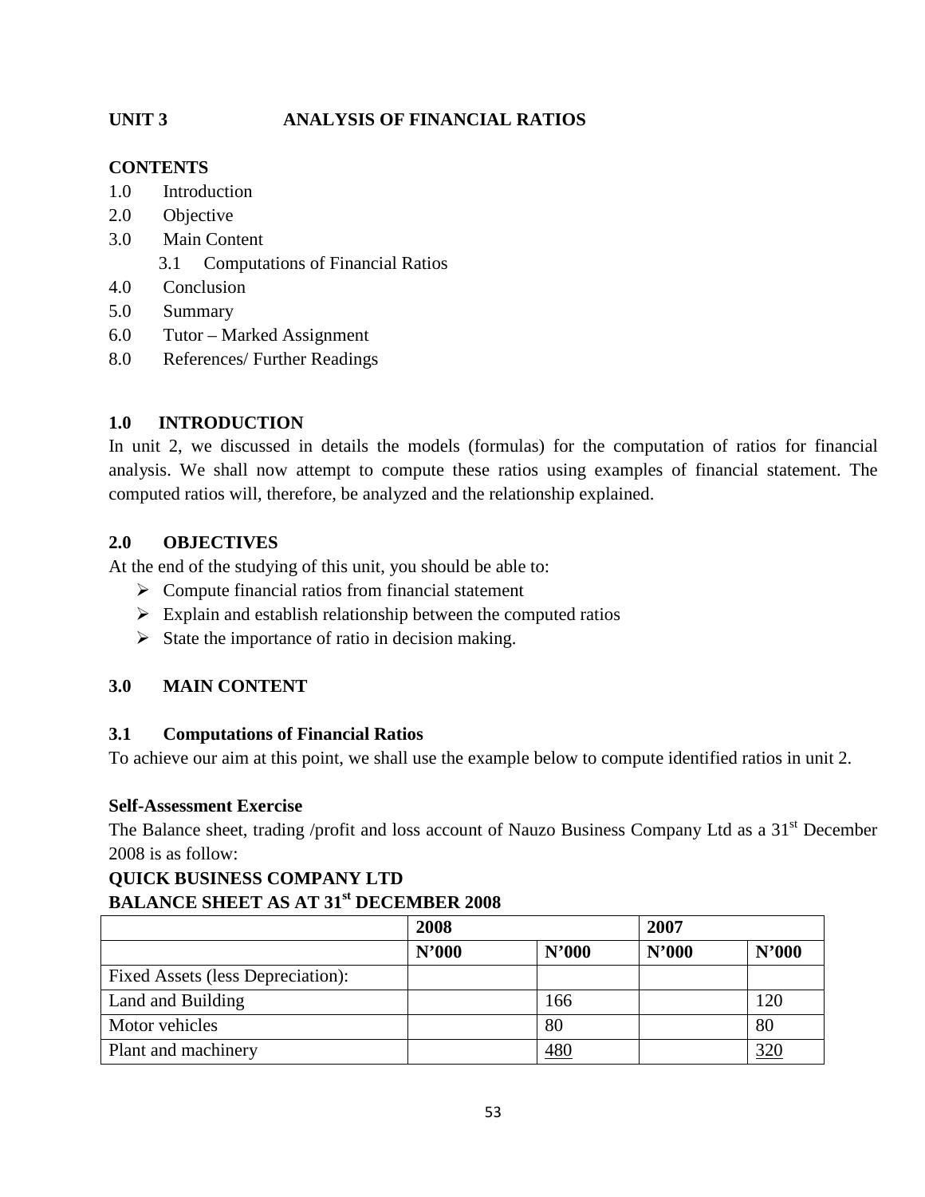## UNIT 3 ANALYSIS OF FINANCIAL RATIOS

**CONTENTS**

1.0 Introduction
2.0 Objective
3.0 Main Content
 3.1 Computations of Financial Ratios
4.0 Conclusion
5.0 Summary
6.0 Tutor – Marked Assignment
8.0 References/ Further Readings

### 1.0 INTRODUCTION

In unit 2, we discussed in details the models (formulas) for the computation of ratios for financial analysis. We shall now attempt to compute these ratios using examples of financial statement. The computed ratios will, therefore, be analyzed and the relationship explained.

### 2.0 OBJECTIVES

At the end of the studying of this unit, you should be able to:

- Compute financial ratios from financial statement
- Explain and establish relationship between the computed ratios
- State the importance of ratio in decision making.

### 3.0 MAIN CONTENT

### 3.1 Computations of Financial Ratios

To achieve our aim at this point, we shall use the example below to compute identified ratios in unit 2.

**Self-Assessment Exercise**

The Balance sheet, trading /profit and loss account of Nauzo Business Company Ltd as a 31st December 2008 is as follow:

**QUICK BUSINESS COMPANY LTD**
**BALANCE SHEET AS AT 31st DECEMBER 2008**

| | **2008** | | **2007** | |
|---|---|---|---|---|
| | **N'000** | **N'000** | **N'000** | **N'000** |
| Fixed Assets (less Depreciation): | | | | |
| Land and Building | | 166 | | 120 |
| Motor vehicles | | 80 | | 80 |
| Plant and machinery | | 480 | | 320 |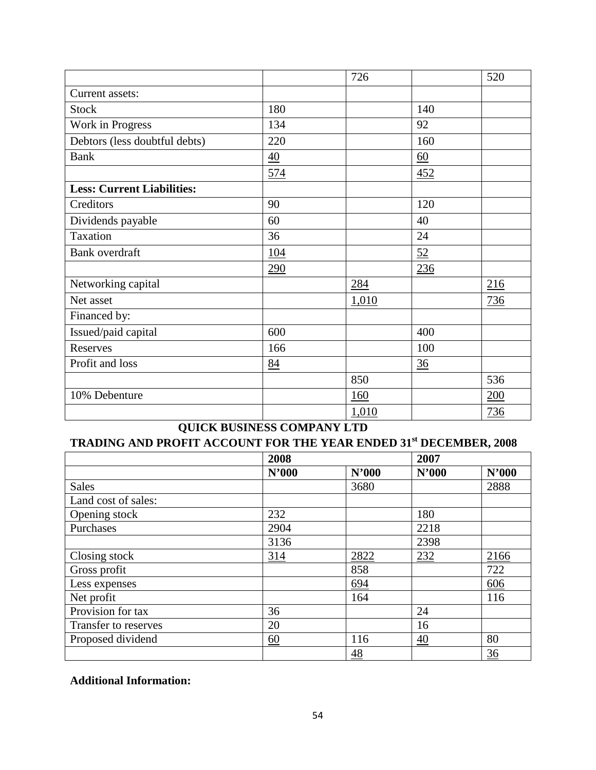| | | 726 | | 520 |
|---|---|---|---|---|
| Current assets: | | | | |
| Stock | 180 | | 140 | |
| Work in Progress | 134 | | 92 | |
| Debtors (less doubtful debts) | 220 | | 160 | |
| Bank | 40 | | 60 | |
| | 574 | | 452 | |
| **Less: Current Liabilities:** | | | | |
| Creditors | 90 | | 120 | |
| Dividends payable | 60 | | 40 | |
| Taxation | 36 | | 24 | |
| Bank overdraft | 104 | | 52 | |
| | 290 | | 236 | |
| Networking capital | | 284 | | 216 |
| Net asset | | 1,010 | | 736 |
| Financed by: | | | | |
| Issued/paid capital | 600 | | 400 | |
| Reserves | 166 | | 100 | |
| Profit and loss | 84 | | 36 | |
| | | 850 | | 536 |
| 10% Debenture | | 160 | | 200 |
| | | 1,010 | | 736 |

## QUICK BUSINESS COMPANY LTD

## TRADING AND PROFIT ACCOUNT FOR THE YEAR ENDED 31st DECEMBER, 2008

| | **2008** | | **2007** | |
|---|---|---|---|---|
| | **N'000** | **N'000** | **N'000** | **N'000** |
| Sales | | 3680 | | 2888 |
| Land cost of sales: | | | | |
| Opening stock | 232 | | 180 | |
| Purchases | 2904 | | 2218 | |
| | 3136 | | 2398 | |
| Closing stock | 314 | 2822 | 232 | 2166 |
| Gross profit | | 858 | | 722 |
| Less expenses | | 694 | | 606 |
| Net profit | | 164 | | 116 |
| Provision for tax | 36 | | 24 | |
| Transfer to reserves | 20 | | 16 | |
| Proposed dividend | 60 | 116 | 40 | 80 |
| | | 48 | | 36 |

**Additional Information:**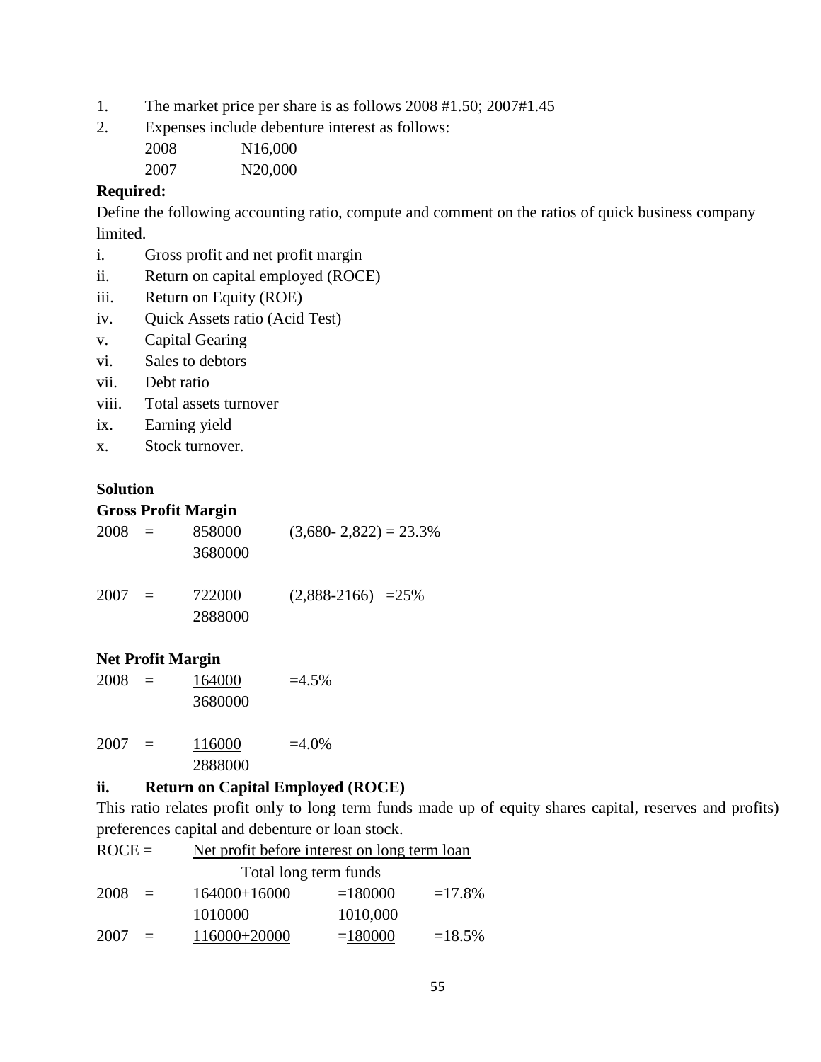1. The market price per share is as follows 2008 #1.50; 2007#1.45
2. Expenses include debenture interest as follows:

   2008 N16,000

   2007 N20,000

**Required:**

Define the following accounting ratio, compute and comment on the ratios of quick business company limited.

i. Gross profit and net profit margin
ii. Return on capital employed (ROCE)
iii. Return on Equity (ROE)
iv. Quick Assets ratio (Acid Test)
v. Capital Gearing
vi. Sales to debtors
vii. Debt ratio
viii. Total assets turnover
ix. Earning yield
x. Stock turnover.

**Solution**

**Gross Profit Margin**

2008 = $\frac{858000}{3680000}$ (3,680- 2,822) = 23.3%

2007 = $\frac{722000}{2888000}$ (2,888-2166) =25%

**Net Profit Margin**

2008 = $\frac{164000}{3680000}$ =4.5%

2007 = $\frac{116000}{2888000}$ =4.0%

**ii. Return on Capital Employed (ROCE)**

This ratio relates profit only to long term funds made up of equity shares capital, reserves and profits) preferences capital and debenture or loan stock.

ROCE = $\frac{\text{Net profit before interest on long term loan}}{\text{Total long term funds}}$

2008 = $\frac{164000+16000}{1010000}$ = $\frac{180000}{1010,000}$ =17.8%

2007 = 116000+20000 = 180000 =18.5%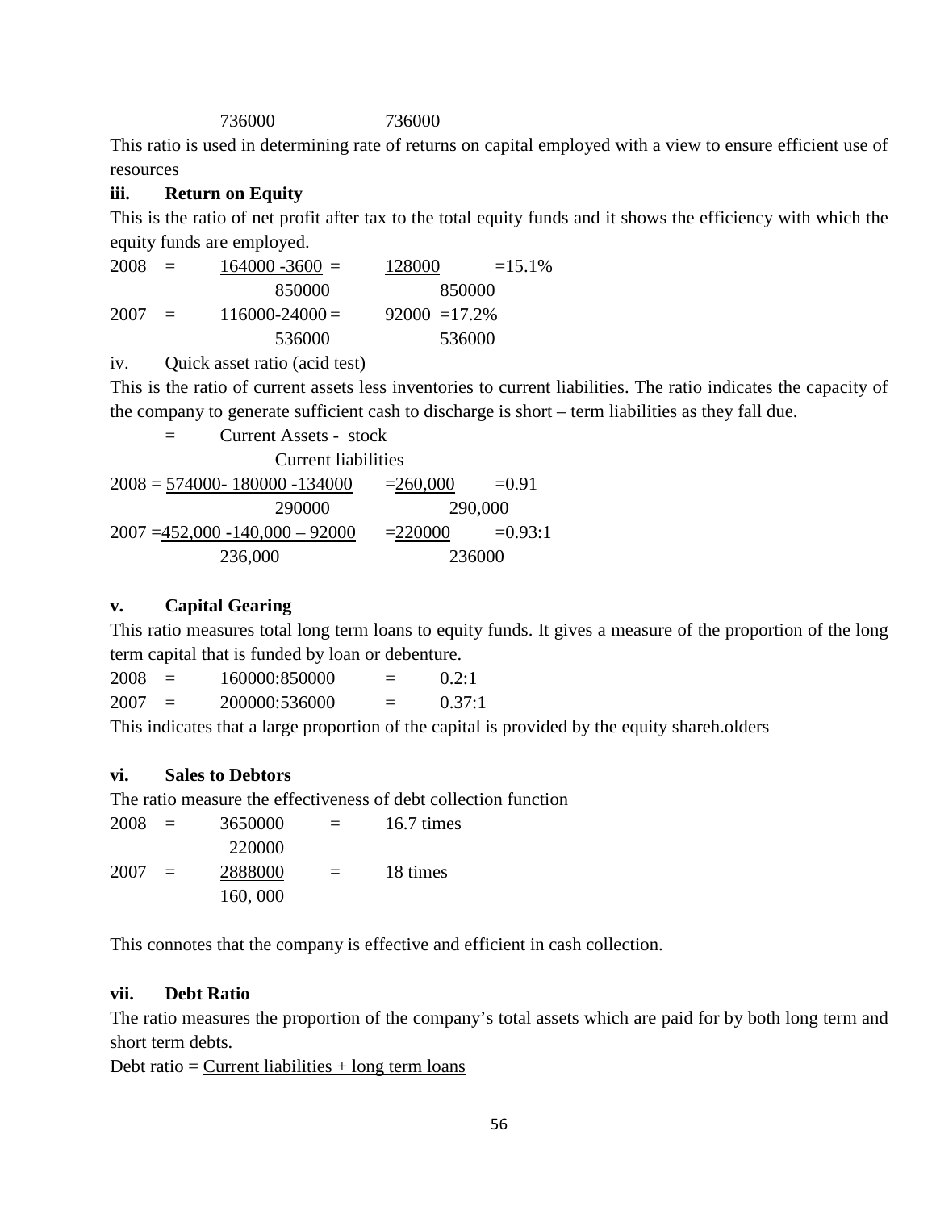$$\frac{736000}{} \qquad \frac{736000}{}$$

This ratio is used in determining rate of returns on capital employed with a view to ensure efficient use of resources

**iii. Return on Equity**

This is the ratio of net profit after tax to the total equity funds and it shows the efficiency with which the equity funds are employed.

$$2008 = \frac{164000 - 3600}{850000} = \frac{128000}{850000} = 15.1\%$$

$$2007 = \frac{116000 - 24000}{536000} = \frac{92000}{536000} = 17.2\%$$

iv. Quick asset ratio (acid test)

This is the ratio of current assets less inventories to current liabilities. The ratio indicates the capacity of the company to generate sufficient cash to discharge is short – term liabilities as they fall due.

$$= \frac{\text{Current Assets - stock}}{\text{Current liabilities}}$$

$$2008 = \frac{574000 - 180000 - 134000}{290000} = \frac{260{,}000}{290{,}000} = 0.91$$

$$2007 = \frac{452{,}000 - 140{,}000 - 92000}{236{,}000} = \frac{220000}{236000} = 0.93{:}1$$

**v. Capital Gearing**

This ratio measures total long term loans to equity funds. It gives a measure of the proportion of the long term capital that is funded by loan or debenture.

2008 = 160000:850000 = 0.2:1

2007 = 200000:536000 = 0.37:1

This indicates that a large proportion of the capital is provided by the equity shareh.olders

**vi. Sales to Debtors**

The ratio measure the effectiveness of debt collection function

$$2008 = \frac{3650000}{220000} = 16.7 \text{ times}$$

$$2007 = \frac{2888000}{160{,}000} = 18 \text{ times}$$

This connotes that the company is effective and efficient in cash collection.

**vii. Debt Ratio**

The ratio measures the proportion of the company's total assets which are paid for by both long term and short term debts.

Debt ratio = Current liabilities + long term loans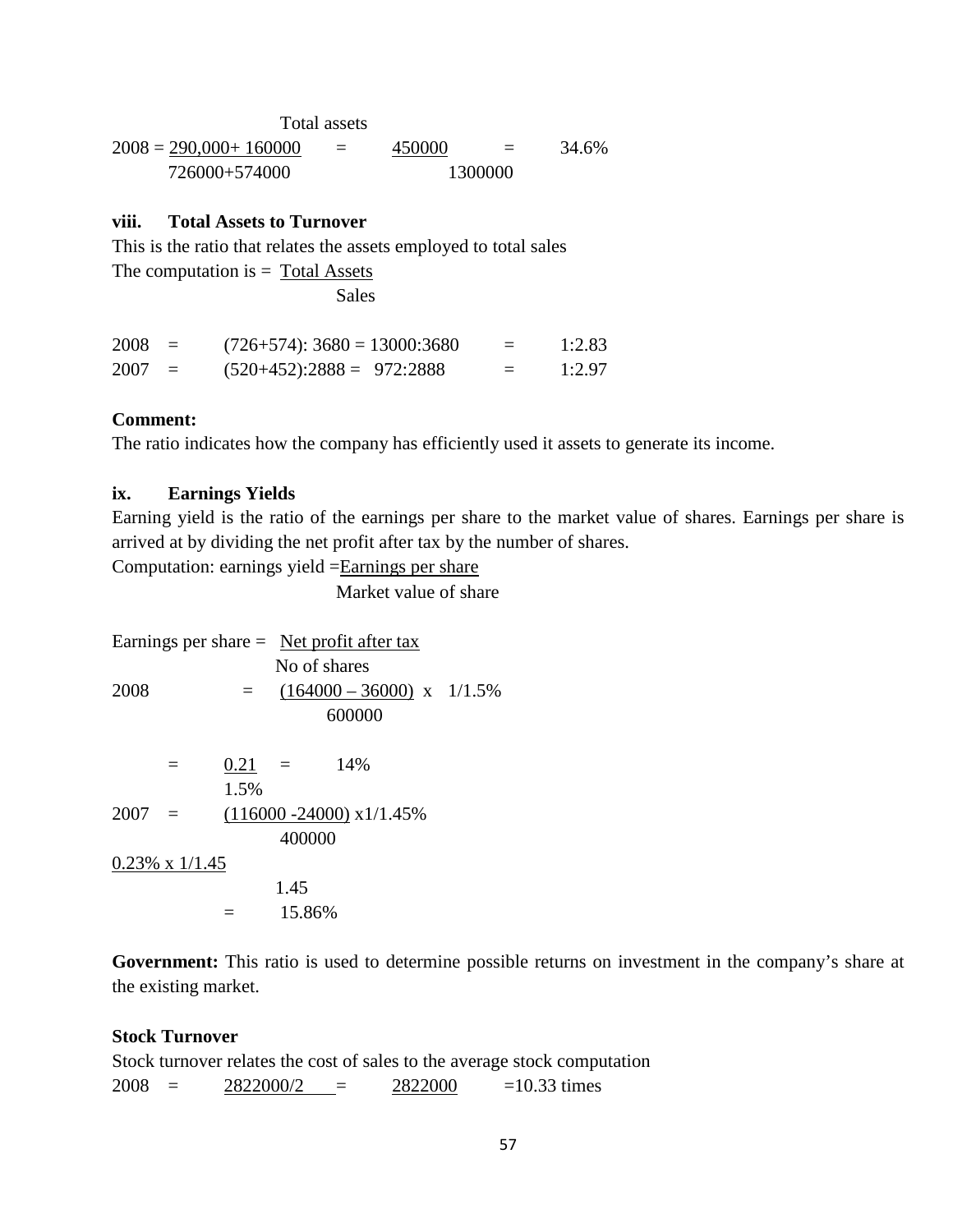Total assets

$$2008 = \frac{290{,}000 + 160000}{726000+574000} = \frac{450000}{1300000} = 34.6\%$$

**viii. Total Assets to Turnover**

This is the ratio that relates the assets employed to total sales

The computation is = $\frac{\text{Total Assets}}{\text{Sales}}$

2008 = (726+574): 3680 = 13000:3680 = 1:2.83

2007 = (520+452):2888 = 972:2888 = 1:2.97

**Comment:**

The ratio indicates how the company has efficiently used it assets to generate its income.

**ix. Earnings Yields**

Earning yield is the ratio of the earnings per share to the market value of shares. Earnings per share is arrived at by dividing the net profit after tax by the number of shares.

Computation: earnings yield = $\frac{\text{Earnings per share}}{\text{Market value of share}}$

Earnings per share = $\frac{\text{Net profit after tax}}{\text{No of shares}}$

$$2008 = \frac{(164000 - 36000)}{600000} \times 1/1.5\%$$

$$= \frac{0.21}{1.5\%} = 14\%$$

$$2007 = \frac{(116000 - 24000)}{400000} \times 1/1.45\%$$

$$\frac{0.23\% \times 1/1.45}{1.45}$$

$$= 15.86\%$$

**Government:** This ratio is used to determine possible returns on investment in the company's share at the existing market.

**Stock Turnover**

Stock turnover relates the cost of sales to the average stock computation

2008 = 2822000/2 = 2822000 =10.33 times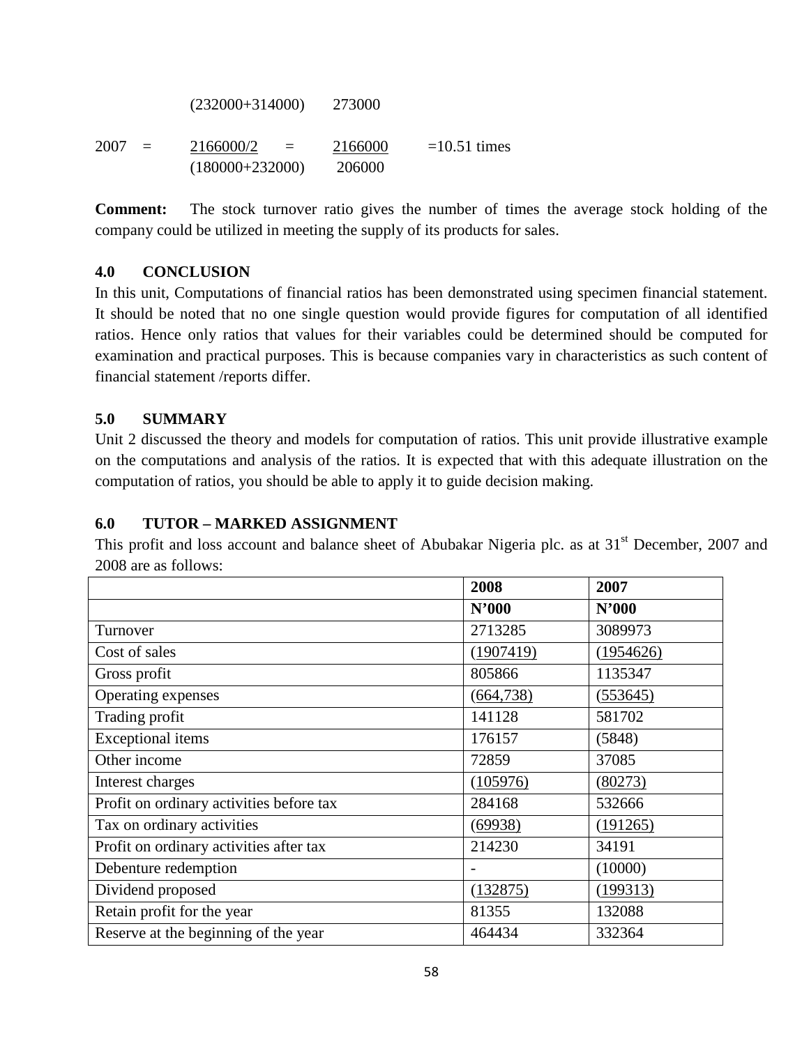(232000+314000)      273000

$$2007 = \frac{2166000/2}{(180000+232000)} = \frac{2166000}{206000} = 10.51 \text{ times}$$

**Comment:** The stock turnover ratio gives the number of times the average stock holding of the company could be utilized in meeting the supply of its products for sales.

## 4.0 CONCLUSION

In this unit, Computations of financial ratios has been demonstrated using specimen financial statement. It should be noted that no one single question would provide figures for computation of all identified ratios. Hence only ratios that values for their variables could be determined should be computed for examination and practical purposes. This is because companies vary in characteristics as such content of financial statement /reports differ.

## 5.0 SUMMARY

Unit 2 discussed the theory and models for computation of ratios. This unit provide illustrative example on the computations and analysis of the ratios. It is expected that with this adequate illustration on the computation of ratios, you should be able to apply it to guide decision making.

## 6.0 TUTOR – MARKED ASSIGNMENT

This profit and loss account and balance sheet of Abubakar Nigeria plc. as at 31st December, 2007 and 2008 are as follows:

| | 2008 | 2007 |
|---|---|---|
| | N'000 | N'000 |
| Turnover | 2713285 | 3089973 |
| Cost of sales | (1907419) | (1954626) |
| Gross profit | 805866 | 1135347 |
| Operating expenses | (664,738) | (553645) |
| Trading profit | 141128 | 581702 |
| Exceptional items | 176157 | (5848) |
| Other income | 72859 | 37085 |
| Interest charges | (105976) | (80273) |
| Profit on ordinary activities before tax | 284168 | 532666 |
| Tax on ordinary activities | (69938) | (191265) |
| Profit on ordinary activities after tax | 214230 | 34191 |
| Debenture redemption | - | (10000) |
| Dividend proposed | (132875) | (199313) |
| Retain profit for the year | 81355 | 132088 |
| Reserve at the beginning of the year | 464434 | 332364 |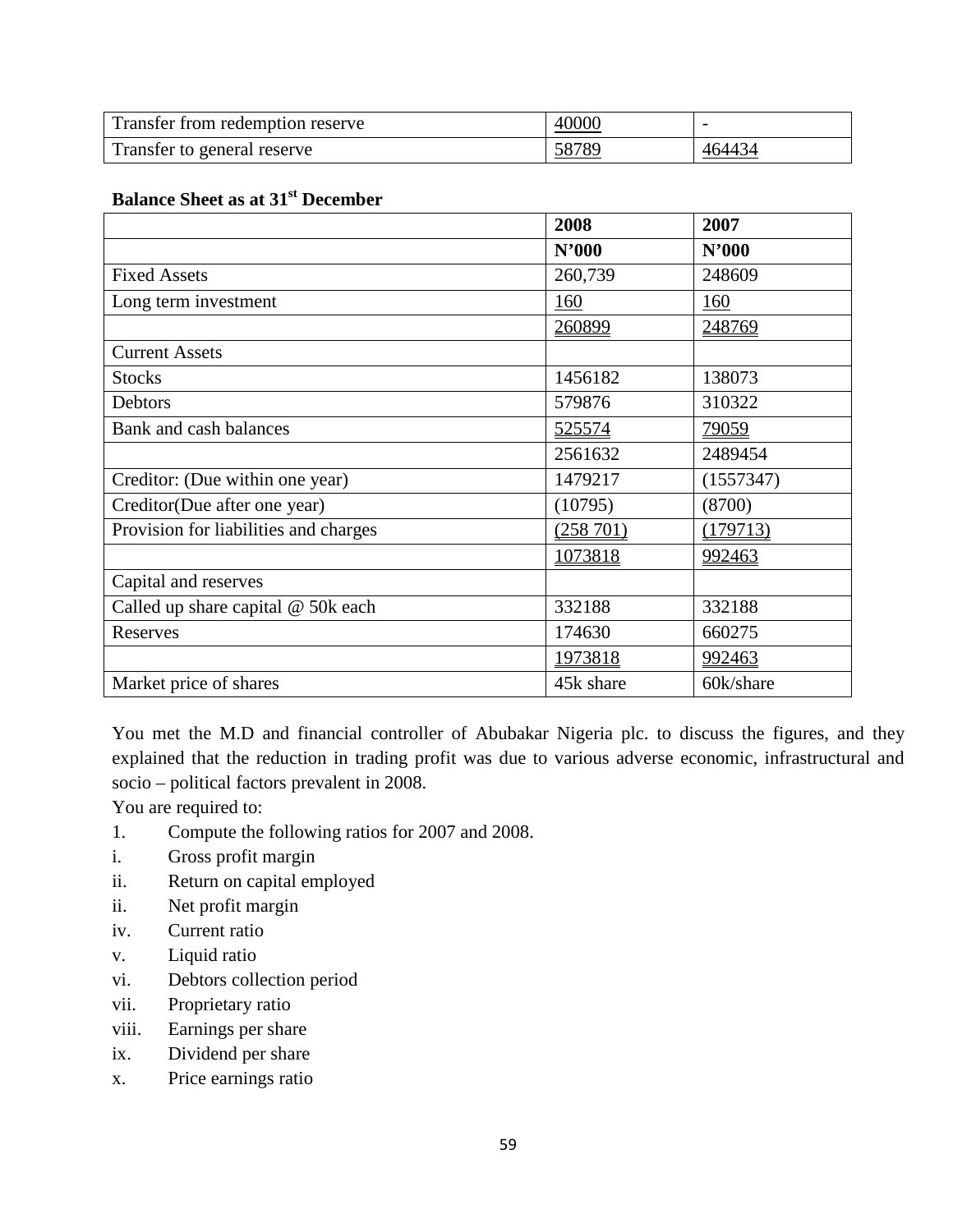| Transfer from redemption reserve | 40000 | - |
|---|---|---|
| Transfer to general reserve | 58789 | 464434 |

**Balance Sheet as at 31st December**

| | 2008 | 2007 |
|---|---|---|
| | **N'000** | **N'000** |
| Fixed Assets | 260,739 | 248609 |
| Long term investment | 160 | 160 |
| | 260899 | 248769 |
| Current Assets | | |
| Stocks | 1456182 | 138073 |
| Debtors | 579876 | 310322 |
| Bank and cash balances | 525574 | 79059 |
| | 2561632 | 2489454 |
| Creditor: (Due within one year) | 1479217 | (1557347) |
| Creditor(Due after one year) | (10795) | (8700) |
| Provision for liabilities and charges | (258 701) | (179713) |
| | 1073818 | 992463 |
| Capital and reserves | | |
| Called up share capital @ 50k each | 332188 | 332188 |
| Reserves | 174630 | 660275 |
| | 1973818 | 992463 |
| Market price of shares | 45k share | 60k/share |

You met the M.D and financial controller of Abubakar Nigeria plc. to discuss the figures, and they explained that the reduction in trading profit was due to various adverse economic, infrastructural and socio – political factors prevalent in 2008.

You are required to:

1. Compute the following ratios for 2007 and 2008.

i. Gross profit margin
ii. Return on capital employed
ii. Net profit margin
iv. Current ratio
v. Liquid ratio
vi. Debtors collection period
vii. Proprietary ratio
viii. Earnings per share
ix. Dividend per share
x. Price earnings ratio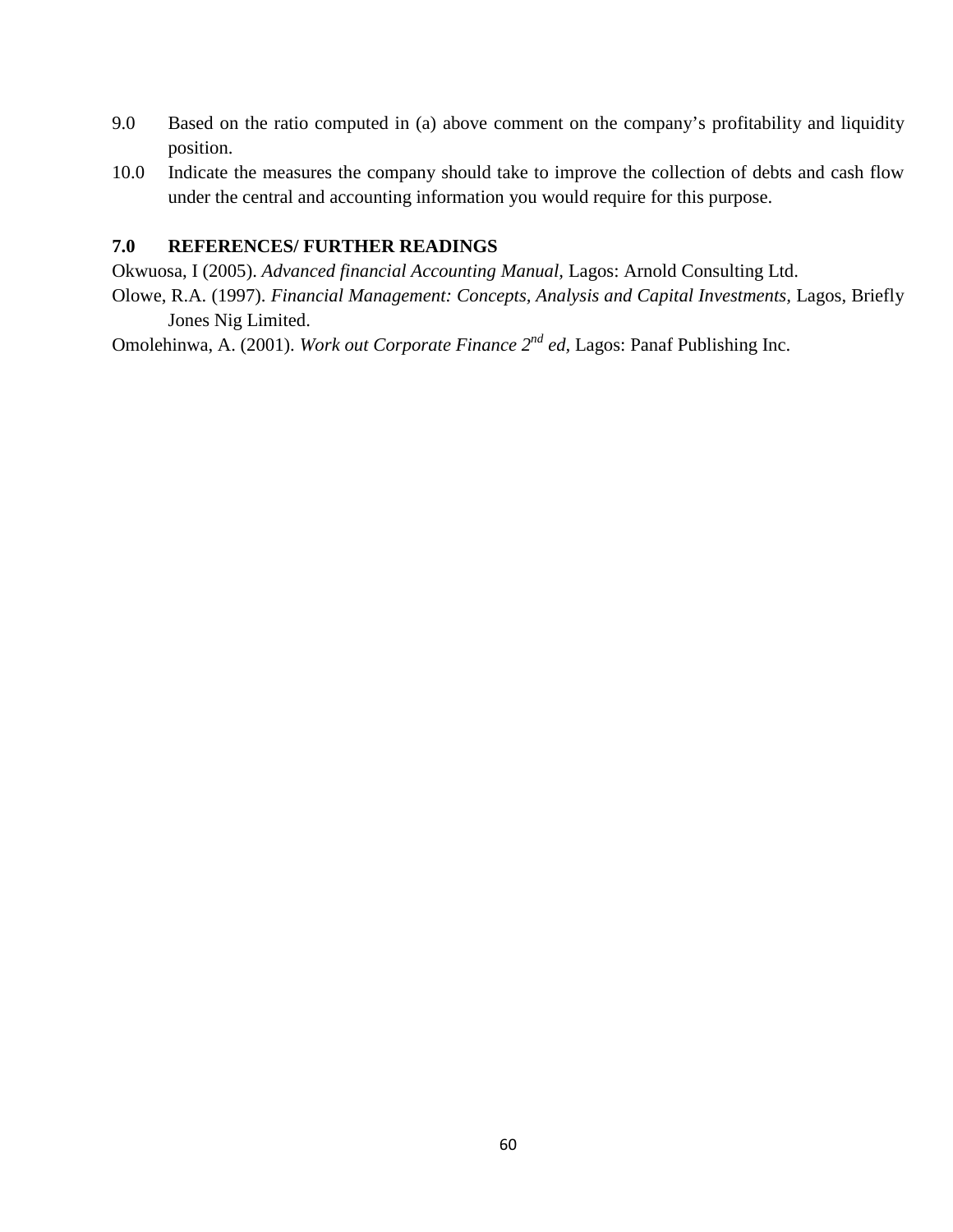9.0 Based on the ratio computed in (a) above comment on the company's profitability and liquidity position.

10.0 Indicate the measures the company should take to improve the collection of debts and cash flow under the central and accounting information you would require for this purpose.

## 7.0 REFERENCES/ FURTHER READINGS

Okwuosa, I (2005). *Advanced financial Accounting Manual*, Lagos: Arnold Consulting Ltd.

Olowe, R.A. (1997). *Financial Management: Concepts, Analysis and Capital Investments,* Lagos, Briefly Jones Nig Limited.

Omolehinwa, A. (2001). *Work out Corporate Finance 2nd ed,* Lagos: Panaf Publishing Inc.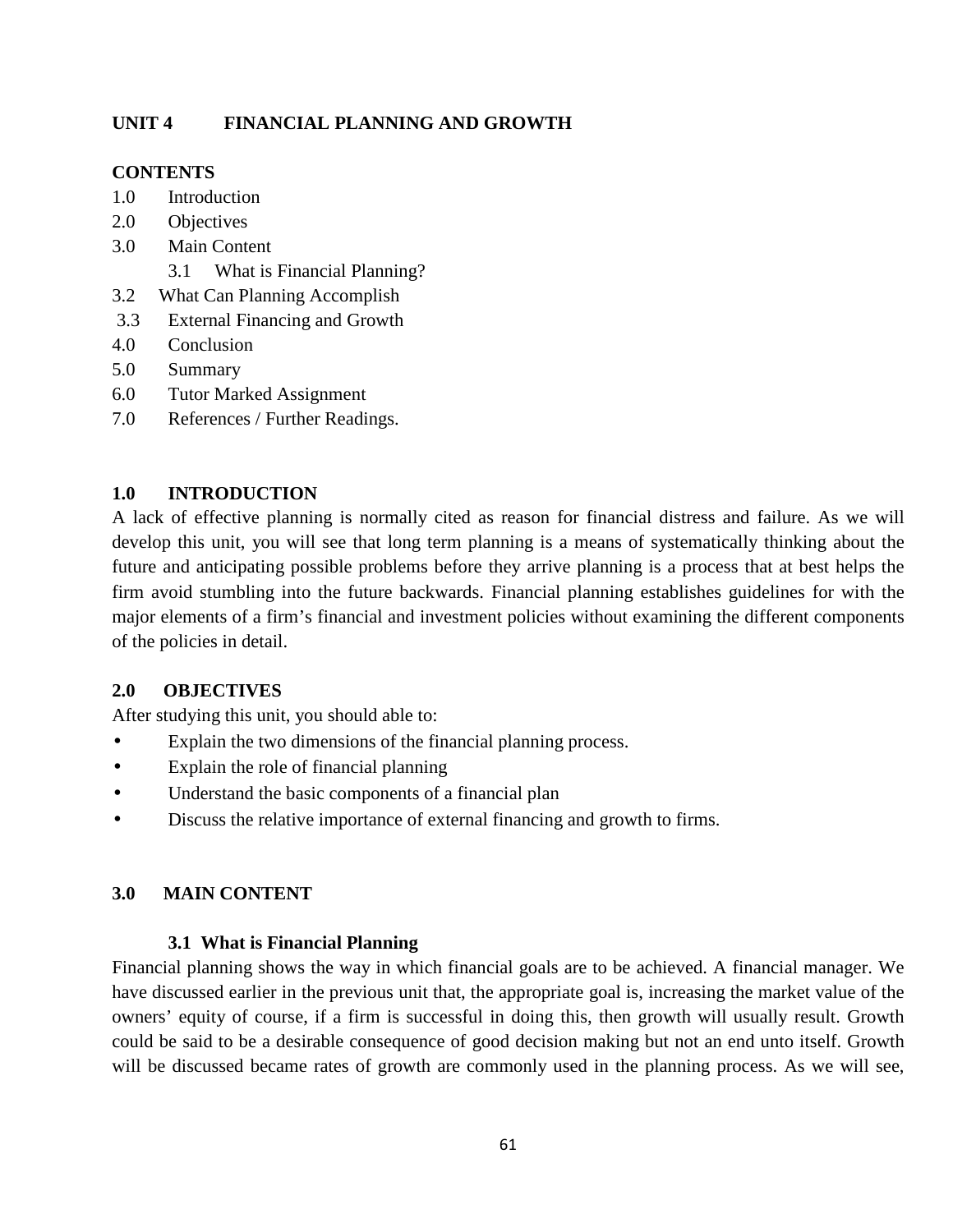## UNIT 4 FINANCIAL PLANNING AND GROWTH

**CONTENTS**

1.0 Introduction
2.0 Objectives
3.0 Main Content
    3.1 What is Financial Planning?
3.2 What Can Planning Accomplish
3.3 External Financing and Growth
4.0 Conclusion
5.0 Summary
6.0 Tutor Marked Assignment
7.0 References / Further Readings.

### 1.0 INTRODUCTION

A lack of effective planning is normally cited as reason for financial distress and failure. As we will develop this unit, you will see that long term planning is a means of systematically thinking about the future and anticipating possible problems before they arrive planning is a process that at best helps the firm avoid stumbling into the future backwards. Financial planning establishes guidelines for with the major elements of a firm's financial and investment policies without examining the different components of the policies in detail.

### 2.0 OBJECTIVES

After studying this unit, you should able to:

- Explain the two dimensions of the financial planning process.
- Explain the role of financial planning
- Understand the basic components of a financial plan
- Discuss the relative importance of external financing and growth to firms.

### 3.0 MAIN CONTENT

#### 3.1 What is Financial Planning

Financial planning shows the way in which financial goals are to be achieved. A financial manager. We have discussed earlier in the previous unit that, the appropriate goal is, increasing the market value of the owners' equity of course, if a firm is successful in doing this, then growth will usually result. Growth could be said to be a desirable consequence of good decision making but not an end unto itself. Growth will be discussed became rates of growth are commonly used in the planning process. As we will see,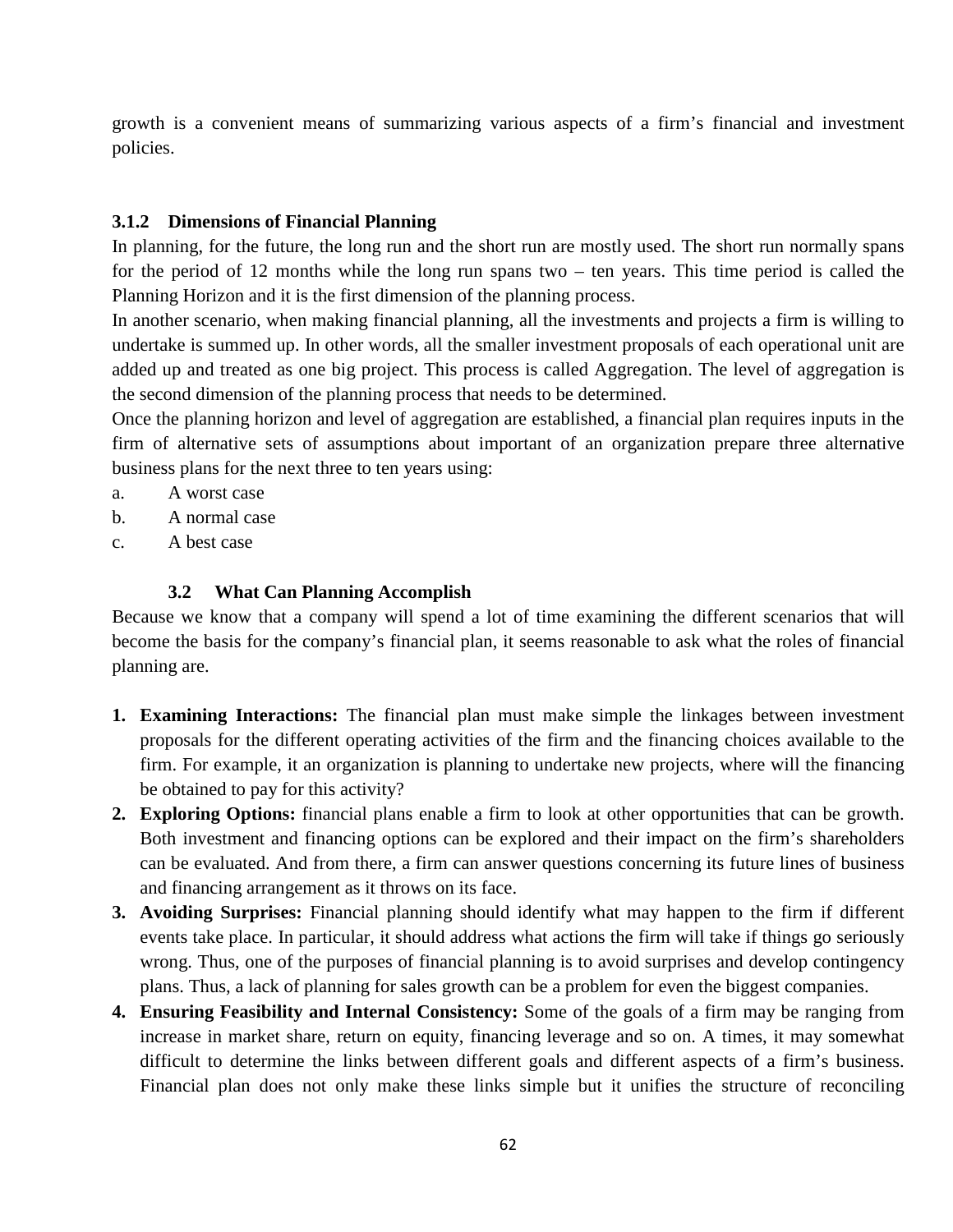growth is a convenient means of summarizing various aspects of a firm's financial and investment policies.

### 3.1.2 Dimensions of Financial Planning

In planning, for the future, the long run and the short run are mostly used. The short run normally spans for the period of 12 months while the long run spans two – ten years. This time period is called the Planning Horizon and it is the first dimension of the planning process.

In another scenario, when making financial planning, all the investments and projects a firm is willing to undertake is summed up. In other words, all the smaller investment proposals of each operational unit are added up and treated as one big project. This process is called Aggregation. The level of aggregation is the second dimension of the planning process that needs to be determined.

Once the planning horizon and level of aggregation are established, a financial plan requires inputs in the firm of alternative sets of assumptions about important of an organization prepare three alternative business plans for the next three to ten years using:

a. A worst case
b. A normal case
c. A best case

## 3.2 What Can Planning Accomplish

Because we know that a company will spend a lot of time examining the different scenarios that will become the basis for the company's financial plan, it seems reasonable to ask what the roles of financial planning are.

1. **Examining Interactions:** The financial plan must make simple the linkages between investment proposals for the different operating activities of the firm and the financing choices available to the firm. For example, it an organization is planning to undertake new projects, where will the financing be obtained to pay for this activity?
2. **Exploring Options:** financial plans enable a firm to look at other opportunities that can be growth. Both investment and financing options can be explored and their impact on the firm's shareholders can be evaluated. And from there, a firm can answer questions concerning its future lines of business and financing arrangement as it throws on its face.
3. **Avoiding Surprises:** Financial planning should identify what may happen to the firm if different events take place. In particular, it should address what actions the firm will take if things go seriously wrong. Thus, one of the purposes of financial planning is to avoid surprises and develop contingency plans. Thus, a lack of planning for sales growth can be a problem for even the biggest companies.
4. **Ensuring Feasibility and Internal Consistency:** Some of the goals of a firm may be ranging from increase in market share, return on equity, financing leverage and so on. A times, it may somewhat difficult to determine the links between different goals and different aspects of a firm's business. Financial plan does not only make these links simple but it unifies the structure of reconciling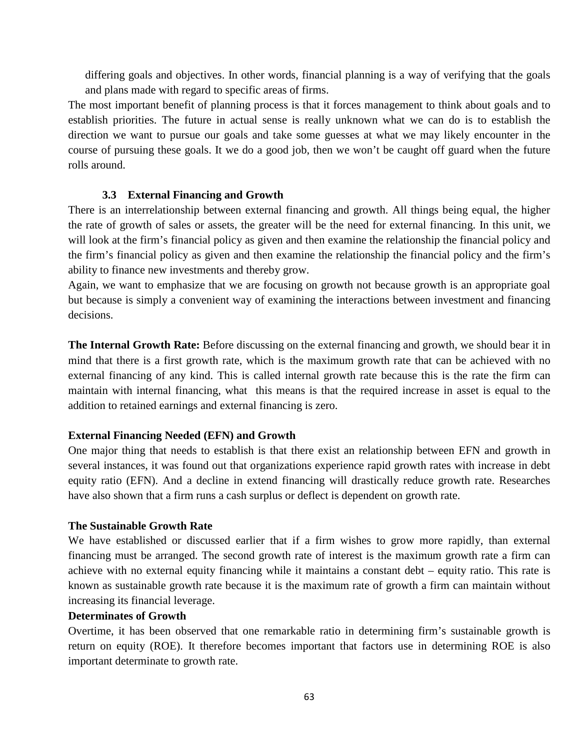differing goals and objectives. In other words, financial planning is a way of verifying that the goals and plans made with regard to specific areas of firms.

The most important benefit of planning process is that it forces management to think about goals and to establish priorities. The future in actual sense is really unknown what we can do is to establish the direction we want to pursue our goals and take some guesses at what we may likely encounter in the course of pursuing these goals. It we do a good job, then we won't be caught off guard when the future rolls around.

### 3.3 External Financing and Growth

There is an interrelationship between external financing and growth. All things being equal, the higher the rate of growth of sales or assets, the greater will be the need for external financing. In this unit, we will look at the firm's financial policy as given and then examine the relationship the financial policy and the firm's financial policy as given and then examine the relationship the financial policy and the firm's ability to finance new investments and thereby grow.

Again, we want to emphasize that we are focusing on growth not because growth is an appropriate goal but because is simply a convenient way of examining the interactions between investment and financing decisions.

**The Internal Growth Rate:** Before discussing on the external financing and growth, we should bear it in mind that there is a first growth rate, which is the maximum growth rate that can be achieved with no external financing of any kind. This is called internal growth rate because this is the rate the firm can maintain with internal financing, what this means is that the required increase in asset is equal to the addition to retained earnings and external financing is zero.

**External Financing Needed (EFN) and Growth**

One major thing that needs to establish is that there exist an relationship between EFN and growth in several instances, it was found out that organizations experience rapid growth rates with increase in debt equity ratio (EFN). And a decline in extend financing will drastically reduce growth rate. Researches have also shown that a firm runs a cash surplus or deflect is dependent on growth rate.

**The Sustainable Growth Rate**

We have established or discussed earlier that if a firm wishes to grow more rapidly, than external financing must be arranged. The second growth rate of interest is the maximum growth rate a firm can achieve with no external equity financing while it maintains a constant debt – equity ratio. This rate is known as sustainable growth rate because it is the maximum rate of growth a firm can maintain without increasing its financial leverage.

**Determinates of Growth**

Overtime, it has been observed that one remarkable ratio in determining firm's sustainable growth is return on equity (ROE). It therefore becomes important that factors use in determining ROE is also important determinate to growth rate.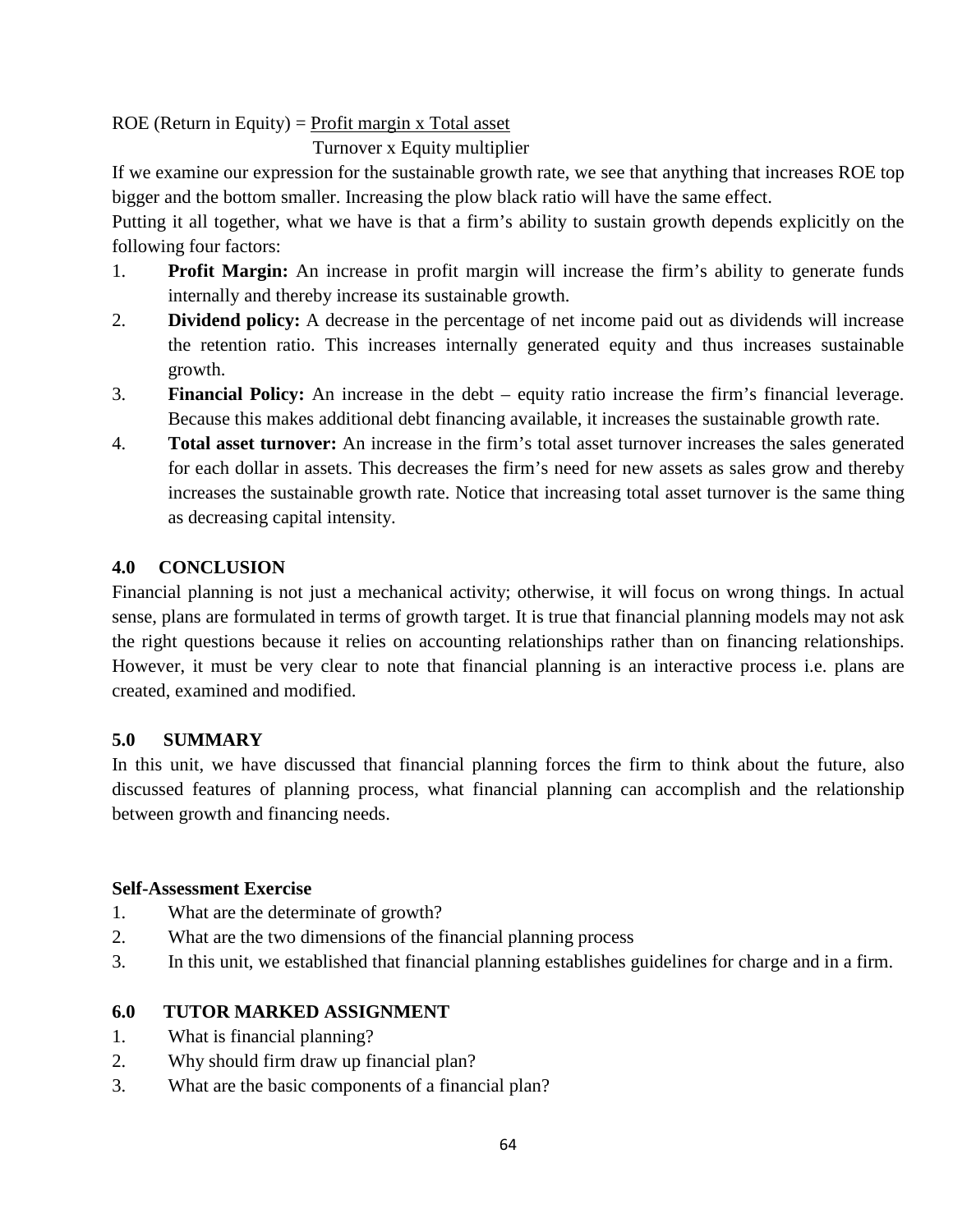ROE (Return in Equity) = Profit margin x Total asset Turnover x Equity multiplier

If we examine our expression for the sustainable growth rate, we see that anything that increases ROE top bigger and the bottom smaller. Increasing the plow black ratio will have the same effect.

Putting it all together, what we have is that a firm's ability to sustain growth depends explicitly on the following four factors:

1. **Profit Margin:** An increase in profit margin will increase the firm's ability to generate funds internally and thereby increase its sustainable growth.
2. **Dividend policy:** A decrease in the percentage of net income paid out as dividends will increase the retention ratio. This increases internally generated equity and thus increases sustainable growth.
3. **Financial Policy:** An increase in the debt – equity ratio increase the firm's financial leverage. Because this makes additional debt financing available, it increases the sustainable growth rate.
4. **Total asset turnover:** An increase in the firm's total asset turnover increases the sales generated for each dollar in assets. This decreases the firm's need for new assets as sales grow and thereby increases the sustainable growth rate. Notice that increasing total asset turnover is the same thing as decreasing capital intensity.

## 4.0 CONCLUSION

Financial planning is not just a mechanical activity; otherwise, it will focus on wrong things. In actual sense, plans are formulated in terms of growth target. It is true that financial planning models may not ask the right questions because it relies on accounting relationships rather than on financing relationships. However, it must be very clear to note that financial planning is an interactive process i.e. plans are created, examined and modified.

## 5.0 SUMMARY

In this unit, we have discussed that financial planning forces the firm to think about the future, also discussed features of planning process, what financial planning can accomplish and the relationship between growth and financing needs.

**Self-Assessment Exercise**

1. What are the determinate of growth?
2. What are the two dimensions of the financial planning process
3. In this unit, we established that financial planning establishes guidelines for charge and in a firm.

## 6.0 TUTOR MARKED ASSIGNMENT

1. What is financial planning?
2. Why should firm draw up financial plan?
3. What are the basic components of a financial plan?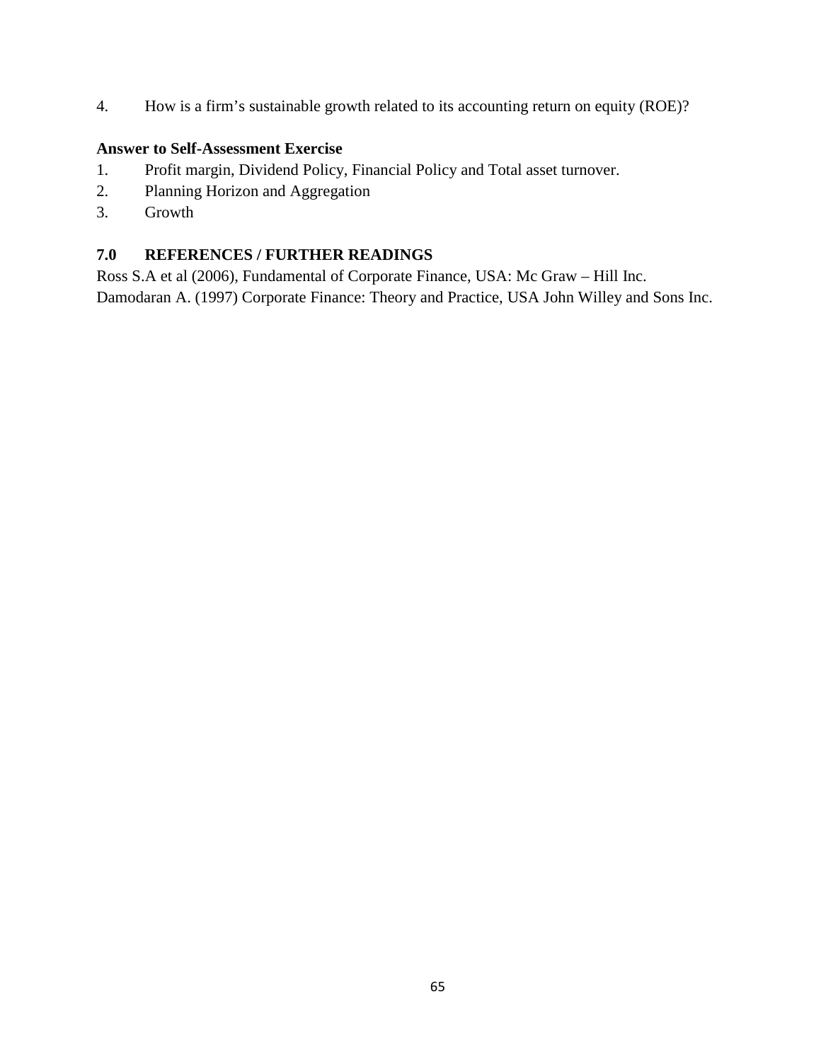4. How is a firm's sustainable growth related to its accounting return on equity (ROE)?

**Answer to Self-Assessment Exercise**

1. Profit margin, Dividend Policy, Financial Policy and Total asset turnover.
2. Planning Horizon and Aggregation
3. Growth

## 7.0 REFERENCES / FURTHER READINGS

Ross S.A et al (2006), Fundamental of Corporate Finance, USA: Mc Graw – Hill Inc.

Damodaran A. (1997) Corporate Finance: Theory and Practice, USA John Willey and Sons Inc.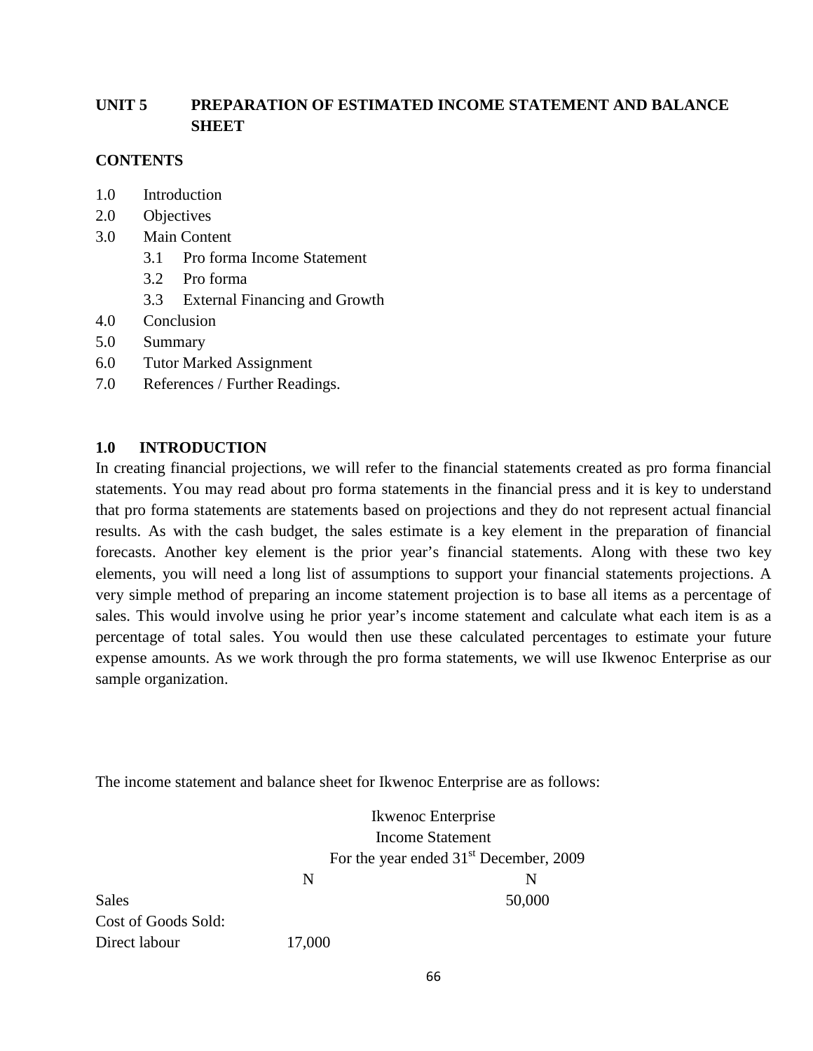## UNIT 5 PREPARATION OF ESTIMATED INCOME STATEMENT AND BALANCE SHEET

### CONTENTS

1.0 Introduction
2.0 Objectives
3.0 Main Content
  3.1 Pro forma Income Statement
  3.2 Pro forma
  3.3 External Financing and Growth
4.0 Conclusion
5.0 Summary
6.0 Tutor Marked Assignment
7.0 References / Further Readings.

### 1.0 INTRODUCTION

In creating financial projections, we will refer to the financial statements created as pro forma financial statements. You may read about pro forma statements in the financial press and it is key to understand that pro forma statements are statements based on projections and they do not represent actual financial results. As with the cash budget, the sales estimate is a key element in the preparation of financial forecasts. Another key element is the prior year's financial statements. Along with these two key elements, you will need a long list of assumptions to support your financial statements projections. A very simple method of preparing an income statement projection is to base all items as a percentage of sales. This would involve using he prior year's income statement and calculate what each item is as a percentage of total sales. You would then use these calculated percentages to estimate your future expense amounts. As we work through the pro forma statements, we will use Ikwenoc Enterprise as our sample organization.

The income statement and balance sheet for Ikwenoc Enterprise are as follows:

Ikwenoc Enterprise
Income Statement
For the year ended 31st December, 2009

| | N | N |
|---|---|---|
| Sales | | 50,000 |
| Cost of Goods Sold: | | |
| Direct labour | 17,000 | |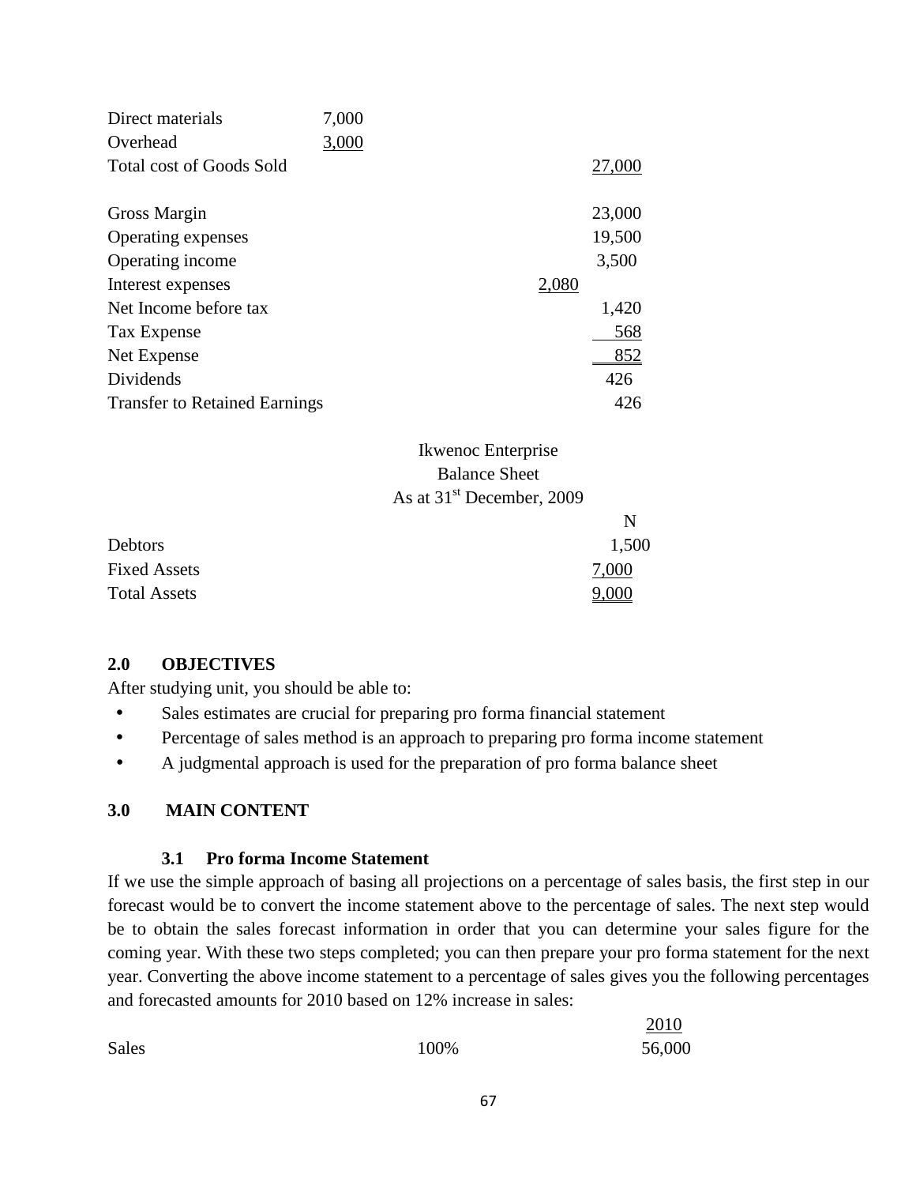| | | | |
|---|---|---|---|
| Direct materials | 7,000 | | |
| Overhead | 3,000 | | |
| Total cost of Goods Sold | | | 27,000 |
| | | | |
| Gross Margin | | | 23,000 |
| Operating expenses | | | 19,500 |
| Operating income | | | 3,500 |
| Interest expenses | | 2,080 | |
| Net Income before tax | | | 1,420 |
| Tax Expense | | | 568 |
| Net Expense | | | 852 |
| Dividends | | | 426 |
| Transfer to Retained Earnings | | | 426 |

Ikwenoc Enterprise
Balance Sheet
As at 31st December, 2009

| | N |
|---|---|
| Debtors | 1,500 |
| Fixed Assets | 7,000 |
| Total Assets | 9,000 |

## 2.0 OBJECTIVES

After studying unit, you should be able to:

- Sales estimates are crucial for preparing pro forma financial statement
- Percentage of sales method is an approach to preparing pro forma income statement
- A judgmental approach is used for the preparation of pro forma balance sheet

## 3.0 MAIN CONTENT

### 3.1 Pro forma Income Statement

If we use the simple approach of basing all projections on a percentage of sales basis, the first step in our forecast would be to convert the income statement above to the percentage of sales. The next step would be to obtain the sales forecast information in order that you can determine your sales figure for the coming year. With these two steps completed; you can then prepare your pro forma statement for the next year. Converting the above income statement to a percentage of sales gives you the following percentages and forecasted amounts for 2010 based on 12% increase in sales:

| | | 2010 |
|---|---|---|
| Sales | 100% | 56,000 |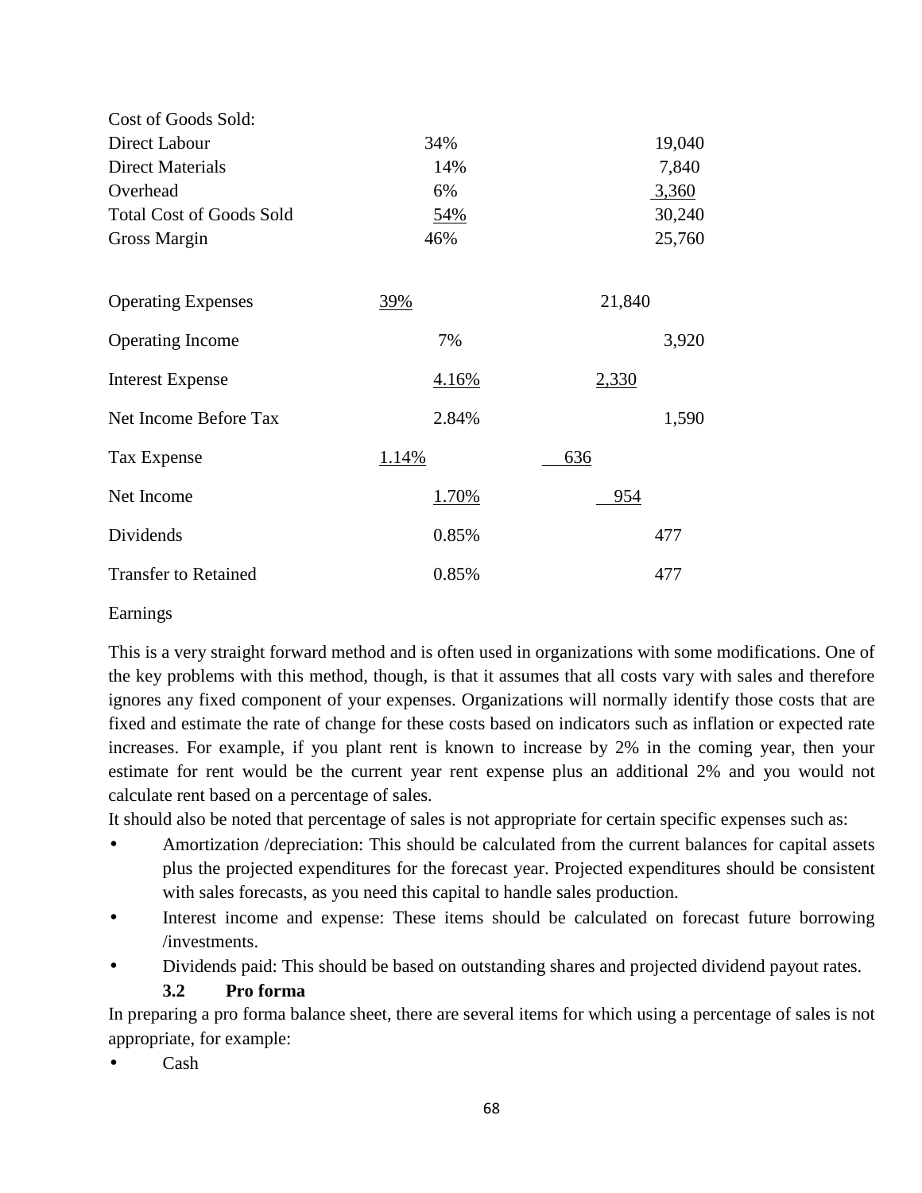| | | |
|---|---|---|
| Cost of Goods Sold: | | |
| Direct Labour | 34% | 19,040 |
| Direct Materials | 14% | 7,840 |
| Overhead | 6% | 3,360 |
| Total Cost of Goods Sold | 54% | 30,240 |
| Gross Margin | 46% | 25,760 |
| Operating Expenses | 39% | 21,840 |
| Operating Income | 7% | 3,920 |
| Interest Expense | 4.16% | 2,330 |
| Net Income Before Tax | 2.84% | 1,590 |
| Tax Expense | 1.14% | 636 |
| Net Income | 1.70% | 954 |
| Dividends | 0.85% | 477 |
| Transfer to Retained Earnings | 0.85% | 477 |

This is a very straight forward method and is often used in organizations with some modifications. One of the key problems with this method, though, is that it assumes that all costs vary with sales and therefore ignores any fixed component of your expenses. Organizations will normally identify those costs that are fixed and estimate the rate of change for these costs based on indicators such as inflation or expected rate increases. For example, if you plant rent is known to increase by 2% in the coming year, then your estimate for rent would be the current year rent expense plus an additional 2% and you would not calculate rent based on a percentage of sales.

It should also be noted that percentage of sales is not appropriate for certain specific expenses such as:

- Amortization /depreciation: This should be calculated from the current balances for capital assets plus the projected expenditures for the forecast year. Projected expenditures should be consistent with sales forecasts, as you need this capital to handle sales production.
- Interest income and expense: These items should be calculated on forecast future borrowing /investments.
- Dividends paid: This should be based on outstanding shares and projected dividend payout rates.

### 3.2 Pro forma

In preparing a pro forma balance sheet, there are several items for which using a percentage of sales is not appropriate, for example:

- Cash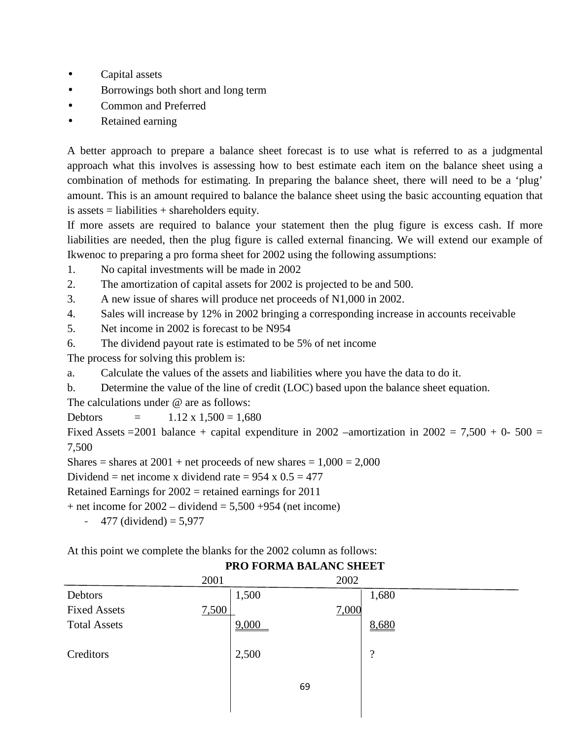- Capital assets
- Borrowings both short and long term
- Common and Preferred
- Retained earning

A better approach to prepare a balance sheet forecast is to use what is referred to as a judgmental approach what this involves is assessing how to best estimate each item on the balance sheet using a combination of methods for estimating. In preparing the balance sheet, there will need to be a 'plug' amount. This is an amount required to balance the balance sheet using the basic accounting equation that is assets = liabilities + shareholders equity.

If more assets are required to balance your statement then the plug figure is excess cash. If more liabilities are needed, then the plug figure is called external financing. We will extend our example of Ikwenoc to preparing a pro forma sheet for 2002 using the following assumptions:

1. No capital investments will be made in 2002
2. The amortization of capital assets for 2002 is projected to be and 500.
3. A new issue of shares will produce net proceeds of N1,000 in 2002.
4. Sales will increase by 12% in 2002 bringing a corresponding increase in accounts receivable
5. Net income in 2002 is forecast to be N954
6. The dividend payout rate is estimated to be 5% of net income

The process for solving this problem is:

a. Calculate the values of the assets and liabilities where you have the data to do it.
b. Determine the value of the line of credit (LOC) based upon the balance sheet equation.

The calculations under @ are as follows:

Debtors = 1.12 x 1,500 = 1,680

Fixed Assets =2001 balance + capital expenditure in 2002 –amortization in 2002 = 7,500 + 0- 500 = 7,500

Shares = shares at 2001 + net proceeds of new shares = 1,000 = 2,000

Dividend = net income x dividend rate = 954 x 0.5 = 477

Retained Earnings for 2002 = retained earnings for 2011
+ net income for 2002 – dividend = 5,500 +954 (net income)
- 477 (dividend) = 5,977

At this point we complete the blanks for the 2002 column as follows:

**PRO FORMA BALANC SHEET**

| | 2001 | | 2002 | |
|---|---|---|---|---|
| Debtors | | 1,500 | | 1,680 |
| Fixed Assets | 7,500 | | 7,000 | |
| Total Assets | | 9,000 | | 8,680 |
| Creditors | | 2,500 | | ? |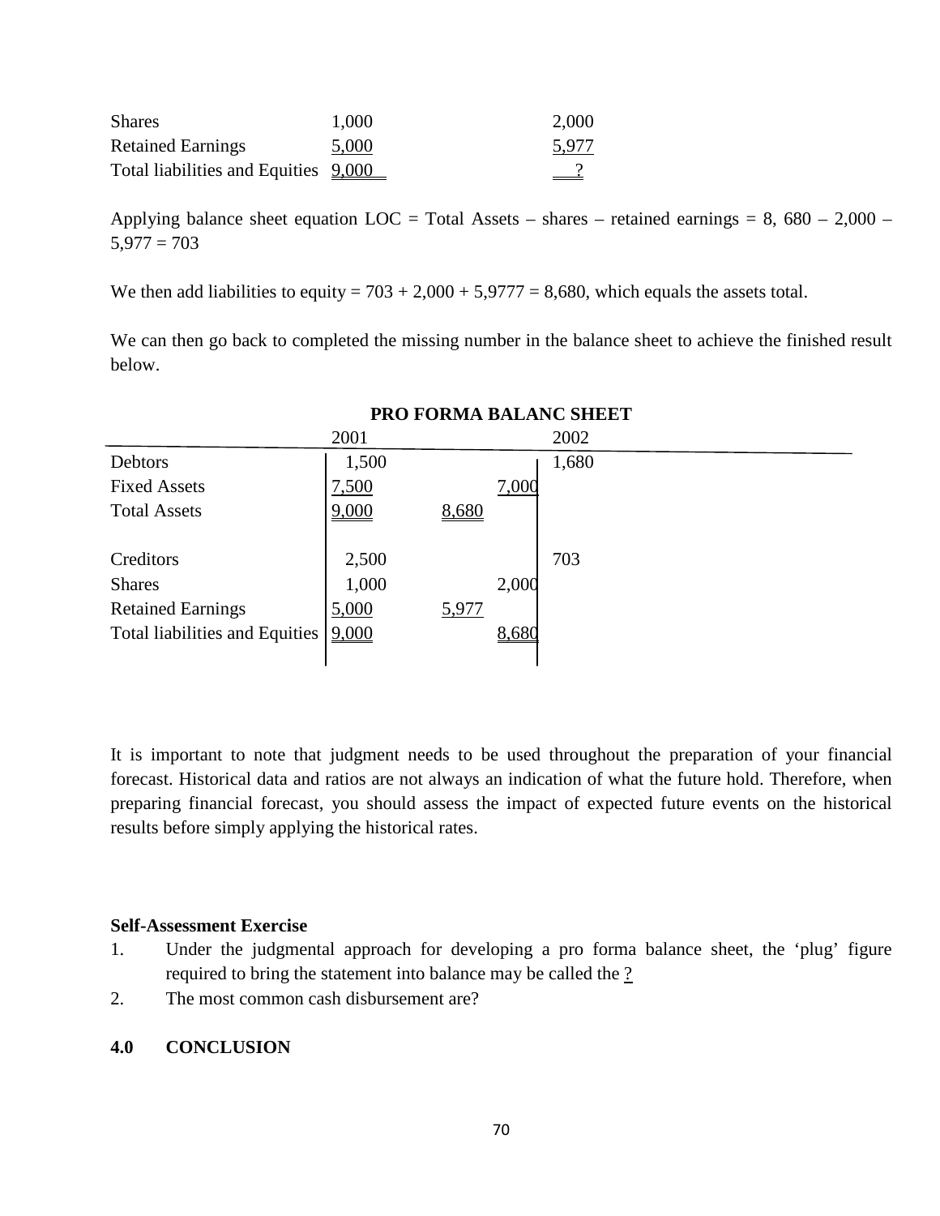| | | |
|---|---|---|
| Shares | 1,000 | 2,000 |
| Retained Earnings | 5,000 | 5,977 |
| Total liabilities and Equities | 9,000 | ? |

Applying balance sheet equation LOC = Total Assets – shares – retained earnings = 8, 680 – 2,000 – 5,977 = 703

We then add liabilities to equity = 703 + 2,000 + 5,9777 = 8,680, which equals the assets total.

We can then go back to completed the missing number in the balance sheet to achieve the finished result below.

**PRO FORMA BALANC SHEET**

| | 2001 | | | 2002 |
|---|---|---|---|---|
| Debtors | 1,500 | | | 1,680 |
| Fixed Assets | 7,500 | | 7,000 | |
| Total Assets | 9,000 | 8,680 | | |
| | | | | |
| Creditors | 2,500 | | | 703 |
| Shares | 1,000 | | 2,000 | |
| Retained Earnings | 5,000 | 5,977 | | |
| Total liabilities and Equities | 9,000 | | 8,680 | |

It is important to note that judgment needs to be used throughout the preparation of your financial forecast. Historical data and ratios are not always an indication of what the future hold. Therefore, when preparing financial forecast, you should assess the impact of expected future events on the historical results before simply applying the historical rates.

**Self-Assessment Exercise**

1. Under the judgmental approach for developing a pro forma balance sheet, the 'plug' figure required to bring the statement into balance may be called the ?
2. The most common cash disbursement are?

## 4.0 CONCLUSION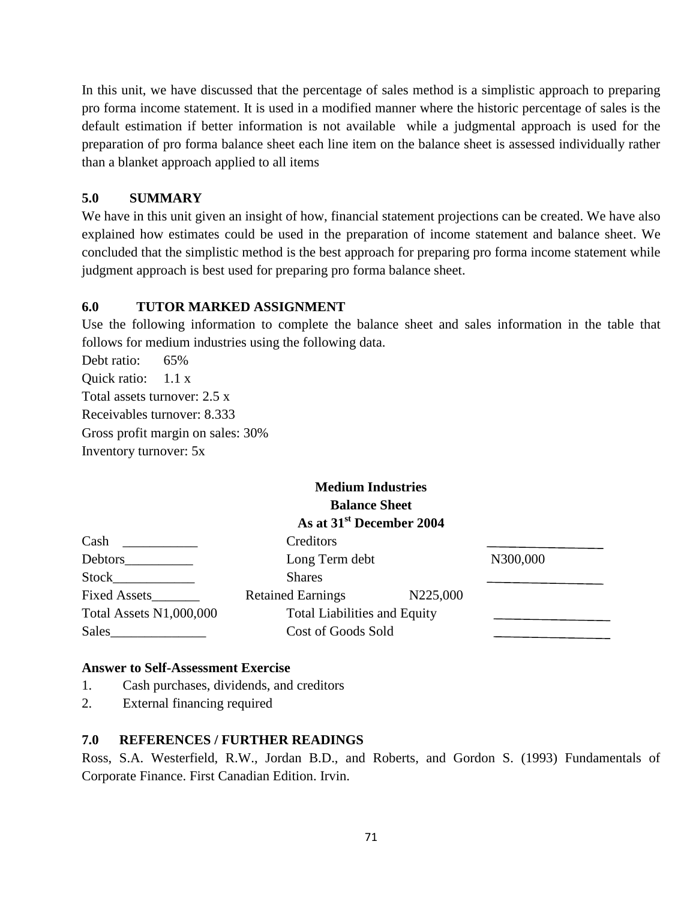In this unit, we have discussed that the percentage of sales method is a simplistic approach to preparing pro forma income statement. It is used in a modified manner where the historic percentage of sales is the default estimation if better information is not available while a judgmental approach is used for the preparation of pro forma balance sheet each line item on the balance sheet is assessed individually rather than a blanket approach applied to all items

## 5.0 SUMMARY

We have in this unit given an insight of how, financial statement projections can be created. We have also explained how estimates could be used in the preparation of income statement and balance sheet. We concluded that the simplistic method is the best approach for preparing pro forma income statement while judgment approach is best used for preparing pro forma balance sheet.

## 6.0 TUTOR MARKED ASSIGNMENT

Use the following information to complete the balance sheet and sales information in the table that follows for medium industries using the following data.

Debt ratio: 65%
Quick ratio: 1.1 x
Total assets turnover: 2.5 x
Receivables turnover: 8.333
Gross profit margin on sales: 30%
Inventory turnover: 5x

**Medium Industries**
**Balance Sheet**
**As at 31st December 2004**

| | | | |
|---|---|---|---|
| Cash ___________ | Creditors | | __________________ |
| Debtors__________ | Long Term debt | | N300,000 |
| Stock____________ | Shares | | __________________ |
| Fixed Assets_______ | Retained Earnings | N225,000 | |
| Total Assets N1,000,000 | Total Liabilities and Equity | | __________________ |
| Sales______________ | Cost of Goods Sold | | __________________ |

**Answer to Self-Assessment Exercise**

1. Cash purchases, dividends, and creditors
2. External financing required

## 7.0 REFERENCES / FURTHER READINGS

Ross, S.A. Westerfield, R.W., Jordan B.D., and Roberts, and Gordon S. (1993) Fundamentals of Corporate Finance. First Canadian Edition. Irvin.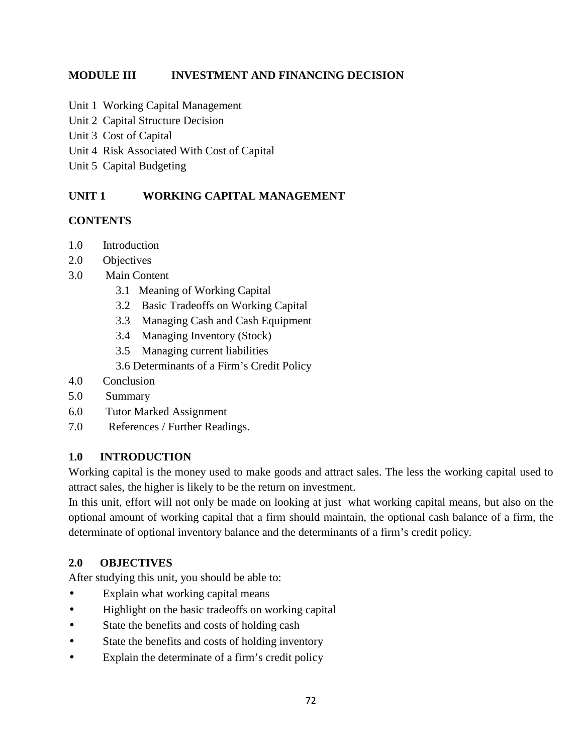## MODULE III INVESTMENT AND FINANCING DECISION

Unit 1 Working Capital Management
Unit 2 Capital Structure Decision
Unit 3 Cost of Capital
Unit 4 Risk Associated With Cost of Capital
Unit 5 Capital Budgeting

## UNIT 1 WORKING CAPITAL MANAGEMENT

### CONTENTS

1.0 Introduction
2.0 Objectives
3.0 Main Content
  3.1 Meaning of Working Capital
  3.2 Basic Tradeoffs on Working Capital
  3.3 Managing Cash and Cash Equipment
  3.4 Managing Inventory (Stock)
  3.5 Managing current liabilities
  3.6 Determinants of a Firm's Credit Policy
4.0 Conclusion
5.0 Summary
6.0 Tutor Marked Assignment
7.0 References / Further Readings.

### 1.0 INTRODUCTION

Working capital is the money used to make goods and attract sales. The less the working capital used to attract sales, the higher is likely to be the return on investment.

In this unit, effort will not only be made on looking at just what working capital means, but also on the optional amount of working capital that a firm should maintain, the optional cash balance of a firm, the determinate of optional inventory balance and the determinants of a firm's credit policy.

### 2.0 OBJECTIVES

After studying this unit, you should be able to:

- Explain what working capital means
- Highlight on the basic tradeoffs on working capital
- State the benefits and costs of holding cash
- State the benefits and costs of holding inventory
- Explain the determinate of a firm's credit policy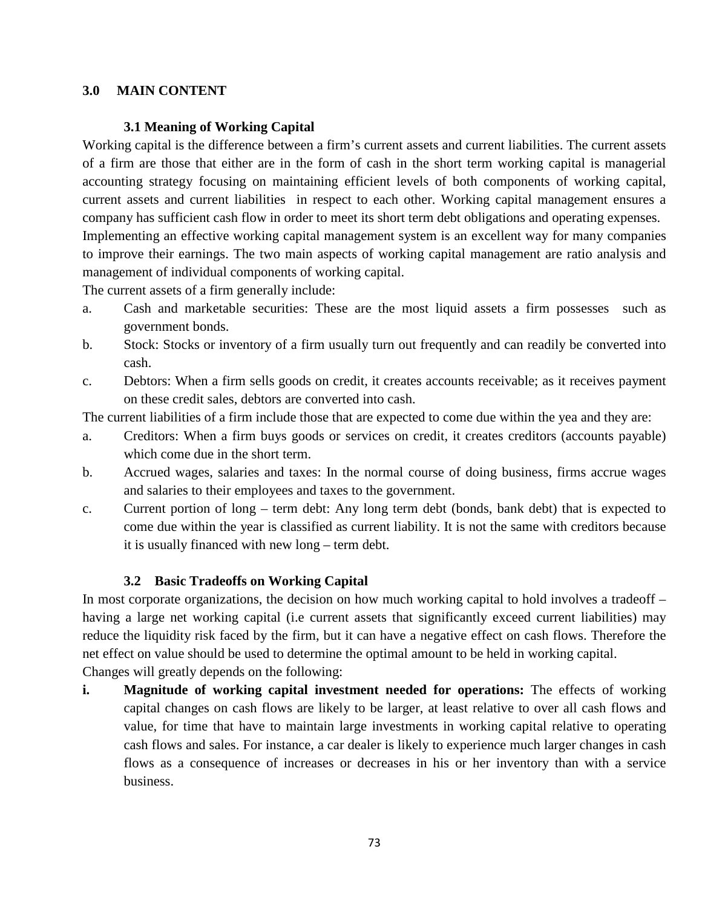## 3.0 MAIN CONTENT

### 3.1 Meaning of Working Capital

Working capital is the difference between a firm's current assets and current liabilities. The current assets of a firm are those that either are in the form of cash in the short term working capital is managerial accounting strategy focusing on maintaining efficient levels of both components of working capital, current assets and current liabilities in respect to each other. Working capital management ensures a company has sufficient cash flow in order to meet its short term debt obligations and operating expenses.

Implementing an effective working capital management system is an excellent way for many companies to improve their earnings. The two main aspects of working capital management are ratio analysis and management of individual components of working capital.

The current assets of a firm generally include:

a. Cash and marketable securities: These are the most liquid assets a firm possesses such as government bonds.

b. Stock: Stocks or inventory of a firm usually turn out frequently and can readily be converted into cash.

c. Debtors: When a firm sells goods on credit, it creates accounts receivable; as it receives payment on these credit sales, debtors are converted into cash.

The current liabilities of a firm include those that are expected to come due within the yea and they are:

a. Creditors: When a firm buys goods or services on credit, it creates creditors (accounts payable) which come due in the short term.

b. Accrued wages, salaries and taxes: In the normal course of doing business, firms accrue wages and salaries to their employees and taxes to the government.

c. Current portion of long – term debt: Any long term debt (bonds, bank debt) that is expected to come due within the year is classified as current liability. It is not the same with creditors because it is usually financed with new long – term debt.

### 3.2 Basic Tradeoffs on Working Capital

In most corporate organizations, the decision on how much working capital to hold involves a tradeoff – having a large net working capital (i.e current assets that significantly exceed current liabilities) may reduce the liquidity risk faced by the firm, but it can have a negative effect on cash flows. Therefore the net effect on value should be used to determine the optimal amount to be held in working capital.

Changes will greatly depends on the following:

**i. Magnitude of working capital investment needed for operations:** The effects of working capital changes on cash flows are likely to be larger, at least relative to over all cash flows and value, for time that have to maintain large investments in working capital relative to operating cash flows and sales. For instance, a car dealer is likely to experience much larger changes in cash flows as a consequence of increases or decreases in his or her inventory than with a service business.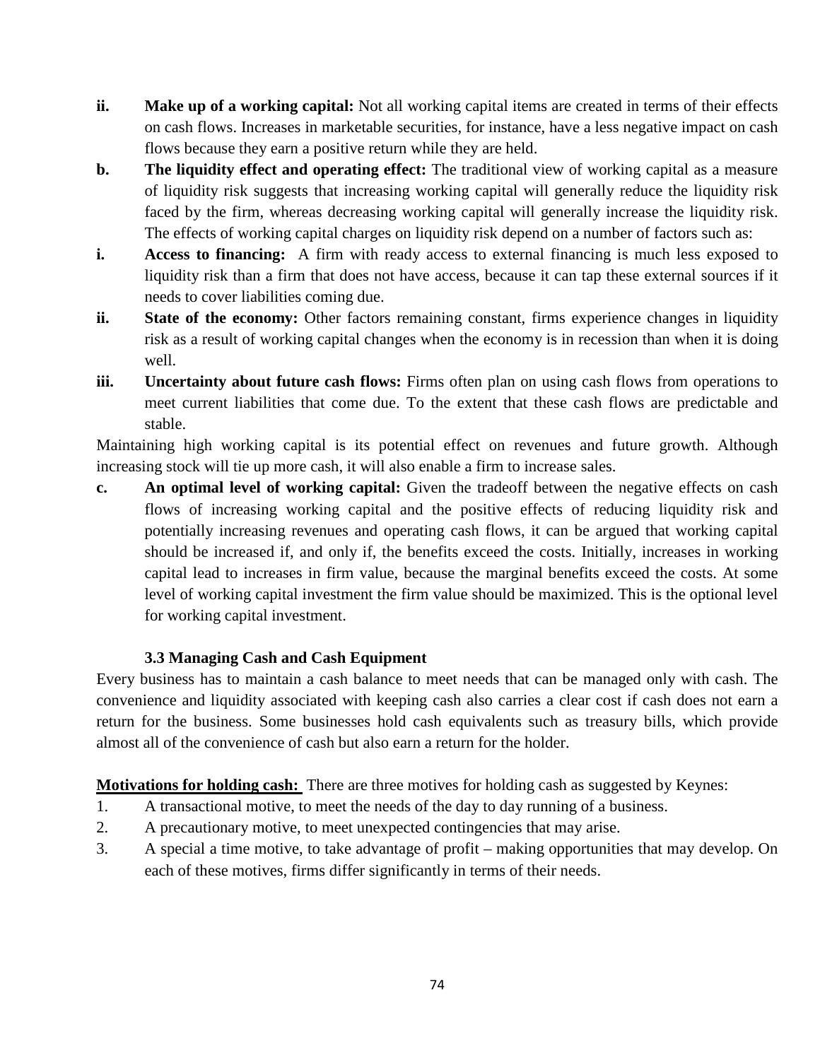**ii.** **Make up of a working capital:** Not all working capital items are created in terms of their effects on cash flows. Increases in marketable securities, for instance, have a less negative impact on cash flows because they earn a positive return while they are held.

**b.** **The liquidity effect and operating effect:** The traditional view of working capital as a measure of liquidity risk suggests that increasing working capital will generally reduce the liquidity risk faced by the firm, whereas decreasing working capital will generally increase the liquidity risk. The effects of working capital charges on liquidity risk depend on a number of factors such as:

**i.** **Access to financing:** A firm with ready access to external financing is much less exposed to liquidity risk than a firm that does not have access, because it can tap these external sources if it needs to cover liabilities coming due.

**ii.** **State of the economy:** Other factors remaining constant, firms experience changes in liquidity risk as a result of working capital changes when the economy is in recession than when it is doing well.

**iii.** **Uncertainty about future cash flows:** Firms often plan on using cash flows from operations to meet current liabilities that come due. To the extent that these cash flows are predictable and stable.

Maintaining high working capital is its potential effect on revenues and future growth. Although increasing stock will tie up more cash, it will also enable a firm to increase sales.

**c.** **An optimal level of working capital:** Given the tradeoff between the negative effects on cash flows of increasing working capital and the positive effects of reducing liquidity risk and potentially increasing revenues and operating cash flows, it can be argued that working capital should be increased if, and only if, the benefits exceed the costs. Initially, increases in working capital lead to increases in firm value, because the marginal benefits exceed the costs. At some level of working capital investment the firm value should be maximized. This is the optional level for working capital investment.

### 3.3 Managing Cash and Cash Equipment

Every business has to maintain a cash balance to meet needs that can be managed only with cash. The convenience and liquidity associated with keeping cash also carries a clear cost if cash does not earn a return for the business. Some businesses hold cash equivalents such as treasury bills, which provide almost all of the convenience of cash but also earn a return for the holder.

**Motivations for holding cash:** There are three motives for holding cash as suggested by Keynes:

1. A transactional motive, to meet the needs of the day to day running of a business.
2. A precautionary motive, to meet unexpected contingencies that may arise.
3. A special a time motive, to take advantage of profit – making opportunities that may develop. On each of these motives, firms differ significantly in terms of their needs.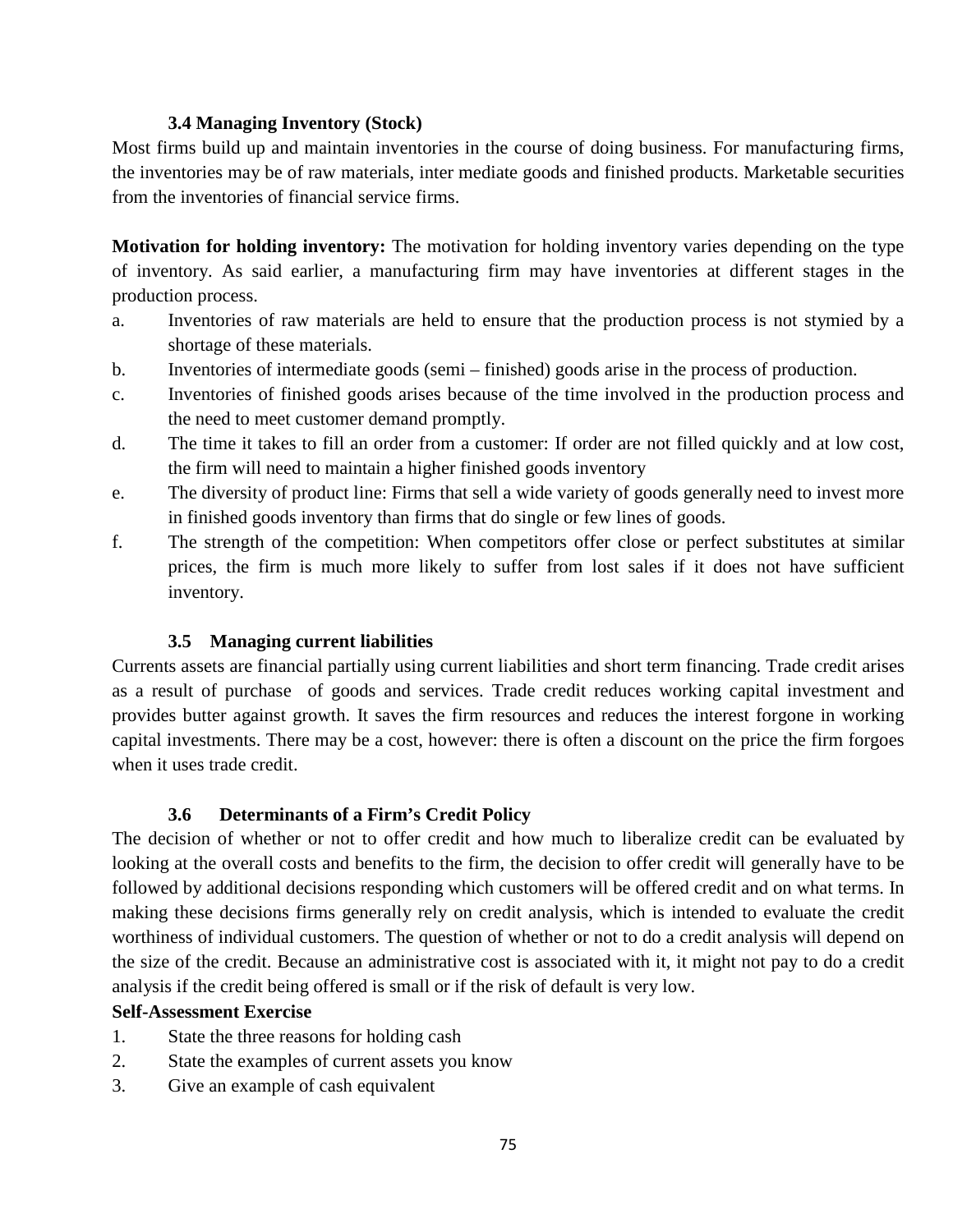### 3.4 Managing Inventory (Stock)

Most firms build up and maintain inventories in the course of doing business. For manufacturing firms, the inventories may be of raw materials, inter mediate goods and finished products. Marketable securities from the inventories of financial service firms.

**Motivation for holding inventory:** The motivation for holding inventory varies depending on the type of inventory. As said earlier, a manufacturing firm may have inventories at different stages in the production process.

a. Inventories of raw materials are held to ensure that the production process is not stymied by a shortage of these materials.
b. Inventories of intermediate goods (semi – finished) goods arise in the process of production.
c. Inventories of finished goods arises because of the time involved in the production process and the need to meet customer demand promptly.
d. The time it takes to fill an order from a customer: If order are not filled quickly and at low cost, the firm will need to maintain a higher finished goods inventory
e. The diversity of product line: Firms that sell a wide variety of goods generally need to invest more in finished goods inventory than firms that do single or few lines of goods.
f. The strength of the competition: When competitors offer close or perfect substitutes at similar prices, the firm is much more likely to suffer from lost sales if it does not have sufficient inventory.

### 3.5 Managing current liabilities

Currents assets are financial partially using current liabilities and short term financing. Trade credit arises as a result of purchase of goods and services. Trade credit reduces working capital investment and provides butter against growth. It saves the firm resources and reduces the interest forgone in working capital investments. There may be a cost, however: there is often a discount on the price the firm forgoes when it uses trade credit.

### 3.6 Determinants of a Firm's Credit Policy

The decision of whether or not to offer credit and how much to liberalize credit can be evaluated by looking at the overall costs and benefits to the firm, the decision to offer credit will generally have to be followed by additional decisions responding which customers will be offered credit and on what terms. In making these decisions firms generally rely on credit analysis, which is intended to evaluate the credit worthiness of individual customers. The question of whether or not to do a credit analysis will depend on the size of the credit. Because an administrative cost is associated with it, it might not pay to do a credit analysis if the credit being offered is small or if the risk of default is very low.

**Self-Assessment Exercise**

1. State the three reasons for holding cash
2. State the examples of current assets you know
3. Give an example of cash equivalent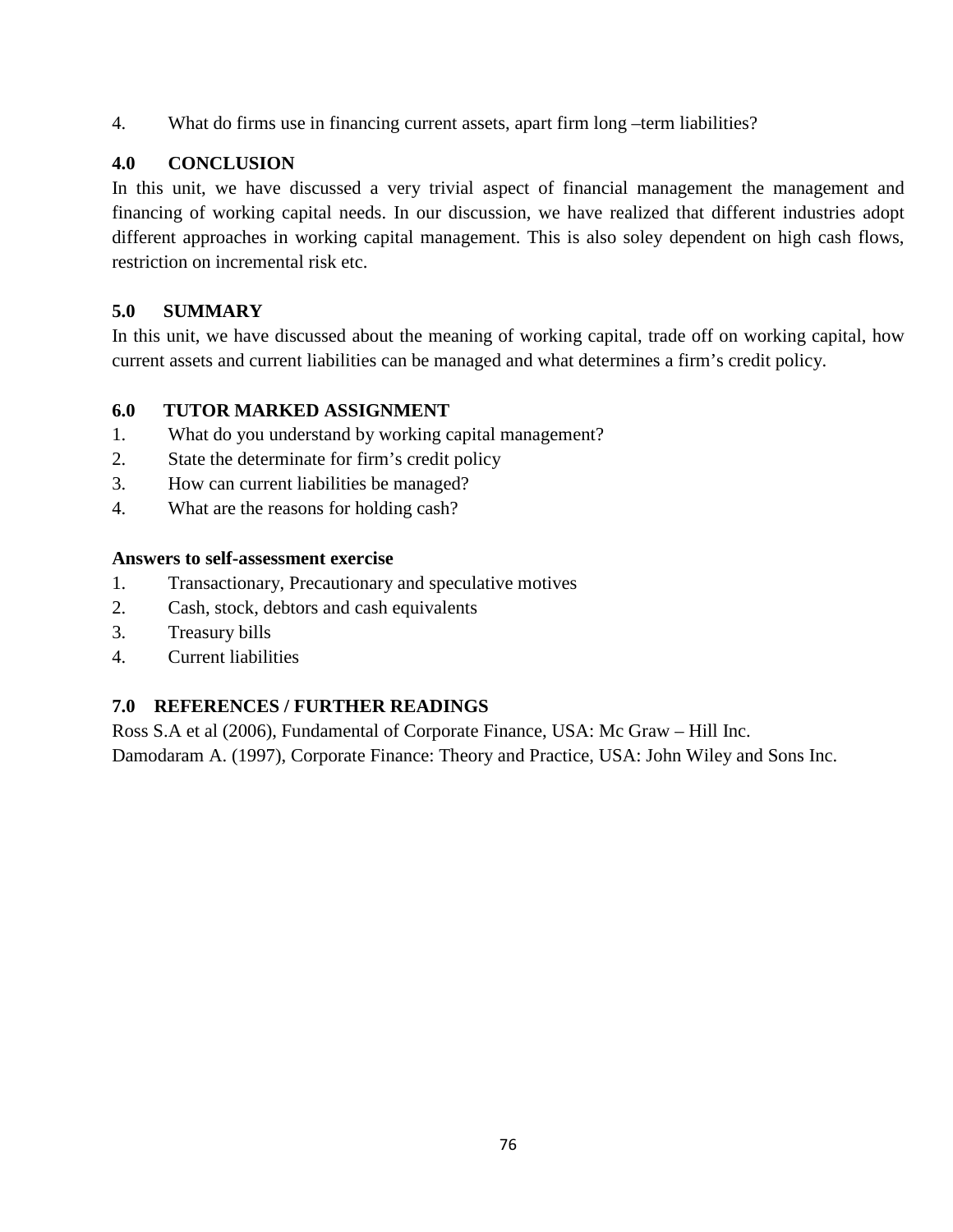4. What do firms use in financing current assets, apart firm long –term liabilities?

## 4.0 CONCLUSION

In this unit, we have discussed a very trivial aspect of financial management the management and financing of working capital needs. In our discussion, we have realized that different industries adopt different approaches in working capital management. This is also soley dependent on high cash flows, restriction on incremental risk etc.

## 5.0 SUMMARY

In this unit, we have discussed about the meaning of working capital, trade off on working capital, how current assets and current liabilities can be managed and what determines a firm's credit policy.

## 6.0 TUTOR MARKED ASSIGNMENT

1. What do you understand by working capital management?
2. State the determinate for firm's credit policy
3. How can current liabilities be managed?
4. What are the reasons for holding cash?

**Answers to self-assessment exercise**

1. Transactionary, Precautionary and speculative motives
2. Cash, stock, debtors and cash equivalents
3. Treasury bills
4. Current liabilities

## 7.0 REFERENCES / FURTHER READINGS

Ross S.A et al (2006), Fundamental of Corporate Finance, USA: Mc Graw – Hill Inc.

Damodaram A. (1997), Corporate Finance: Theory and Practice, USA: John Wiley and Sons Inc.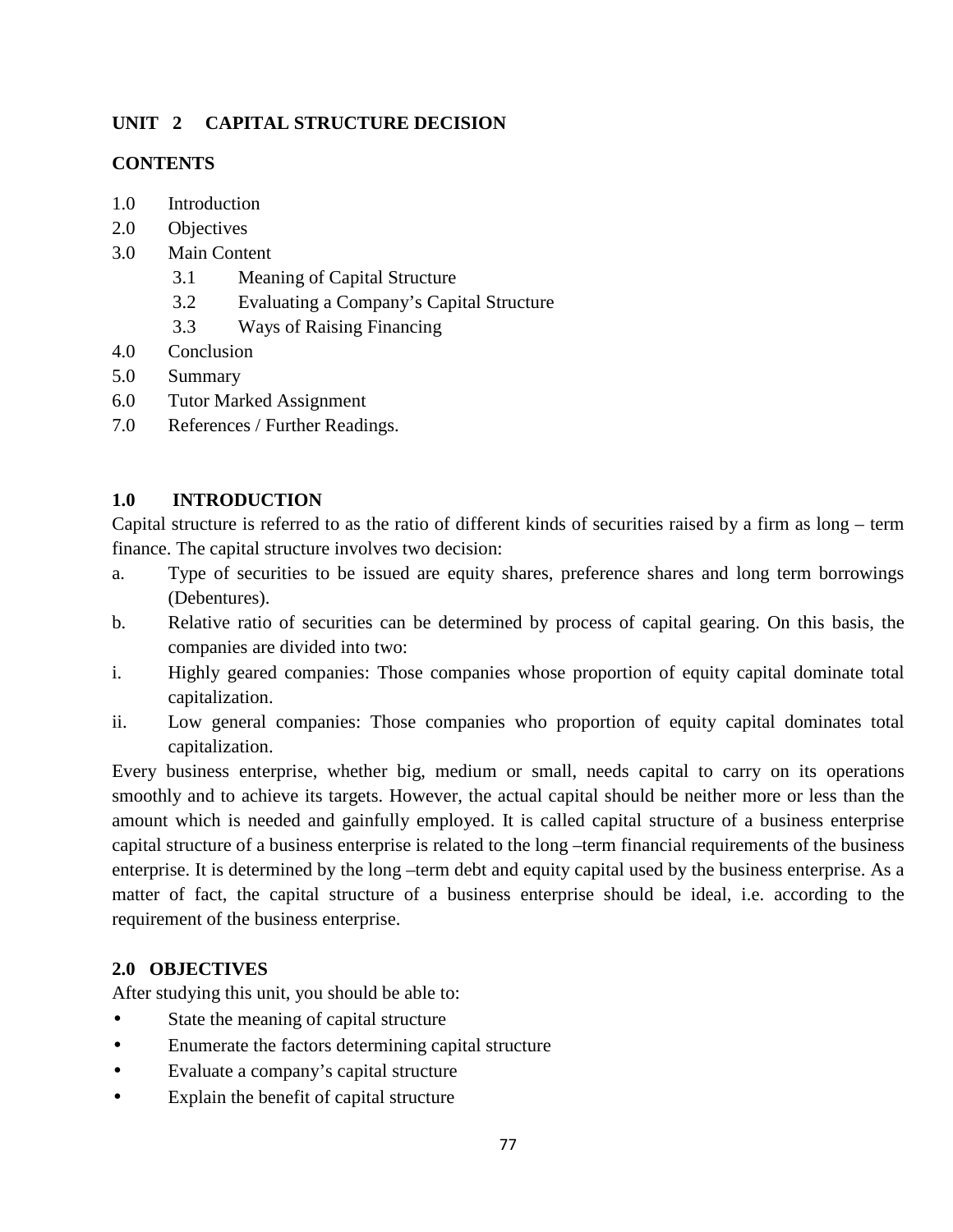## UNIT 2 CAPITAL STRUCTURE DECISION

**CONTENTS**

1.0 Introduction
2.0 Objectives
3.0 Main Content
   3.1 Meaning of Capital Structure
   3.2 Evaluating a Company's Capital Structure
   3.3 Ways of Raising Financing
4.0 Conclusion
5.0 Summary
6.0 Tutor Marked Assignment
7.0 References / Further Readings.

### 1.0 INTRODUCTION

Capital structure is referred to as the ratio of different kinds of securities raised by a firm as long – term finance. The capital structure involves two decision:

a. Type of securities to be issued are equity shares, preference shares and long term borrowings (Debentures).
b. Relative ratio of securities can be determined by process of capital gearing. On this basis, the companies are divided into two:
i. Highly geared companies: Those companies whose proportion of equity capital dominate total capitalization.
ii. Low general companies: Those companies who proportion of equity capital dominates total capitalization.

Every business enterprise, whether big, medium or small, needs capital to carry on its operations smoothly and to achieve its targets. However, the actual capital should be neither more or less than the amount which is needed and gainfully employed. It is called capital structure of a business enterprise capital structure of a business enterprise is related to the long –term financial requirements of the business enterprise. It is determined by the long –term debt and equity capital used by the business enterprise. As a matter of fact, the capital structure of a business enterprise should be ideal, i.e. according to the requirement of the business enterprise.

### 2.0 OBJECTIVES

After studying this unit, you should be able to:

- State the meaning of capital structure
- Enumerate the factors determining capital structure
- Evaluate a company's capital structure
- Explain the benefit of capital structure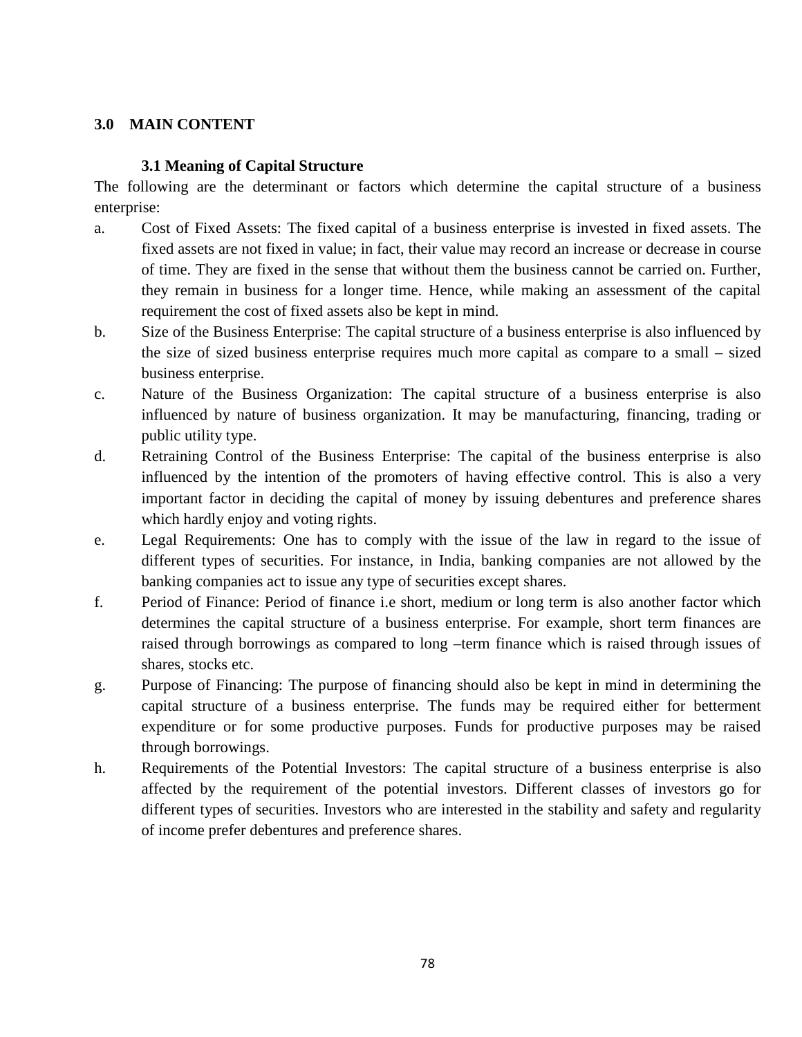## 3.0 MAIN CONTENT

### 3.1 Meaning of Capital Structure

The following are the determinant or factors which determine the capital structure of a business enterprise:

a. Cost of Fixed Assets: The fixed capital of a business enterprise is invested in fixed assets. The fixed assets are not fixed in value; in fact, their value may record an increase or decrease in course of time. They are fixed in the sense that without them the business cannot be carried on. Further, they remain in business for a longer time. Hence, while making an assessment of the capital requirement the cost of fixed assets also be kept in mind.

b. Size of the Business Enterprise: The capital structure of a business enterprise is also influenced by the size of sized business enterprise requires much more capital as compare to a small – sized business enterprise.

c. Nature of the Business Organization: The capital structure of a business enterprise is also influenced by nature of business organization. It may be manufacturing, financing, trading or public utility type.

d. Retraining Control of the Business Enterprise: The capital of the business enterprise is also influenced by the intention of the promoters of having effective control. This is also a very important factor in deciding the capital of money by issuing debentures and preference shares which hardly enjoy and voting rights.

e. Legal Requirements: One has to comply with the issue of the law in regard to the issue of different types of securities. For instance, in India, banking companies are not allowed by the banking companies act to issue any type of securities except shares.

f. Period of Finance: Period of finance i.e short, medium or long term is also another factor which determines the capital structure of a business enterprise. For example, short term finances are raised through borrowings as compared to long –term finance which is raised through issues of shares, stocks etc.

g. Purpose of Financing: The purpose of financing should also be kept in mind in determining the capital structure of a business enterprise. The funds may be required either for betterment expenditure or for some productive purposes. Funds for productive purposes may be raised through borrowings.

h. Requirements of the Potential Investors: The capital structure of a business enterprise is also affected by the requirement of the potential investors. Different classes of investors go for different types of securities. Investors who are interested in the stability and safety and regularity of income prefer debentures and preference shares.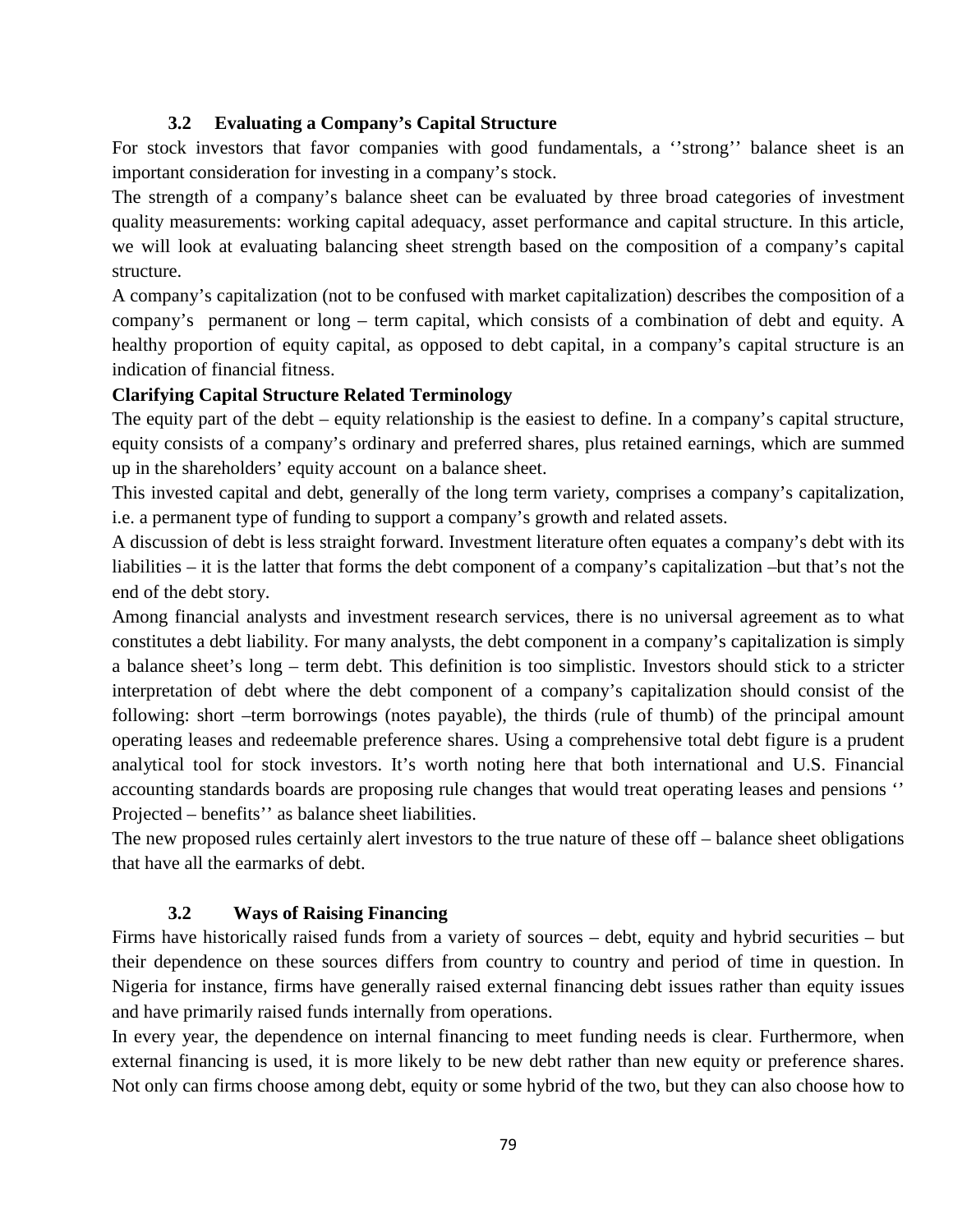### 3.2 Evaluating a Company's Capital Structure

For stock investors that favor companies with good fundamentals, a ''strong'' balance sheet is an important consideration for investing in a company's stock.

The strength of a company's balance sheet can be evaluated by three broad categories of investment quality measurements: working capital adequacy, asset performance and capital structure. In this article, we will look at evaluating balancing sheet strength based on the composition of a company's capital structure.

A company's capitalization (not to be confused with market capitalization) describes the composition of a company's permanent or long – term capital, which consists of a combination of debt and equity. A healthy proportion of equity capital, as opposed to debt capital, in a company's capital structure is an indication of financial fitness.

**Clarifying Capital Structure Related Terminology**

The equity part of the debt – equity relationship is the easiest to define. In a company's capital structure, equity consists of a company's ordinary and preferred shares, plus retained earnings, which are summed up in the shareholders' equity account on a balance sheet.

This invested capital and debt, generally of the long term variety, comprises a company's capitalization, i.e. a permanent type of funding to support a company's growth and related assets.

A discussion of debt is less straight forward. Investment literature often equates a company's debt with its liabilities – it is the latter that forms the debt component of a company's capitalization –but that's not the end of the debt story.

Among financial analysts and investment research services, there is no universal agreement as to what constitutes a debt liability. For many analysts, the debt component in a company's capitalization is simply a balance sheet's long – term debt. This definition is too simplistic. Investors should stick to a stricter interpretation of debt where the debt component of a company's capitalization should consist of the following: short –term borrowings (notes payable), the thirds (rule of thumb) of the principal amount operating leases and redeemable preference shares. Using a comprehensive total debt figure is a prudent analytical tool for stock investors. It's worth noting here that both international and U.S. Financial accounting standards boards are proposing rule changes that would treat operating leases and pensions '' Projected – benefits'' as balance sheet liabilities.

The new proposed rules certainly alert investors to the true nature of these off – balance sheet obligations that have all the earmarks of debt.

### 3.2 Ways of Raising Financing

Firms have historically raised funds from a variety of sources – debt, equity and hybrid securities – but their dependence on these sources differs from country to country and period of time in question. In Nigeria for instance, firms have generally raised external financing debt issues rather than equity issues and have primarily raised funds internally from operations.

In every year, the dependence on internal financing to meet funding needs is clear. Furthermore, when external financing is used, it is more likely to be new debt rather than new equity or preference shares. Not only can firms choose among debt, equity or some hybrid of the two, but they can also choose how to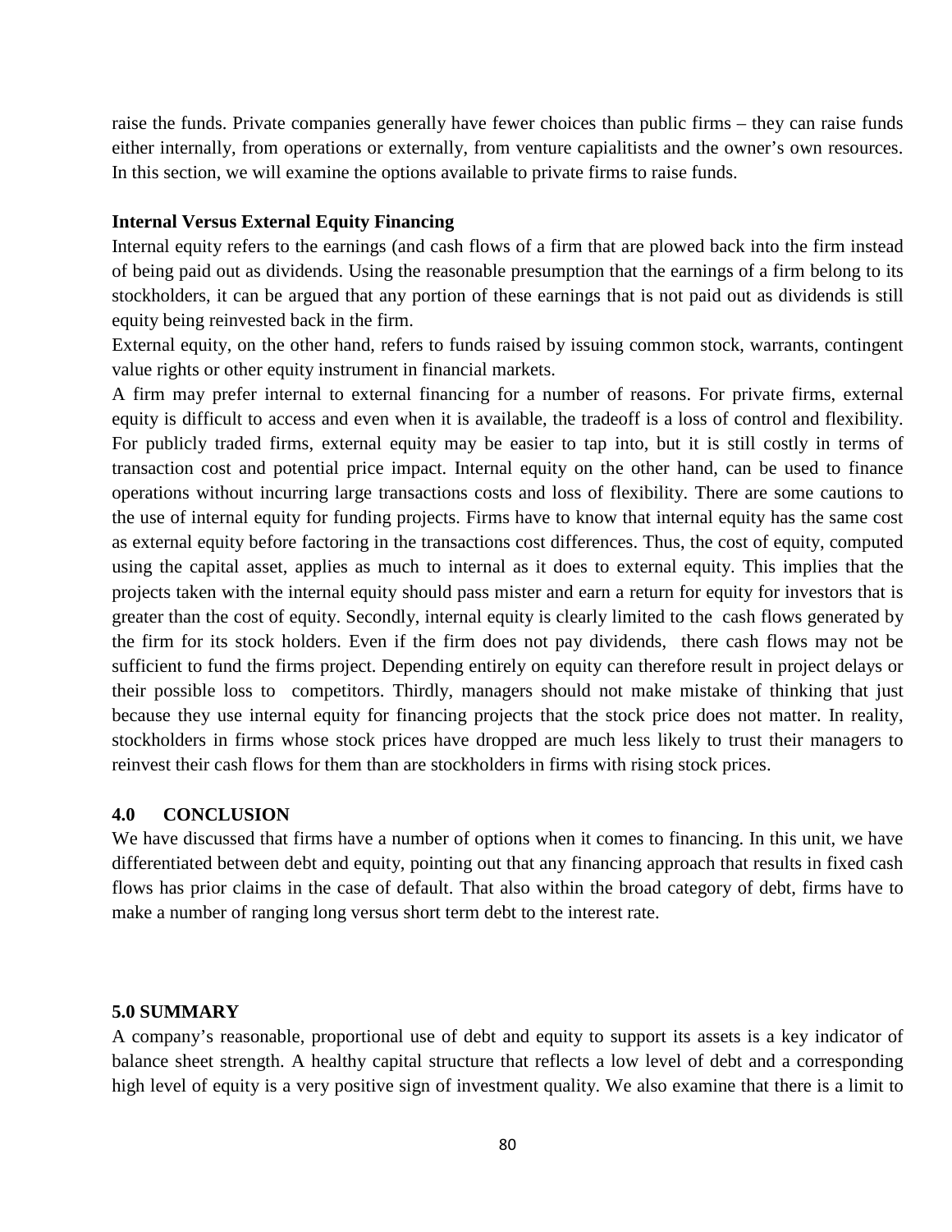raise the funds. Private companies generally have fewer choices than public firms – they can raise funds either internally, from operations or externally, from venture capialitists and the owner's own resources. In this section, we will examine the options available to private firms to raise funds.

**Internal Versus External Equity Financing**

Internal equity refers to the earnings (and cash flows of a firm that are plowed back into the firm instead of being paid out as dividends. Using the reasonable presumption that the earnings of a firm belong to its stockholders, it can be argued that any portion of these earnings that is not paid out as dividends is still equity being reinvested back in the firm.

External equity, on the other hand, refers to funds raised by issuing common stock, warrants, contingent value rights or other equity instrument in financial markets.

A firm may prefer internal to external financing for a number of reasons. For private firms, external equity is difficult to access and even when it is available, the tradeoff is a loss of control and flexibility. For publicly traded firms, external equity may be easier to tap into, but it is still costly in terms of transaction cost and potential price impact. Internal equity on the other hand, can be used to finance operations without incurring large transactions costs and loss of flexibility. There are some cautions to the use of internal equity for funding projects. Firms have to know that internal equity has the same cost as external equity before factoring in the transactions cost differences. Thus, the cost of equity, computed using the capital asset, applies as much to internal as it does to external equity. This implies that the projects taken with the internal equity should pass mister and earn a return for equity for investors that is greater than the cost of equity. Secondly, internal equity is clearly limited to the cash flows generated by the firm for its stock holders. Even if the firm does not pay dividends, there cash flows may not be sufficient to fund the firms project. Depending entirely on equity can therefore result in project delays or their possible loss to competitors. Thirdly, managers should not make mistake of thinking that just because they use internal equity for financing projects that the stock price does not matter. In reality, stockholders in firms whose stock prices have dropped are much less likely to trust their managers to reinvest their cash flows for them than are stockholders in firms with rising stock prices.

## 4.0 CONCLUSION

We have discussed that firms have a number of options when it comes to financing. In this unit, we have differentiated between debt and equity, pointing out that any financing approach that results in fixed cash flows has prior claims in the case of default. That also within the broad category of debt, firms have to make a number of ranging long versus short term debt to the interest rate.

## 5.0 SUMMARY

A company's reasonable, proportional use of debt and equity to support its assets is a key indicator of balance sheet strength. A healthy capital structure that reflects a low level of debt and a corresponding high level of equity is a very positive sign of investment quality. We also examine that there is a limit to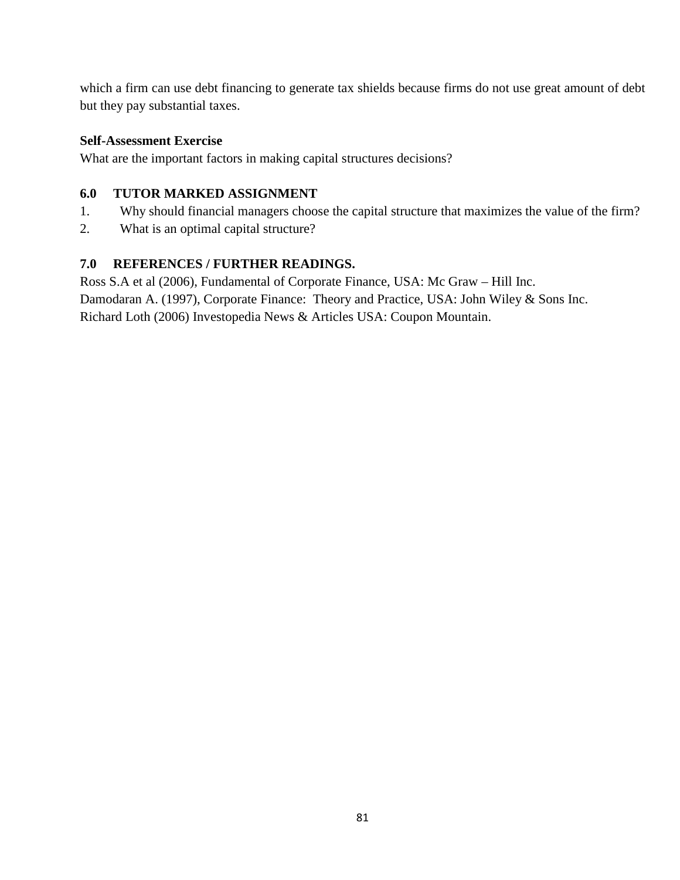which a firm can use debt financing to generate tax shields because firms do not use great amount of debt but they pay substantial taxes.

**Self-Assessment Exercise**

What are the important factors in making capital structures decisions?

## 6.0 TUTOR MARKED ASSIGNMENT

1. Why should financial managers choose the capital structure that maximizes the value of the firm?
2. What is an optimal capital structure?

## 7.0 REFERENCES / FURTHER READINGS.

Ross S.A et al (2006), Fundamental of Corporate Finance, USA: Mc Graw – Hill Inc.

Damodaran A. (1997), Corporate Finance: Theory and Practice, USA: John Wiley & Sons Inc.

Richard Loth (2006) Investopedia News & Articles USA: Coupon Mountain.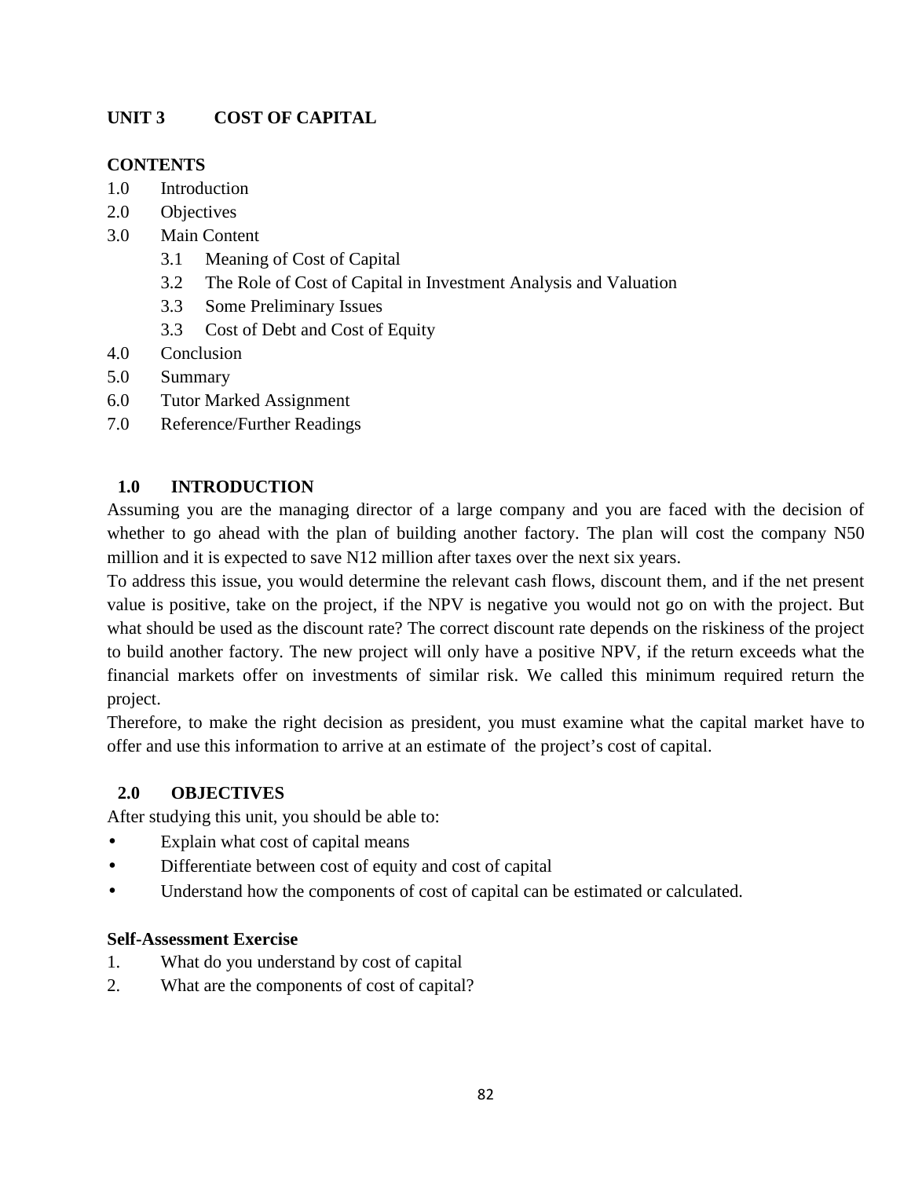## UNIT 3 COST OF CAPITAL

**CONTENTS**

1.0 Introduction
2.0 Objectives
3.0 Main Content
    3.1 Meaning of Cost of Capital
    3.2 The Role of Cost of Capital in Investment Analysis and Valuation
    3.3 Some Preliminary Issues
    3.3 Cost of Debt and Cost of Equity
4.0 Conclusion
5.0 Summary
6.0 Tutor Marked Assignment
7.0 Reference/Further Readings

### 1.0 INTRODUCTION

Assuming you are the managing director of a large company and you are faced with the decision of whether to go ahead with the plan of building another factory. The plan will cost the company N50 million and it is expected to save N12 million after taxes over the next six years.

To address this issue, you would determine the relevant cash flows, discount them, and if the net present value is positive, take on the project, if the NPV is negative you would not go on with the project. But what should be used as the discount rate? The correct discount rate depends on the riskiness of the project to build another factory. The new project will only have a positive NPV, if the return exceeds what the financial markets offer on investments of similar risk. We called this minimum required return the project.

Therefore, to make the right decision as president, you must examine what the capital market have to offer and use this information to arrive at an estimate of the project's cost of capital.

### 2.0 OBJECTIVES

After studying this unit, you should be able to:

- Explain what cost of capital means
- Differentiate between cost of equity and cost of capital
- Understand how the components of cost of capital can be estimated or calculated.

**Self-Assessment Exercise**

1. What do you understand by cost of capital
2. What are the components of cost of capital?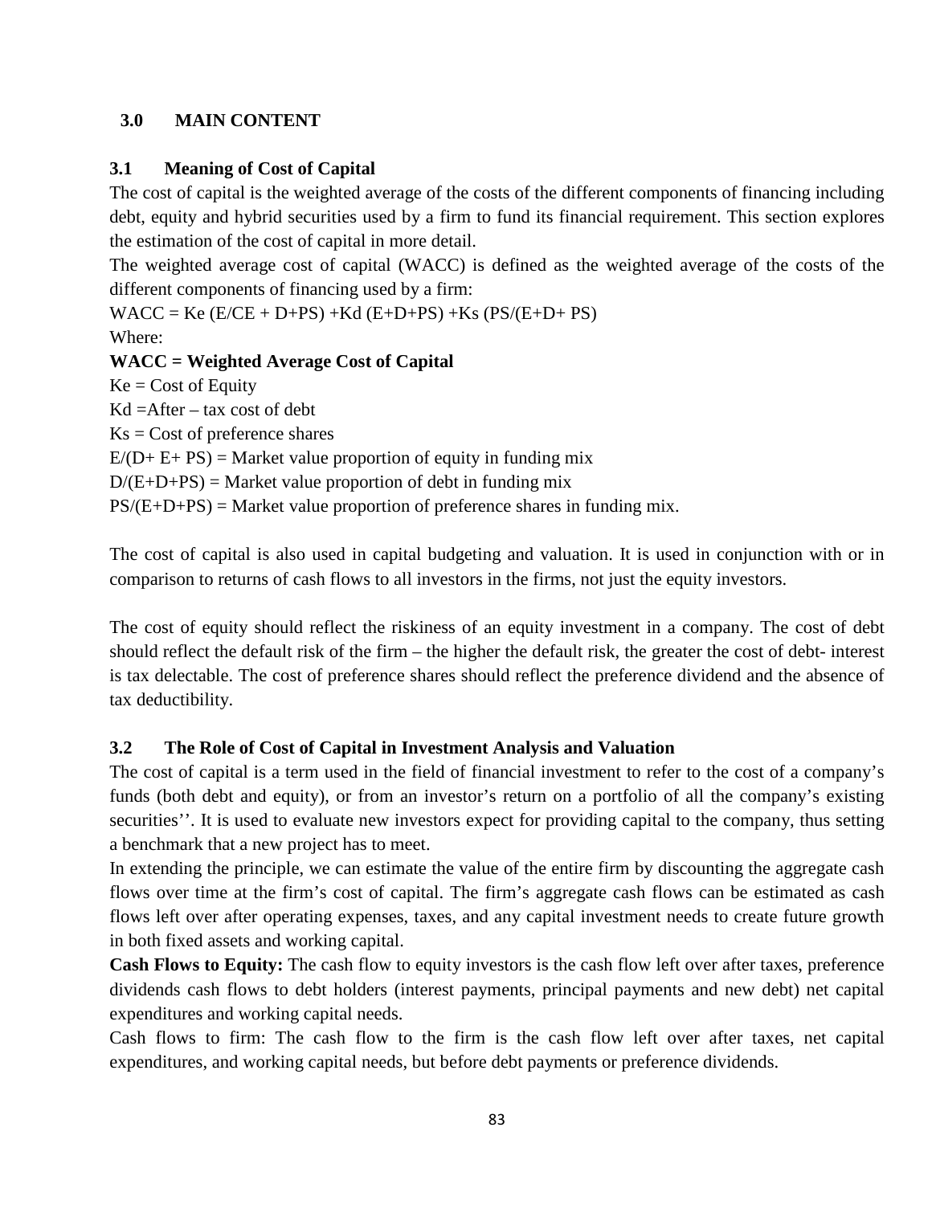## 3.0 MAIN CONTENT

### 3.1 Meaning of Cost of Capital

The cost of capital is the weighted average of the costs of the different components of financing including debt, equity and hybrid securities used by a firm to fund its financial requirement. This section explores the estimation of the cost of capital in more detail.

The weighted average cost of capital (WACC) is defined as the weighted average of the costs of the different components of financing used by a firm:

$WACC = Ke (E/CE + D+PS) +Kd (E+D+PS) +Ks (PS/(E+D+ PS)$

Where:

**WACC = Weighted Average Cost of Capital**

Ke = Cost of Equity

Kd =After – tax cost of debt

Ks = Cost of preference shares

E/(D+ E+ PS) = Market value proportion of equity in funding mix

D/(E+D+PS) = Market value proportion of debt in funding mix

PS/(E+D+PS) = Market value proportion of preference shares in funding mix.

The cost of capital is also used in capital budgeting and valuation. It is used in conjunction with or in comparison to returns of cash flows to all investors in the firms, not just the equity investors.

The cost of equity should reflect the riskiness of an equity investment in a company. The cost of debt should reflect the default risk of the firm – the higher the default risk, the greater the cost of debt- interest is tax delectable. The cost of preference shares should reflect the preference dividend and the absence of tax deductibility.

### 3.2 The Role of Cost of Capital in Investment Analysis and Valuation

The cost of capital is a term used in the field of financial investment to refer to the cost of a company's funds (both debt and equity), or from an investor's return on a portfolio of all the company's existing securities''. It is used to evaluate new investors expect for providing capital to the company, thus setting a benchmark that a new project has to meet.

In extending the principle, we can estimate the value of the entire firm by discounting the aggregate cash flows over time at the firm's cost of capital. The firm's aggregate cash flows can be estimated as cash flows left over after operating expenses, taxes, and any capital investment needs to create future growth in both fixed assets and working capital.

**Cash Flows to Equity:** The cash flow to equity investors is the cash flow left over after taxes, preference dividends cash flows to debt holders (interest payments, principal payments and new debt) net capital expenditures and working capital needs.

Cash flows to firm: The cash flow to the firm is the cash flow left over after taxes, net capital expenditures, and working capital needs, but before debt payments or preference dividends.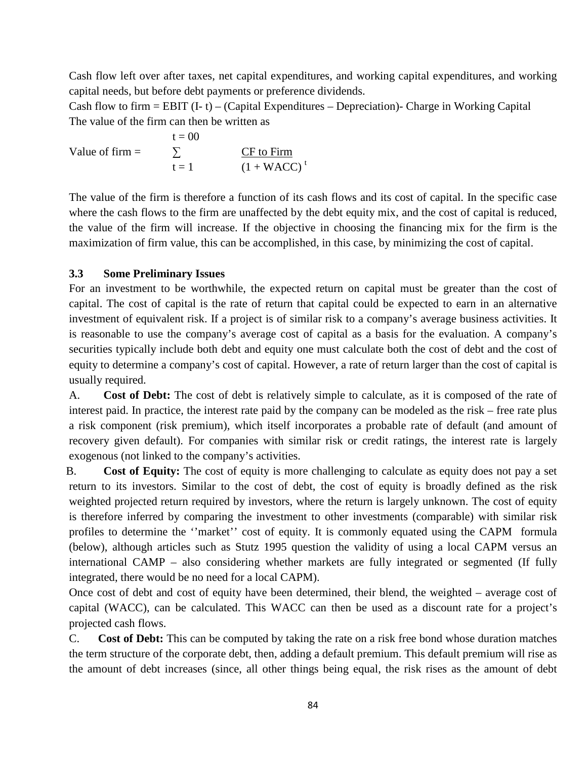Cash flow left over after taxes, net capital expenditures, and working capital expenditures, and working capital needs, but before debt payments or preference dividends.

Cash flow to firm = EBIT (I- t) – (Capital Expenditures – Depreciation)- Charge in Working Capital

The value of the firm can then be written as

$$\text{Value of firm} = \sum_{t=1}^{t=00} \frac{\text{CF to Firm}}{(1 + \text{WACC})^t}$$

The value of the firm is therefore a function of its cash flows and its cost of capital. In the specific case where the cash flows to the firm are unaffected by the debt equity mix, and the cost of capital is reduced, the value of the firm will increase. If the objective in choosing the financing mix for the firm is the maximization of firm value, this can be accomplished, in this case, by minimizing the cost of capital.

### 3.3 Some Preliminary Issues

For an investment to be worthwhile, the expected return on capital must be greater than the cost of capital. The cost of capital is the rate of return that capital could be expected to earn in an alternative investment of equivalent risk. If a project is of similar risk to a company's average business activities. It is reasonable to use the company's average cost of capital as a basis for the evaluation. A company's securities typically include both debt and equity one must calculate both the cost of debt and the cost of equity to determine a company's cost of capital. However, a rate of return larger than the cost of capital is usually required.

A. **Cost of Debt:** The cost of debt is relatively simple to calculate, as it is composed of the rate of interest paid. In practice, the interest rate paid by the company can be modeled as the risk – free rate plus a risk component (risk premium), which itself incorporates a probable rate of default (and amount of recovery given default). For companies with similar risk or credit ratings, the interest rate is largely exogenous (not linked to the company's activities.

B. **Cost of Equity:** The cost of equity is more challenging to calculate as equity does not pay a set return to its investors. Similar to the cost of debt, the cost of equity is broadly defined as the risk weighted projected return required by investors, where the return is largely unknown. The cost of equity is therefore inferred by comparing the investment to other investments (comparable) with similar risk profiles to determine the ''market'' cost of equity. It is commonly equated using the CAPM formula (below), although articles such as Stutz 1995 question the validity of using a local CAPM versus an international CAMP – also considering whether markets are fully integrated or segmented (If fully integrated, there would be no need for a local CAPM).

Once cost of debt and cost of equity have been determined, their blend, the weighted – average cost of capital (WACC), can be calculated. This WACC can then be used as a discount rate for a project's projected cash flows.

C. **Cost of Debt:** This can be computed by taking the rate on a risk free bond whose duration matches the term structure of the corporate debt, then, adding a default premium. This default premium will rise as the amount of debt increases (since, all other things being equal, the risk rises as the amount of debt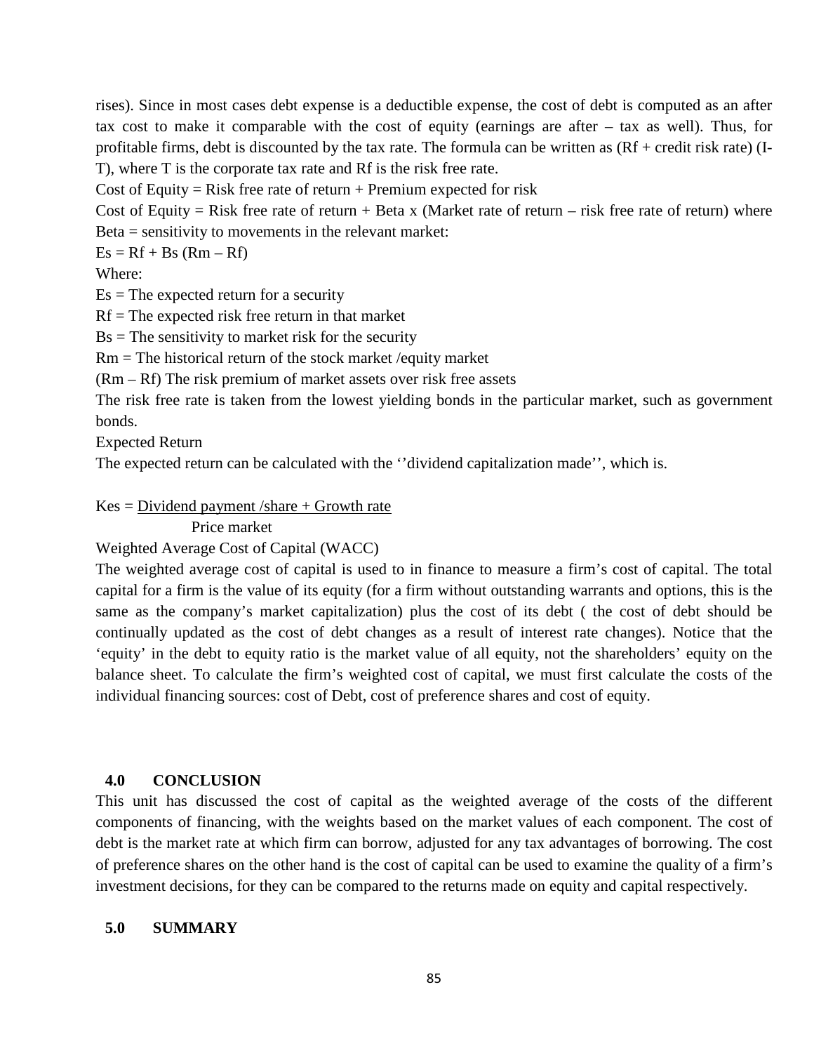rises). Since in most cases debt expense is a deductible expense, the cost of debt is computed as an after tax cost to make it comparable with the cost of equity (earnings are after – tax as well). Thus, for profitable firms, debt is discounted by the tax rate. The formula can be written as (Rf + credit risk rate) (I-T), where T is the corporate tax rate and Rf is the risk free rate.

Cost of Equity = Risk free rate of return + Premium expected for risk

Cost of Equity = Risk free rate of return + Beta x (Market rate of return – risk free rate of return) where Beta = sensitivity to movements in the relevant market:

$Es = Rf + Bs\ (Rm – Rf)$

Where:

Es = The expected return for a security

Rf = The expected risk free return in that market

Bs = The sensitivity to market risk for the security

Rm = The historical return of the stock market /equity market

(Rm – Rf) The risk premium of market assets over risk free assets

The risk free rate is taken from the lowest yielding bonds in the particular market, such as government bonds.

Expected Return

The expected return can be calculated with the ''dividend capitalization made'', which is.

$$Kes = \frac{\text{Dividend payment /share + Growth rate}}{\text{Price market}}$$

Weighted Average Cost of Capital (WACC)

The weighted average cost of capital is used to in finance to measure a firm's cost of capital. The total capital for a firm is the value of its equity (for a firm without outstanding warrants and options, this is the same as the company's market capitalization) plus the cost of its debt ( the cost of debt should be continually updated as the cost of debt changes as a result of interest rate changes). Notice that the 'equity' in the debt to equity ratio is the market value of all equity, not the shareholders' equity on the balance sheet. To calculate the firm's weighted cost of capital, we must first calculate the costs of the individual financing sources: cost of Debt, cost of preference shares and cost of equity.

## 4.0 CONCLUSION

This unit has discussed the cost of capital as the weighted average of the costs of the different components of financing, with the weights based on the market values of each component. The cost of debt is the market rate at which firm can borrow, adjusted for any tax advantages of borrowing. The cost of preference shares on the other hand is the cost of capital can be used to examine the quality of a firm's investment decisions, for they can be compared to the returns made on equity and capital respectively.

## 5.0 SUMMARY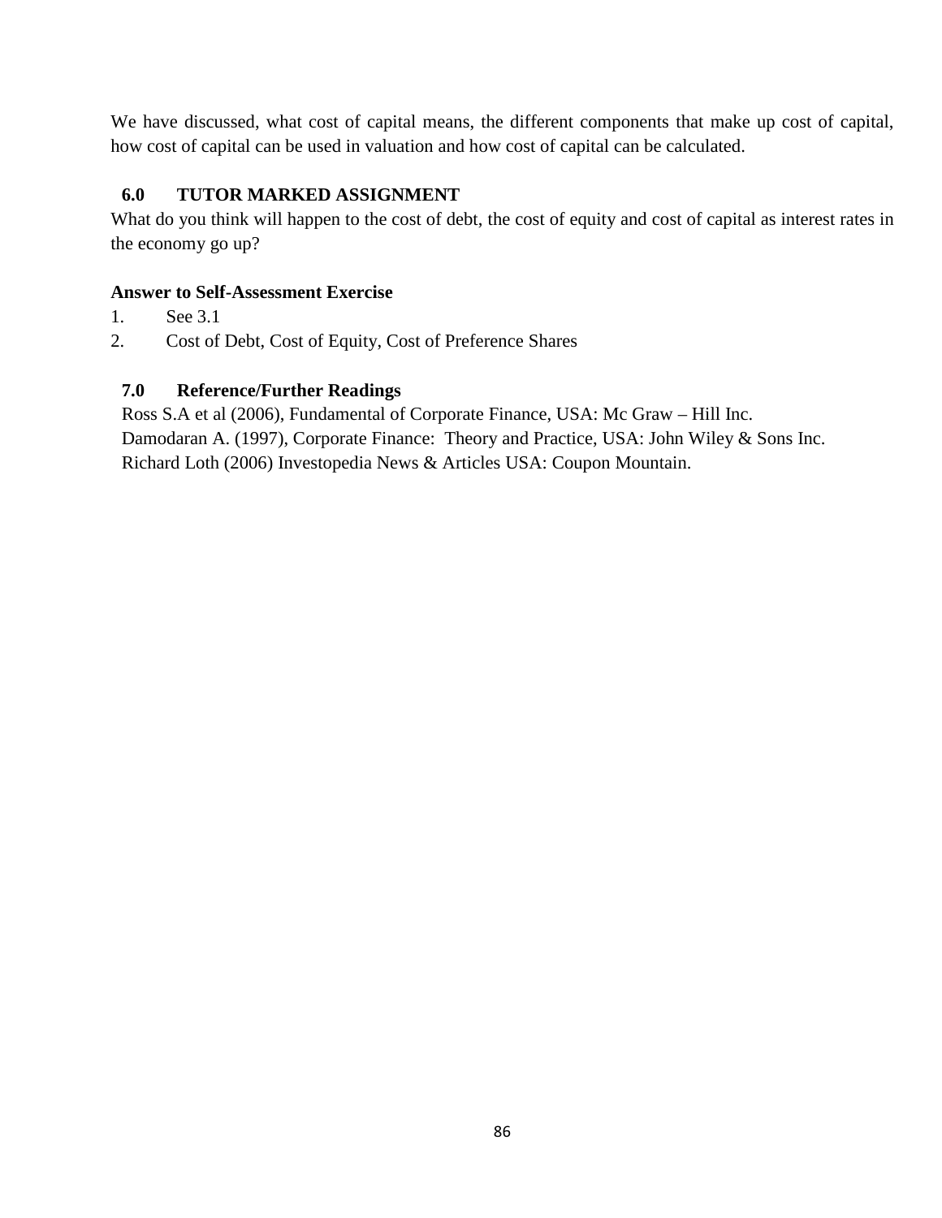We have discussed, what cost of capital means, the different components that make up cost of capital, how cost of capital can be used in valuation and how cost of capital can be calculated.

## 6.0 TUTOR MARKED ASSIGNMENT

What do you think will happen to the cost of debt, the cost of equity and cost of capital as interest rates in the economy go up?

**Answer to Self-Assessment Exercise**

1. See 3.1
2. Cost of Debt, Cost of Equity, Cost of Preference Shares

## 7.0 Reference/Further Readings

Ross S.A et al (2006), Fundamental of Corporate Finance, USA: Mc Graw – Hill Inc.

Damodaran A. (1997), Corporate Finance: Theory and Practice, USA: John Wiley & Sons Inc.

Richard Loth (2006) Investopedia News & Articles USA: Coupon Mountain.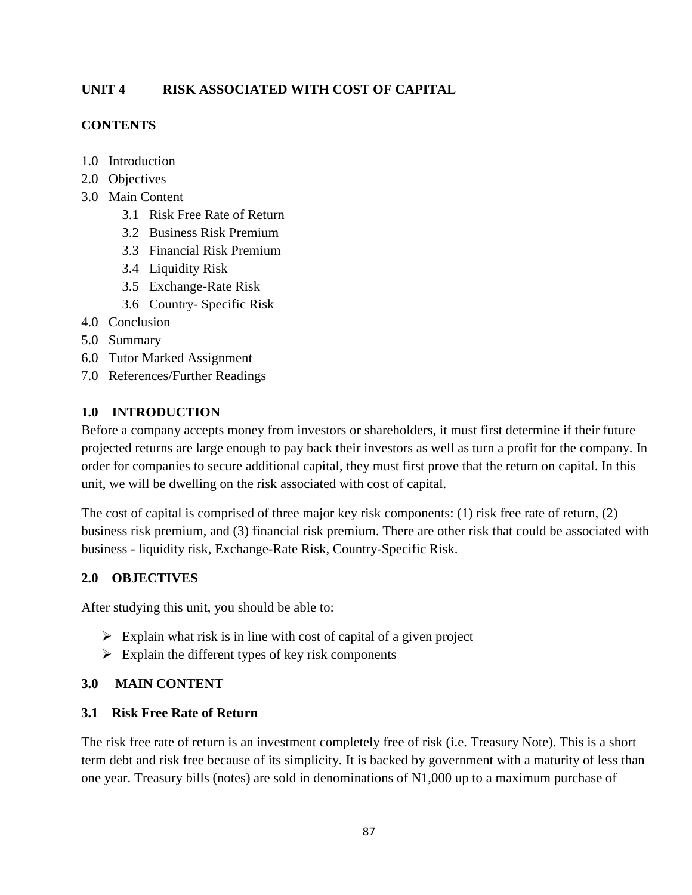## UNIT 4 RISK ASSOCIATED WITH COST OF CAPITAL

### CONTENTS

1.0 Introduction
2.0 Objectives
3.0 Main Content
    3.1 Risk Free Rate of Return
    3.2 Business Risk Premium
    3.3 Financial Risk Premium
    3.4 Liquidity Risk
    3.5 Exchange-Rate Risk
    3.6 Country- Specific Risk
4.0 Conclusion
5.0 Summary
6.0 Tutor Marked Assignment
7.0 References/Further Readings

### 1.0 INTRODUCTION

Before a company accepts money from investors or shareholders, it must first determine if their future projected returns are large enough to pay back their investors as well as turn a profit for the company. In order for companies to secure additional capital, they must first prove that the return on capital. In this unit, we will be dwelling on the risk associated with cost of capital.

The cost of capital is comprised of three major key risk components: (1) risk free rate of return, (2) business risk premium, and (3) financial risk premium. There are other risk that could be associated with business - liquidity risk, Exchange-Rate Risk, Country-Specific Risk.

### 2.0 OBJECTIVES

After studying this unit, you should be able to:

- Explain what risk is in line with cost of capital of a given project
- Explain the different types of key risk components

### 3.0 MAIN CONTENT

### 3.1 Risk Free Rate of Return

The risk free rate of return is an investment completely free of risk (i.e. Treasury Note). This is a short term debt and risk free because of its simplicity. It is backed by government with a maturity of less than one year. Treasury bills (notes) are sold in denominations of N1,000 up to a maximum purchase of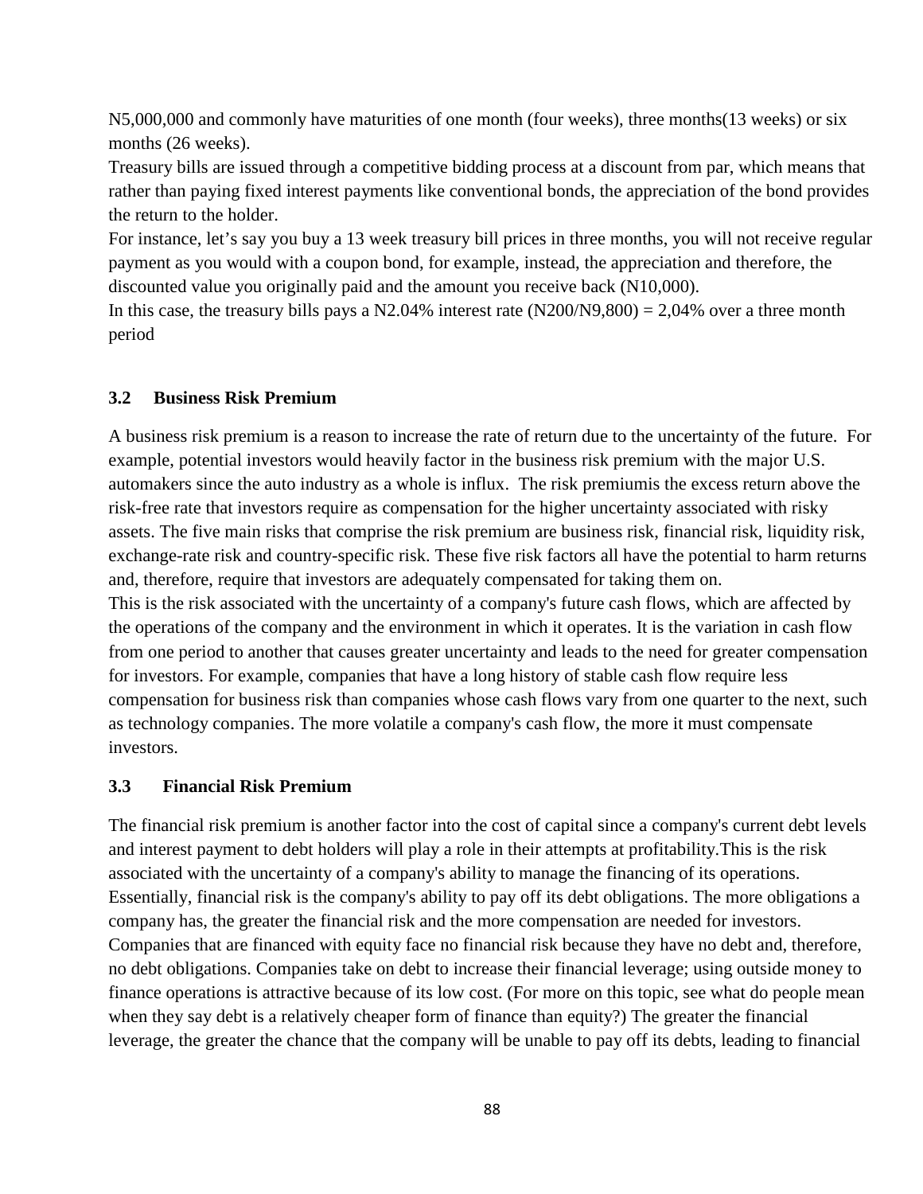N5,000,000 and commonly have maturities of one month (four weeks), three months(13 weeks) or six months (26 weeks).

Treasury bills are issued through a competitive bidding process at a discount from par, which means that rather than paying fixed interest payments like conventional bonds, the appreciation of the bond provides the return to the holder.

For instance, let's say you buy a 13 week treasury bill prices in three months, you will not receive regular payment as you would with a coupon bond, for example, instead, the appreciation and therefore, the discounted value you originally paid and the amount you receive back (N10,000).

In this case, the treasury bills pays a N2.04% interest rate (N200/N9,800) = 2,04% over a three month period

### 3.2 Business Risk Premium

A business risk premium is a reason to increase the rate of return due to the uncertainty of the future. For example, potential investors would heavily factor in the business risk premium with the major U.S. automakers since the auto industry as a whole is influx. The risk premiumis the excess return above the risk-free rate that investors require as compensation for the higher uncertainty associated with risky assets. The five main risks that comprise the risk premium are business risk, financial risk, liquidity risk, exchange-rate risk and country-specific risk. These five risk factors all have the potential to harm returns and, therefore, require that investors are adequately compensated for taking them on.

This is the risk associated with the uncertainty of a company's future cash flows, which are affected by the operations of the company and the environment in which it operates. It is the variation in cash flow from one period to another that causes greater uncertainty and leads to the need for greater compensation for investors. For example, companies that have a long history of stable cash flow require less compensation for business risk than companies whose cash flows vary from one quarter to the next, such as technology companies. The more volatile a company's cash flow, the more it must compensate investors.

### 3.3 Financial Risk Premium

The financial risk premium is another factor into the cost of capital since a company's current debt levels and interest payment to debt holders will play a role in their attempts at profitability.This is the risk associated with the uncertainty of a company's ability to manage the financing of its operations. Essentially, financial risk is the company's ability to pay off its debt obligations. The more obligations a company has, the greater the financial risk and the more compensation are needed for investors. Companies that are financed with equity face no financial risk because they have no debt and, therefore, no debt obligations. Companies take on debt to increase their financial leverage; using outside money to finance operations is attractive because of its low cost. (For more on this topic, see what do people mean when they say debt is a relatively cheaper form of finance than equity?) The greater the financial leverage, the greater the chance that the company will be unable to pay off its debts, leading to financial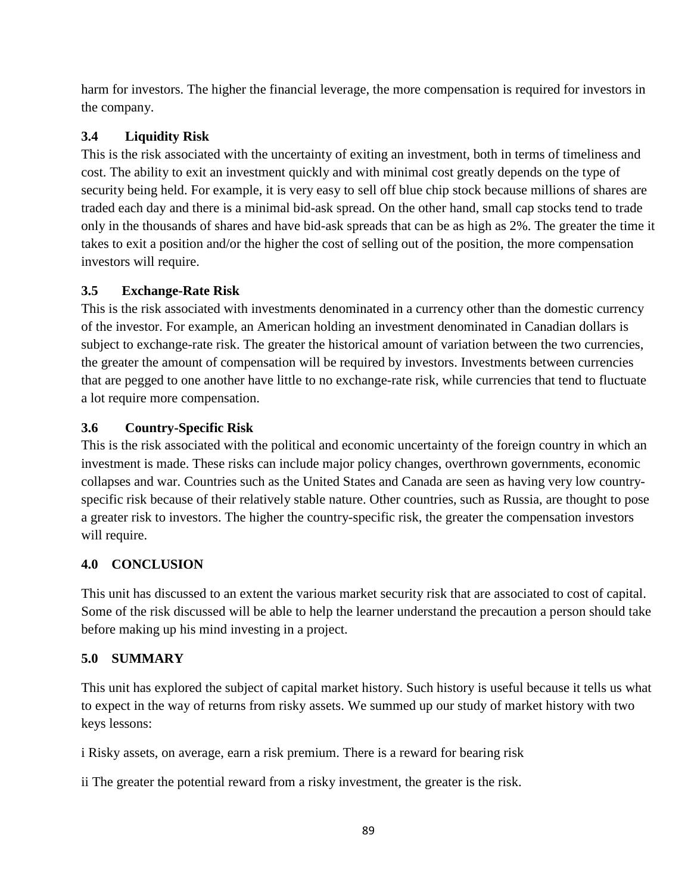harm for investors. The higher the financial leverage, the more compensation is required for investors in the company.

### 3.4 Liquidity Risk

This is the risk associated with the uncertainty of exiting an investment, both in terms of timeliness and cost. The ability to exit an investment quickly and with minimal cost greatly depends on the type of security being held. For example, it is very easy to sell off blue chip stock because millions of shares are traded each day and there is a minimal bid-ask spread. On the other hand, small cap stocks tend to trade only in the thousands of shares and have bid-ask spreads that can be as high as 2%. The greater the time it takes to exit a position and/or the higher the cost of selling out of the position, the more compensation investors will require.

### 3.5 Exchange-Rate Risk

This is the risk associated with investments denominated in a currency other than the domestic currency of the investor. For example, an American holding an investment denominated in Canadian dollars is subject to exchange-rate risk. The greater the historical amount of variation between the two currencies, the greater the amount of compensation will be required by investors. Investments between currencies that are pegged to one another have little to no exchange-rate risk, while currencies that tend to fluctuate a lot require more compensation.

### 3.6 Country-Specific Risk

This is the risk associated with the political and economic uncertainty of the foreign country in which an investment is made. These risks can include major policy changes, overthrown governments, economic collapses and war. Countries such as the United States and Canada are seen as having very low country-specific risk because of their relatively stable nature. Other countries, such as Russia, are thought to pose a greater risk to investors. The higher the country-specific risk, the greater the compensation investors will require.

## 4.0 CONCLUSION

This unit has discussed to an extent the various market security risk that are associated to cost of capital. Some of the risk discussed will be able to help the learner understand the precaution a person should take before making up his mind investing in a project.

## 5.0 SUMMARY

This unit has explored the subject of capital market history. Such history is useful because it tells us what to expect in the way of returns from risky assets. We summed up our study of market history with two keys lessons:

i Risky assets, on average, earn a risk premium. There is a reward for bearing risk

ii The greater the potential reward from a risky investment, the greater is the risk.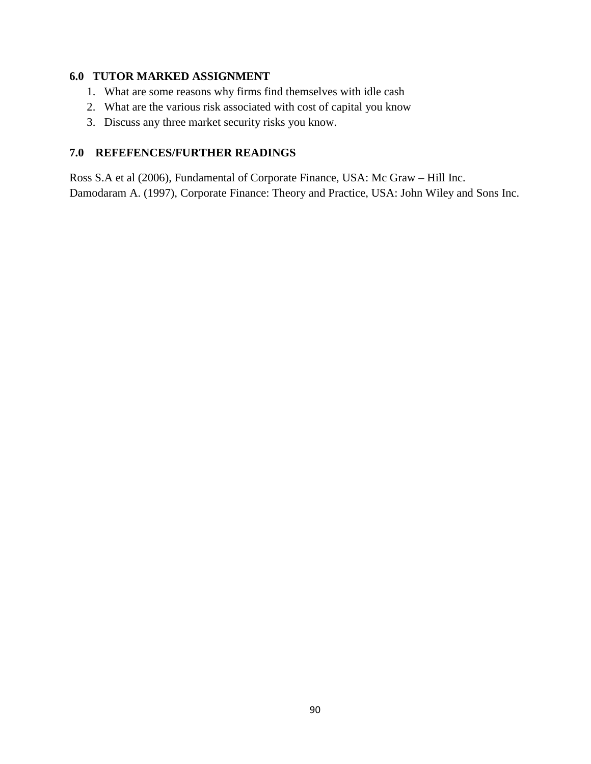## 6.0 TUTOR MARKED ASSIGNMENT

1. What are some reasons why firms find themselves with idle cash
2. What are the various risk associated with cost of capital you know
3. Discuss any three market security risks you know.

## 7.0 REFEFENCES/FURTHER READINGS

Ross S.A et al (2006), Fundamental of Corporate Finance, USA: Mc Graw – Hill Inc.
Damodaram A. (1997), Corporate Finance: Theory and Practice, USA: John Wiley and Sons Inc.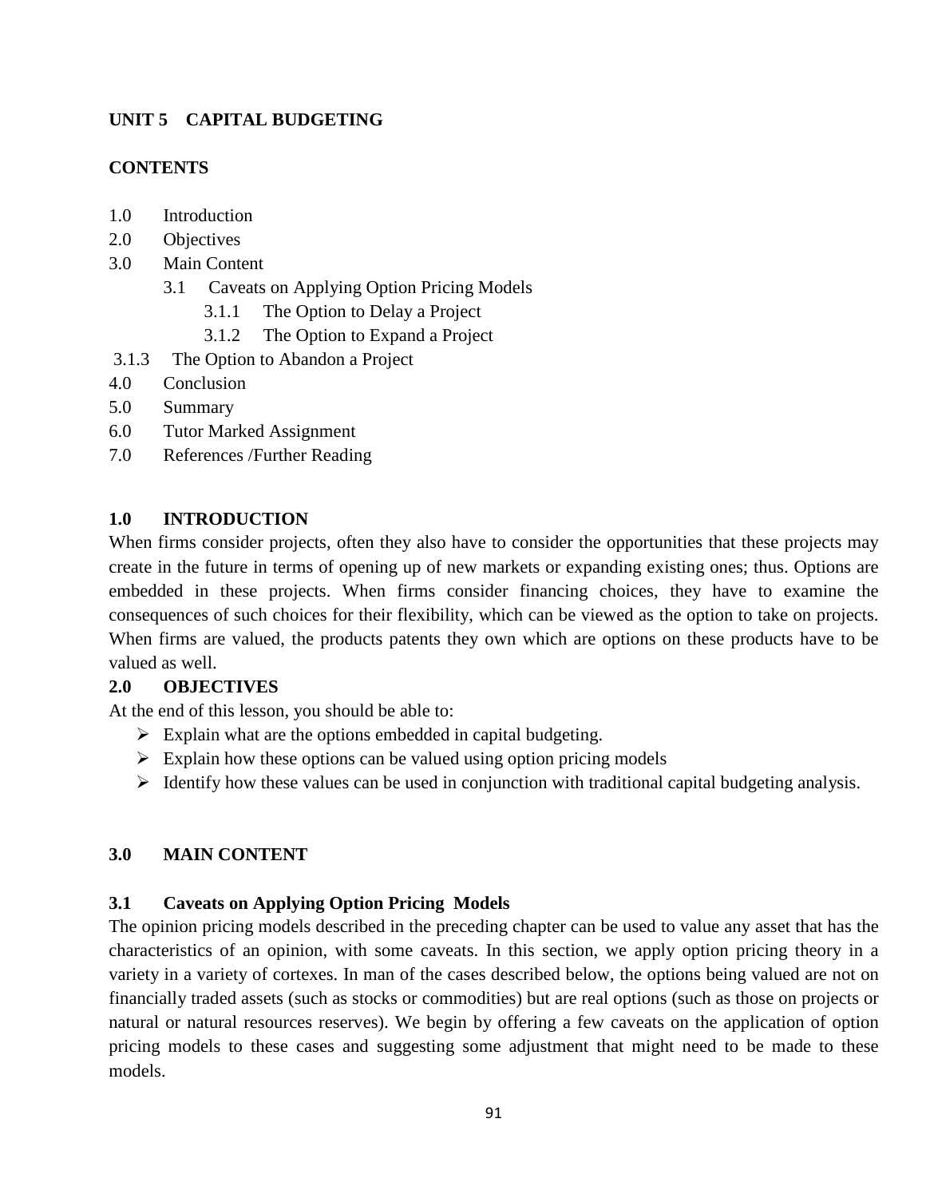**UNIT 5 CAPITAL BUDGETING**

**CONTENTS**

1.0 Introduction
2.0 Objectives
3.0 Main Content
  3.1 Caveats on Applying Option Pricing Models
    3.1.1 The Option to Delay a Project
    3.1.2 The Option to Expand a Project
 3.1.3 The Option to Abandon a Project
4.0 Conclusion
5.0 Summary
6.0 Tutor Marked Assignment
7.0 References /Further Reading

## 1.0 INTRODUCTION

When firms consider projects, often they also have to consider the opportunities that these projects may create in the future in terms of opening up of new markets or expanding existing ones; thus. Options are embedded in these projects. When firms consider financing choices, they have to examine the consequences of such choices for their flexibility, which can be viewed as the option to take on projects. When firms are valued, the products patents they own which are options on these products have to be valued as well.

## 2.0 OBJECTIVES

At the end of this lesson, you should be able to:

- Explain what are the options embedded in capital budgeting.
- Explain how these options can be valued using option pricing models
- Identify how these values can be used in conjunction with traditional capital budgeting analysis.

## 3.0 MAIN CONTENT

### 3.1 Caveats on Applying Option Pricing Models

The opinion pricing models described in the preceding chapter can be used to value any asset that has the characteristics of an opinion, with some caveats. In this section, we apply option pricing theory in a variety in a variety of cortexes. In man of the cases described below, the options being valued are not on financially traded assets (such as stocks or commodities) but are real options (such as those on projects or natural or natural resources reserves). We begin by offering a few caveats on the application of option pricing models to these cases and suggesting some adjustment that might need to be made to these models.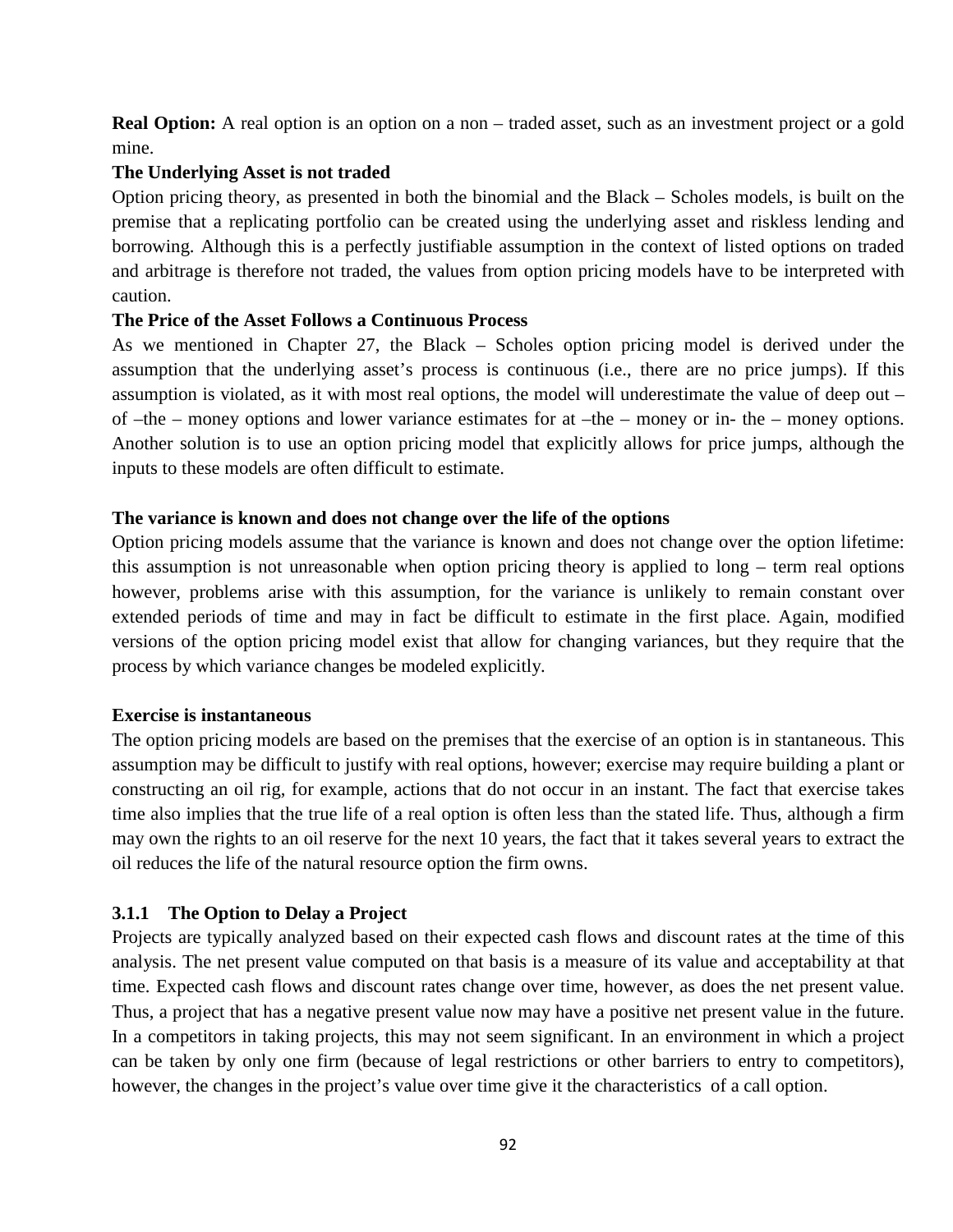**Real Option:** A real option is an option on a non – traded asset, such as an investment project or a gold mine.

**The Underlying Asset is not traded**

Option pricing theory, as presented in both the binomial and the Black – Scholes models, is built on the premise that a replicating portfolio can be created using the underlying asset and riskless lending and borrowing. Although this is a perfectly justifiable assumption in the context of listed options on traded and arbitrage is therefore not traded, the values from option pricing models have to be interpreted with caution.

**The Price of the Asset Follows a Continuous Process**

As we mentioned in Chapter 27, the Black – Scholes option pricing model is derived under the assumption that the underlying asset's process is continuous (i.e., there are no price jumps). If this assumption is violated, as it with most real options, the model will underestimate the value of deep out – of –the – money options and lower variance estimates for at –the – money or in- the – money options. Another solution is to use an option pricing model that explicitly allows for price jumps, although the inputs to these models are often difficult to estimate.

**The variance is known and does not change over the life of the options**

Option pricing models assume that the variance is known and does not change over the option lifetime: this assumption is not unreasonable when option pricing theory is applied to long – term real options however, problems arise with this assumption, for the variance is unlikely to remain constant over extended periods of time and may in fact be difficult to estimate in the first place. Again, modified versions of the option pricing model exist that allow for changing variances, but they require that the process by which variance changes be modeled explicitly.

**Exercise is instantaneous**

The option pricing models are based on the premises that the exercise of an option is in stantaneous. This assumption may be difficult to justify with real options, however; exercise may require building a plant or constructing an oil rig, for example, actions that do not occur in an instant. The fact that exercise takes time also implies that the true life of a real option is often less than the stated life. Thus, although a firm may own the rights to an oil reserve for the next 10 years, the fact that it takes several years to extract the oil reduces the life of the natural resource option the firm owns.

### 3.1.1 The Option to Delay a Project

Projects are typically analyzed based on their expected cash flows and discount rates at the time of this analysis. The net present value computed on that basis is a measure of its value and acceptability at that time. Expected cash flows and discount rates change over time, however, as does the net present value. Thus, a project that has a negative present value now may have a positive net present value in the future. In a competitors in taking projects, this may not seem significant. In an environment in which a project can be taken by only one firm (because of legal restrictions or other barriers to entry to competitors), however, the changes in the project's value over time give it the characteristics of a call option.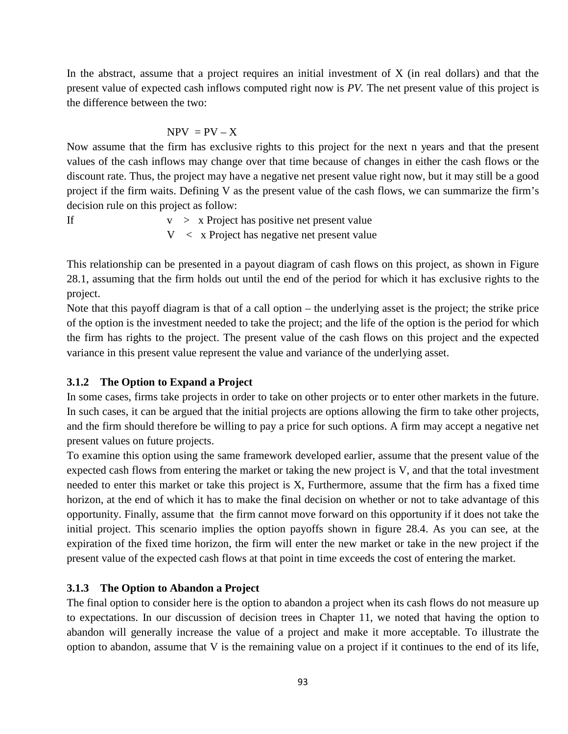In the abstract, assume that a project requires an initial investment of X (in real dollars) and that the present value of expected cash inflows computed right now is *PV*. The net present value of this project is the difference between the two:

$$NPV = PV – X$$

Now assume that the firm has exclusive rights to this project for the next n years and that the present values of the cash inflows may change over that time because of changes in either the cash flows or the discount rate. Thus, the project may have a negative net present value right now, but it may still be a good project if the firm waits. Defining V as the present value of the cash flows, we can summarize the firm's decision rule on this project as follow:

If $v > x$ Project has positive net present value

$V < x$ Project has negative net present value

This relationship can be presented in a payout diagram of cash flows on this project, as shown in Figure 28.1, assuming that the firm holds out until the end of the period for which it has exclusive rights to the project.

Note that this payoff diagram is that of a call option – the underlying asset is the project; the strike price of the option is the investment needed to take the project; and the life of the option is the period for which the firm has rights to the project. The present value of the cash flows on this project and the expected variance in this present value represent the value and variance of the underlying asset.

### 3.1.2 The Option to Expand a Project

In some cases, firms take projects in order to take on other projects or to enter other markets in the future. In such cases, it can be argued that the initial projects are options allowing the firm to take other projects, and the firm should therefore be willing to pay a price for such options. A firm may accept a negative net present values on future projects.

To examine this option using the same framework developed earlier, assume that the present value of the expected cash flows from entering the market or taking the new project is V, and that the total investment needed to enter this market or take this project is X, Furthermore, assume that the firm has a fixed time horizon, at the end of which it has to make the final decision on whether or not to take advantage of this opportunity. Finally, assume that the firm cannot move forward on this opportunity if it does not take the initial project. This scenario implies the option payoffs shown in figure 28.4. As you can see, at the expiration of the fixed time horizon, the firm will enter the new market or take in the new project if the present value of the expected cash flows at that point in time exceeds the cost of entering the market.

### 3.1.3 The Option to Abandon a Project

The final option to consider here is the option to abandon a project when its cash flows do not measure up to expectations. In our discussion of decision trees in Chapter 11, we noted that having the option to abandon will generally increase the value of a project and make it more acceptable. To illustrate the option to abandon, assume that V is the remaining value on a project if it continues to the end of its life,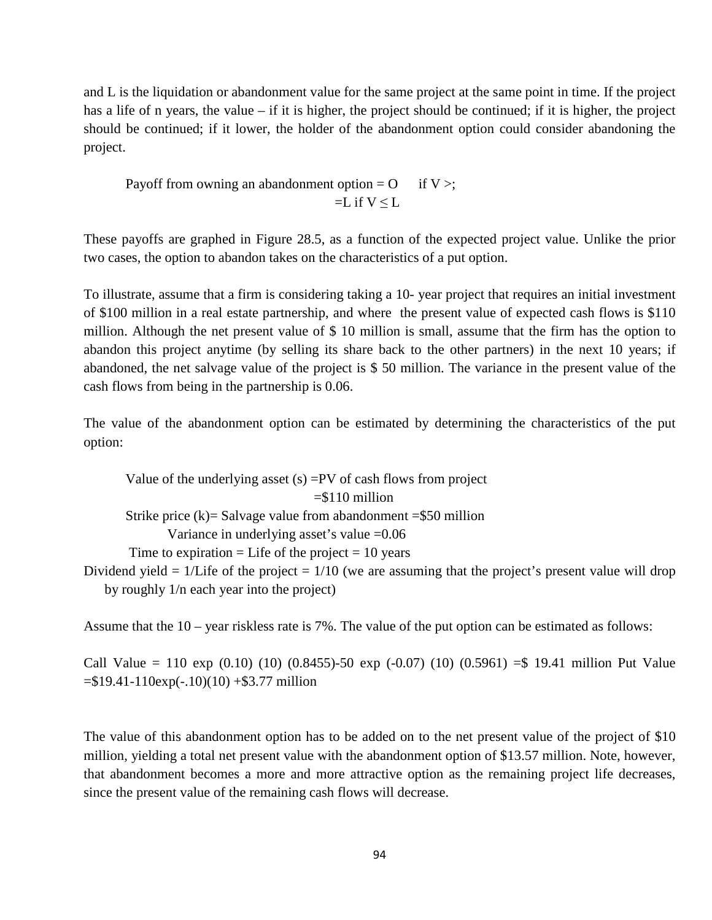and L is the liquidation or abandonment value for the same project at the same point in time. If the project has a life of n years, the value – if it is higher, the project should be continued; if it is higher, the project should be continued; if it lower, the holder of the abandonment option could consider abandoning the project.

Payoff from owning an abandonment option = O if V >;
=L if V ≤ L

These payoffs are graphed in Figure 28.5, as a function of the expected project value. Unlike the prior two cases, the option to abandon takes on the characteristics of a put option.

To illustrate, assume that a firm is considering taking a 10- year project that requires an initial investment of $100 million in a real estate partnership, and where the present value of expected cash flows is $110 million. Although the net present value of $ 10 million is small, assume that the firm has the option to abandon this project anytime (by selling its share back to the other partners) in the next 10 years; if abandoned, the net salvage value of the project is $ 50 million. The variance in the present value of the cash flows from being in the partnership is 0.06.

The value of the abandonment option can be estimated by determining the characteristics of the put option:

Value of the underlying asset (s) =PV of cash flows from project
=$110 million
Strike price (k)= Salvage value from abandonment =$50 million
Variance in underlying asset's value =0.06
Time to expiration = Life of the project = 10 years
Dividend yield = 1/Life of the project = 1/10 (we are assuming that the project's present value will drop by roughly 1/n each year into the project)

Assume that the 10 – year riskless rate is 7%. The value of the put option can be estimated as follows:

Call Value = 110 exp (0.10) (10) (0.8455)-50 exp (-0.07) (10) (0.5961) =$ 19.41 million Put Value =$19.41-110exp(-.10)(10) +$3.77 million

The value of this abandonment option has to be added on to the net present value of the project of $10 million, yielding a total net present value with the abandonment option of $13.57 million. Note, however, that abandonment becomes a more and more attractive option as the remaining project life decreases, since the present value of the remaining cash flows will decrease.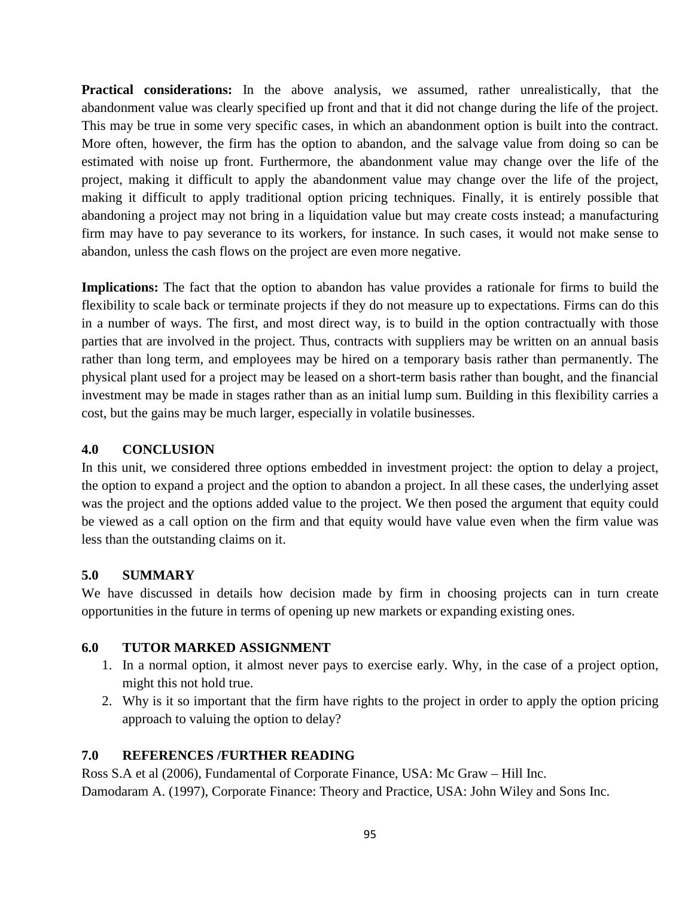**Practical considerations:** In the above analysis, we assumed, rather unrealistically, that the abandonment value was clearly specified up front and that it did not change during the life of the project. This may be true in some very specific cases, in which an abandonment option is built into the contract. More often, however, the firm has the option to abandon, and the salvage value from doing so can be estimated with noise up front. Furthermore, the abandonment value may change over the life of the project, making it difficult to apply the abandonment value may change over the life of the project, making it difficult to apply traditional option pricing techniques. Finally, it is entirely possible that abandoning a project may not bring in a liquidation value but may create costs instead; a manufacturing firm may have to pay severance to its workers, for instance. In such cases, it would not make sense to abandon, unless the cash flows on the project are even more negative.

**Implications:** The fact that the option to abandon has value provides a rationale for firms to build the flexibility to scale back or terminate projects if they do not measure up to expectations. Firms can do this in a number of ways. The first, and most direct way, is to build in the option contractually with those parties that are involved in the project. Thus, contracts with suppliers may be written on an annual basis rather than long term, and employees may be hired on a temporary basis rather than permanently. The physical plant used for a project may be leased on a short-term basis rather than bought, and the financial investment may be made in stages rather than as an initial lump sum. Building in this flexibility carries a cost, but the gains may be much larger, especially in volatile businesses.

## 4.0 CONCLUSION

In this unit, we considered three options embedded in investment project: the option to delay a project, the option to expand a project and the option to abandon a project. In all these cases, the underlying asset was the project and the options added value to the project. We then posed the argument that equity could be viewed as a call option on the firm and that equity would have value even when the firm value was less than the outstanding claims on it.

## 5.0 SUMMARY

We have discussed in details how decision made by firm in choosing projects can in turn create opportunities in the future in terms of opening up new markets or expanding existing ones.

## 6.0 TUTOR MARKED ASSIGNMENT

1. In a normal option, it almost never pays to exercise early. Why, in the case of a project option, might this not hold true.
2. Why is it so important that the firm have rights to the project in order to apply the option pricing approach to valuing the option to delay?

## 7.0 REFERENCES /FURTHER READING

Ross S.A et al (2006), Fundamental of Corporate Finance, USA: Mc Graw – Hill Inc.

Damodaram A. (1997), Corporate Finance: Theory and Practice, USA: John Wiley and Sons Inc.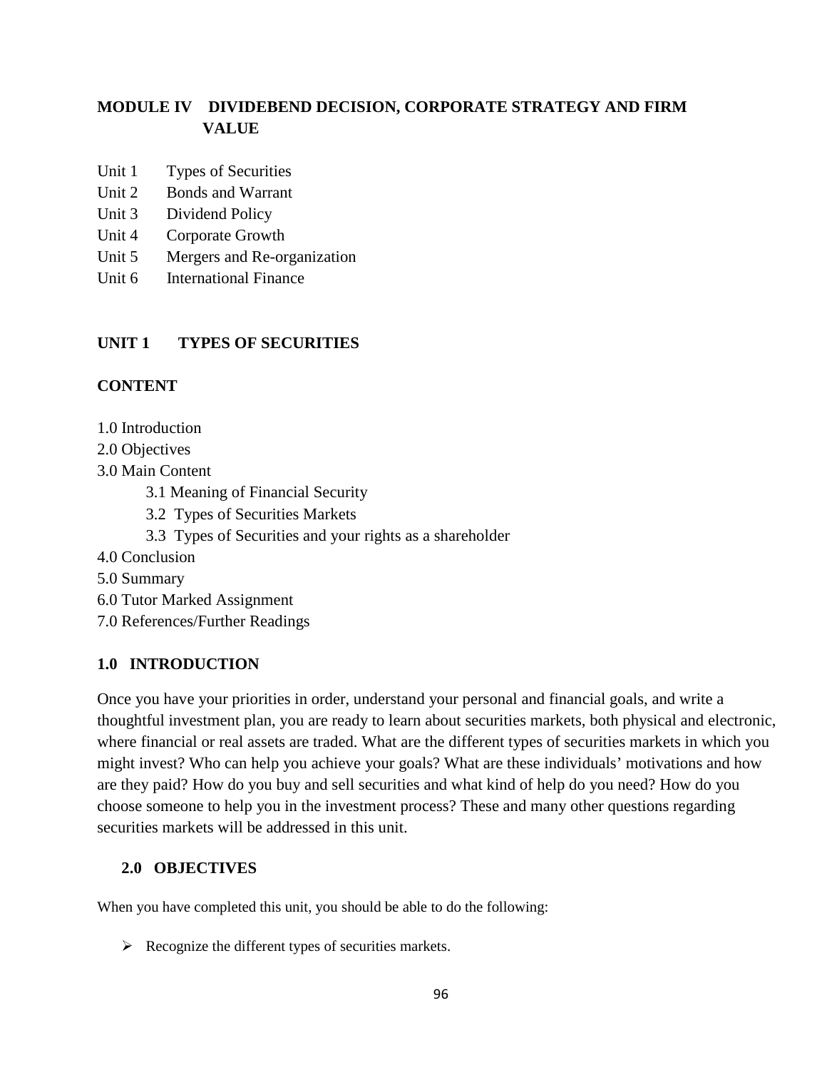# MODULE IV DIVIDEBEND DECISION, CORPORATE STRATEGY AND FIRM VALUE

Unit 1 Types of Securities
Unit 2 Bonds and Warrant
Unit 3 Dividend Policy
Unit 4 Corporate Growth
Unit 5 Mergers and Re-organization
Unit 6 International Finance

## UNIT 1 TYPES OF SECURITIES

### CONTENT

1.0 Introduction
2.0 Objectives
3.0 Main Content
- 3.1 Meaning of Financial Security
- 3.2 Types of Securities Markets
- 3.3 Types of Securities and your rights as a shareholder

4.0 Conclusion
5.0 Summary
6.0 Tutor Marked Assignment
7.0 References/Further Readings

### 1.0 INTRODUCTION

Once you have your priorities in order, understand your personal and financial goals, and write a thoughtful investment plan, you are ready to learn about securities markets, both physical and electronic, where financial or real assets are traded. What are the different types of securities markets in which you might invest? Who can help you achieve your goals? What are these individuals' motivations and how are they paid? How do you buy and sell securities and what kind of help do you need? How do you choose someone to help you in the investment process? These and many other questions regarding securities markets will be addressed in this unit.

### 2.0 OBJECTIVES

When you have completed this unit, you should be able to do the following:

- Recognize the different types of securities markets.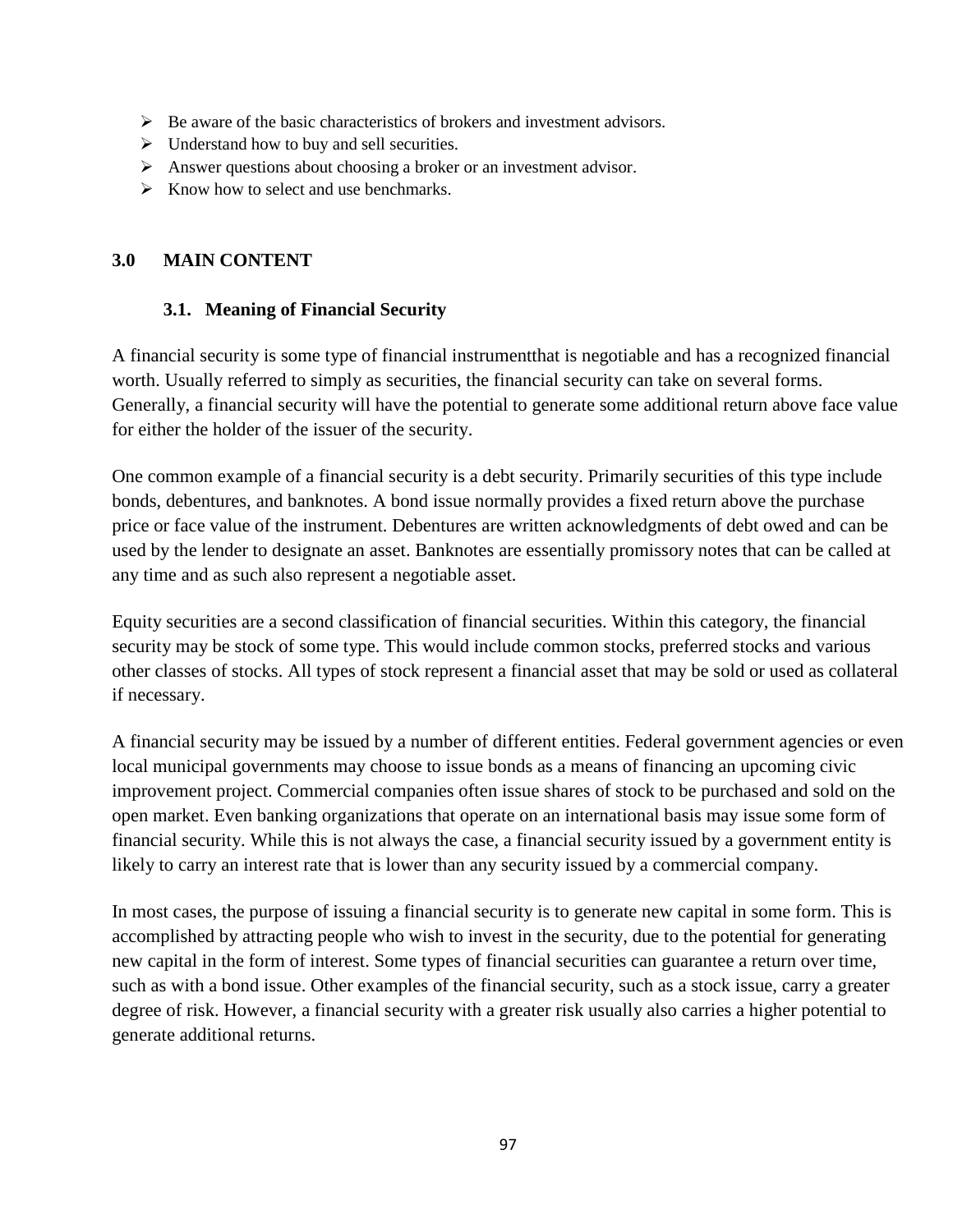- Be aware of the basic characteristics of brokers and investment advisors.
- Understand how to buy and sell securities.
- Answer questions about choosing a broker or an investment advisor.
- Know how to select and use benchmarks.

## 3.0 MAIN CONTENT

### 3.1. Meaning of Financial Security

A financial security is some type of financial instrumentthat is negotiable and has a recognized financial worth. Usually referred to simply as securities, the financial security can take on several forms. Generally, a financial security will have the potential to generate some additional return above face value for either the holder of the issuer of the security.

One common example of a financial security is a debt security. Primarily securities of this type include bonds, debentures, and banknotes. A bond issue normally provides a fixed return above the purchase price or face value of the instrument. Debentures are written acknowledgments of debt owed and can be used by the lender to designate an asset. Banknotes are essentially promissory notes that can be called at any time and as such also represent a negotiable asset.

Equity securities are a second classification of financial securities. Within this category, the financial security may be stock of some type. This would include common stocks, preferred stocks and various other classes of stocks. All types of stock represent a financial asset that may be sold or used as collateral if necessary.

A financial security may be issued by a number of different entities. Federal government agencies or even local municipal governments may choose to issue bonds as a means of financing an upcoming civic improvement project. Commercial companies often issue shares of stock to be purchased and sold on the open market. Even banking organizations that operate on an international basis may issue some form of financial security. While this is not always the case, a financial security issued by a government entity is likely to carry an interest rate that is lower than any security issued by a commercial company.

In most cases, the purpose of issuing a financial security is to generate new capital in some form. This is accomplished by attracting people who wish to invest in the security, due to the potential for generating new capital in the form of interest. Some types of financial securities can guarantee a return over time, such as with a bond issue. Other examples of the financial security, such as a stock issue, carry a greater degree of risk. However, a financial security with a greater risk usually also carries a higher potential to generate additional returns.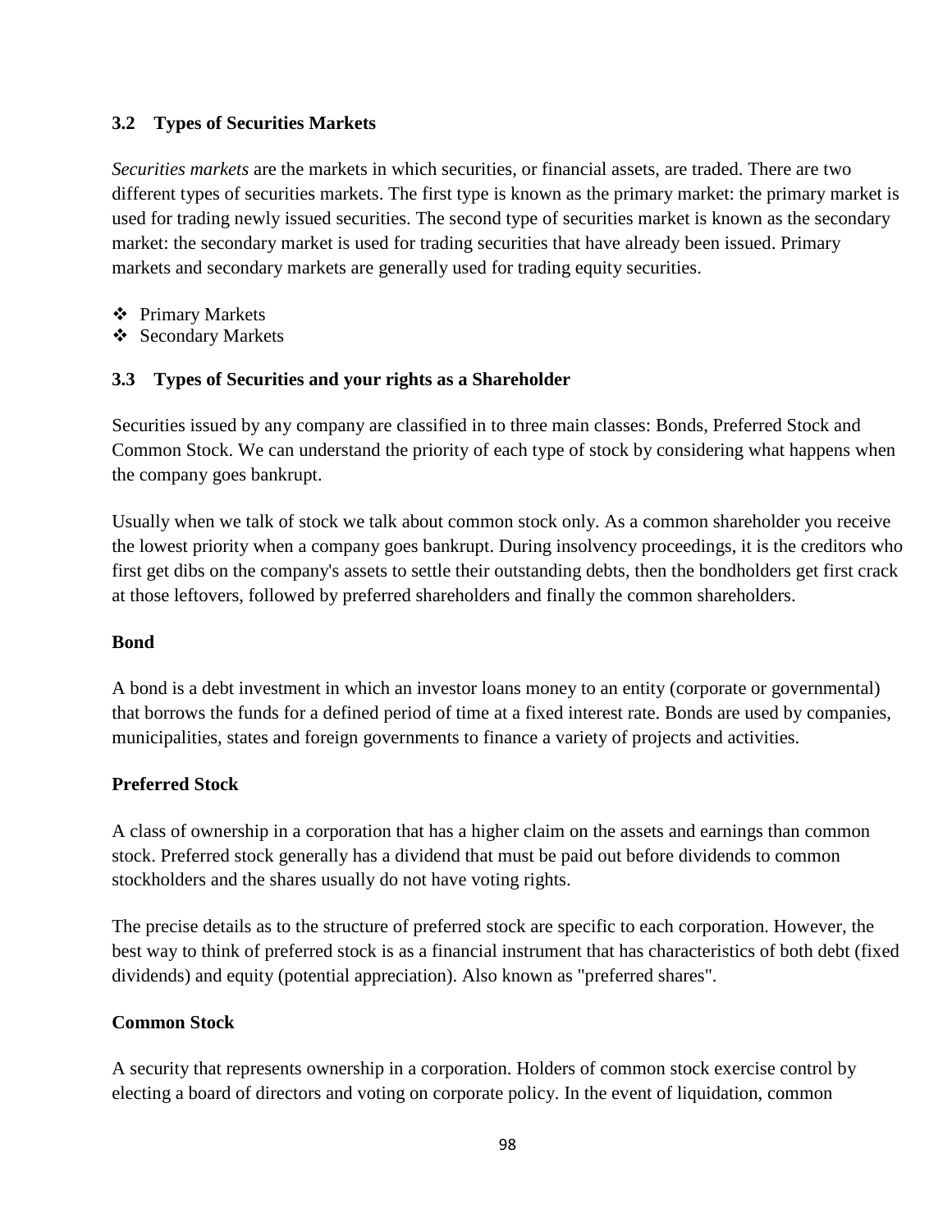### 3.2 Types of Securities Markets

*Securities markets* are the markets in which securities, or financial assets, are traded. There are two different types of securities markets. The first type is known as the primary market: the primary market is used for trading newly issued securities. The second type of securities market is known as the secondary market: the secondary market is used for trading securities that have already been issued. Primary markets and secondary markets are generally used for trading equity securities.

- Primary Markets
- Secondary Markets

### 3.3 Types of Securities and your rights as a Shareholder

Securities issued by any company are classified in to three main classes: Bonds, Preferred Stock and Common Stock. We can understand the priority of each type of stock by considering what happens when the company goes bankrupt.

Usually when we talk of stock we talk about common stock only. As a common shareholder you receive the lowest priority when a company goes bankrupt. During insolvency proceedings, it is the creditors who first get dibs on the company's assets to settle their outstanding debts, then the bondholders get first crack at those leftovers, followed by preferred shareholders and finally the common shareholders.

**Bond**

A bond is a debt investment in which an investor loans money to an entity (corporate or governmental) that borrows the funds for a defined period of time at a fixed interest rate. Bonds are used by companies, municipalities, states and foreign governments to finance a variety of projects and activities.

**Preferred Stock**

A class of ownership in a corporation that has a higher claim on the assets and earnings than common stock. Preferred stock generally has a dividend that must be paid out before dividends to common stockholders and the shares usually do not have voting rights.

The precise details as to the structure of preferred stock are specific to each corporation. However, the best way to think of preferred stock is as a financial instrument that has characteristics of both debt (fixed dividends) and equity (potential appreciation). Also known as "preferred shares".

**Common Stock**

A security that represents ownership in a corporation. Holders of common stock exercise control by electing a board of directors and voting on corporate policy. In the event of liquidation, common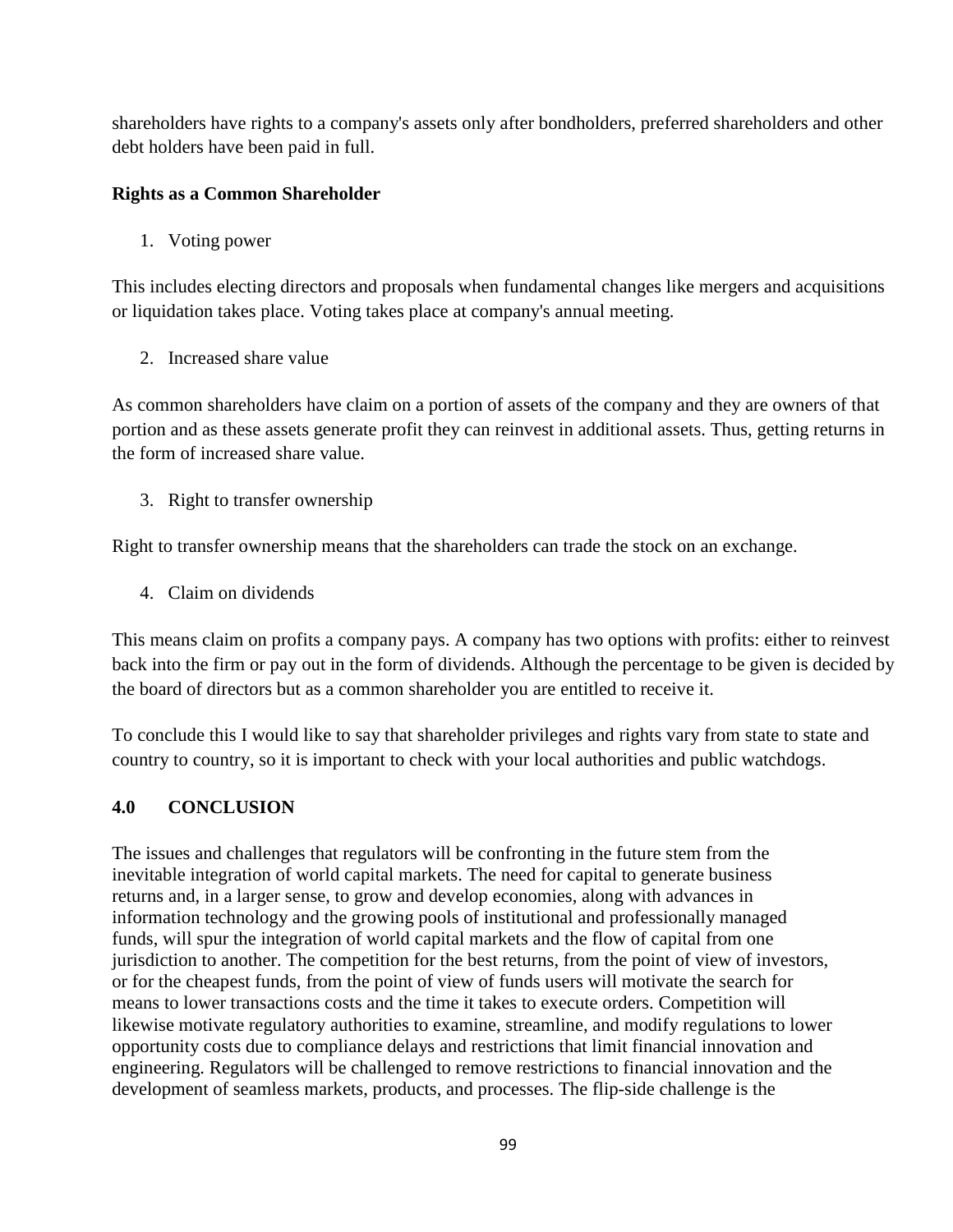shareholders have rights to a company's assets only after bondholders, preferred shareholders and other debt holders have been paid in full.

**Rights as a Common Shareholder**

1. Voting power

This includes electing directors and proposals when fundamental changes like mergers and acquisitions or liquidation takes place. Voting takes place at company's annual meeting.

2. Increased share value

As common shareholders have claim on a portion of assets of the company and they are owners of that portion and as these assets generate profit they can reinvest in additional assets. Thus, getting returns in the form of increased share value.

3. Right to transfer ownership

Right to transfer ownership means that the shareholders can trade the stock on an exchange.

4. Claim on dividends

This means claim on profits a company pays. A company has two options with profits: either to reinvest back into the firm or pay out in the form of dividends. Although the percentage to be given is decided by the board of directors but as a common shareholder you are entitled to receive it.

To conclude this I would like to say that shareholder privileges and rights vary from state to state and country to country, so it is important to check with your local authorities and public watchdogs.

## 4.0 CONCLUSION

The issues and challenges that regulators will be confronting in the future stem from the inevitable integration of world capital markets. The need for capital to generate business returns and, in a larger sense, to grow and develop economies, along with advances in information technology and the growing pools of institutional and professionally managed funds, will spur the integration of world capital markets and the flow of capital from one jurisdiction to another. The competition for the best returns, from the point of view of investors, or for the cheapest funds, from the point of view of funds users will motivate the search for means to lower transactions costs and the time it takes to execute orders. Competition will likewise motivate regulatory authorities to examine, streamline, and modify regulations to lower opportunity costs due to compliance delays and restrictions that limit financial innovation and engineering. Regulators will be challenged to remove restrictions to financial innovation and the development of seamless markets, products, and processes. The flip-side challenge is the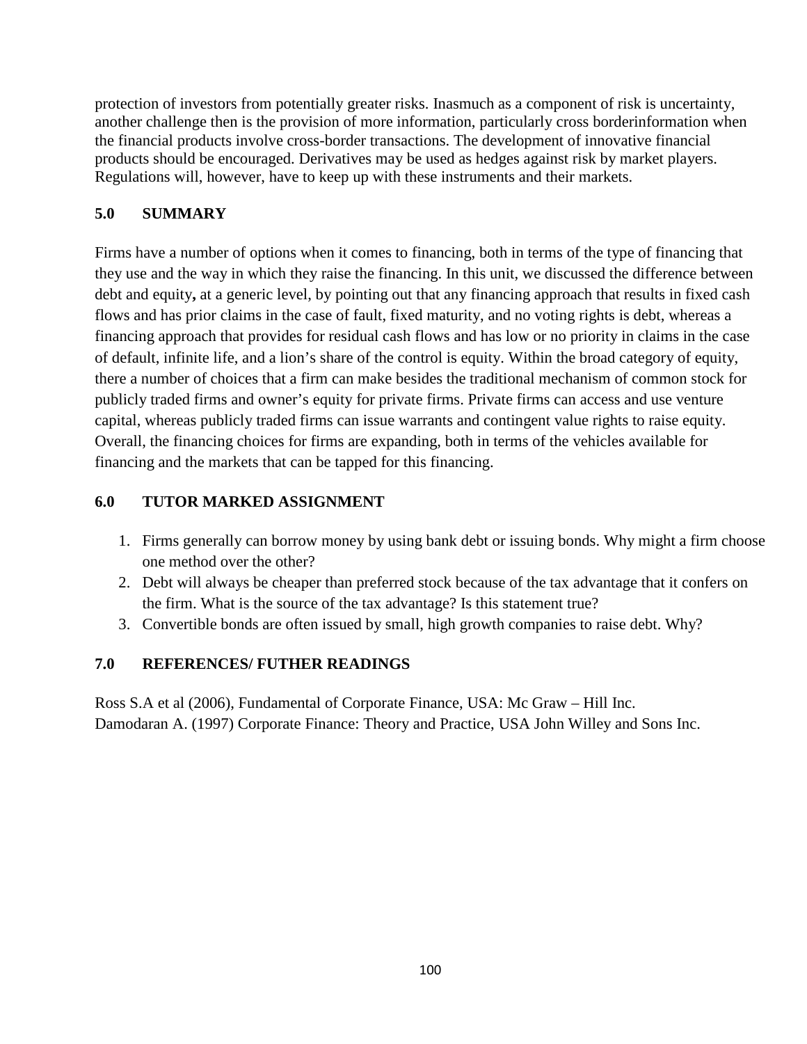protection of investors from potentially greater risks. Inasmuch as a component of risk is uncertainty, another challenge then is the provision of more information, particularly cross borderinformation when the financial products involve cross-border transactions. The development of innovative financial products should be encouraged. Derivatives may be used as hedges against risk by market players. Regulations will, however, have to keep up with these instruments and their markets.

## 5.0 SUMMARY

Firms have a number of options when it comes to financing, both in terms of the type of financing that they use and the way in which they raise the financing. In this unit, we discussed the difference between debt and equity**,** at a generic level, by pointing out that any financing approach that results in fixed cash flows and has prior claims in the case of fault, fixed maturity, and no voting rights is debt, whereas a financing approach that provides for residual cash flows and has low or no priority in claims in the case of default, infinite life, and a lion's share of the control is equity. Within the broad category of equity, there a number of choices that a firm can make besides the traditional mechanism of common stock for publicly traded firms and owner's equity for private firms. Private firms can access and use venture capital, whereas publicly traded firms can issue warrants and contingent value rights to raise equity. Overall, the financing choices for firms are expanding, both in terms of the vehicles available for financing and the markets that can be tapped for this financing.

## 6.0 TUTOR MARKED ASSIGNMENT

1. Firms generally can borrow money by using bank debt or issuing bonds. Why might a firm choose one method over the other?
2. Debt will always be cheaper than preferred stock because of the tax advantage that it confers on the firm. What is the source of the tax advantage? Is this statement true?
3. Convertible bonds are often issued by small, high growth companies to raise debt. Why?

## 7.0 REFERENCES/ FUTHER READINGS

Ross S.A et al (2006), Fundamental of Corporate Finance, USA: Mc Graw – Hill Inc.
Damodaran A. (1997) Corporate Finance: Theory and Practice, USA John Willey and Sons Inc.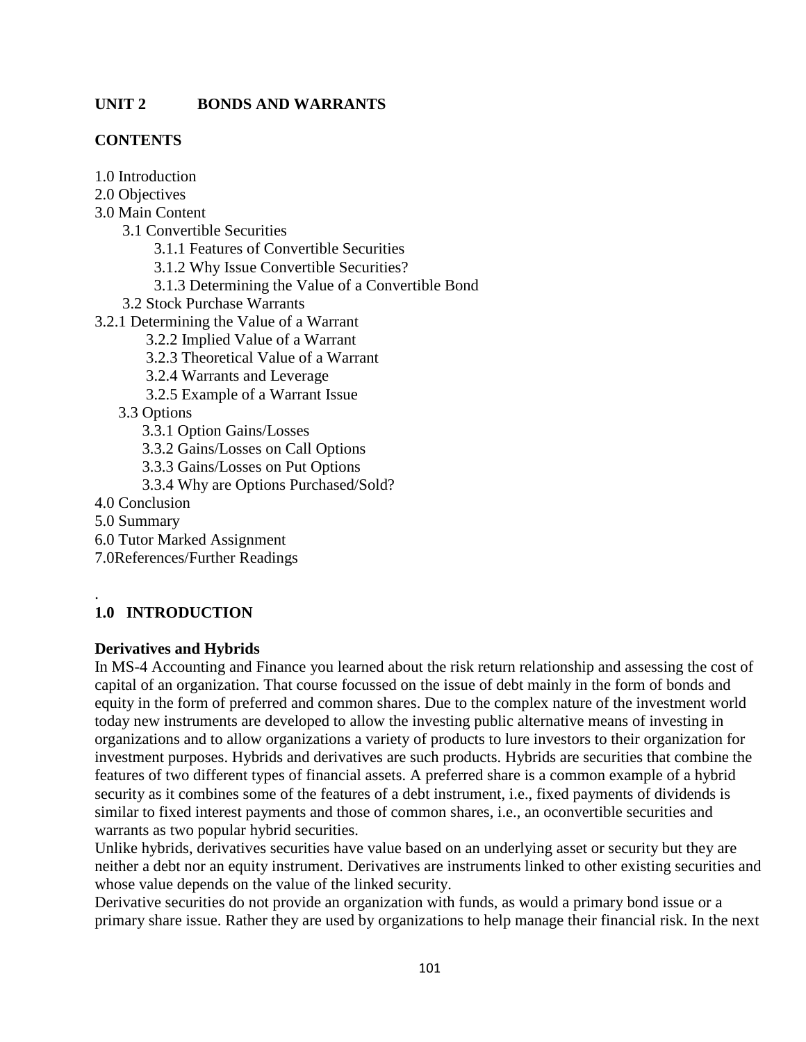**UNIT 2 BONDS AND WARRANTS**

**CONTENTS**

1.0 Introduction
2.0 Objectives
3.0 Main Content
 3.1 Convertible Securities
  3.1.1 Features of Convertible Securities
  3.1.2 Why Issue Convertible Securities?
  3.1.3 Determining the Value of a Convertible Bond
 3.2 Stock Purchase Warrants
3.2.1 Determining the Value of a Warrant
  3.2.2 Implied Value of a Warrant
  3.2.3 Theoretical Value of a Warrant
  3.2.4 Warrants and Leverage
  3.2.5 Example of a Warrant Issue
 3.3 Options
  3.3.1 Option Gains/Losses
  3.3.2 Gains/Losses on Call Options
  3.3.3 Gains/Losses on Put Options
  3.3.4 Why are Options Purchased/Sold?
4.0 Conclusion
5.0 Summary
6.0 Tutor Marked Assignment
7.0References/Further Readings

.

## 1.0 INTRODUCTION

**Derivatives and Hybrids**

In MS-4 Accounting and Finance you learned about the risk return relationship and assessing the cost of capital of an organization. That course focussed on the issue of debt mainly in the form of bonds and equity in the form of preferred and common shares. Due to the complex nature of the investment world today new instruments are developed to allow the investing public alternative means of investing in organizations and to allow organizations a variety of products to lure investors to their organization for investment purposes. Hybrids and derivatives are such products. Hybrids are securities that combine the features of two different types of financial assets. A preferred share is a common example of a hybrid security as it combines some of the features of a debt instrument, i.e., fixed payments of dividends is similar to fixed interest payments and those of common shares, i.e., an oconvertible securities and warrants as two popular hybrid securities.

Unlike hybrids, derivatives securities have value based on an underlying asset or security but they are neither a debt nor an equity instrument. Derivatives are instruments linked to other existing securities and whose value depends on the value of the linked security.

Derivative securities do not provide an organization with funds, as would a primary bond issue or a primary share issue. Rather they are used by organizations to help manage their financial risk. In the next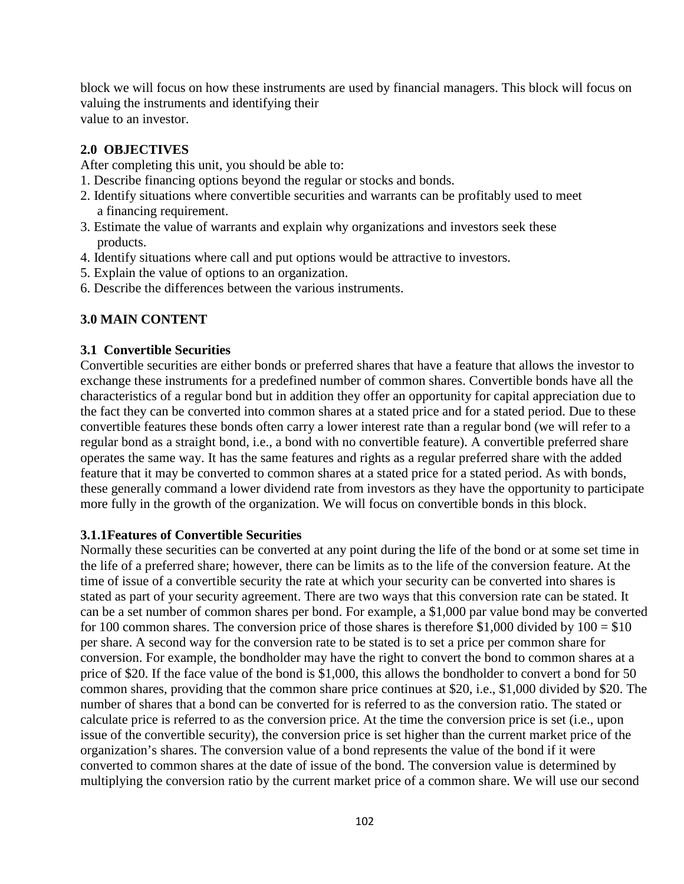block we will focus on how these instruments are used by financial managers. This block will focus on valuing the instruments and identifying their
value to an investor.

## 2.0 OBJECTIVES

After completing this unit, you should be able to:

1. Describe financing options beyond the regular or stocks and bonds.
2. Identify situations where convertible securities and warrants can be profitably used to meet a financing requirement.
3. Estimate the value of warrants and explain why organizations and investors seek these products.
4. Identify situations where call and put options would be attractive to investors.
5. Explain the value of options to an organization.
6. Describe the differences between the various instruments.

## 3.0 MAIN CONTENT

### 3.1 Convertible Securities

Convertible securities are either bonds or preferred shares that have a feature that allows the investor to exchange these instruments for a predefined number of common shares. Convertible bonds have all the characteristics of a regular bond but in addition they offer an opportunity for capital appreciation due to the fact they can be converted into common shares at a stated price and for a stated period. Due to these convertible features these bonds often carry a lower interest rate than a regular bond (we will refer to a regular bond as a straight bond, i.e., a bond with no convertible feature). A convertible preferred share operates the same way. It has the same features and rights as a regular preferred share with the added feature that it may be converted to common shares at a stated price for a stated period. As with bonds, these generally command a lower dividend rate from investors as they have the opportunity to participate more fully in the growth of the organization. We will focus on convertible bonds in this block.

#### 3.1.1Features of Convertible Securities

Normally these securities can be converted at any point during the life of the bond or at some set time in the life of a preferred share; however, there can be limits as to the life of the conversion feature. At the time of issue of a convertible security the rate at which your security can be converted into shares is stated as part of your security agreement. There are two ways that this conversion rate can be stated. It can be a set number of common shares per bond. For example, a $1,000 par value bond may be converted for 100 common shares. The conversion price of those shares is therefore $1,000 divided by 100 = $10 per share. A second way for the conversion rate to be stated is to set a price per common share for conversion. For example, the bondholder may have the right to convert the bond to common shares at a price of $20. If the face value of the bond is $1,000, this allows the bondholder to convert a bond for 50 common shares, providing that the common share price continues at $20, i.e., $1,000 divided by $20. The number of shares that a bond can be converted for is referred to as the conversion ratio. The stated or calculate price is referred to as the conversion price. At the time the conversion price is set (i.e., upon issue of the convertible security), the conversion price is set higher than the current market price of the organization's shares. The conversion value of a bond represents the value of the bond if it were converted to common shares at the date of issue of the bond. The conversion value is determined by multiplying the conversion ratio by the current market price of a common share. We will use our second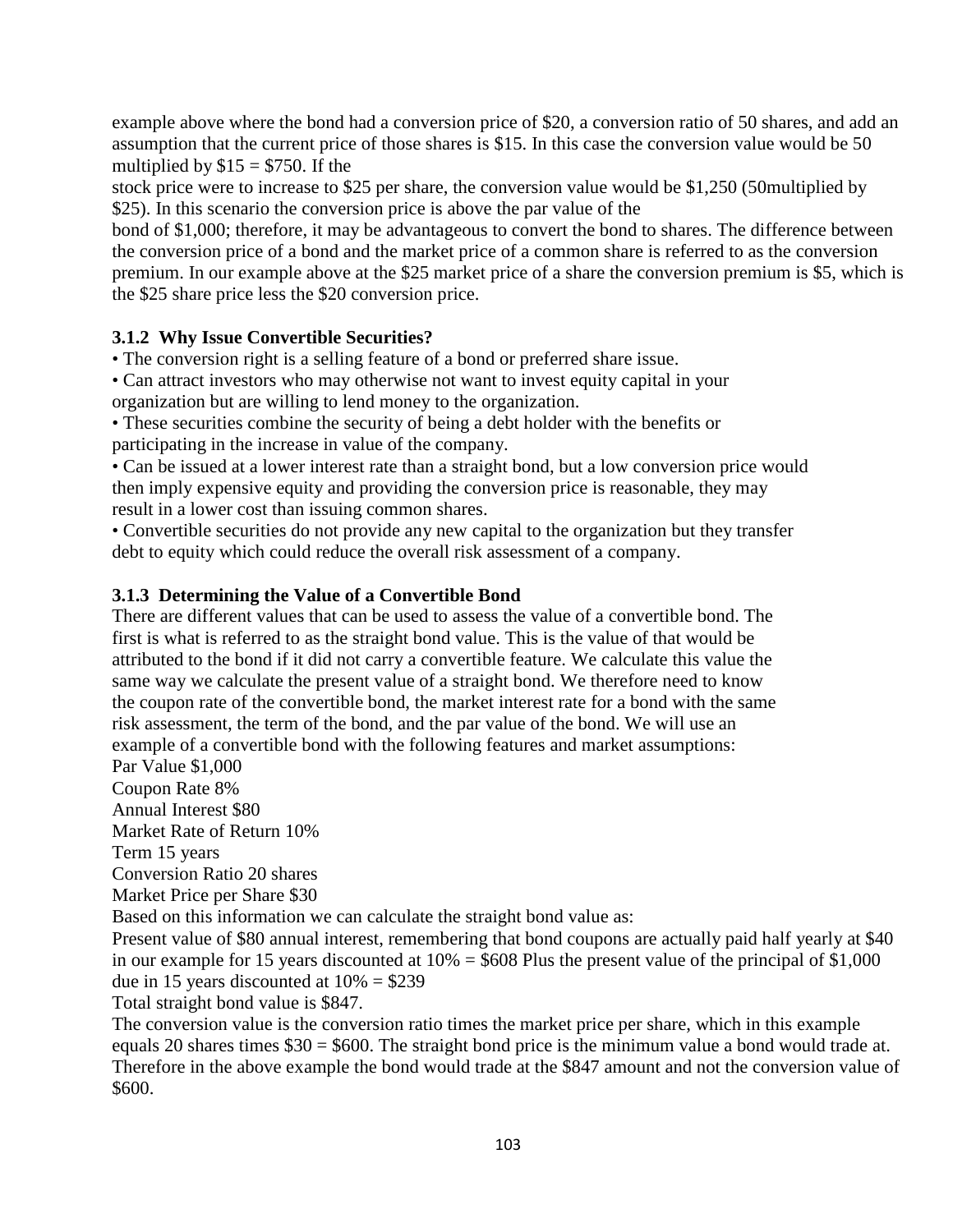example above where the bond had a conversion price of $20, a conversion ratio of 50 shares, and add an assumption that the current price of those shares is $15. In this case the conversion value would be 50 multiplied by $15 = $750. If the stock price were to increase to $25 per share, the conversion value would be $1,250 (50multiplied by $25). In this scenario the conversion price is above the par value of the bond of $1,000; therefore, it may be advantageous to convert the bond to shares. The difference between the conversion price of a bond and the market price of a common share is referred to as the conversion premium. In our example above at the $25 market price of a share the conversion premium is $5, which is the $25 share price less the $20 conversion price.

### 3.1.2 Why Issue Convertible Securities?

- The conversion right is a selling feature of a bond or preferred share issue.
- Can attract investors who may otherwise not want to invest equity capital in your organization but are willing to lend money to the organization.
- These securities combine the security of being a debt holder with the benefits or participating in the increase in value of the company.
- Can be issued at a lower interest rate than a straight bond, but a low conversion price would then imply expensive equity and providing the conversion price is reasonable, they may result in a lower cost than issuing common shares.
- Convertible securities do not provide any new capital to the organization but they transfer debt to equity which could reduce the overall risk assessment of a company.

### 3.1.3 Determining the Value of a Convertible Bond

There are different values that can be used to assess the value of a convertible bond. The first is what is referred to as the straight bond value. This is the value of that would be attributed to the bond if it did not carry a convertible feature. We calculate this value the same way we calculate the present value of a straight bond. We therefore need to know the coupon rate of the convertible bond, the market interest rate for a bond with the same risk assessment, the term of the bond, and the par value of the bond. We will use an example of a convertible bond with the following features and market assumptions:

Par Value $1,000
Coupon Rate 8%
Annual Interest $80
Market Rate of Return 10%
Term 15 years
Conversion Ratio 20 shares
Market Price per Share $30

Based on this information we can calculate the straight bond value as:

Present value of $80 annual interest, remembering that bond coupons are actually paid half yearly at $40 in our example for 15 years discounted at 10% = $608 Plus the present value of the principal of $1,000 due in 15 years discounted at 10% = $239

Total straight bond value is $847.

The conversion value is the conversion ratio times the market price per share, which in this example equals 20 shares times $30 = $600. The straight bond price is the minimum value a bond would trade at. Therefore in the above example the bond would trade at the $847 amount and not the conversion value of $600.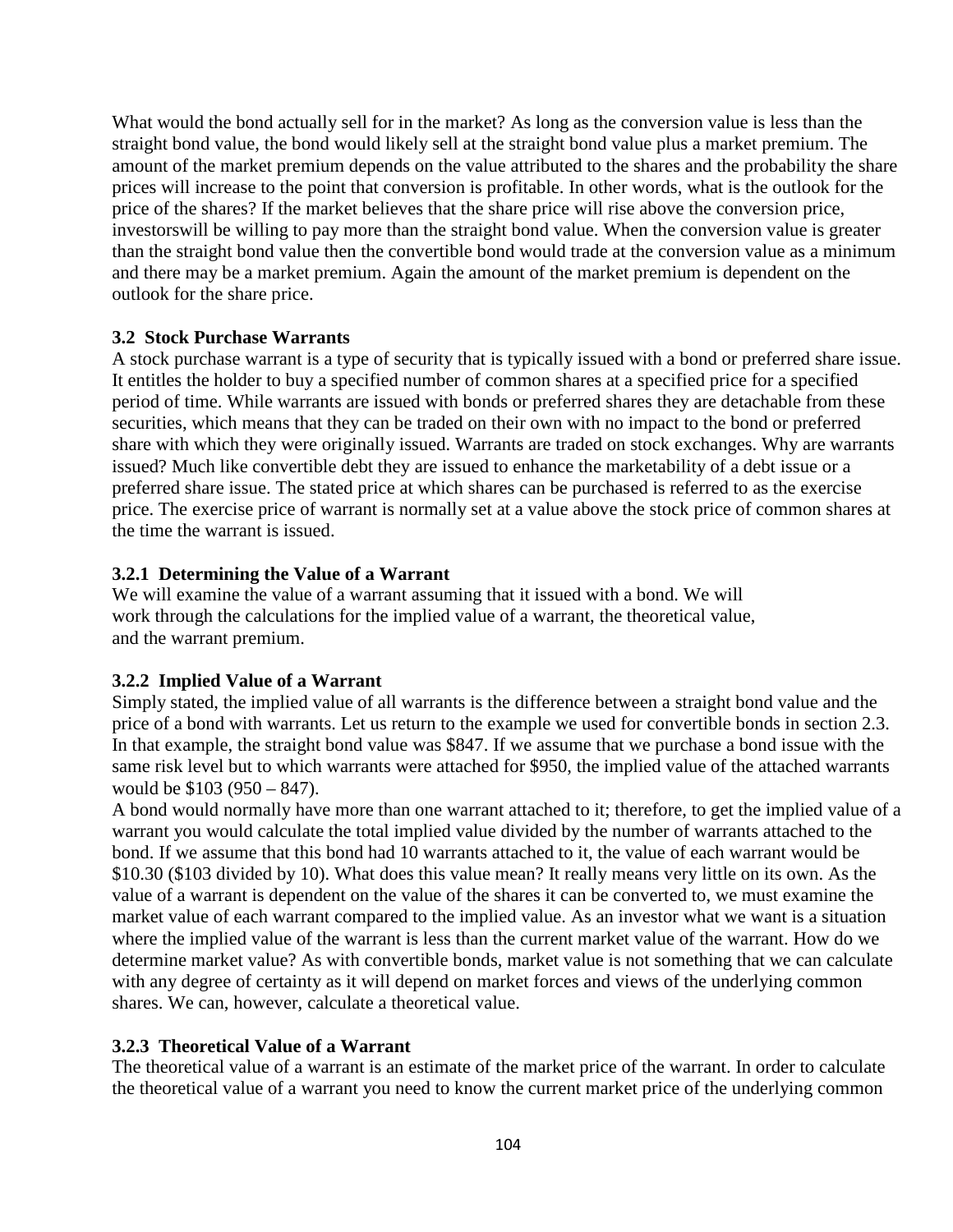What would the bond actually sell for in the market? As long as the conversion value is less than the straight bond value, the bond would likely sell at the straight bond value plus a market premium. The amount of the market premium depends on the value attributed to the shares and the probability the share prices will increase to the point that conversion is profitable. In other words, what is the outlook for the price of the shares? If the market believes that the share price will rise above the conversion price, investorswill be willing to pay more than the straight bond value. When the conversion value is greater than the straight bond value then the convertible bond would trade at the conversion value as a minimum and there may be a market premium. Again the amount of the market premium is dependent on the outlook for the share price.

### 3.2 Stock Purchase Warrants

A stock purchase warrant is a type of security that is typically issued with a bond or preferred share issue. It entitles the holder to buy a specified number of common shares at a specified price for a specified period of time. While warrants are issued with bonds or preferred shares they are detachable from these securities, which means that they can be traded on their own with no impact to the bond or preferred share with which they were originally issued. Warrants are traded on stock exchanges. Why are warrants issued? Much like convertible debt they are issued to enhance the marketability of a debt issue or a preferred share issue. The stated price at which shares can be purchased is referred to as the exercise price. The exercise price of warrant is normally set at a value above the stock price of common shares at the time the warrant is issued.

#### 3.2.1 Determining the Value of a Warrant

We will examine the value of a warrant assuming that it issued with a bond. We will work through the calculations for the implied value of a warrant, the theoretical value, and the warrant premium.

#### 3.2.2 Implied Value of a Warrant

Simply stated, the implied value of all warrants is the difference between a straight bond value and the price of a bond with warrants. Let us return to the example we used for convertible bonds in section 2.3. In that example, the straight bond value was $847. If we assume that we purchase a bond issue with the same risk level but to which warrants were attached for $950, the implied value of the attached warrants would be $103 (950 – 847).

A bond would normally have more than one warrant attached to it; therefore, to get the implied value of a warrant you would calculate the total implied value divided by the number of warrants attached to the bond. If we assume that this bond had 10 warrants attached to it, the value of each warrant would be $10.30 ($103 divided by 10). What does this value mean? It really means very little on its own. As the value of a warrant is dependent on the value of the shares it can be converted to, we must examine the market value of each warrant compared to the implied value. As an investor what we want is a situation where the implied value of the warrant is less than the current market value of the warrant. How do we determine market value? As with convertible bonds, market value is not something that we can calculate with any degree of certainty as it will depend on market forces and views of the underlying common shares. We can, however, calculate a theoretical value.

#### 3.2.3 Theoretical Value of a Warrant

The theoretical value of a warrant is an estimate of the market price of the warrant. In order to calculate the theoretical value of a warrant you need to know the current market price of the underlying common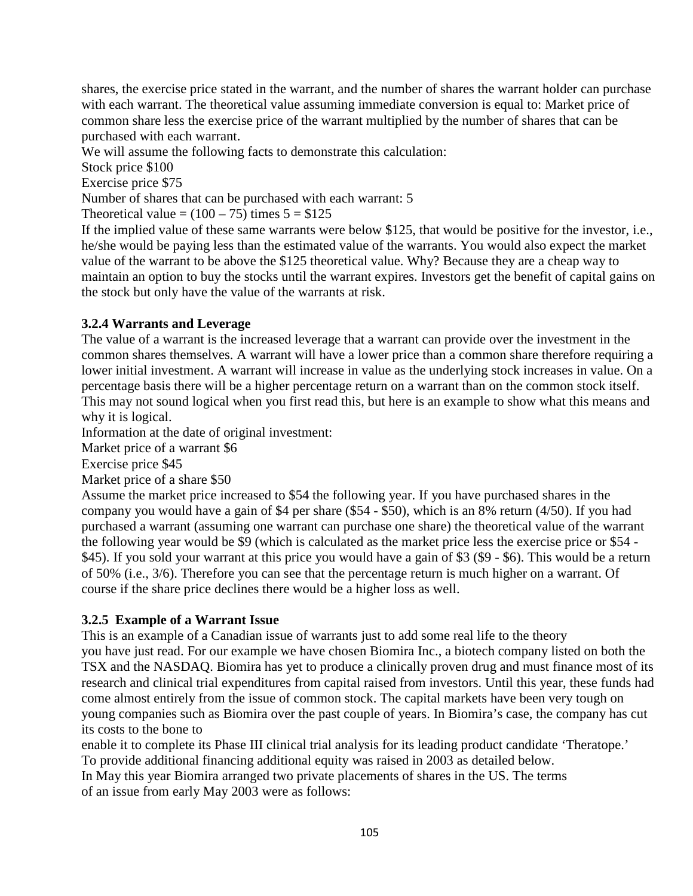shares, the exercise price stated in the warrant, and the number of shares the warrant holder can purchase with each warrant. The theoretical value assuming immediate conversion is equal to: Market price of common share less the exercise price of the warrant multiplied by the number of shares that can be purchased with each warrant.

We will assume the following facts to demonstrate this calculation:

Stock price $100

Exercise price $75

Number of shares that can be purchased with each warrant: 5

Theoretical value = (100 – 75) times 5 = $125

If the implied value of these same warrants were below $125, that would be positive for the investor, i.e., he/she would be paying less than the estimated value of the warrants. You would also expect the market value of the warrant to be above the $125 theoretical value. Why? Because they are a cheap way to maintain an option to buy the stocks until the warrant expires. Investors get the benefit of capital gains on the stock but only have the value of the warrants at risk.

### 3.2.4 Warrants and Leverage

The value of a warrant is the increased leverage that a warrant can provide over the investment in the common shares themselves. A warrant will have a lower price than a common share therefore requiring a lower initial investment. A warrant will increase in value as the underlying stock increases in value. On a percentage basis there will be a higher percentage return on a warrant than on the common stock itself. This may not sound logical when you first read this, but here is an example to show what this means and why it is logical.

Information at the date of original investment:

Market price of a warrant $6

Exercise price $45

Market price of a share $50

Assume the market price increased to $54 the following year. If you have purchased shares in the company you would have a gain of $4 per share ($54 - $50), which is an 8% return (4/50). If you had purchased a warrant (assuming one warrant can purchase one share) the theoretical value of the warrant the following year would be $9 (which is calculated as the market price less the exercise price or $54 - $45). If you sold your warrant at this price you would have a gain of $3 ($9 - $6). This would be a return of 50% (i.e., 3/6). Therefore you can see that the percentage return is much higher on a warrant. Of course if the share price declines there would be a higher loss as well.

### 3.2.5 Example of a Warrant Issue

This is an example of a Canadian issue of warrants just to add some real life to the theory you have just read. For our example we have chosen Biomira Inc., a biotech company listed on both the TSX and the NASDAQ. Biomira has yet to produce a clinically proven drug and must finance most of its research and clinical trial expenditures from capital raised from investors. Until this year, these funds had come almost entirely from the issue of common stock. The capital markets have been very tough on young companies such as Biomira over the past couple of years. In Biomira's case, the company has cut its costs to the bone to enable it to complete its Phase III clinical trial analysis for its leading product candidate 'Theratope.'

To provide additional financing additional equity was raised in 2003 as detailed below.

In May this year Biomira arranged two private placements of shares in the US. The terms of an issue from early May 2003 were as follows: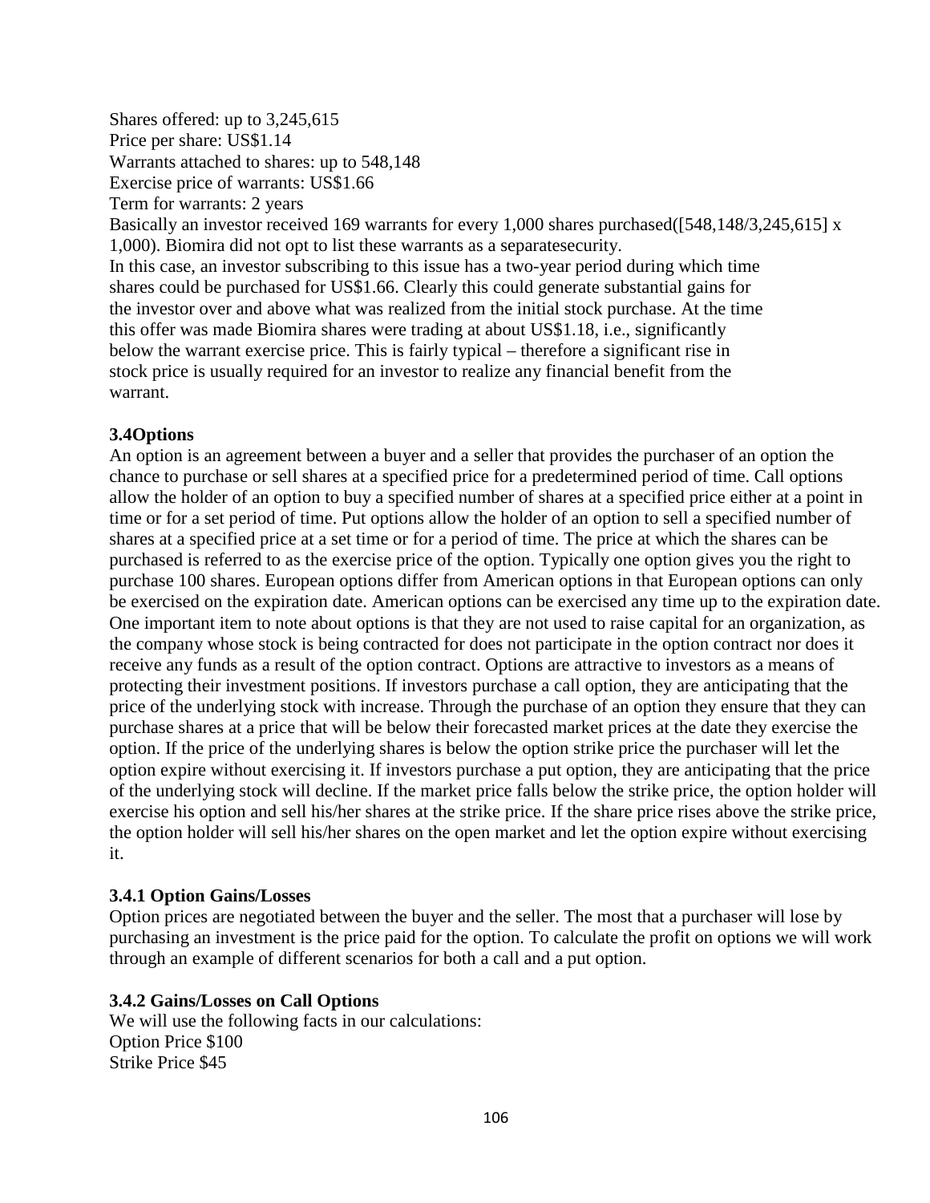Shares offered: up to 3,245,615
Price per share: US$1.14
Warrants attached to shares: up to 548,148
Exercise price of warrants: US$1.66
Term for warrants: 2 years
Basically an investor received 169 warrants for every 1,000 shares purchased([548,148/3,245,615] x 1,000). Biomira did not opt to list these warrants as a separatesecurity.
In this case, an investor subscribing to this issue has a two-year period during which time shares could be purchased for US$1.66. Clearly this could generate substantial gains for the investor over and above what was realized from the initial stock purchase. At the time this offer was made Biomira shares were trading at about US$1.18, i.e., significantly below the warrant exercise price. This is fairly typical – therefore a significant rise in stock price is usually required for an investor to realize any financial benefit from the warrant.

### 3.4Options

An option is an agreement between a buyer and a seller that provides the purchaser of an option the chance to purchase or sell shares at a specified price for a predetermined period of time. Call options allow the holder of an option to buy a specified number of shares at a specified price either at a point in time or for a set period of time. Put options allow the holder of an option to sell a specified number of shares at a specified price at a set time or for a period of time. The price at which the shares can be purchased is referred to as the exercise price of the option. Typically one option gives you the right to purchase 100 shares. European options differ from American options in that European options can only be exercised on the expiration date. American options can be exercised any time up to the expiration date. One important item to note about options is that they are not used to raise capital for an organization, as the company whose stock is being contracted for does not participate in the option contract nor does it receive any funds as a result of the option contract. Options are attractive to investors as a means of protecting their investment positions. If investors purchase a call option, they are anticipating that the price of the underlying stock with increase. Through the purchase of an option they ensure that they can purchase shares at a price that will be below their forecasted market prices at the date they exercise the option. If the price of the underlying shares is below the option strike price the purchaser will let the option expire without exercising it. If investors purchase a put option, they are anticipating that the price of the underlying stock will decline. If the market price falls below the strike price, the option holder will exercise his option and sell his/her shares at the strike price. If the share price rises above the strike price, the option holder will sell his/her shares on the open market and let the option expire without exercising it.

#### 3.4.1 Option Gains/Losses

Option prices are negotiated between the buyer and the seller. The most that a purchaser will lose by purchasing an investment is the price paid for the option. To calculate the profit on options we will work through an example of different scenarios for both a call and a put option.

#### 3.4.2 Gains/Losses on Call Options

We will use the following facts in our calculations:
Option Price $100
Strike Price $45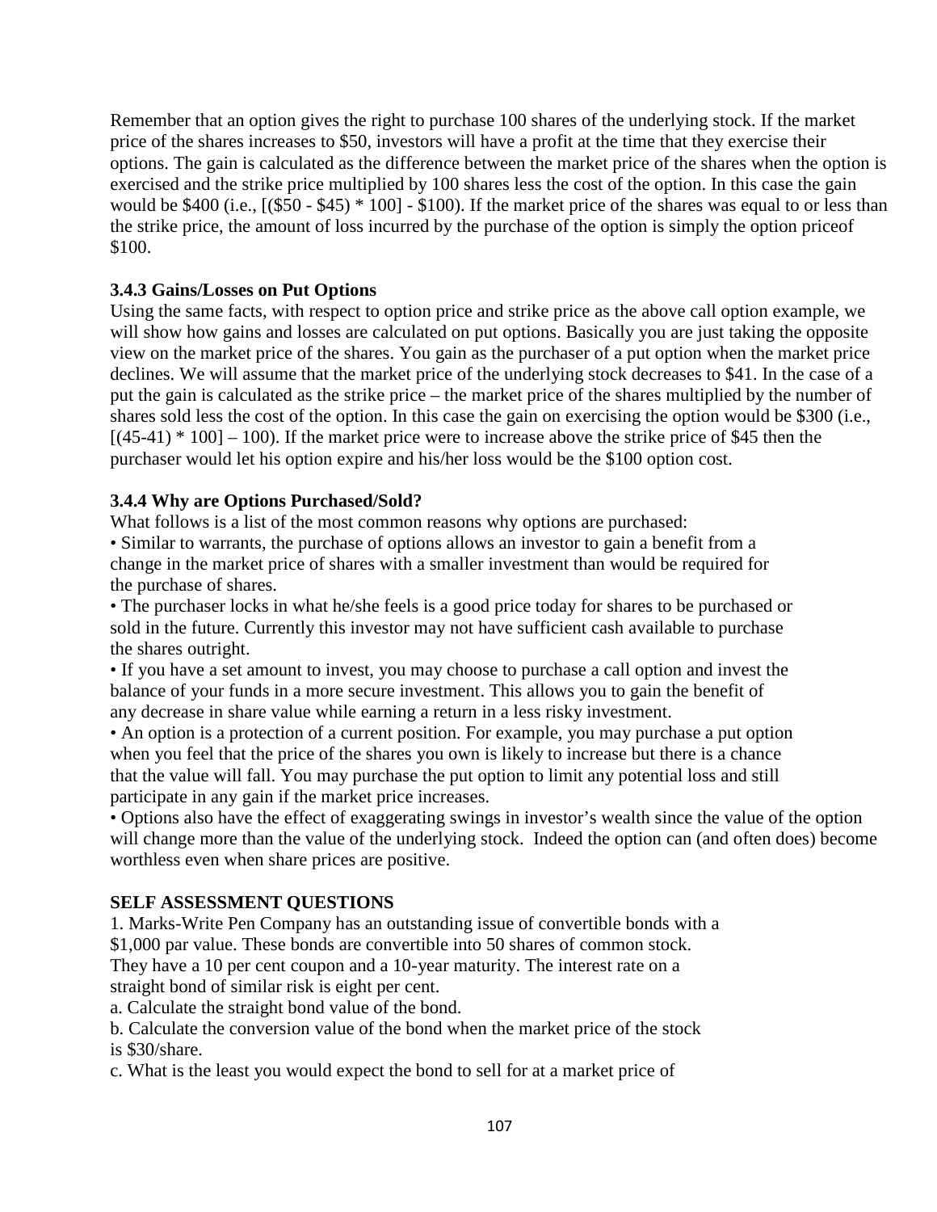Remember that an option gives the right to purchase 100 shares of the underlying stock. If the market price of the shares increases to $50, investors will have a profit at the time that they exercise their options. The gain is calculated as the difference between the market price of the shares when the option is exercised and the strike price multiplied by 100 shares less the cost of the option. In this case the gain would be $400 (i.e., [($50 - $45) * 100] - $100). If the market price of the shares was equal to or less than the strike price, the amount of loss incurred by the purchase of the option is simply the option priceof $100.

### 3.4.3 Gains/Losses on Put Options

Using the same facts, with respect to option price and strike price as the above call option example, we will show how gains and losses are calculated on put options. Basically you are just taking the opposite view on the market price of the shares. You gain as the purchaser of a put option when the market price declines. We will assume that the market price of the underlying stock decreases to $41. In the case of a put the gain is calculated as the strike price – the market price of the shares multiplied by the number of shares sold less the cost of the option. In this case the gain on exercising the option would be $300 (i.e., [(45-41) * 100] – 100). If the market price were to increase above the strike price of $45 then the purchaser would let his option expire and his/her loss would be the $100 option cost.

### 3.4.4 Why are Options Purchased/Sold?

What follows is a list of the most common reasons why options are purchased:

- Similar to warrants, the purchase of options allows an investor to gain a benefit from a change in the market price of shares with a smaller investment than would be required for the purchase of shares.
- The purchaser locks in what he/she feels is a good price today for shares to be purchased or sold in the future. Currently this investor may not have sufficient cash available to purchase the shares outright.
- If you have a set amount to invest, you may choose to purchase a call option and invest the balance of your funds in a more secure investment. This allows you to gain the benefit of any decrease in share value while earning a return in a less risky investment.
- An option is a protection of a current position. For example, you may purchase a put option when you feel that the price of the shares you own is likely to increase but there is a chance that the value will fall. You may purchase the put option to limit any potential loss and still participate in any gain if the market price increases.
- Options also have the effect of exaggerating swings in investor's wealth since the value of the option will change more than the value of the underlying stock. Indeed the option can (and often does) become worthless even when share prices are positive.

**SELF ASSESSMENT QUESTIONS**

1. Marks-Write Pen Company has an outstanding issue of convertible bonds with a $1,000 par value. These bonds are convertible into 50 shares of common stock. They have a 10 per cent coupon and a 10-year maturity. The interest rate on a straight bond of similar risk is eight per cent.

a. Calculate the straight bond value of the bond.

b. Calculate the conversion value of the bond when the market price of the stock is $30/share.

c. What is the least you would expect the bond to sell for at a market price of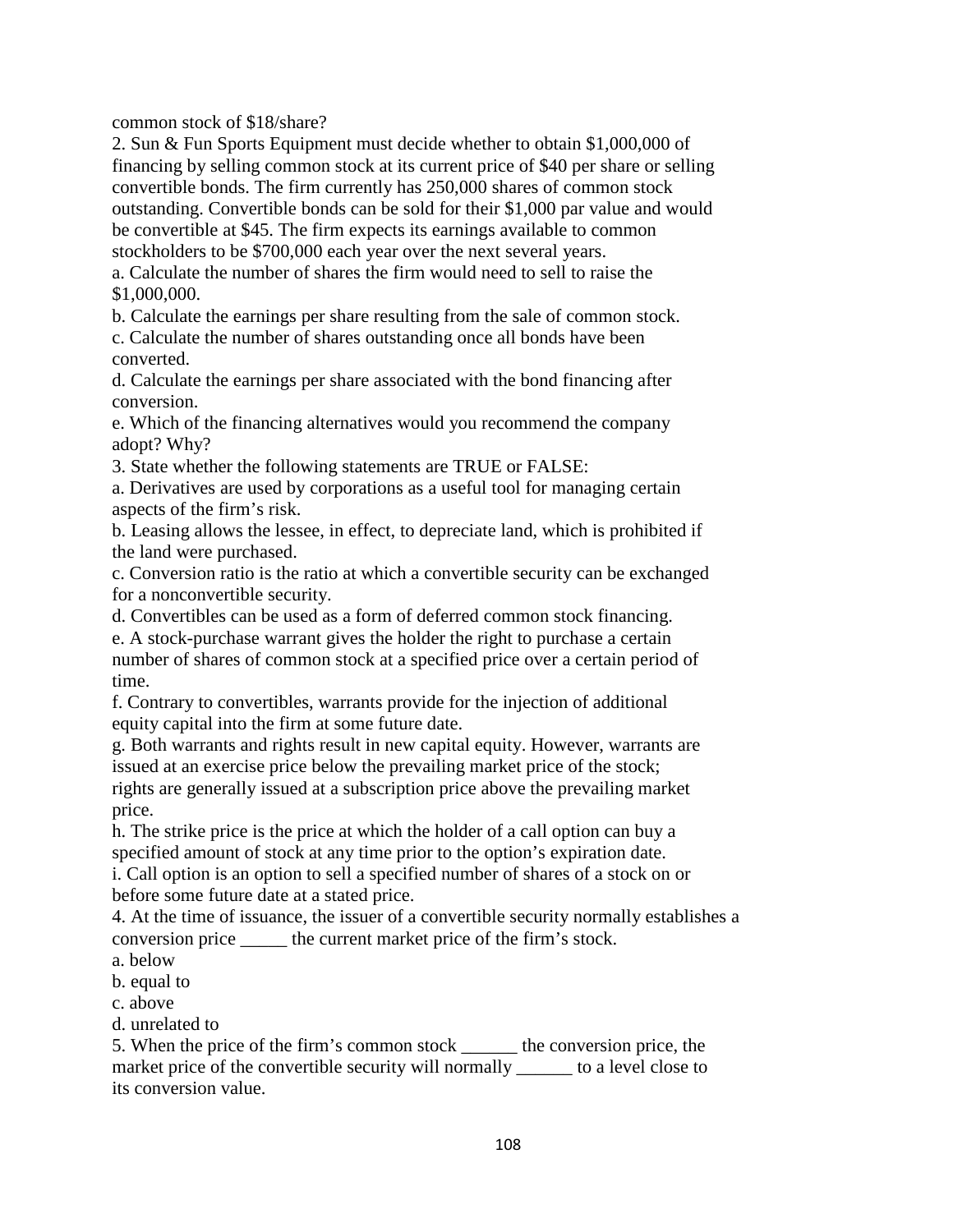common stock of $18/share?

2. Sun & Fun Sports Equipment must decide whether to obtain $1,000,000 of financing by selling common stock at its current price of $40 per share or selling convertible bonds. The firm currently has 250,000 shares of common stock outstanding. Convertible bonds can be sold for their $1,000 par value and would be convertible at $45. The firm expects its earnings available to common stockholders to be $700,000 each year over the next several years.

a. Calculate the number of shares the firm would need to sell to raise the $1,000,000.

b. Calculate the earnings per share resulting from the sale of common stock.

c. Calculate the number of shares outstanding once all bonds have been converted.

d. Calculate the earnings per share associated with the bond financing after conversion.

e. Which of the financing alternatives would you recommend the company adopt? Why?

3. State whether the following statements are TRUE or FALSE:

a. Derivatives are used by corporations as a useful tool for managing certain aspects of the firm's risk.

b. Leasing allows the lessee, in effect, to depreciate land, which is prohibited if the land were purchased.

c. Conversion ratio is the ratio at which a convertible security can be exchanged for a nonconvertible security.

d. Convertibles can be used as a form of deferred common stock financing.

e. A stock-purchase warrant gives the holder the right to purchase a certain number of shares of common stock at a specified price over a certain period of time.

f. Contrary to convertibles, warrants provide for the injection of additional equity capital into the firm at some future date.

g. Both warrants and rights result in new capital equity. However, warrants are issued at an exercise price below the prevailing market price of the stock; rights are generally issued at a subscription price above the prevailing market price.

h. The strike price is the price at which the holder of a call option can buy a specified amount of stock at any time prior to the option's expiration date.

i. Call option is an option to sell a specified number of shares of a stock on or before some future date at a stated price.

4. At the time of issuance, the issuer of a convertible security normally establishes a conversion price _____ the current market price of the firm's stock.

a. below

b. equal to

c. above

d. unrelated to

5. When the price of the firm's common stock ______ the conversion price, the market price of the convertible security will normally ______ to a level close to its conversion value.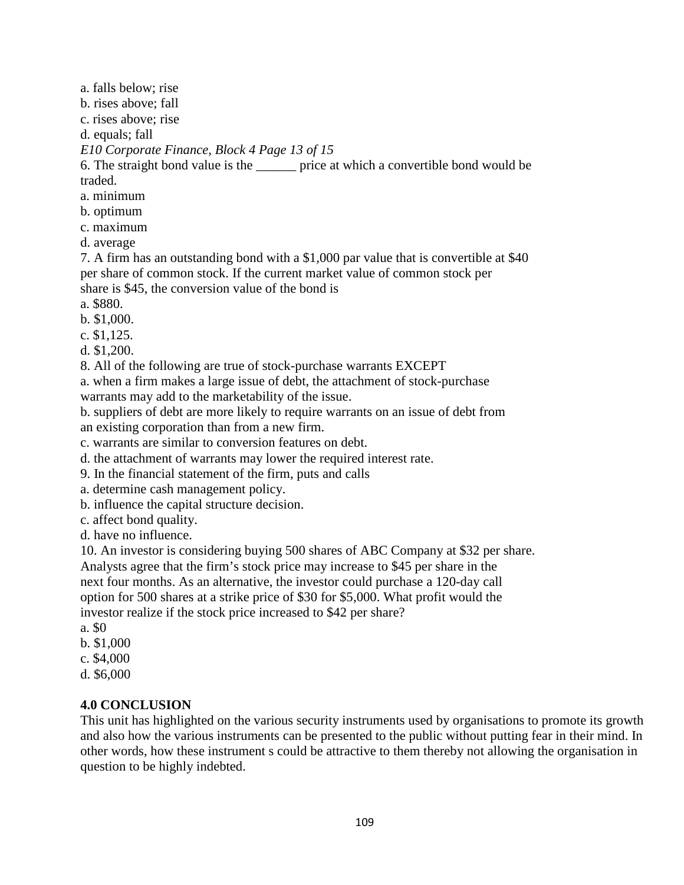a. falls below; rise
b. rises above; fall
c. rises above; rise
d. equals; fall

*E10 Corporate Finance, Block 4 Page 13 of 15*

6. The straight bond value is the ______ price at which a convertible bond would be traded.
a. minimum
b. optimum
c. maximum
d. average

7. A firm has an outstanding bond with a $1,000 par value that is convertible at $40 per share of common stock. If the current market value of common stock per share is $45, the conversion value of the bond is
a. $880.
b. $1,000.
c. $1,125.
d. $1,200.

8. All of the following are true of stock-purchase warrants EXCEPT
a. when a firm makes a large issue of debt, the attachment of stock-purchase warrants may add to the marketability of the issue.
b. suppliers of debt are more likely to require warrants on an issue of debt from an existing corporation than from a new firm.
c. warrants are similar to conversion features on debt.
d. the attachment of warrants may lower the required interest rate.

9. In the financial statement of the firm, puts and calls
a. determine cash management policy.
b. influence the capital structure decision.
c. affect bond quality.
d. have no influence.

10. An investor is considering buying 500 shares of ABC Company at $32 per share. Analysts agree that the firm's stock price may increase to $45 per share in the next four months. As an alternative, the investor could purchase a 120-day call option for 500 shares at a strike price of $30 for $5,000. What profit would the investor realize if the stock price increased to $42 per share?
a. $0
b. $1,000
c. $4,000
d. $6,000

**4.0 CONCLUSION**

This unit has highlighted on the various security instruments used by organisations to promote its growth and also how the various instruments can be presented to the public without putting fear in their mind. In other words, how these instrument s could be attractive to them thereby not allowing the organisation in question to be highly indebted.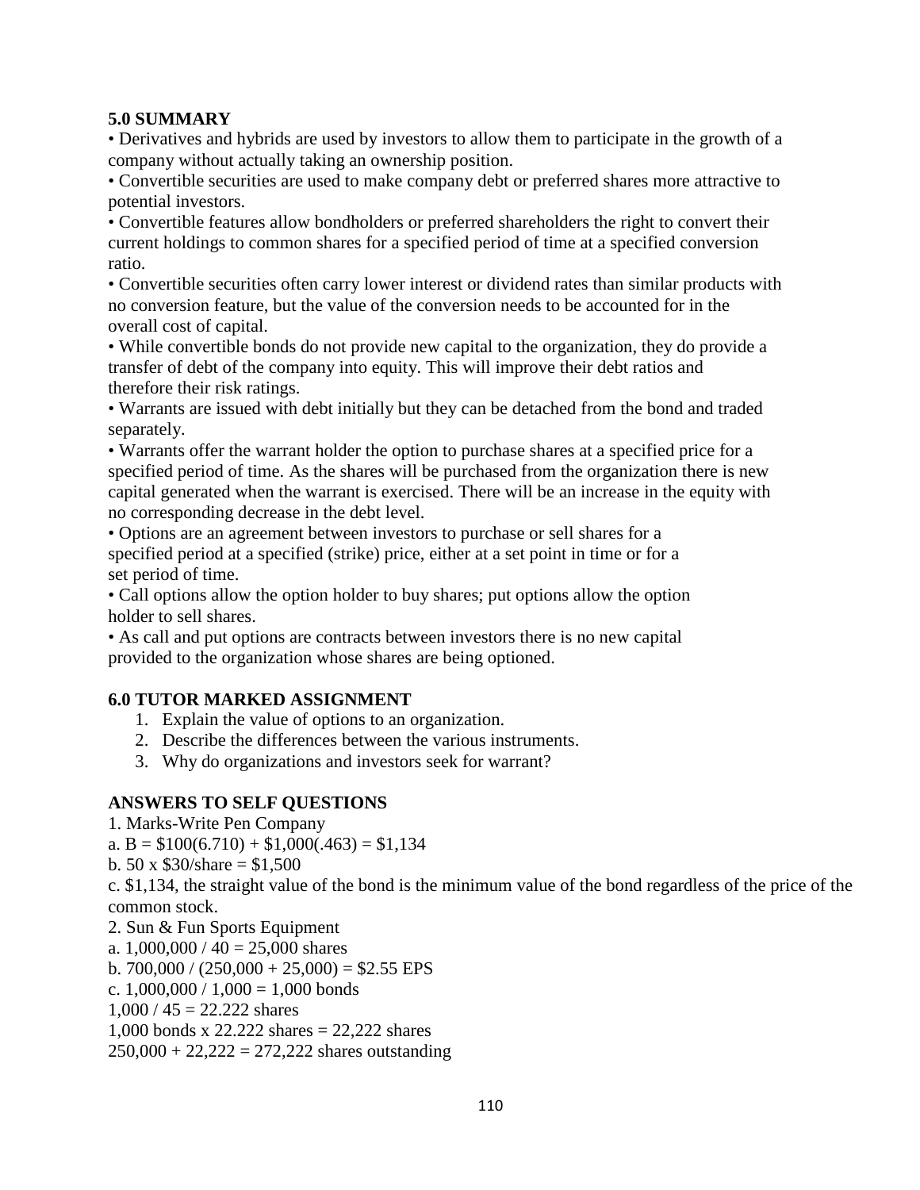## 5.0 SUMMARY

- Derivatives and hybrids are used by investors to allow them to participate in the growth of a company without actually taking an ownership position.
- Convertible securities are used to make company debt or preferred shares more attractive to potential investors.
- Convertible features allow bondholders or preferred shareholders the right to convert their current holdings to common shares for a specified period of time at a specified conversion ratio.
- Convertible securities often carry lower interest or dividend rates than similar products with no conversion feature, but the value of the conversion needs to be accounted for in the overall cost of capital.
- While convertible bonds do not provide new capital to the organization, they do provide a transfer of debt of the company into equity. This will improve their debt ratios and therefore their risk ratings.
- Warrants are issued with debt initially but they can be detached from the bond and traded separately.
- Warrants offer the warrant holder the option to purchase shares at a specified price for a specified period of time. As the shares will be purchased from the organization there is new capital generated when the warrant is exercised. There will be an increase in the equity with no corresponding decrease in the debt level.
- Options are an agreement between investors to purchase or sell shares for a specified period at a specified (strike) price, either at a set point in time or for a set period of time.
- Call options allow the option holder to buy shares; put options allow the option holder to sell shares.
- As call and put options are contracts between investors there is no new capital provided to the organization whose shares are being optioned.

## 6.0 TUTOR MARKED ASSIGNMENT

1. Explain the value of options to an organization.
2. Describe the differences between the various instruments.
3. Why do organizations and investors seek for warrant?

## ANSWERS TO SELF QUESTIONS

1. Marks-Write Pen Company

a. B = $100(6.710) + $1,000(.463) = $1,134

b. 50 x $30/share = $1,500

c. $1,134, the straight value of the bond is the minimum value of the bond regardless of the price of the common stock.

2. Sun & Fun Sports Equipment

a. 1,000,000 / 40 = 25,000 shares

b. 700,000 / (250,000 + 25,000) = $2.55 EPS

c. 1,000,000 / 1,000 = 1,000 bonds

1,000 / 45 = 22.222 shares

1,000 bonds x 22.222 shares = 22,222 shares

250,000 + 22,222 = 272,222 shares outstanding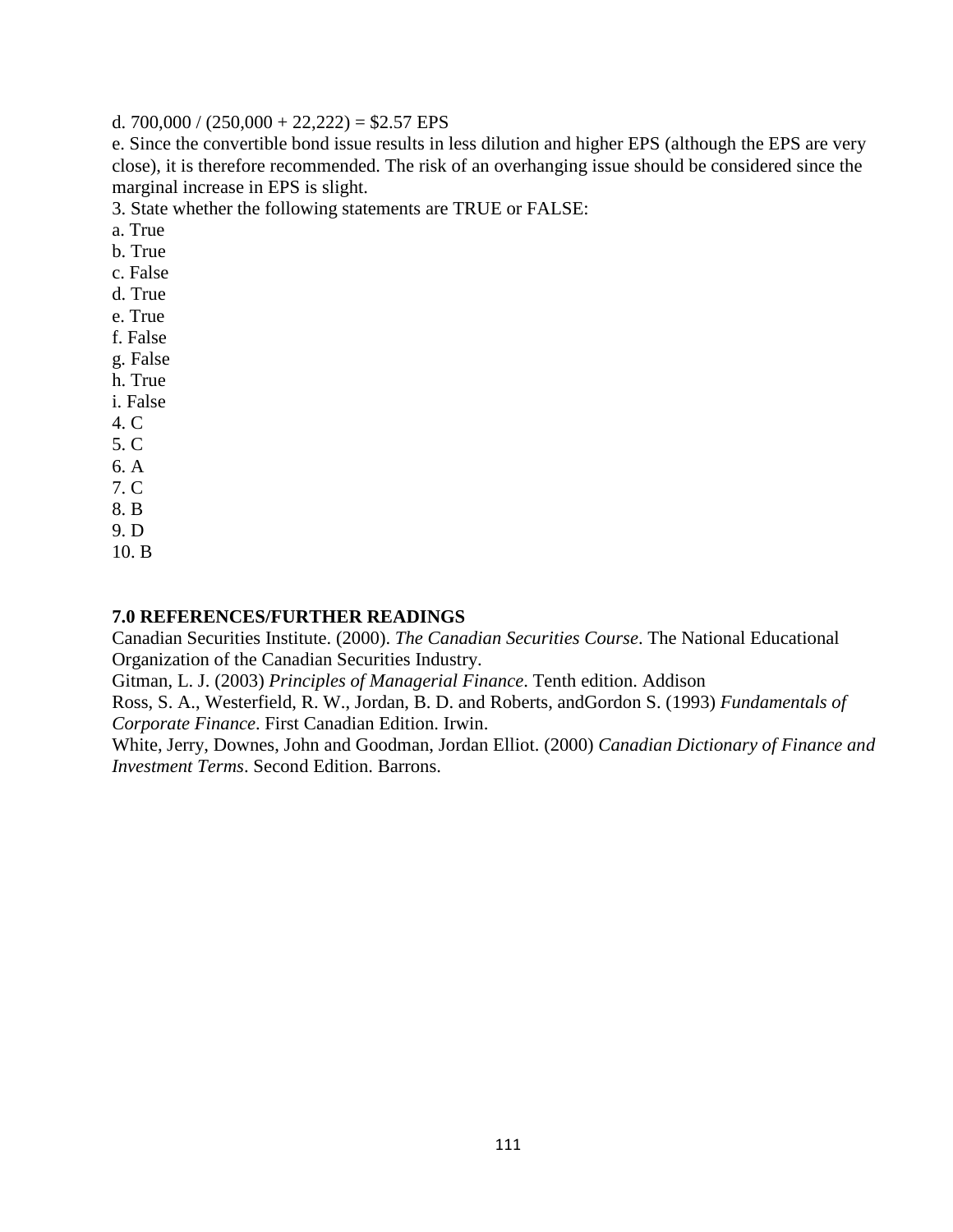d. 700,000 / (250,000 + 22,222) = $2.57 EPS

e. Since the convertible bond issue results in less dilution and higher EPS (although the EPS are very close), it is therefore recommended. The risk of an overhanging issue should be considered since the marginal increase in EPS is slight.

3. State whether the following statements are TRUE or FALSE:

a. True
b. True
c. False
d. True
e. True
f. False
g. False
h. True
i. False

4. C
5. C
6. A
7. C
8. B
9. D
10. B

**7.0 REFERENCES/FURTHER READINGS**

Canadian Securities Institute. (2000). *The Canadian Securities Course*. The National Educational Organization of the Canadian Securities Industry.

Gitman, L. J. (2003) *Principles of Managerial Finance*. Tenth edition. Addison

Ross, S. A., Westerfield, R. W., Jordan, B. D. and Roberts, andGordon S. (1993) *Fundamentals of Corporate Finance*. First Canadian Edition. Irwin.

White, Jerry, Downes, John and Goodman, Jordan Elliot. (2000) *Canadian Dictionary of Finance and Investment Terms*. Second Edition. Barrons.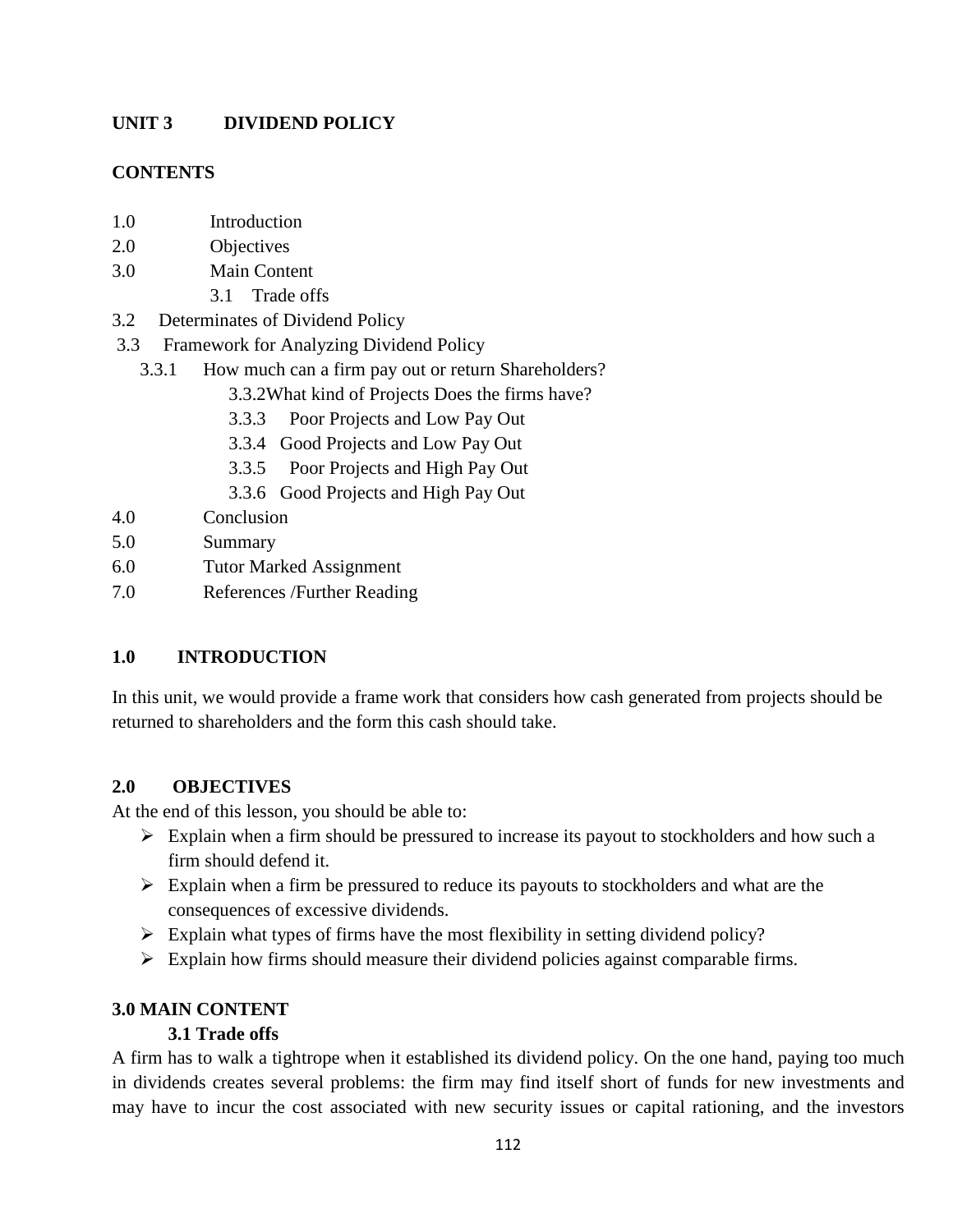## UNIT 3 DIVIDEND POLICY

**CONTENTS**

1.0 Introduction
2.0 Objectives
3.0 Main Content
  3.1 Trade offs
3.2 Determinates of Dividend Policy
3.3 Framework for Analyzing Dividend Policy
  3.3.1 How much can a firm pay out or return Shareholders?
    3.3.2What kind of Projects Does the firms have?
    3.3.3 Poor Projects and Low Pay Out
    3.3.4 Good Projects and Low Pay Out
    3.3.5 Poor Projects and High Pay Out
    3.3.6 Good Projects and High Pay Out
4.0 Conclusion
5.0 Summary
6.0 Tutor Marked Assignment
7.0 References /Further Reading

### 1.0 INTRODUCTION

In this unit, we would provide a frame work that considers how cash generated from projects should be returned to shareholders and the form this cash should take.

### 2.0 OBJECTIVES

At the end of this lesson, you should be able to:

- Explain when a firm should be pressured to increase its payout to stockholders and how such a firm should defend it.
- Explain when a firm be pressured to reduce its payouts to stockholders and what are the consequences of excessive dividends.
- Explain what types of firms have the most flexibility in setting dividend policy?
- Explain how firms should measure their dividend policies against comparable firms.

### 3.0 MAIN CONTENT

#### 3.1 Trade offs

A firm has to walk a tightrope when it established its dividend policy. On the one hand, paying too much in dividends creates several problems: the firm may find itself short of funds for new investments and may have to incur the cost associated with new security issues or capital rationing, and the investors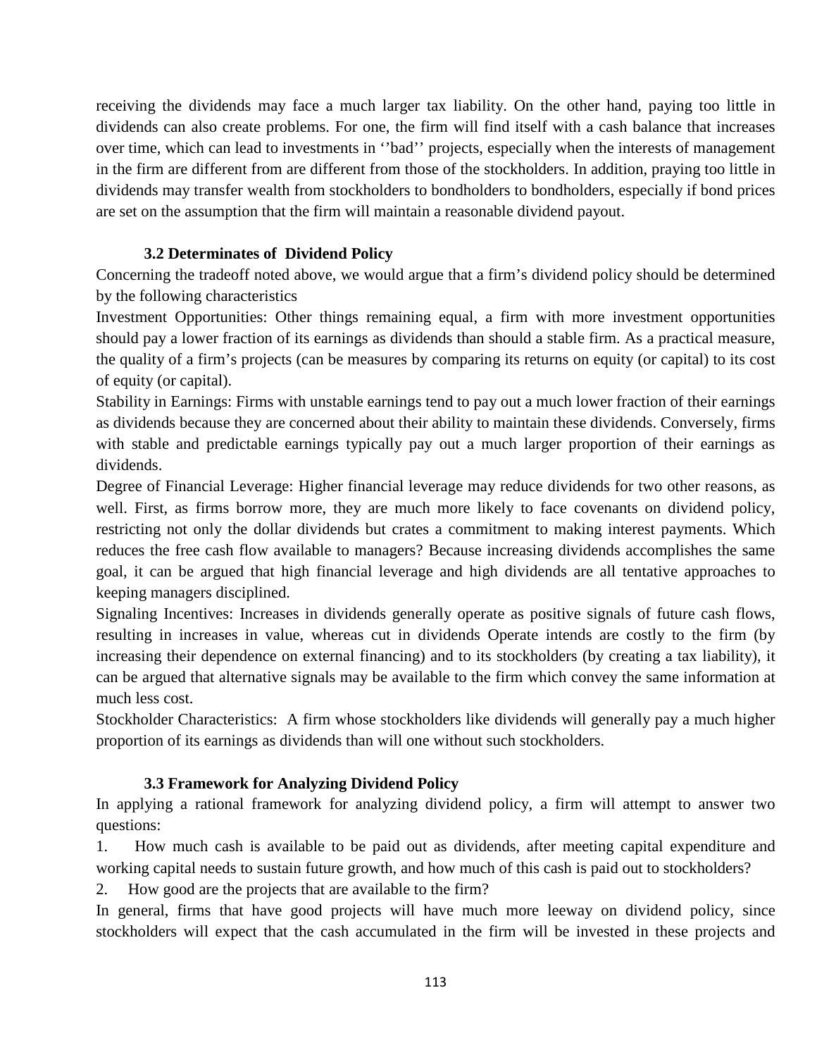receiving the dividends may face a much larger tax liability. On the other hand, paying too little in dividends can also create problems. For one, the firm will find itself with a cash balance that increases over time, which can lead to investments in ''bad'' projects, especially when the interests of management in the firm are different from are different from those of the stockholders. In addition, praying too little in dividends may transfer wealth from stockholders to bondholders to bondholders, especially if bond prices are set on the assumption that the firm will maintain a reasonable dividend payout.

### 3.2 Determinates of Dividend Policy

Concerning the tradeoff noted above, we would argue that a firm's dividend policy should be determined by the following characteristics

Investment Opportunities: Other things remaining equal, a firm with more investment opportunities should pay a lower fraction of its earnings as dividends than should a stable firm. As a practical measure, the quality of a firm's projects (can be measures by comparing its returns on equity (or capital) to its cost of equity (or capital).

Stability in Earnings: Firms with unstable earnings tend to pay out a much lower fraction of their earnings as dividends because they are concerned about their ability to maintain these dividends. Conversely, firms with stable and predictable earnings typically pay out a much larger proportion of their earnings as dividends.

Degree of Financial Leverage: Higher financial leverage may reduce dividends for two other reasons, as well. First, as firms borrow more, they are much more likely to face covenants on dividend policy, restricting not only the dollar dividends but crates a commitment to making interest payments. Which reduces the free cash flow available to managers? Because increasing dividends accomplishes the same goal, it can be argued that high financial leverage and high dividends are all tentative approaches to keeping managers disciplined.

Signaling Incentives: Increases in dividends generally operate as positive signals of future cash flows, resulting in increases in value, whereas cut in dividends Operate intends are costly to the firm (by increasing their dependence on external financing) and to its stockholders (by creating a tax liability), it can be argued that alternative signals may be available to the firm which convey the same information at much less cost.

Stockholder Characteristics: A firm whose stockholders like dividends will generally pay a much higher proportion of its earnings as dividends than will one without such stockholders.

### 3.3 Framework for Analyzing Dividend Policy

In applying a rational framework for analyzing dividend policy, a firm will attempt to answer two questions:

1. How much cash is available to be paid out as dividends, after meeting capital expenditure and working capital needs to sustain future growth, and how much of this cash is paid out to stockholders?
2. How good are the projects that are available to the firm?

In general, firms that have good projects will have much more leeway on dividend policy, since stockholders will expect that the cash accumulated in the firm will be invested in these projects and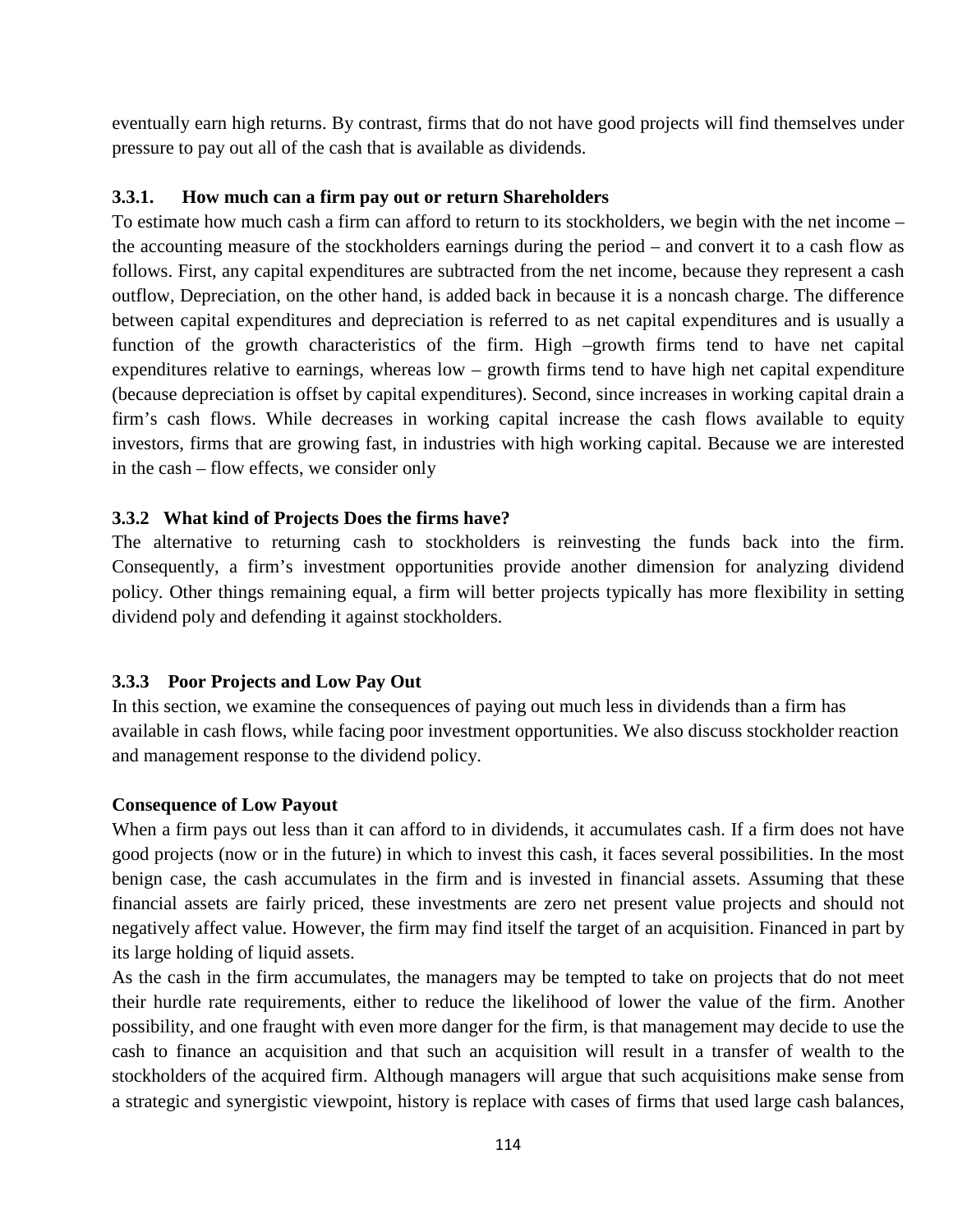eventually earn high returns. By contrast, firms that do not have good projects will find themselves under pressure to pay out all of the cash that is available as dividends.

### 3.3.1. How much can a firm pay out or return Shareholders

To estimate how much cash a firm can afford to return to its stockholders, we begin with the net income – the accounting measure of the stockholders earnings during the period – and convert it to a cash flow as follows. First, any capital expenditures are subtracted from the net income, because they represent a cash outflow, Depreciation, on the other hand, is added back in because it is a noncash charge. The difference between capital expenditures and depreciation is referred to as net capital expenditures and is usually a function of the growth characteristics of the firm. High –growth firms tend to have net capital expenditures relative to earnings, whereas low – growth firms tend to have high net capital expenditure (because depreciation is offset by capital expenditures). Second, since increases in working capital drain a firm's cash flows. While decreases in working capital increase the cash flows available to equity investors, firms that are growing fast, in industries with high working capital. Because we are interested in the cash – flow effects, we consider only

### 3.3.2 What kind of Projects Does the firms have?

The alternative to returning cash to stockholders is reinvesting the funds back into the firm. Consequently, a firm's investment opportunities provide another dimension for analyzing dividend policy. Other things remaining equal, a firm will better projects typically has more flexibility in setting dividend poly and defending it against stockholders.

### 3.3.3 Poor Projects and Low Pay Out

In this section, we examine the consequences of paying out much less in dividends than a firm has available in cash flows, while facing poor investment opportunities. We also discuss stockholder reaction and management response to the dividend policy.

**Consequence of Low Payout**

When a firm pays out less than it can afford to in dividends, it accumulates cash. If a firm does not have good projects (now or in the future) in which to invest this cash, it faces several possibilities. In the most benign case, the cash accumulates in the firm and is invested in financial assets. Assuming that these financial assets are fairly priced, these investments are zero net present value projects and should not negatively affect value. However, the firm may find itself the target of an acquisition. Financed in part by its large holding of liquid assets.

As the cash in the firm accumulates, the managers may be tempted to take on projects that do not meet their hurdle rate requirements, either to reduce the likelihood of lower the value of the firm. Another possibility, and one fraught with even more danger for the firm, is that management may decide to use the cash to finance an acquisition and that such an acquisition will result in a transfer of wealth to the stockholders of the acquired firm. Although managers will argue that such acquisitions make sense from a strategic and synergistic viewpoint, history is replace with cases of firms that used large cash balances,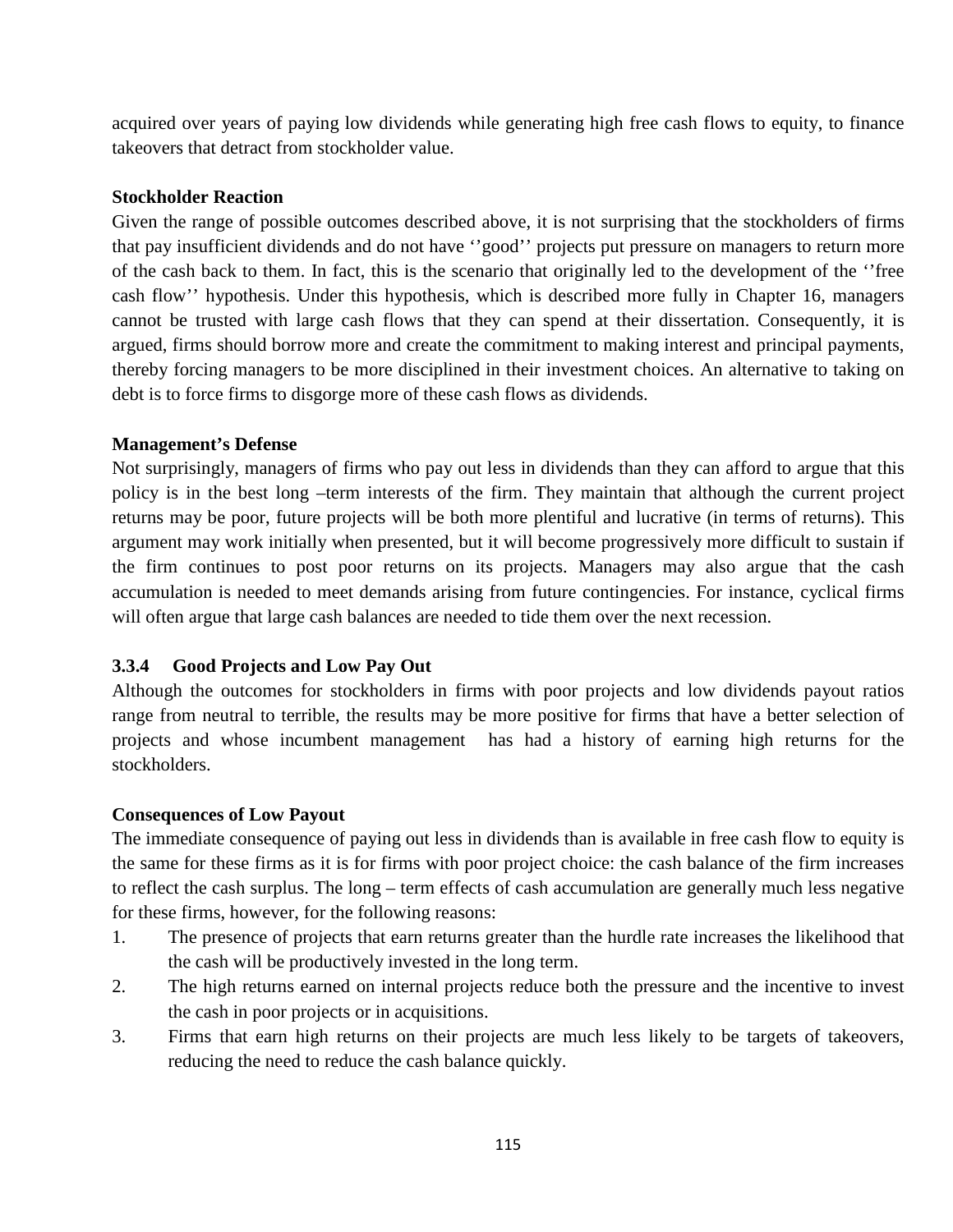acquired over years of paying low dividends while generating high free cash flows to equity, to finance takeovers that detract from stockholder value.

**Stockholder Reaction**

Given the range of possible outcomes described above, it is not surprising that the stockholders of firms that pay insufficient dividends and do not have ‘’good’’ projects put pressure on managers to return more of the cash back to them. In fact, this is the scenario that originally led to the development of the ‘’free cash flow’’ hypothesis. Under this hypothesis, which is described more fully in Chapter 16, managers cannot be trusted with large cash flows that they can spend at their dissertation. Consequently, it is argued, firms should borrow more and create the commitment to making interest and principal payments, thereby forcing managers to be more disciplined in their investment choices. An alternative to taking on debt is to force firms to disgorge more of these cash flows as dividends.

**Management’s Defense**

Not surprisingly, managers of firms who pay out less in dividends than they can afford to argue that this policy is in the best long –term interests of the firm. They maintain that although the current project returns may be poor, future projects will be both more plentiful and lucrative (in terms of returns). This argument may work initially when presented, but it will become progressively more difficult to sustain if the firm continues to post poor returns on its projects. Managers may also argue that the cash accumulation is needed to meet demands arising from future contingencies. For instance, cyclical firms will often argue that large cash balances are needed to tide them over the next recession.

### 3.3.4 Good Projects and Low Pay Out

Although the outcomes for stockholders in firms with poor projects and low dividends payout ratios range from neutral to terrible, the results may be more positive for firms that have a better selection of projects and whose incumbent management has had a history of earning high returns for the stockholders.

**Consequences of Low Payout**

The immediate consequence of paying out less in dividends than is available in free cash flow to equity is the same for these firms as it is for firms with poor project choice: the cash balance of the firm increases to reflect the cash surplus. The long – term effects of cash accumulation are generally much less negative for these firms, however, for the following reasons:

1. The presence of projects that earn returns greater than the hurdle rate increases the likelihood that the cash will be productively invested in the long term.
2. The high returns earned on internal projects reduce both the pressure and the incentive to invest the cash in poor projects or in acquisitions.
3. Firms that earn high returns on their projects are much less likely to be targets of takeovers, reducing the need to reduce the cash balance quickly.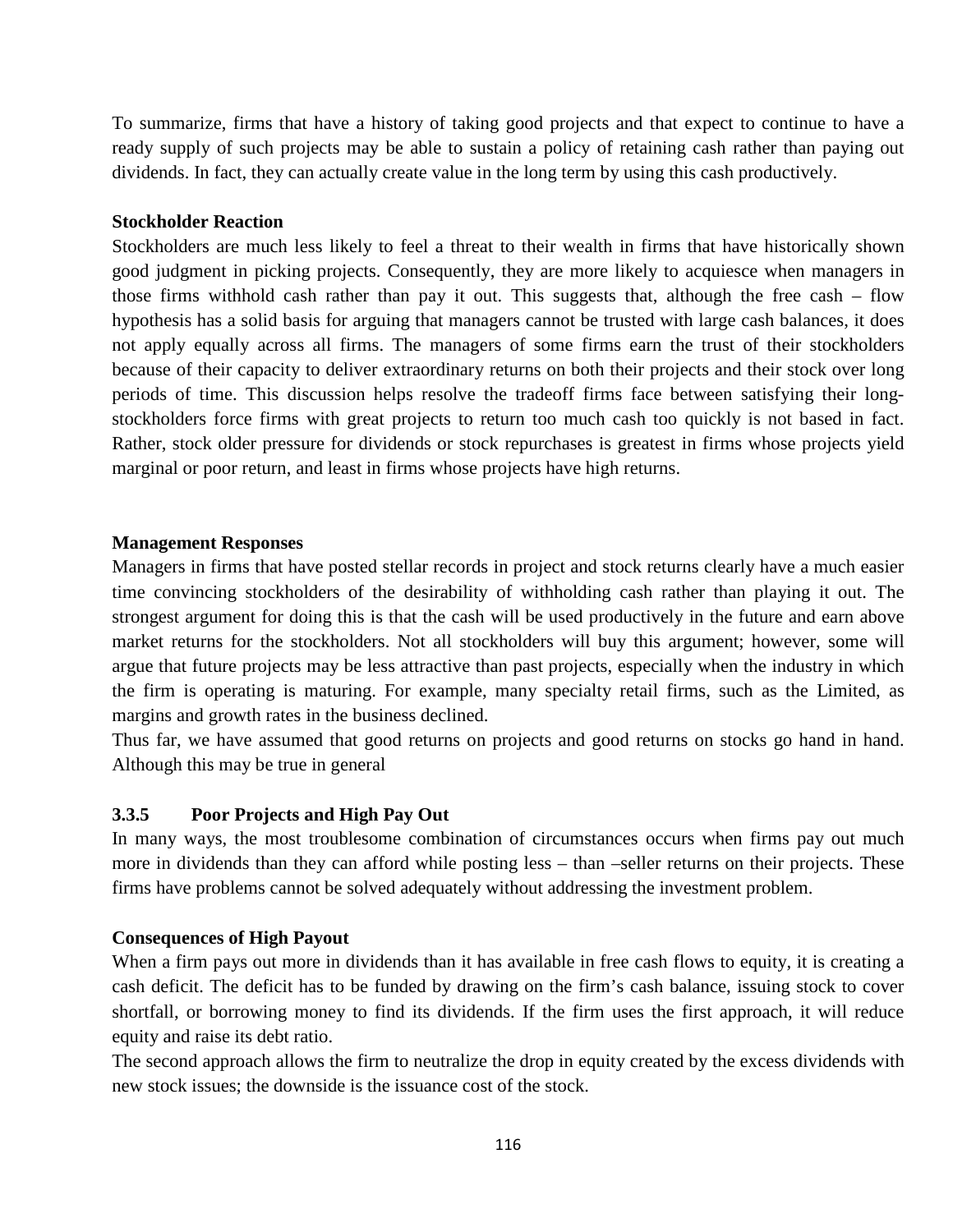To summarize, firms that have a history of taking good projects and that expect to continue to have a ready supply of such projects may be able to sustain a policy of retaining cash rather than paying out dividends. In fact, they can actually create value in the long term by using this cash productively.

**Stockholder Reaction**

Stockholders are much less likely to feel a threat to their wealth in firms that have historically shown good judgment in picking projects. Consequently, they are more likely to acquiesce when managers in those firms withhold cash rather than pay it out. This suggests that, although the free cash – flow hypothesis has a solid basis for arguing that managers cannot be trusted with large cash balances, it does not apply equally across all firms. The managers of some firms earn the trust of their stockholders because of their capacity to deliver extraordinary returns on both their projects and their stock over long periods of time. This discussion helps resolve the tradeoff firms face between satisfying their long-stockholders force firms with great projects to return too much cash too quickly is not based in fact. Rather, stock older pressure for dividends or stock repurchases is greatest in firms whose projects yield marginal or poor return, and least in firms whose projects have high returns.

**Management Responses**

Managers in firms that have posted stellar records in project and stock returns clearly have a much easier time convincing stockholders of the desirability of withholding cash rather than playing it out. The strongest argument for doing this is that the cash will be used productively in the future and earn above market returns for the stockholders. Not all stockholders will buy this argument; however, some will argue that future projects may be less attractive than past projects, especially when the industry in which the firm is operating is maturing. For example, many specialty retail firms, such as the Limited, as margins and growth rates in the business declined.

Thus far, we have assumed that good returns on projects and good returns on stocks go hand in hand. Although this may be true in general

### 3.3.5 Poor Projects and High Pay Out

In many ways, the most troublesome combination of circumstances occurs when firms pay out much more in dividends than they can afford while posting less – than –seller returns on their projects. These firms have problems cannot be solved adequately without addressing the investment problem.

**Consequences of High Payout**

When a firm pays out more in dividends than it has available in free cash flows to equity, it is creating a cash deficit. The deficit has to be funded by drawing on the firm's cash balance, issuing stock to cover shortfall, or borrowing money to find its dividends. If the firm uses the first approach, it will reduce equity and raise its debt ratio.

The second approach allows the firm to neutralize the drop in equity created by the excess dividends with new stock issues; the downside is the issuance cost of the stock.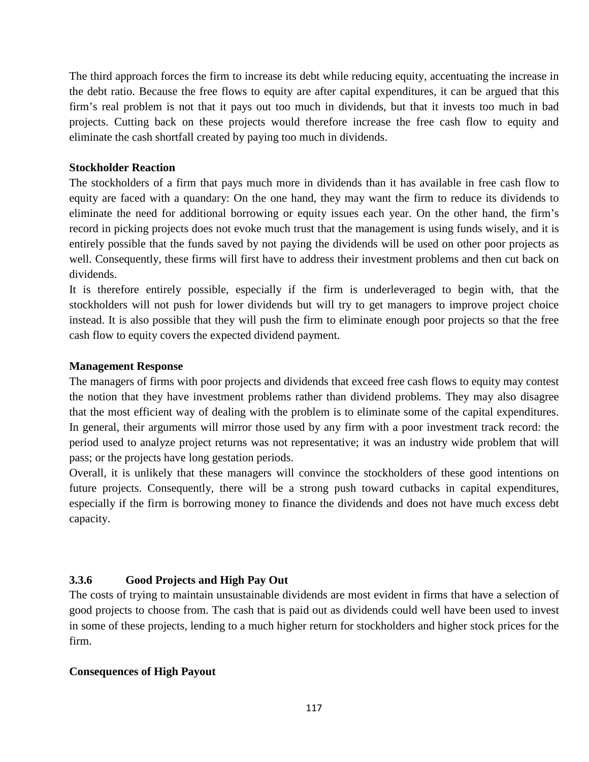The third approach forces the firm to increase its debt while reducing equity, accentuating the increase in the debt ratio. Because the free flows to equity are after capital expenditures, it can be argued that this firm's real problem is not that it pays out too much in dividends, but that it invests too much in bad projects. Cutting back on these projects would therefore increase the free cash flow to equity and eliminate the cash shortfall created by paying too much in dividends.

**Stockholder Reaction**

The stockholders of a firm that pays much more in dividends than it has available in free cash flow to equity are faced with a quandary: On the one hand, they may want the firm to reduce its dividends to eliminate the need for additional borrowing or equity issues each year. On the other hand, the firm's record in picking projects does not evoke much trust that the management is using funds wisely, and it is entirely possible that the funds saved by not paying the dividends will be used on other poor projects as well. Consequently, these firms will first have to address their investment problems and then cut back on dividends.

It is therefore entirely possible, especially if the firm is underleveraged to begin with, that the stockholders will not push for lower dividends but will try to get managers to improve project choice instead. It is also possible that they will push the firm to eliminate enough poor projects so that the free cash flow to equity covers the expected dividend payment.

**Management Response**

The managers of firms with poor projects and dividends that exceed free cash flows to equity may contest the notion that they have investment problems rather than dividend problems. They may also disagree that the most efficient way of dealing with the problem is to eliminate some of the capital expenditures. In general, their arguments will mirror those used by any firm with a poor investment track record: the period used to analyze project returns was not representative; it was an industry wide problem that will pass; or the projects have long gestation periods.

Overall, it is unlikely that these managers will convince the stockholders of these good intentions on future projects. Consequently, there will be a strong push toward cutbacks in capital expenditures, especially if the firm is borrowing money to finance the dividends and does not have much excess debt capacity.

### 3.3.6 Good Projects and High Pay Out

The costs of trying to maintain unsustainable dividends are most evident in firms that have a selection of good projects to choose from. The cash that is paid out as dividends could well have been used to invest in some of these projects, lending to a much higher return for stockholders and higher stock prices for the firm.

**Consequences of High Payout**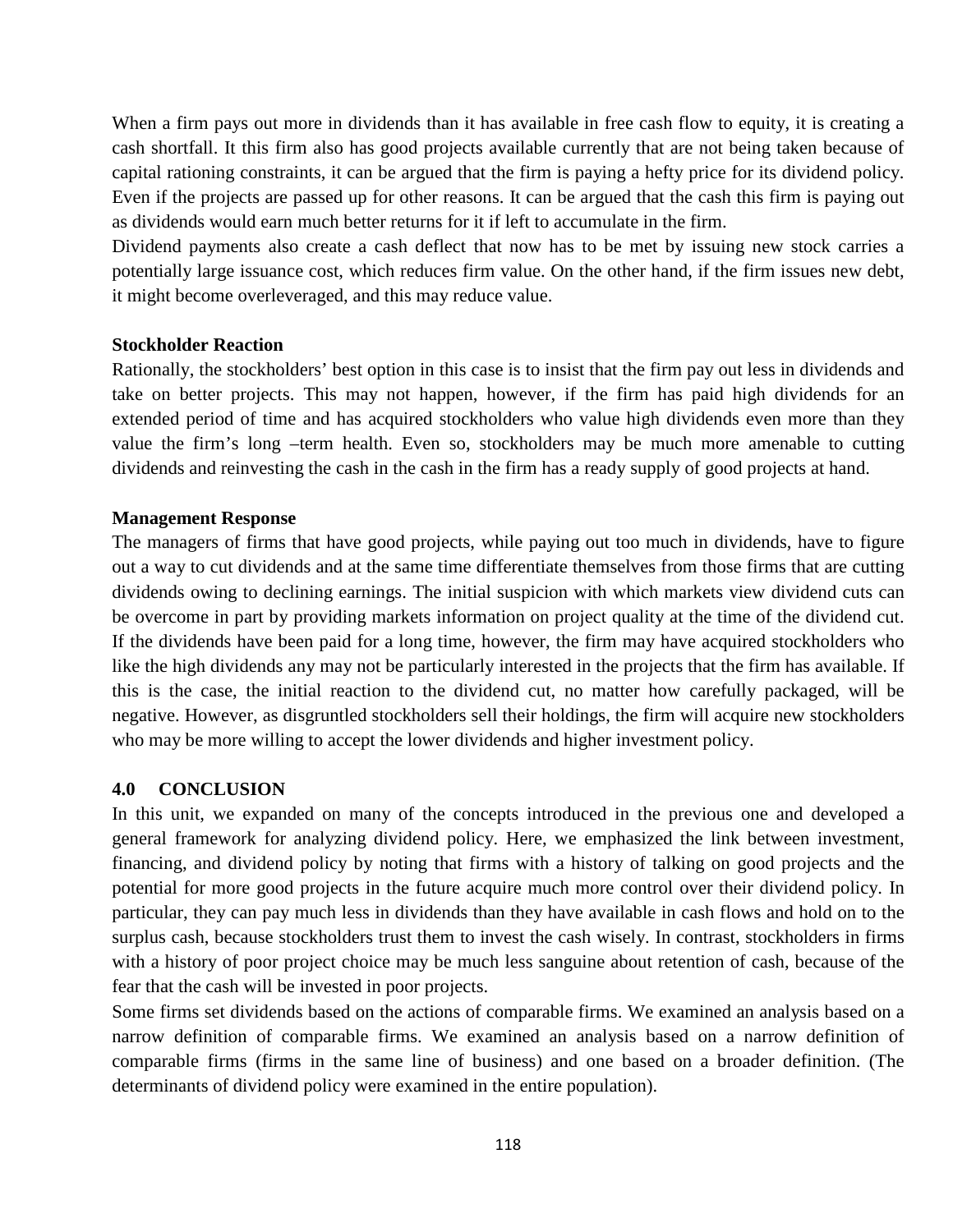When a firm pays out more in dividends than it has available in free cash flow to equity, it is creating a cash shortfall. It this firm also has good projects available currently that are not being taken because of capital rationing constraints, it can be argued that the firm is paying a hefty price for its dividend policy. Even if the projects are passed up for other reasons. It can be argued that the cash this firm is paying out as dividends would earn much better returns for it if left to accumulate in the firm.

Dividend payments also create a cash deflect that now has to be met by issuing new stock carries a potentially large issuance cost, which reduces firm value. On the other hand, if the firm issues new debt, it might become overleveraged, and this may reduce value.

**Stockholder Reaction**

Rationally, the stockholders' best option in this case is to insist that the firm pay out less in dividends and take on better projects. This may not happen, however, if the firm has paid high dividends for an extended period of time and has acquired stockholders who value high dividends even more than they value the firm's long –term health. Even so, stockholders may be much more amenable to cutting dividends and reinvesting the cash in the cash in the firm has a ready supply of good projects at hand.

**Management Response**

The managers of firms that have good projects, while paying out too much in dividends, have to figure out a way to cut dividends and at the same time differentiate themselves from those firms that are cutting dividends owing to declining earnings. The initial suspicion with which markets view dividend cuts can be overcome in part by providing markets information on project quality at the time of the dividend cut. If the dividends have been paid for a long time, however, the firm may have acquired stockholders who like the high dividends any may not be particularly interested in the projects that the firm has available. If this is the case, the initial reaction to the dividend cut, no matter how carefully packaged, will be negative. However, as disgruntled stockholders sell their holdings, the firm will acquire new stockholders who may be more willing to accept the lower dividends and higher investment policy.

## 4.0 CONCLUSION

In this unit, we expanded on many of the concepts introduced in the previous one and developed a general framework for analyzing dividend policy. Here, we emphasized the link between investment, financing, and dividend policy by noting that firms with a history of talking on good projects and the potential for more good projects in the future acquire much more control over their dividend policy. In particular, they can pay much less in dividends than they have available in cash flows and hold on to the surplus cash, because stockholders trust them to invest the cash wisely. In contrast, stockholders in firms with a history of poor project choice may be much less sanguine about retention of cash, because of the fear that the cash will be invested in poor projects.

Some firms set dividends based on the actions of comparable firms. We examined an analysis based on a narrow definition of comparable firms. We examined an analysis based on a narrow definition of comparable firms (firms in the same line of business) and one based on a broader definition. (The determinants of dividend policy were examined in the entire population).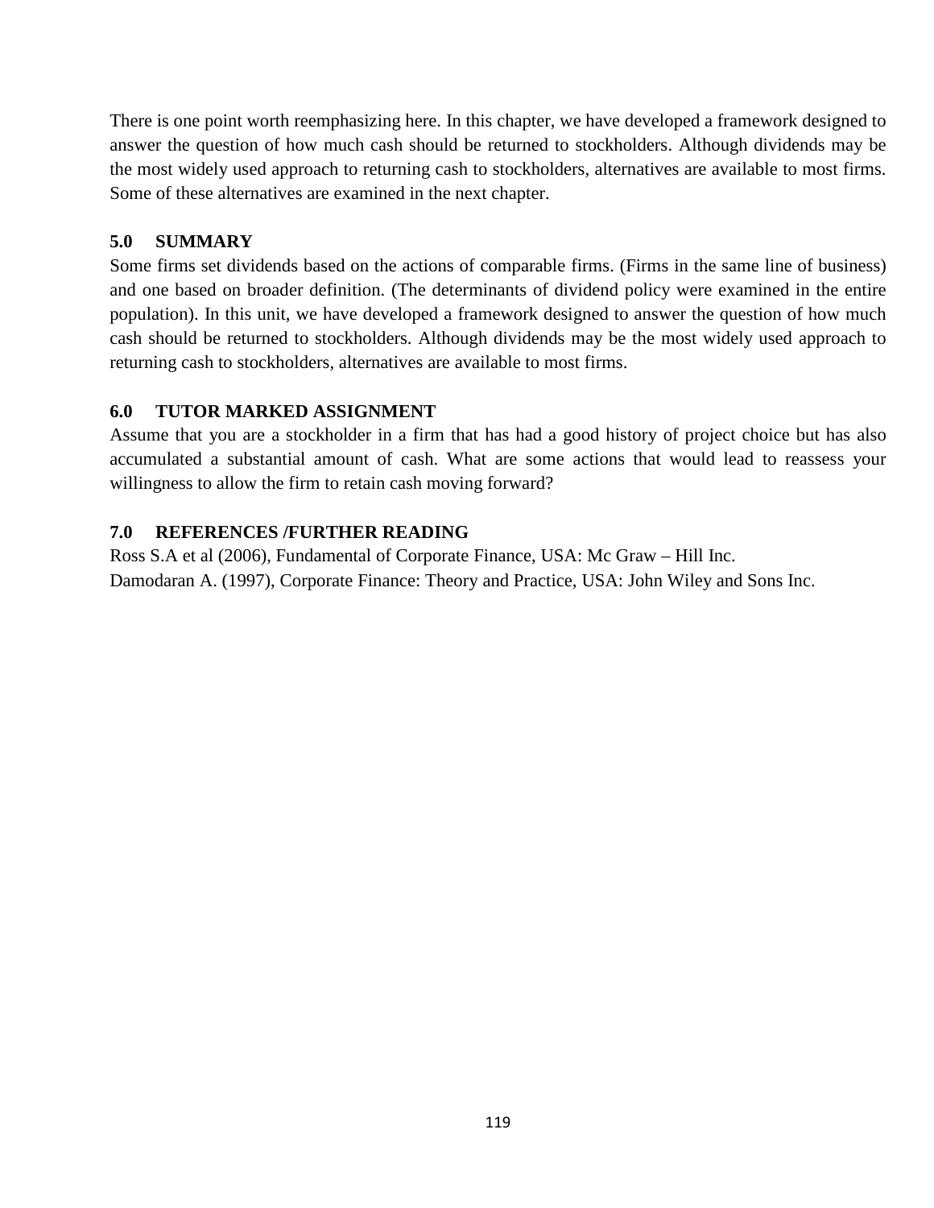There is one point worth reemphasizing here. In this chapter, we have developed a framework designed to answer the question of how much cash should be returned to stockholders. Although dividends may be the most widely used approach to returning cash to stockholders, alternatives are available to most firms. Some of these alternatives are examined in the next chapter.

## 5.0 SUMMARY

Some firms set dividends based on the actions of comparable firms. (Firms in the same line of business) and one based on broader definition. (The determinants of dividend policy were examined in the entire population). In this unit, we have developed a framework designed to answer the question of how much cash should be returned to stockholders. Although dividends may be the most widely used approach to returning cash to stockholders, alternatives are available to most firms.

## 6.0 TUTOR MARKED ASSIGNMENT

Assume that you are a stockholder in a firm that has had a good history of project choice but has also accumulated a substantial amount of cash. What are some actions that would lead to reassess your willingness to allow the firm to retain cash moving forward?

## 7.0 REFERENCES /FURTHER READING

Ross S.A et al (2006), Fundamental of Corporate Finance, USA: Mc Graw – Hill Inc.

Damodaran A. (1997), Corporate Finance: Theory and Practice, USA: John Wiley and Sons Inc.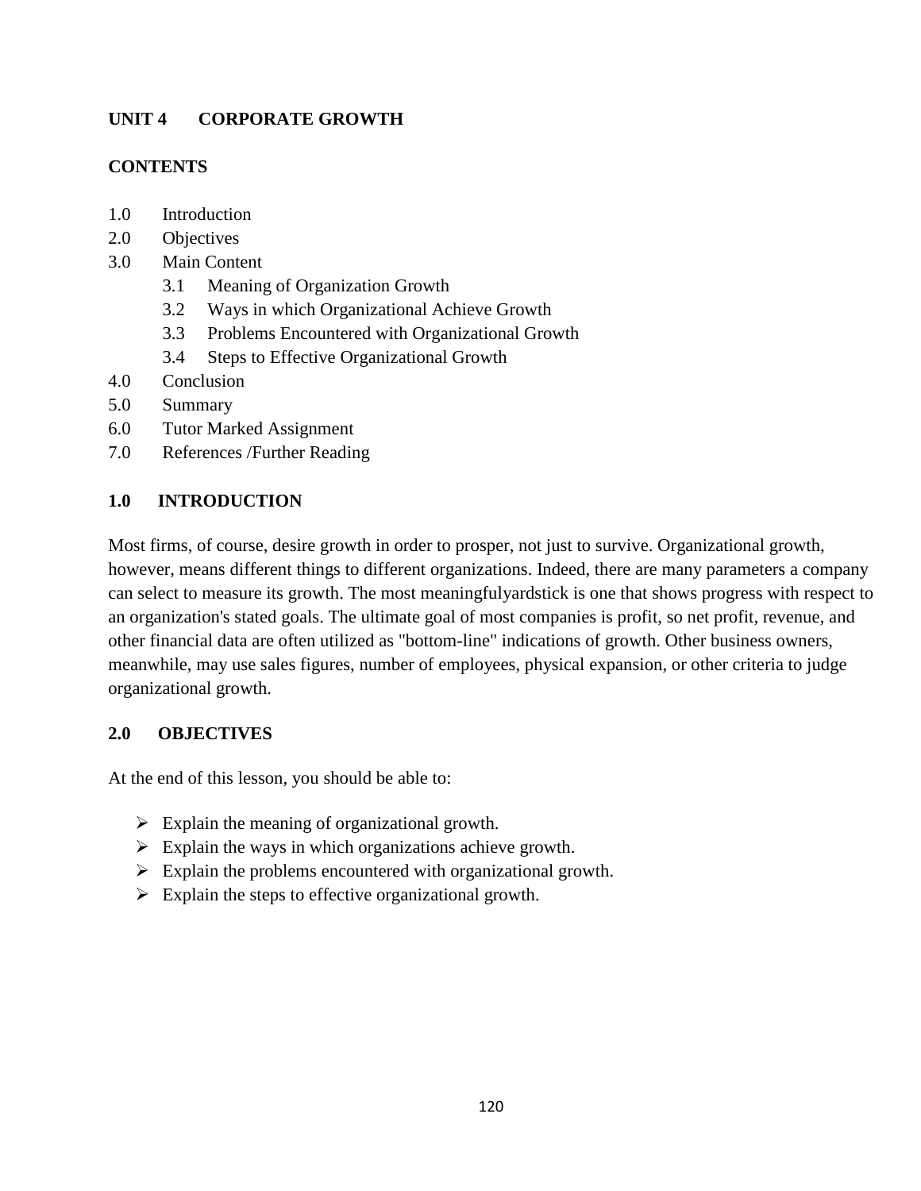## UNIT 4 CORPORATE GROWTH

### CONTENTS

1.0 Introduction
2.0 Objectives
3.0 Main Content
  3.1 Meaning of Organization Growth
  3.2 Ways in which Organizational Achieve Growth
  3.3 Problems Encountered with Organizational Growth
  3.4 Steps to Effective Organizational Growth
4.0 Conclusion
5.0 Summary
6.0 Tutor Marked Assignment
7.0 References /Further Reading

### 1.0 INTRODUCTION

Most firms, of course, desire growth in order to prosper, not just to survive. Organizational growth, however, means different things to different organizations. Indeed, there are many parameters a company can select to measure its growth. The most meaningfulyardstick is one that shows progress with respect to an organization's stated goals. The ultimate goal of most companies is profit, so net profit, revenue, and other financial data are often utilized as "bottom-line" indications of growth. Other business owners, meanwhile, may use sales figures, number of employees, physical expansion, or other criteria to judge organizational growth.

### 2.0 OBJECTIVES

At the end of this lesson, you should be able to:

- Explain the meaning of organizational growth.
- Explain the ways in which organizations achieve growth.
- Explain the problems encountered with organizational growth.
- Explain the steps to effective organizational growth.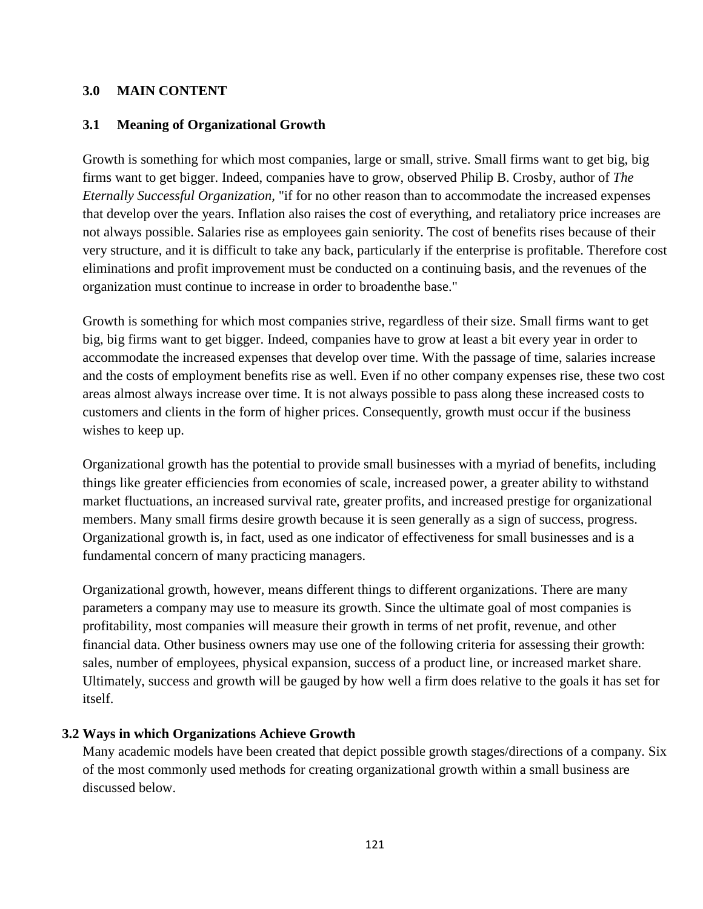## 3.0 MAIN CONTENT

### 3.1 Meaning of Organizational Growth

Growth is something for which most companies, large or small, strive. Small firms want to get big, big firms want to get bigger. Indeed, companies have to grow, observed Philip B. Crosby, author of *The Eternally Successful Organization,* "if for no other reason than to accommodate the increased expenses that develop over the years. Inflation also raises the cost of everything, and retaliatory price increases are not always possible. Salaries rise as employees gain seniority. The cost of benefits rises because of their very structure, and it is difficult to take any back, particularly if the enterprise is profitable. Therefore cost eliminations and profit improvement must be conducted on a continuing basis, and the revenues of the organization must continue to increase in order to broadenthe base."

Growth is something for which most companies strive, regardless of their size. Small firms want to get big, big firms want to get bigger. Indeed, companies have to grow at least a bit every year in order to accommodate the increased expenses that develop over time. With the passage of time, salaries increase and the costs of employment benefits rise as well. Even if no other company expenses rise, these two cost areas almost always increase over time. It is not always possible to pass along these increased costs to customers and clients in the form of higher prices. Consequently, growth must occur if the business wishes to keep up.

Organizational growth has the potential to provide small businesses with a myriad of benefits, including things like greater efficiencies from economies of scale, increased power, a greater ability to withstand market fluctuations, an increased survival rate, greater profits, and increased prestige for organizational members. Many small firms desire growth because it is seen generally as a sign of success, progress. Organizational growth is, in fact, used as one indicator of effectiveness for small businesses and is a fundamental concern of many practicing managers.

Organizational growth, however, means different things to different organizations. There are many parameters a company may use to measure its growth. Since the ultimate goal of most companies is profitability, most companies will measure their growth in terms of net profit, revenue, and other financial data. Other business owners may use one of the following criteria for assessing their growth: sales, number of employees, physical expansion, success of a product line, or increased market share. Ultimately, success and growth will be gauged by how well a firm does relative to the goals it has set for itself.

### 3.2 Ways in which Organizations Achieve Growth

Many academic models have been created that depict possible growth stages/directions of a company. Six of the most commonly used methods for creating organizational growth within a small business are discussed below.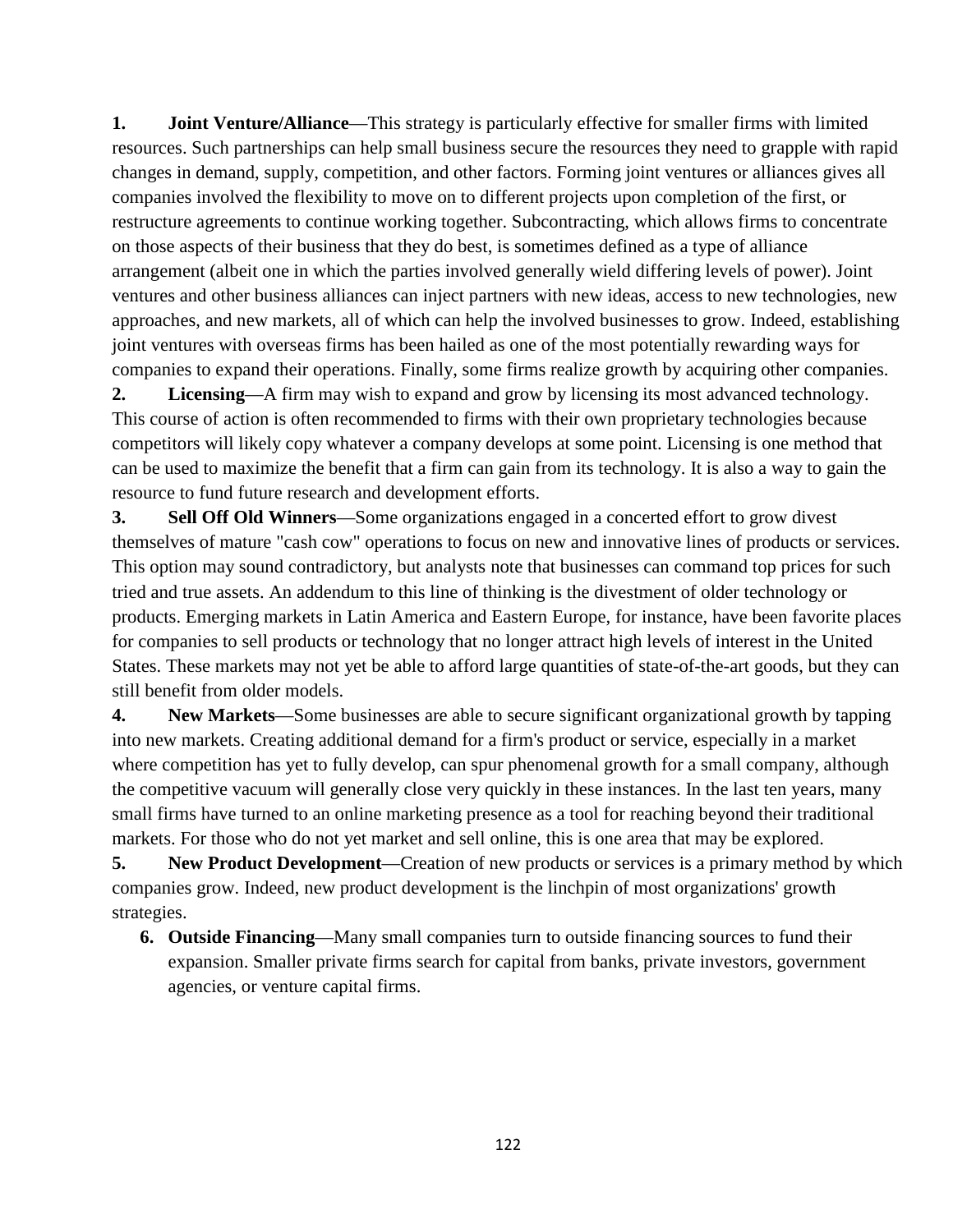1. **Joint Venture/Alliance**—This strategy is particularly effective for smaller firms with limited resources. Such partnerships can help small business secure the resources they need to grapple with rapid changes in demand, supply, competition, and other factors. Forming joint ventures or alliances gives all companies involved the flexibility to move on to different projects upon completion of the first, or restructure agreements to continue working together. Subcontracting, which allows firms to concentrate on those aspects of their business that they do best, is sometimes defined as a type of alliance arrangement (albeit one in which the parties involved generally wield differing levels of power). Joint ventures and other business alliances can inject partners with new ideas, access to new technologies, new approaches, and new markets, all of which can help the involved businesses to grow. Indeed, establishing joint ventures with overseas firms has been hailed as one of the most potentially rewarding ways for companies to expand their operations. Finally, some firms realize growth by acquiring other companies.
2. **Licensing**—A firm may wish to expand and grow by licensing its most advanced technology. This course of action is often recommended to firms with their own proprietary technologies because competitors will likely copy whatever a company develops at some point. Licensing is one method that can be used to maximize the benefit that a firm can gain from its technology. It is also a way to gain the resource to fund future research and development efforts.
3. **Sell Off Old Winners**—Some organizations engaged in a concerted effort to grow divest themselves of mature "cash cow" operations to focus on new and innovative lines of products or services. This option may sound contradictory, but analysts note that businesses can command top prices for such tried and true assets. An addendum to this line of thinking is the divestment of older technology or products. Emerging markets in Latin America and Eastern Europe, for instance, have been favorite places for companies to sell products or technology that no longer attract high levels of interest in the United States. These markets may not yet be able to afford large quantities of state-of-the-art goods, but they can still benefit from older models.
4. **New Markets**—Some businesses are able to secure significant organizational growth by tapping into new markets. Creating additional demand for a firm's product or service, especially in a market where competition has yet to fully develop, can spur phenomenal growth for a small company, although the competitive vacuum will generally close very quickly in these instances. In the last ten years, many small firms have turned to an online marketing presence as a tool for reaching beyond their traditional markets. For those who do not yet market and sell online, this is one area that may be explored.
5. **New Product Development**—Creation of new products or services is a primary method by which companies grow. Indeed, new product development is the linchpin of most organizations' growth strategies.
6. **Outside Financing**—Many small companies turn to outside financing sources to fund their expansion. Smaller private firms search for capital from banks, private investors, government agencies, or venture capital firms.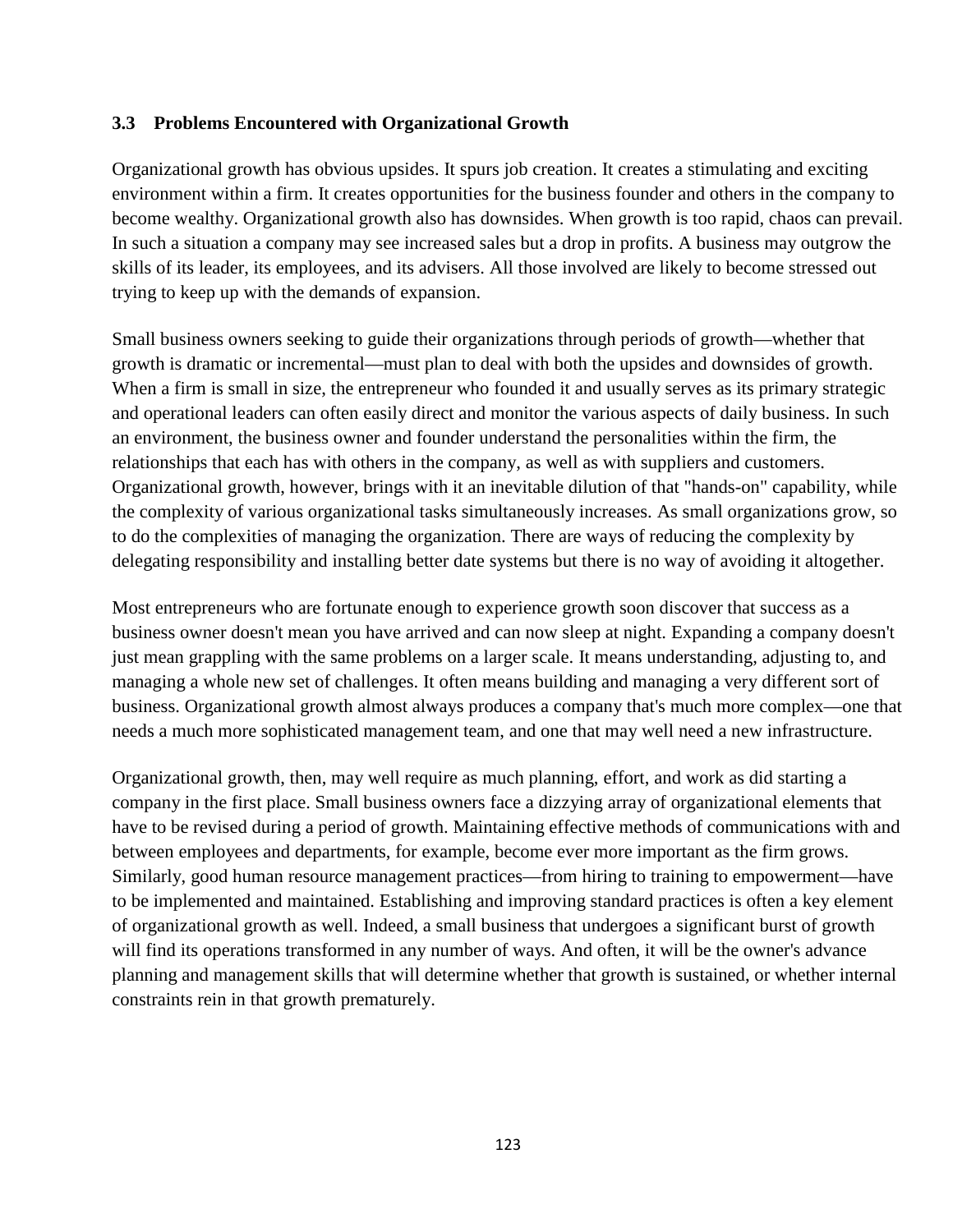### 3.3 Problems Encountered with Organizational Growth

Organizational growth has obvious upsides. It spurs job creation. It creates a stimulating and exciting environment within a firm. It creates opportunities for the business founder and others in the company to become wealthy. Organizational growth also has downsides. When growth is too rapid, chaos can prevail. In such a situation a company may see increased sales but a drop in profits. A business may outgrow the skills of its leader, its employees, and its advisers. All those involved are likely to become stressed out trying to keep up with the demands of expansion.

Small business owners seeking to guide their organizations through periods of growth—whether that growth is dramatic or incremental—must plan to deal with both the upsides and downsides of growth. When a firm is small in size, the entrepreneur who founded it and usually serves as its primary strategic and operational leaders can often easily direct and monitor the various aspects of daily business. In such an environment, the business owner and founder understand the personalities within the firm, the relationships that each has with others in the company, as well as with suppliers and customers. Organizational growth, however, brings with it an inevitable dilution of that "hands-on" capability, while the complexity of various organizational tasks simultaneously increases. As small organizations grow, so to do the complexities of managing the organization. There are ways of reducing the complexity by delegating responsibility and installing better date systems but there is no way of avoiding it altogether.

Most entrepreneurs who are fortunate enough to experience growth soon discover that success as a business owner doesn't mean you have arrived and can now sleep at night. Expanding a company doesn't just mean grappling with the same problems on a larger scale. It means understanding, adjusting to, and managing a whole new set of challenges. It often means building and managing a very different sort of business. Organizational growth almost always produces a company that's much more complex—one that needs a much more sophisticated management team, and one that may well need a new infrastructure.

Organizational growth, then, may well require as much planning, effort, and work as did starting a company in the first place. Small business owners face a dizzying array of organizational elements that have to be revised during a period of growth. Maintaining effective methods of communications with and between employees and departments, for example, become ever more important as the firm grows. Similarly, good human resource management practices—from hiring to training to empowerment—have to be implemented and maintained. Establishing and improving standard practices is often a key element of organizational growth as well. Indeed, a small business that undergoes a significant burst of growth will find its operations transformed in any number of ways. And often, it will be the owner's advance planning and management skills that will determine whether that growth is sustained, or whether internal constraints rein in that growth prematurely.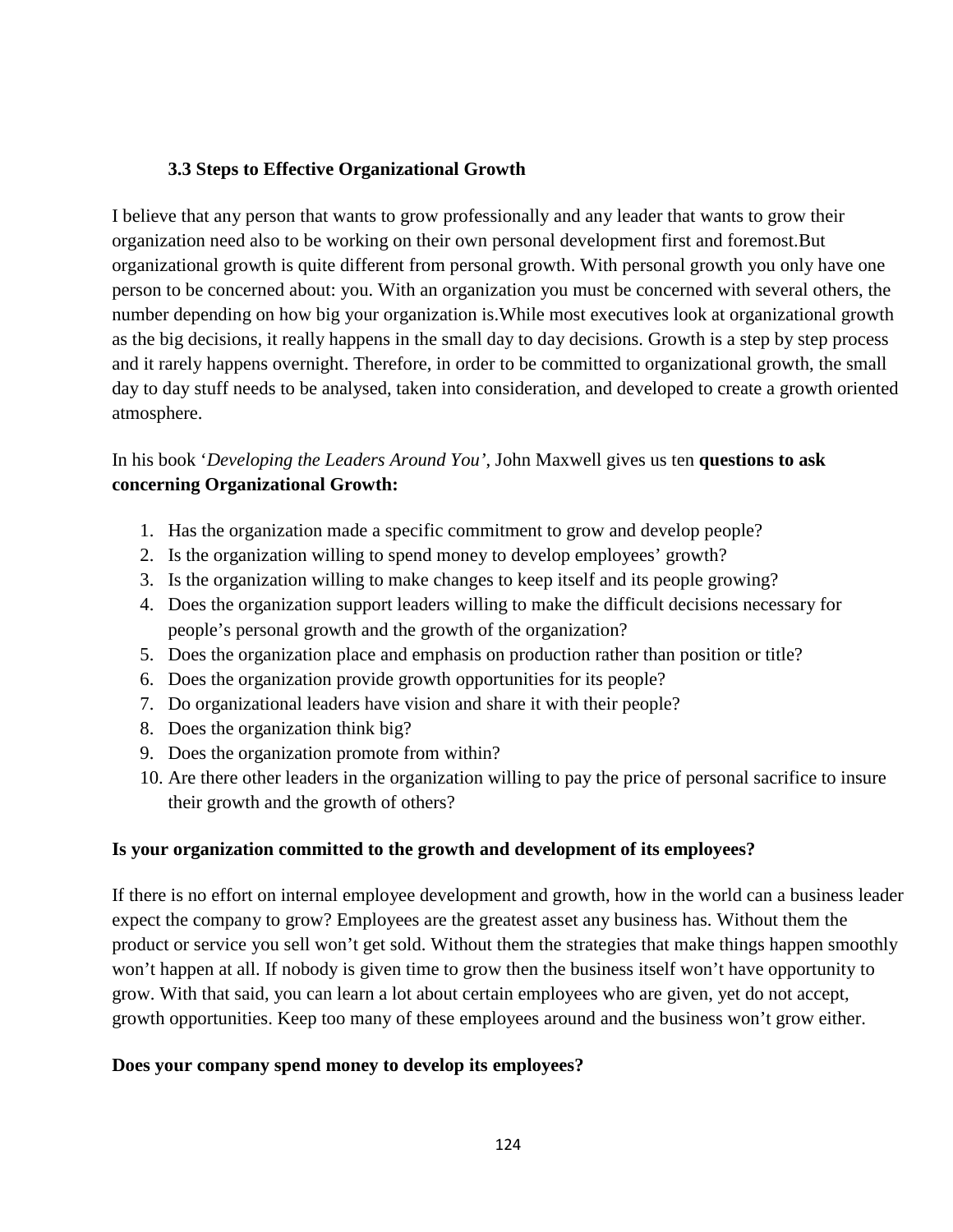### 3.3 Steps to Effective Organizational Growth

I believe that any person that wants to grow professionally and any leader that wants to grow their organization need also to be working on their own personal development first and foremost.But organizational growth is quite different from personal growth. With personal growth you only have one person to be concerned about: you. With an organization you must be concerned with several others, the number depending on how big your organization is.While most executives look at organizational growth as the big decisions, it really happens in the small day to day decisions. Growth is a step by step process and it rarely happens overnight. Therefore, in order to be committed to organizational growth, the small day to day stuff needs to be analysed, taken into consideration, and developed to create a growth oriented atmosphere.

In his book '*Developing the Leaders Around You'*, John Maxwell gives us ten **questions to ask concerning Organizational Growth:**

1. Has the organization made a specific commitment to grow and develop people?
2. Is the organization willing to spend money to develop employees' growth?
3. Is the organization willing to make changes to keep itself and its people growing?
4. Does the organization support leaders willing to make the difficult decisions necessary for people's personal growth and the growth of the organization?
5. Does the organization place and emphasis on production rather than position or title?
6. Does the organization provide growth opportunities for its people?
7. Do organizational leaders have vision and share it with their people?
8. Does the organization think big?
9. Does the organization promote from within?
10. Are there other leaders in the organization willing to pay the price of personal sacrifice to insure their growth and the growth of others?

**Is your organization committed to the growth and development of its employees?**

If there is no effort on internal employee development and growth, how in the world can a business leader expect the company to grow? Employees are the greatest asset any business has. Without them the product or service you sell won't get sold. Without them the strategies that make things happen smoothly won't happen at all. If nobody is given time to grow then the business itself won't have opportunity to grow. With that said, you can learn a lot about certain employees who are given, yet do not accept, growth opportunities. Keep too many of these employees around and the business won't grow either.

**Does your company spend money to develop its employees?**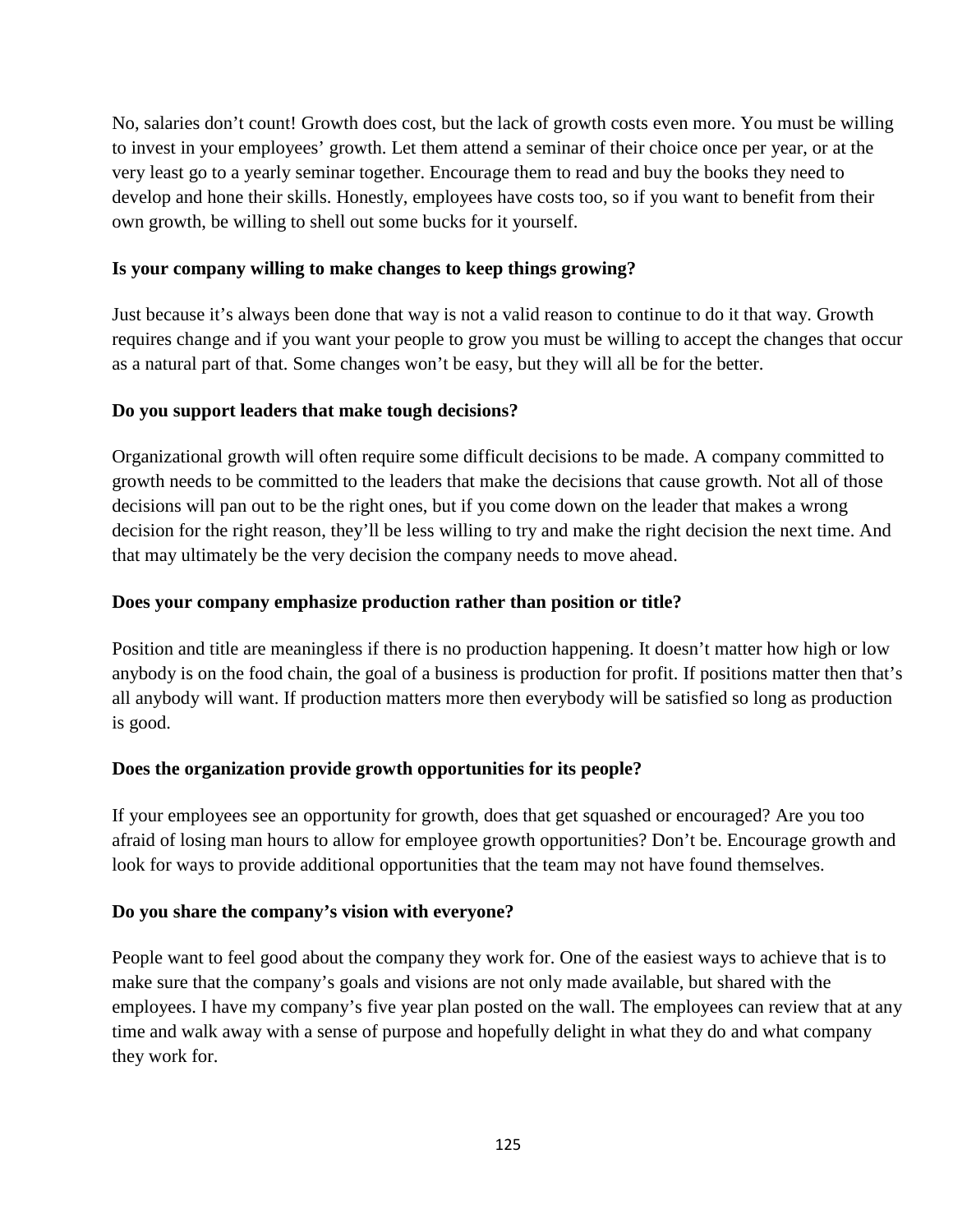No, salaries don't count! Growth does cost, but the lack of growth costs even more. You must be willing to invest in your employees' growth. Let them attend a seminar of their choice once per year, or at the very least go to a yearly seminar together. Encourage them to read and buy the books they need to develop and hone their skills. Honestly, employees have costs too, so if you want to benefit from their own growth, be willing to shell out some bucks for it yourself.

**Is your company willing to make changes to keep things growing?**

Just because it's always been done that way is not a valid reason to continue to do it that way. Growth requires change and if you want your people to grow you must be willing to accept the changes that occur as a natural part of that. Some changes won't be easy, but they will all be for the better.

**Do you support leaders that make tough decisions?**

Organizational growth will often require some difficult decisions to be made. A company committed to growth needs to be committed to the leaders that make the decisions that cause growth. Not all of those decisions will pan out to be the right ones, but if you come down on the leader that makes a wrong decision for the right reason, they'll be less willing to try and make the right decision the next time. And that may ultimately be the very decision the company needs to move ahead.

**Does your company emphasize production rather than position or title?**

Position and title are meaningless if there is no production happening. It doesn't matter how high or low anybody is on the food chain, the goal of a business is production for profit. If positions matter then that's all anybody will want. If production matters more then everybody will be satisfied so long as production is good.

**Does the organization provide growth opportunities for its people?**

If your employees see an opportunity for growth, does that get squashed or encouraged? Are you too afraid of losing man hours to allow for employee growth opportunities? Don't be. Encourage growth and look for ways to provide additional opportunities that the team may not have found themselves.

**Do you share the company's vision with everyone?**

People want to feel good about the company they work for. One of the easiest ways to achieve that is to make sure that the company's goals and visions are not only made available, but shared with the employees. I have my company's five year plan posted on the wall. The employees can review that at any time and walk away with a sense of purpose and hopefully delight in what they do and what company they work for.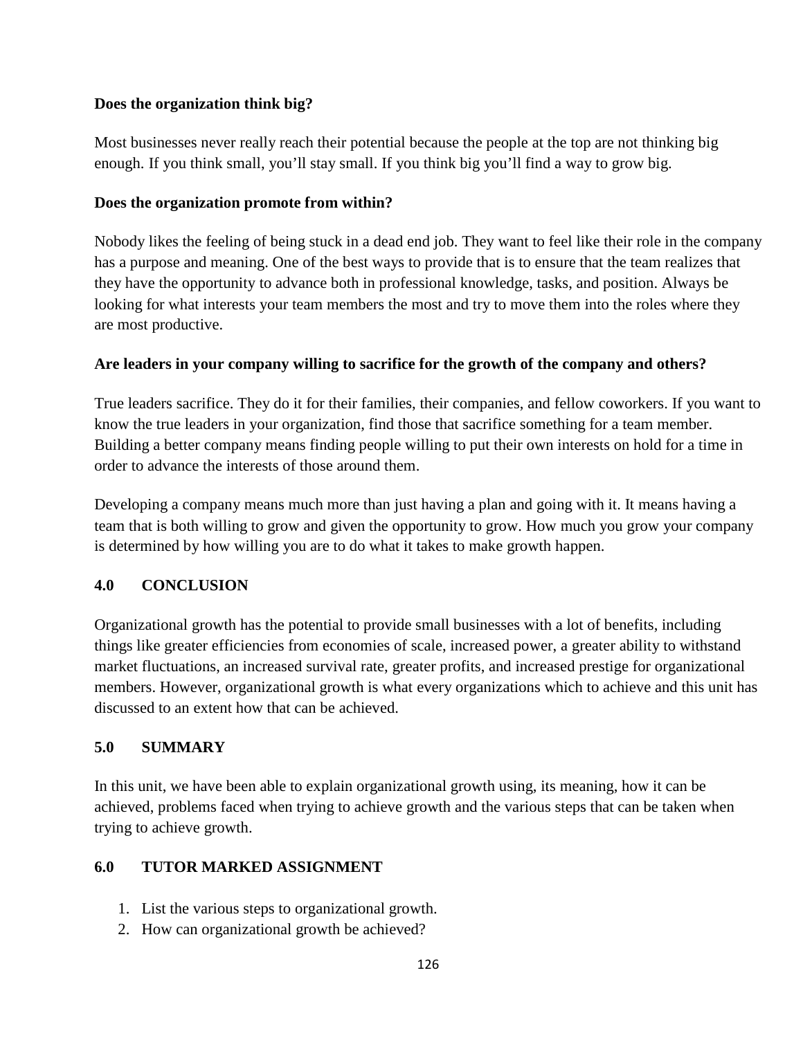**Does the organization think big?**

Most businesses never really reach their potential because the people at the top are not thinking big enough. If you think small, you'll stay small. If you think big you'll find a way to grow big.

**Does the organization promote from within?**

Nobody likes the feeling of being stuck in a dead end job. They want to feel like their role in the company has a purpose and meaning. One of the best ways to provide that is to ensure that the team realizes that they have the opportunity to advance both in professional knowledge, tasks, and position. Always be looking for what interests your team members the most and try to move them into the roles where they are most productive.

**Are leaders in your company willing to sacrifice for the growth of the company and others?**

True leaders sacrifice. They do it for their families, their companies, and fellow coworkers. If you want to know the true leaders in your organization, find those that sacrifice something for a team member. Building a better company means finding people willing to put their own interests on hold for a time in order to advance the interests of those around them.

Developing a company means much more than just having a plan and going with it. It means having a team that is both willing to grow and given the opportunity to grow. How much you grow your company is determined by how willing you are to do what it takes to make growth happen.

## 4.0 CONCLUSION

Organizational growth has the potential to provide small businesses with a lot of benefits, including things like greater efficiencies from economies of scale, increased power, a greater ability to withstand market fluctuations, an increased survival rate, greater profits, and increased prestige for organizational members. However, organizational growth is what every organizations which to achieve and this unit has discussed to an extent how that can be achieved.

## 5.0 SUMMARY

In this unit, we have been able to explain organizational growth using, its meaning, how it can be achieved, problems faced when trying to achieve growth and the various steps that can be taken when trying to achieve growth.

## 6.0 TUTOR MARKED ASSIGNMENT

1. List the various steps to organizational growth.
2. How can organizational growth be achieved?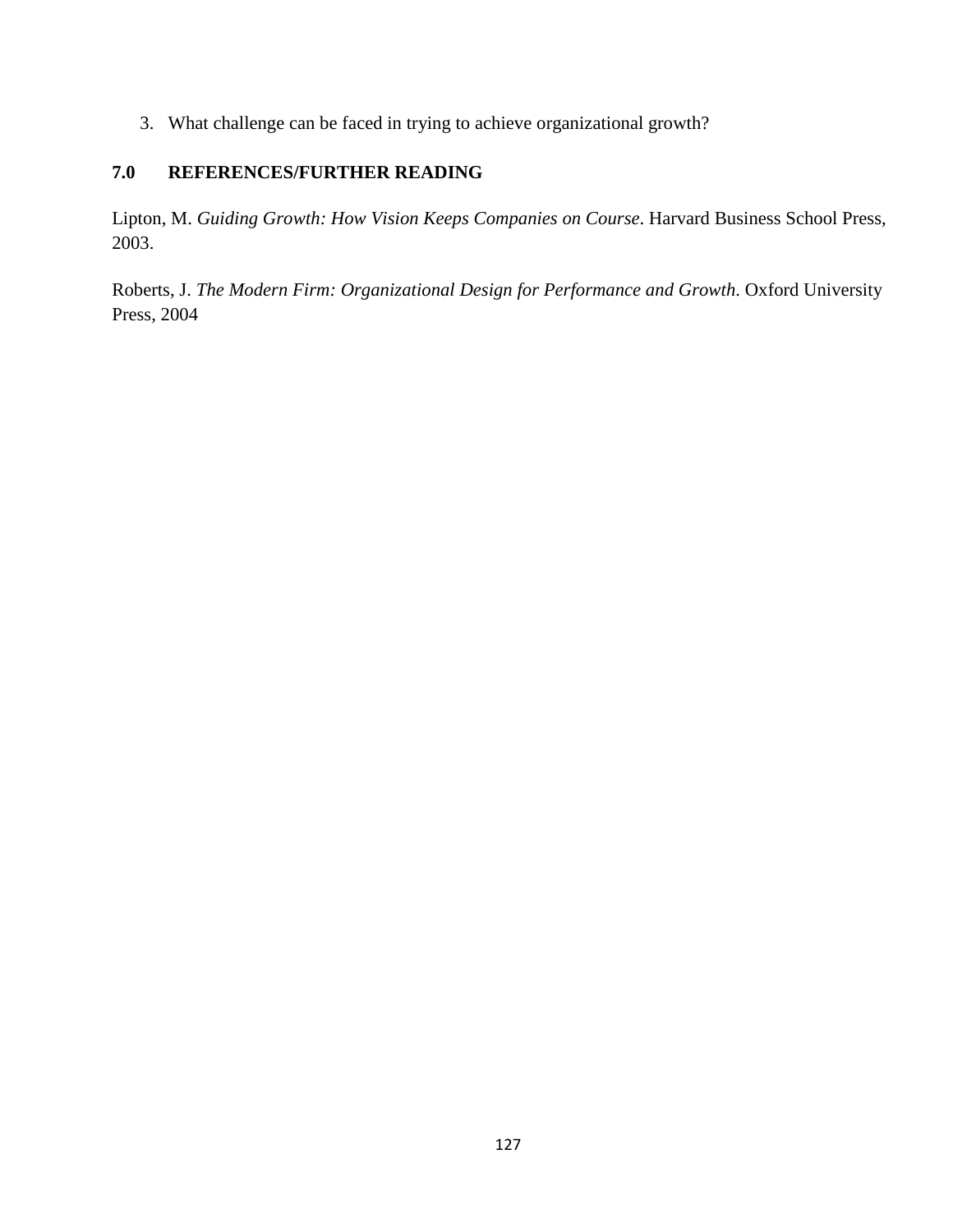3. What challenge can be faced in trying to achieve organizational growth?

## 7.0 REFERENCES/FURTHER READING

Lipton, M. *Guiding Growth: How Vision Keeps Companies on Course*. Harvard Business School Press, 2003.

Roberts, J. *The Modern Firm: Organizational Design for Performance and Growth*. Oxford University Press, 2004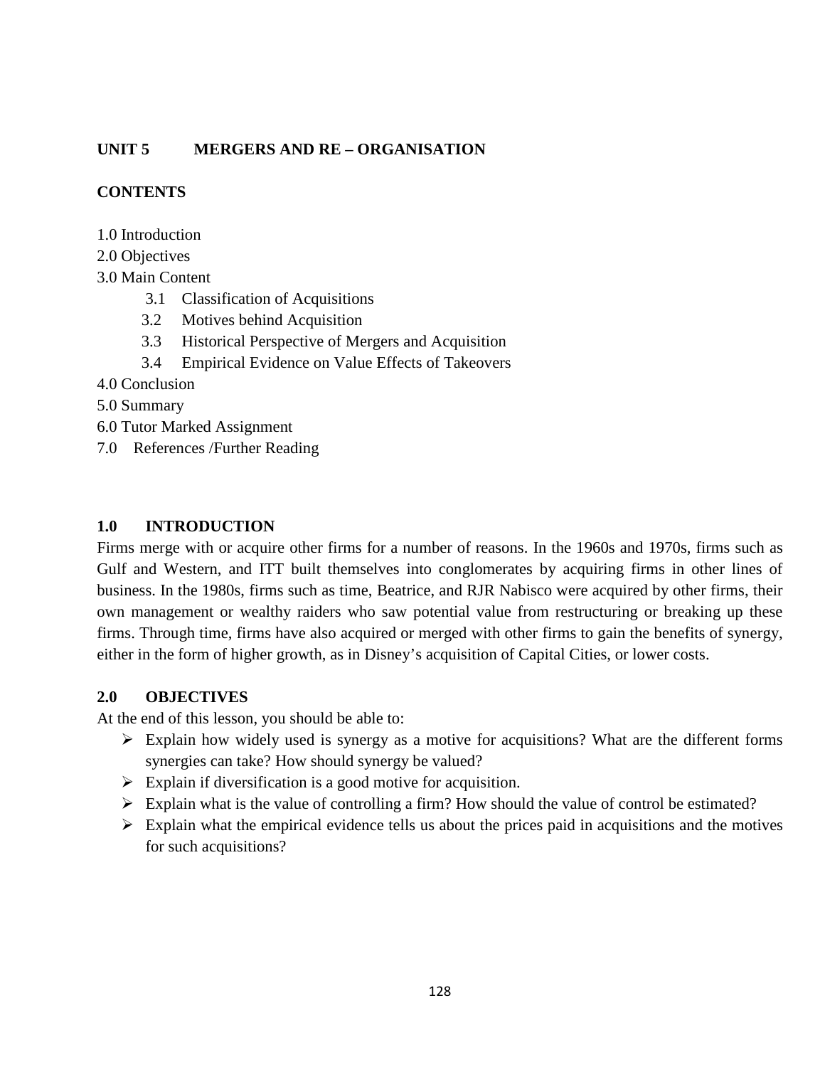# UNIT 5 MERGERS AND RE – ORGANISATION

## CONTENTS

1.0 Introduction
2.0 Objectives
3.0 Main Content
  3.1 Classification of Acquisitions
  3.2 Motives behind Acquisition
  3.3 Historical Perspective of Mergers and Acquisition
  3.4 Empirical Evidence on Value Effects of Takeovers
4.0 Conclusion
5.0 Summary
6.0 Tutor Marked Assignment
7.0 References /Further Reading

## 1.0 INTRODUCTION

Firms merge with or acquire other firms for a number of reasons. In the 1960s and 1970s, firms such as Gulf and Western, and ITT built themselves into conglomerates by acquiring firms in other lines of business. In the 1980s, firms such as time, Beatrice, and RJR Nabisco were acquired by other firms, their own management or wealthy raiders who saw potential value from restructuring or breaking up these firms. Through time, firms have also acquired or merged with other firms to gain the benefits of synergy, either in the form of higher growth, as in Disney's acquisition of Capital Cities, or lower costs.

## 2.0 OBJECTIVES

At the end of this lesson, you should be able to:

- Explain how widely used is synergy as a motive for acquisitions? What are the different forms synergies can take? How should synergy be valued?
- Explain if diversification is a good motive for acquisition.
- Explain what is the value of controlling a firm? How should the value of control be estimated?
- Explain what the empirical evidence tells us about the prices paid in acquisitions and the motives for such acquisitions?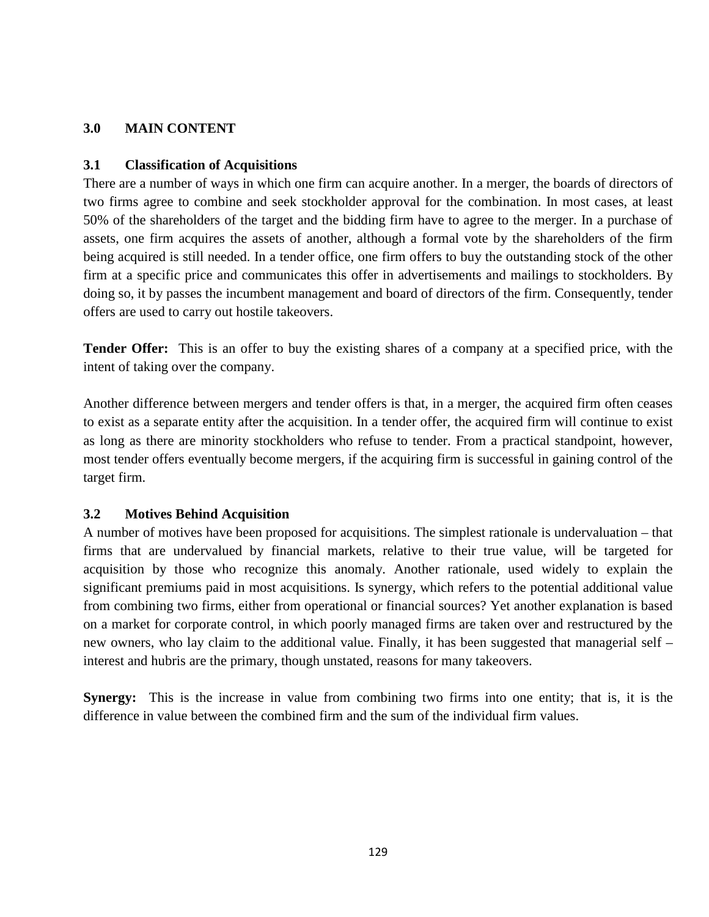## 3.0 MAIN CONTENT

### 3.1 Classification of Acquisitions

There are a number of ways in which one firm can acquire another. In a merger, the boards of directors of two firms agree to combine and seek stockholder approval for the combination. In most cases, at least 50% of the shareholders of the target and the bidding firm have to agree to the merger. In a purchase of assets, one firm acquires the assets of another, although a formal vote by the shareholders of the firm being acquired is still needed. In a tender office, one firm offers to buy the outstanding stock of the other firm at a specific price and communicates this offer in advertisements and mailings to stockholders. By doing so, it by passes the incumbent management and board of directors of the firm. Consequently, tender offers are used to carry out hostile takeovers.

**Tender Offer:** This is an offer to buy the existing shares of a company at a specified price, with the intent of taking over the company.

Another difference between mergers and tender offers is that, in a merger, the acquired firm often ceases to exist as a separate entity after the acquisition. In a tender offer, the acquired firm will continue to exist as long as there are minority stockholders who refuse to tender. From a practical standpoint, however, most tender offers eventually become mergers, if the acquiring firm is successful in gaining control of the target firm.

### 3.2 Motives Behind Acquisition

A number of motives have been proposed for acquisitions. The simplest rationale is undervaluation – that firms that are undervalued by financial markets, relative to their true value, will be targeted for acquisition by those who recognize this anomaly. Another rationale, used widely to explain the significant premiums paid in most acquisitions. Is synergy, which refers to the potential additional value from combining two firms, either from operational or financial sources? Yet another explanation is based on a market for corporate control, in which poorly managed firms are taken over and restructured by the new owners, who lay claim to the additional value. Finally, it has been suggested that managerial self – interest and hubris are the primary, though unstated, reasons for many takeovers.

**Synergy:** This is the increase in value from combining two firms into one entity; that is, it is the difference in value between the combined firm and the sum of the individual firm values.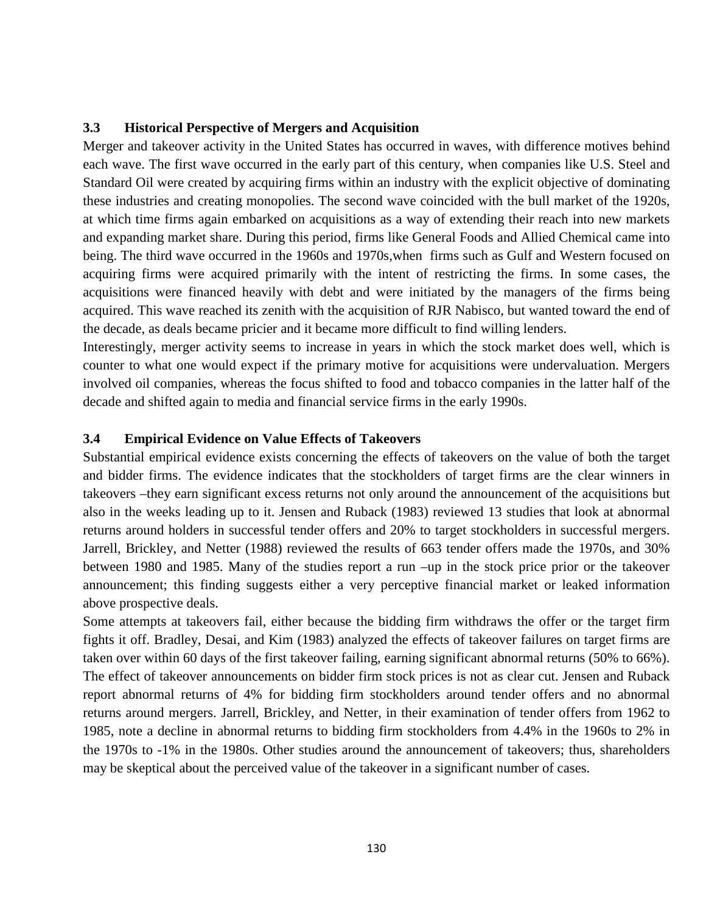### 3.3 Historical Perspective of Mergers and Acquisition

Merger and takeover activity in the United States has occurred in waves, with difference motives behind each wave. The first wave occurred in the early part of this century, when companies like U.S. Steel and Standard Oil were created by acquiring firms within an industry with the explicit objective of dominating these industries and creating monopolies. The second wave coincided with the bull market of the 1920s, at which time firms again embarked on acquisitions as a way of extending their reach into new markets and expanding market share. During this period, firms like General Foods and Allied Chemical came into being. The third wave occurred in the 1960s and 1970s,when firms such as Gulf and Western focused on acquiring firms were acquired primarily with the intent of restricting the firms. In some cases, the acquisitions were financed heavily with debt and were initiated by the managers of the firms being acquired. This wave reached its zenith with the acquisition of RJR Nabisco, but wanted toward the end of the decade, as deals became pricier and it became more difficult to find willing lenders.

Interestingly, merger activity seems to increase in years in which the stock market does well, which is counter to what one would expect if the primary motive for acquisitions were undervaluation. Mergers involved oil companies, whereas the focus shifted to food and tobacco companies in the latter half of the decade and shifted again to media and financial service firms in the early 1990s.

### 3.4 Empirical Evidence on Value Effects of Takeovers

Substantial empirical evidence exists concerning the effects of takeovers on the value of both the target and bidder firms. The evidence indicates that the stockholders of target firms are the clear winners in takeovers –they earn significant excess returns not only around the announcement of the acquisitions but also in the weeks leading up to it. Jensen and Ruback (1983) reviewed 13 studies that look at abnormal returns around holders in successful tender offers and 20% to target stockholders in successful mergers. Jarrell, Brickley, and Netter (1988) reviewed the results of 663 tender offers made the 1970s, and 30% between 1980 and 1985. Many of the studies report a run –up in the stock price prior or the takeover announcement; this finding suggests either a very perceptive financial market or leaked information above prospective deals.

Some attempts at takeovers fail, either because the bidding firm withdraws the offer or the target firm fights it off. Bradley, Desai, and Kim (1983) analyzed the effects of takeover failures on target firms are taken over within 60 days of the first takeover failing, earning significant abnormal returns (50% to 66%). The effect of takeover announcements on bidder firm stock prices is not as clear cut. Jensen and Ruback report abnormal returns of 4% for bidding firm stockholders around tender offers and no abnormal returns around mergers. Jarrell, Brickley, and Netter, in their examination of tender offers from 1962 to 1985, note a decline in abnormal returns to bidding firm stockholders from 4.4% in the 1960s to 2% in the 1970s to -1% in the 1980s. Other studies around the announcement of takeovers; thus, shareholders may be skeptical about the perceived value of the takeover in a significant number of cases.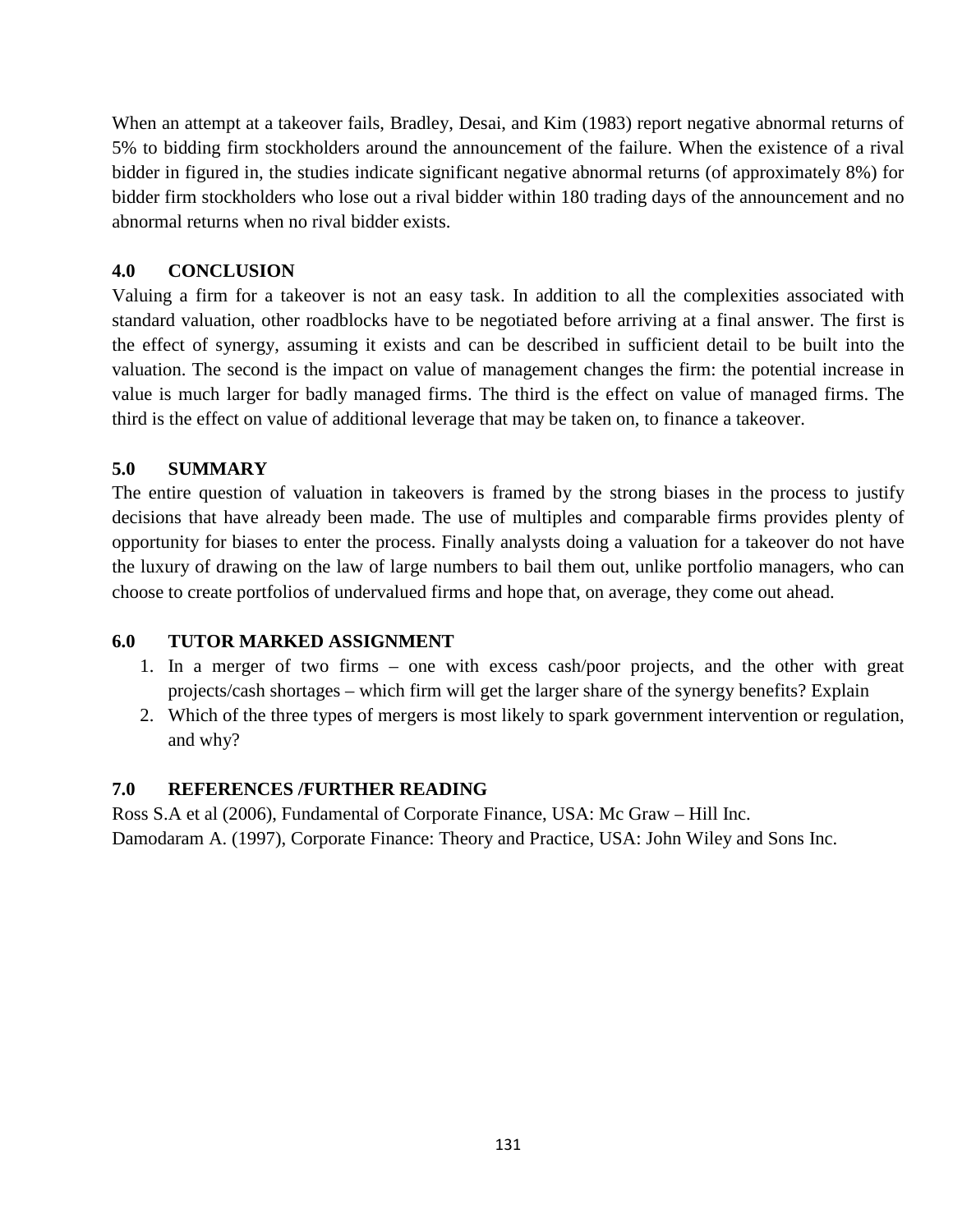When an attempt at a takeover fails, Bradley, Desai, and Kim (1983) report negative abnormal returns of 5% to bidding firm stockholders around the announcement of the failure. When the existence of a rival bidder in figured in, the studies indicate significant negative abnormal returns (of approximately 8%) for bidder firm stockholders who lose out a rival bidder within 180 trading days of the announcement and no abnormal returns when no rival bidder exists.

## 4.0 CONCLUSION

Valuing a firm for a takeover is not an easy task. In addition to all the complexities associated with standard valuation, other roadblocks have to be negotiated before arriving at a final answer. The first is the effect of synergy, assuming it exists and can be described in sufficient detail to be built into the valuation. The second is the impact on value of management changes the firm: the potential increase in value is much larger for badly managed firms. The third is the effect on value of managed firms. The third is the effect on value of additional leverage that may be taken on, to finance a takeover.

## 5.0 SUMMARY

The entire question of valuation in takeovers is framed by the strong biases in the process to justify decisions that have already been made. The use of multiples and comparable firms provides plenty of opportunity for biases to enter the process. Finally analysts doing a valuation for a takeover do not have the luxury of drawing on the law of large numbers to bail them out, unlike portfolio managers, who can choose to create portfolios of undervalued firms and hope that, on average, they come out ahead.

## 6.0 TUTOR MARKED ASSIGNMENT

1. In a merger of two firms – one with excess cash/poor projects, and the other with great projects/cash shortages – which firm will get the larger share of the synergy benefits? Explain
2. Which of the three types of mergers is most likely to spark government intervention or regulation, and why?

## 7.0 REFERENCES /FURTHER READING

Ross S.A et al (2006), Fundamental of Corporate Finance, USA: Mc Graw – Hill Inc.
Damodaram A. (1997), Corporate Finance: Theory and Practice, USA: John Wiley and Sons Inc.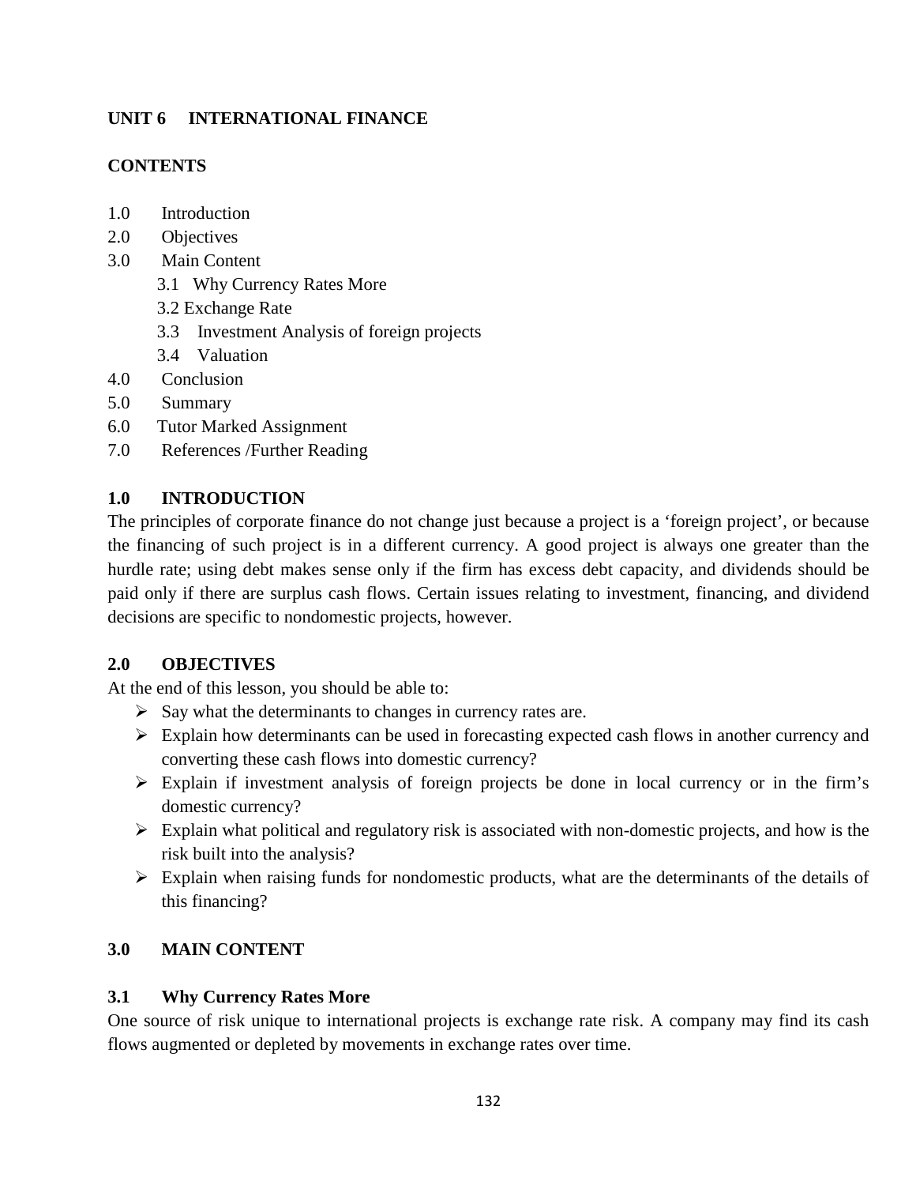## UNIT 6 INTERNATIONAL FINANCE

### CONTENTS

1.0 Introduction
2.0 Objectives
3.0 Main Content
   3.1 Why Currency Rates More
   3.2 Exchange Rate
   3.3 Investment Analysis of foreign projects
   3.4 Valuation
4.0 Conclusion
5.0 Summary
6.0 Tutor Marked Assignment
7.0 References /Further Reading

### 1.0 INTRODUCTION

The principles of corporate finance do not change just because a project is a 'foreign project', or because the financing of such project is in a different currency. A good project is always one greater than the hurdle rate; using debt makes sense only if the firm has excess debt capacity, and dividends should be paid only if there are surplus cash flows. Certain issues relating to investment, financing, and dividend decisions are specific to nondomestic projects, however.

### 2.0 OBJECTIVES

At the end of this lesson, you should be able to:

- Say what the determinants to changes in currency rates are.
- Explain how determinants can be used in forecasting expected cash flows in another currency and converting these cash flows into domestic currency?
- Explain if investment analysis of foreign projects be done in local currency or in the firm's domestic currency?
- Explain what political and regulatory risk is associated with non-domestic projects, and how is the risk built into the analysis?
- Explain when raising funds for nondomestic products, what are the determinants of the details of this financing?

### 3.0 MAIN CONTENT

### 3.1 Why Currency Rates More

One source of risk unique to international projects is exchange rate risk. A company may find its cash flows augmented or depleted by movements in exchange rates over time.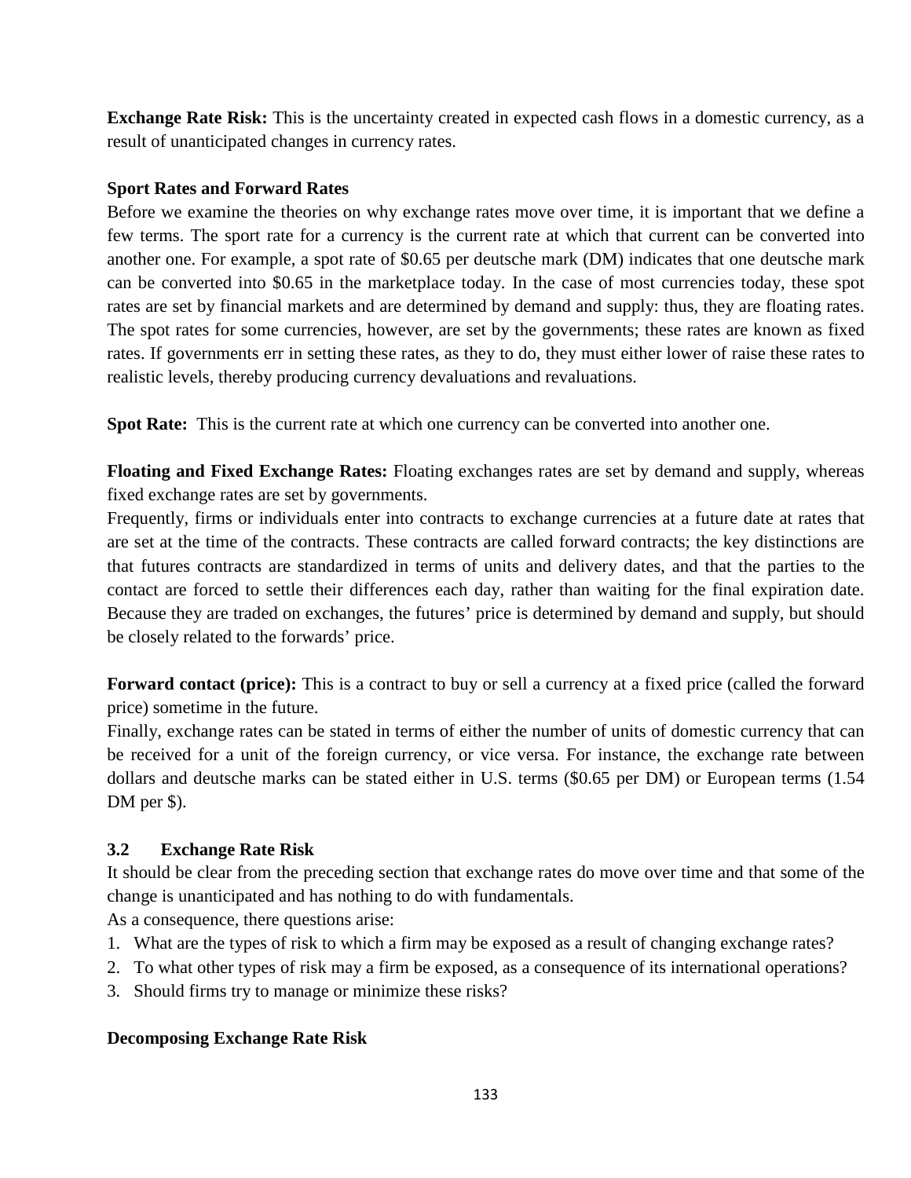**Exchange Rate Risk:** This is the uncertainty created in expected cash flows in a domestic currency, as a result of unanticipated changes in currency rates.

**Sport Rates and Forward Rates**

Before we examine the theories on why exchange rates move over time, it is important that we define a few terms. The sport rate for a currency is the current rate at which that current can be converted into another one. For example, a spot rate of $0.65 per deutsche mark (DM) indicates that one deutsche mark can be converted into $0.65 in the marketplace today. In the case of most currencies today, these spot rates are set by financial markets and are determined by demand and supply: thus, they are floating rates. The spot rates for some currencies, however, are set by the governments; these rates are known as fixed rates. If governments err in setting these rates, as they to do, they must either lower of raise these rates to realistic levels, thereby producing currency devaluations and revaluations.

**Spot Rate:** This is the current rate at which one currency can be converted into another one.

**Floating and Fixed Exchange Rates:** Floating exchanges rates are set by demand and supply, whereas fixed exchange rates are set by governments.

Frequently, firms or individuals enter into contracts to exchange currencies at a future date at rates that are set at the time of the contracts. These contracts are called forward contracts; the key distinctions are that futures contracts are standardized in terms of units and delivery dates, and that the parties to the contact are forced to settle their differences each day, rather than waiting for the final expiration date. Because they are traded on exchanges, the futures' price is determined by demand and supply, but should be closely related to the forwards' price.

**Forward contact (price):** This is a contract to buy or sell a currency at a fixed price (called the forward price) sometime in the future.

Finally, exchange rates can be stated in terms of either the number of units of domestic currency that can be received for a unit of the foreign currency, or vice versa. For instance, the exchange rate between dollars and deutsche marks can be stated either in U.S. terms ($0.65 per DM) or European terms (1.54 DM per $).

### 3.2 Exchange Rate Risk

It should be clear from the preceding section that exchange rates do move over time and that some of the change is unanticipated and has nothing to do with fundamentals.

As a consequence, there questions arise:

1. What are the types of risk to which a firm may be exposed as a result of changing exchange rates?
2. To what other types of risk may a firm be exposed, as a consequence of its international operations?
3. Should firms try to manage or minimize these risks?

**Decomposing Exchange Rate Risk**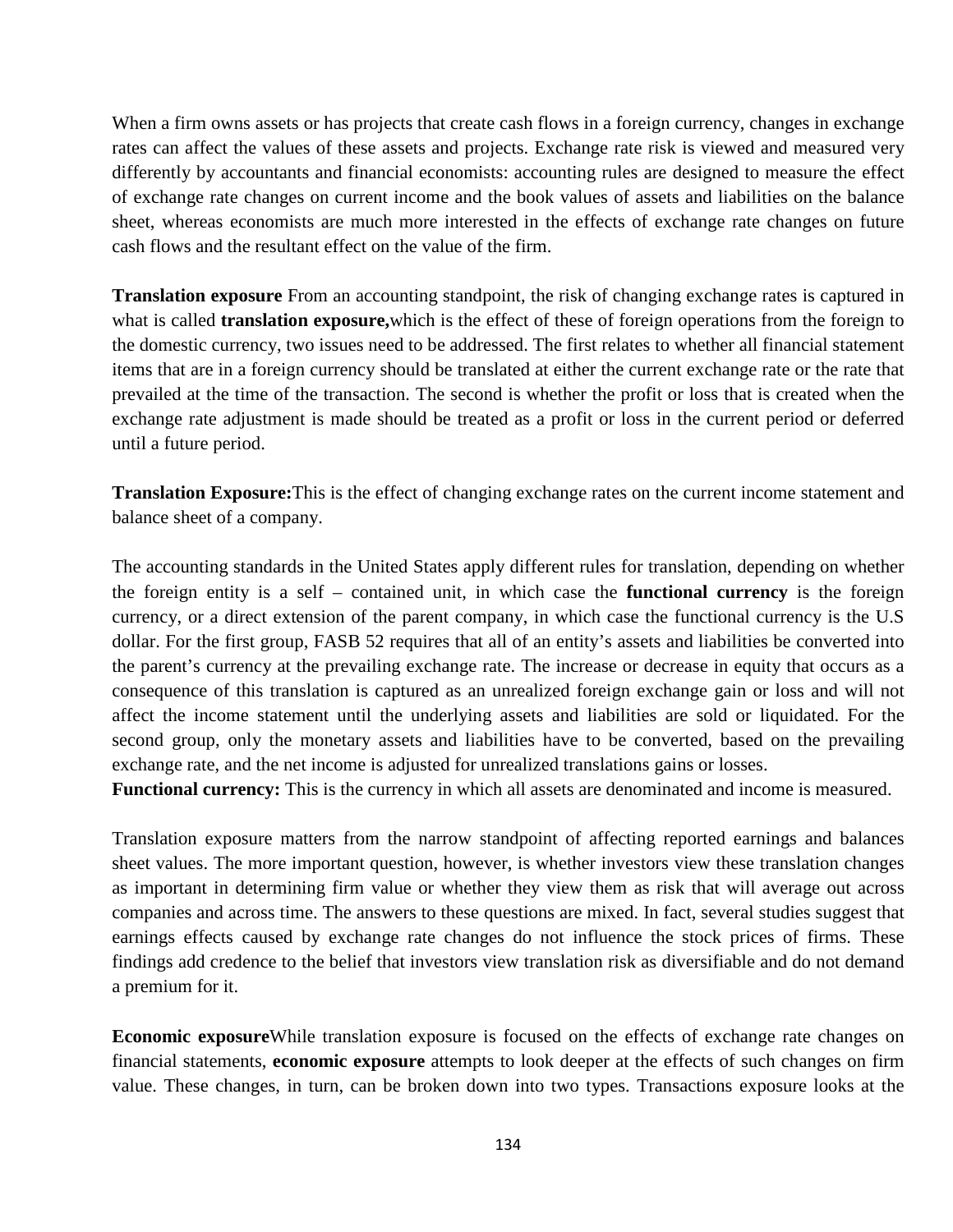When a firm owns assets or has projects that create cash flows in a foreign currency, changes in exchange rates can affect the values of these assets and projects. Exchange rate risk is viewed and measured very differently by accountants and financial economists: accounting rules are designed to measure the effect of exchange rate changes on current income and the book values of assets and liabilities on the balance sheet, whereas economists are much more interested in the effects of exchange rate changes on future cash flows and the resultant effect on the value of the firm.

**Translation exposure** From an accounting standpoint, the risk of changing exchange rates is captured in what is called **translation exposure,**which is the effect of these of foreign operations from the foreign to the domestic currency, two issues need to be addressed. The first relates to whether all financial statement items that are in a foreign currency should be translated at either the current exchange rate or the rate that prevailed at the time of the transaction. The second is whether the profit or loss that is created when the exchange rate adjustment is made should be treated as a profit or loss in the current period or deferred until a future period.

**Translation Exposure:**This is the effect of changing exchange rates on the current income statement and balance sheet of a company.

The accounting standards in the United States apply different rules for translation, depending on whether the foreign entity is a self – contained unit, in which case the **functional currency** is the foreign currency, or a direct extension of the parent company, in which case the functional currency is the U.S dollar. For the first group, FASB 52 requires that all of an entity's assets and liabilities be converted into the parent's currency at the prevailing exchange rate. The increase or decrease in equity that occurs as a consequence of this translation is captured as an unrealized foreign exchange gain or loss and will not affect the income statement until the underlying assets and liabilities are sold or liquidated. For the second group, only the monetary assets and liabilities have to be converted, based on the prevailing exchange rate, and the net income is adjusted for unrealized translations gains or losses.

**Functional currency:** This is the currency in which all assets are denominated and income is measured.

Translation exposure matters from the narrow standpoint of affecting reported earnings and balances sheet values. The more important question, however, is whether investors view these translation changes as important in determining firm value or whether they view them as risk that will average out across companies and across time. The answers to these questions are mixed. In fact, several studies suggest that earnings effects caused by exchange rate changes do not influence the stock prices of firms. These findings add credence to the belief that investors view translation risk as diversifiable and do not demand a premium for it.

**Economic exposure**While translation exposure is focused on the effects of exchange rate changes on financial statements, **economic exposure** attempts to look deeper at the effects of such changes on firm value. These changes, in turn, can be broken down into two types. Transactions exposure looks at the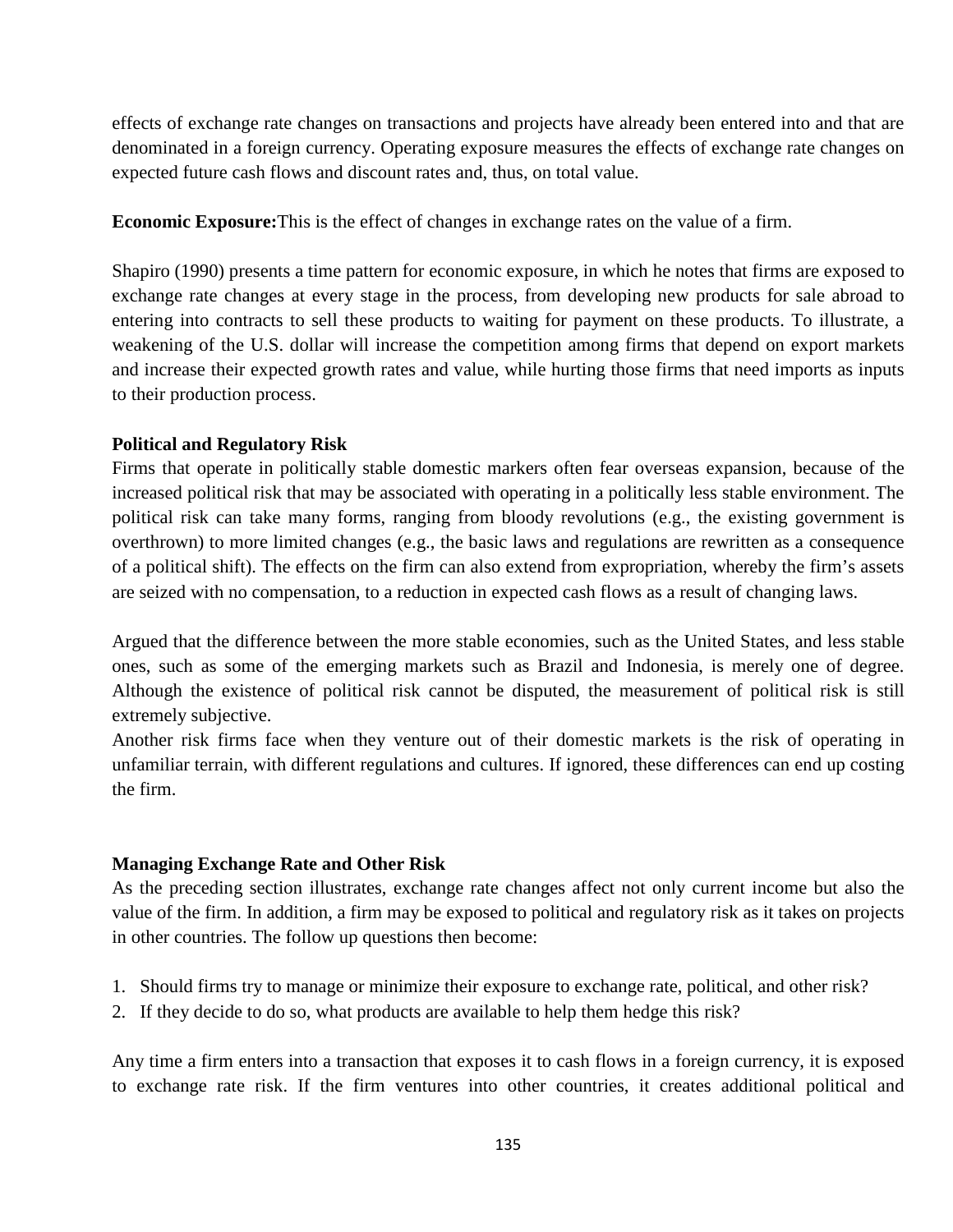effects of exchange rate changes on transactions and projects have already been entered into and that are denominated in a foreign currency. Operating exposure measures the effects of exchange rate changes on expected future cash flows and discount rates and, thus, on total value.

**Economic Exposure:**This is the effect of changes in exchange rates on the value of a firm.

Shapiro (1990) presents a time pattern for economic exposure, in which he notes that firms are exposed to exchange rate changes at every stage in the process, from developing new products for sale abroad to entering into contracts to sell these products to waiting for payment on these products. To illustrate, a weakening of the U.S. dollar will increase the competition among firms that depend on export markets and increase their expected growth rates and value, while hurting those firms that need imports as inputs to their production process.

**Political and Regulatory Risk**

Firms that operate in politically stable domestic markers often fear overseas expansion, because of the increased political risk that may be associated with operating in a politically less stable environment. The political risk can take many forms, ranging from bloody revolutions (e.g., the existing government is overthrown) to more limited changes (e.g., the basic laws and regulations are rewritten as a consequence of a political shift). The effects on the firm can also extend from expropriation, whereby the firm's assets are seized with no compensation, to a reduction in expected cash flows as a result of changing laws.

Argued that the difference between the more stable economies, such as the United States, and less stable ones, such as some of the emerging markets such as Brazil and Indonesia, is merely one of degree. Although the existence of political risk cannot be disputed, the measurement of political risk is still extremely subjective.

Another risk firms face when they venture out of their domestic markets is the risk of operating in unfamiliar terrain, with different regulations and cultures. If ignored, these differences can end up costing the firm.

**Managing Exchange Rate and Other Risk**

As the preceding section illustrates, exchange rate changes affect not only current income but also the value of the firm. In addition, a firm may be exposed to political and regulatory risk as it takes on projects in other countries. The follow up questions then become:

1. Should firms try to manage or minimize their exposure to exchange rate, political, and other risk?
2. If they decide to do so, what products are available to help them hedge this risk?

Any time a firm enters into a transaction that exposes it to cash flows in a foreign currency, it is exposed to exchange rate risk. If the firm ventures into other countries, it creates additional political and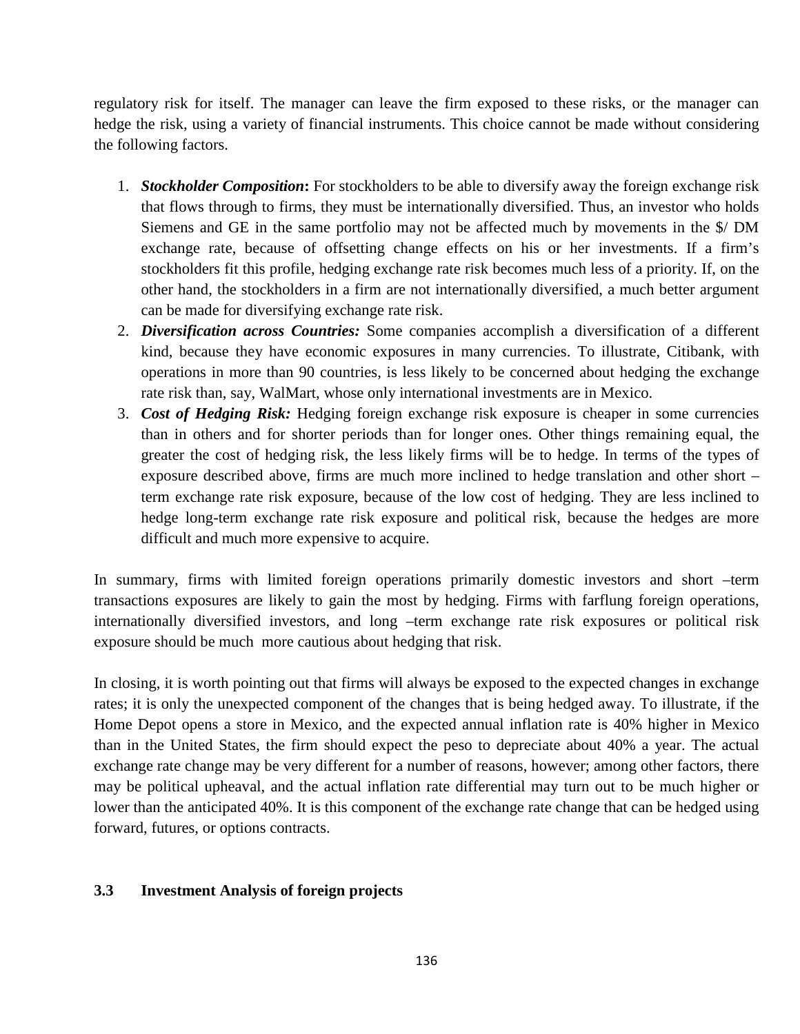regulatory risk for itself. The manager can leave the firm exposed to these risks, or the manager can hedge the risk, using a variety of financial instruments. This choice cannot be made without considering the following factors.

1. ***Stockholder Composition*:** For stockholders to be able to diversify away the foreign exchange risk that flows through to firms, they must be internationally diversified. Thus, an investor who holds Siemens and GE in the same portfolio may not be affected much by movements in the $/ DM exchange rate, because of offsetting change effects on his or her investments. If a firm's stockholders fit this profile, hedging exchange rate risk becomes much less of a priority. If, on the other hand, the stockholders in a firm are not internationally diversified, a much better argument can be made for diversifying exchange rate risk.
2. ***Diversification across Countries:*** Some companies accomplish a diversification of a different kind, because they have economic exposures in many currencies. To illustrate, Citibank, with operations in more than 90 countries, is less likely to be concerned about hedging the exchange rate risk than, say, WalMart, whose only international investments are in Mexico.
3. ***Cost of Hedging Risk:*** Hedging foreign exchange risk exposure is cheaper in some currencies than in others and for shorter periods than for longer ones. Other things remaining equal, the greater the cost of hedging risk, the less likely firms will be to hedge. In terms of the types of exposure described above, firms are much more inclined to hedge translation and other short –term exchange rate risk exposure, because of the low cost of hedging. They are less inclined to hedge long-term exchange rate risk exposure and political risk, because the hedges are more difficult and much more expensive to acquire.

In summary, firms with limited foreign operations primarily domestic investors and short –term transactions exposures are likely to gain the most by hedging. Firms with farflung foreign operations, internationally diversified investors, and long –term exchange rate risk exposures or political risk exposure should be much more cautious about hedging that risk.

In closing, it is worth pointing out that firms will always be exposed to the expected changes in exchange rates; it is only the unexpected component of the changes that is being hedged away. To illustrate, if the Home Depot opens a store in Mexico, and the expected annual inflation rate is 40% higher in Mexico than in the United States, the firm should expect the peso to depreciate about 40% a year. The actual exchange rate change may be very different for a number of reasons, however; among other factors, there may be political upheaval, and the actual inflation rate differential may turn out to be much higher or lower than the anticipated 40%. It is this component of the exchange rate change that can be hedged using forward, futures, or options contracts.

### 3.3 Investment Analysis of foreign projects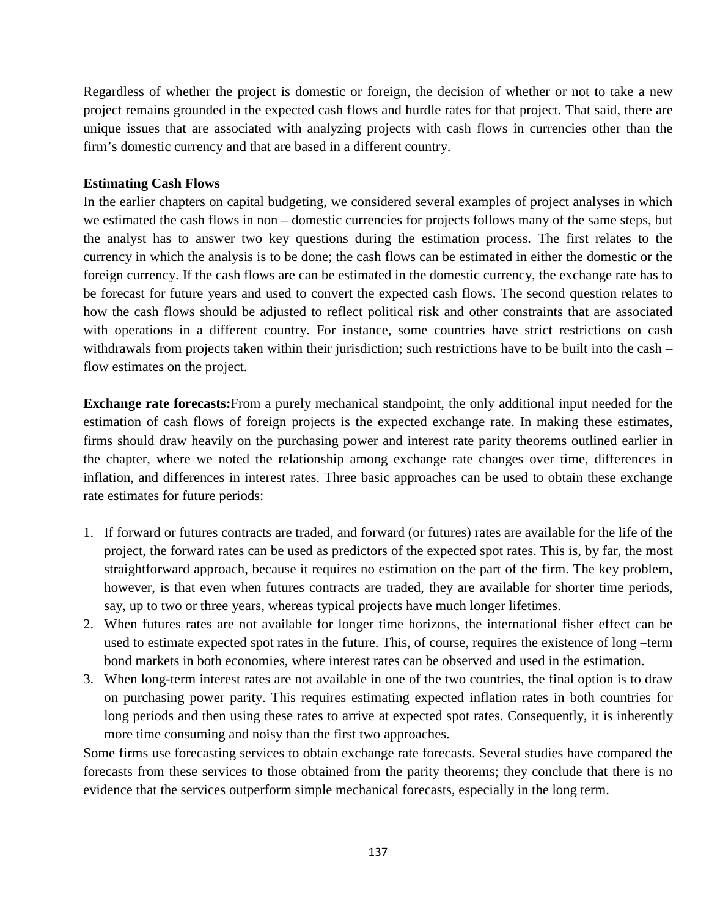Regardless of whether the project is domestic or foreign, the decision of whether or not to take a new project remains grounded in the expected cash flows and hurdle rates for that project. That said, there are unique issues that are associated with analyzing projects with cash flows in currencies other than the firm's domestic currency and that are based in a different country.

**Estimating Cash Flows**

In the earlier chapters on capital budgeting, we considered several examples of project analyses in which we estimated the cash flows in non – domestic currencies for projects follows many of the same steps, but the analyst has to answer two key questions during the estimation process. The first relates to the currency in which the analysis is to be done; the cash flows can be estimated in either the domestic or the foreign currency. If the cash flows are can be estimated in the domestic currency, the exchange rate has to be forecast for future years and used to convert the expected cash flows. The second question relates to how the cash flows should be adjusted to reflect political risk and other constraints that are associated with operations in a different country. For instance, some countries have strict restrictions on cash withdrawals from projects taken within their jurisdiction; such restrictions have to be built into the cash – flow estimates on the project.

**Exchange rate forecasts:**From a purely mechanical standpoint, the only additional input needed for the estimation of cash flows of foreign projects is the expected exchange rate. In making these estimates, firms should draw heavily on the purchasing power and interest rate parity theorems outlined earlier in the chapter, where we noted the relationship among exchange rate changes over time, differences in inflation, and differences in interest rates. Three basic approaches can be used to obtain these exchange rate estimates for future periods:

1. If forward or futures contracts are traded, and forward (or futures) rates are available for the life of the project, the forward rates can be used as predictors of the expected spot rates. This is, by far, the most straightforward approach, because it requires no estimation on the part of the firm. The key problem, however, is that even when futures contracts are traded, they are available for shorter time periods, say, up to two or three years, whereas typical projects have much longer lifetimes.
2. When futures rates are not available for longer time horizons, the international fisher effect can be used to estimate expected spot rates in the future. This, of course, requires the existence of long –term bond markets in both economies, where interest rates can be observed and used in the estimation.
3. When long-term interest rates are not available in one of the two countries, the final option is to draw on purchasing power parity. This requires estimating expected inflation rates in both countries for long periods and then using these rates to arrive at expected spot rates. Consequently, it is inherently more time consuming and noisy than the first two approaches.

Some firms use forecasting services to obtain exchange rate forecasts. Several studies have compared the forecasts from these services to those obtained from the parity theorems; they conclude that there is no evidence that the services outperform simple mechanical forecasts, especially in the long term.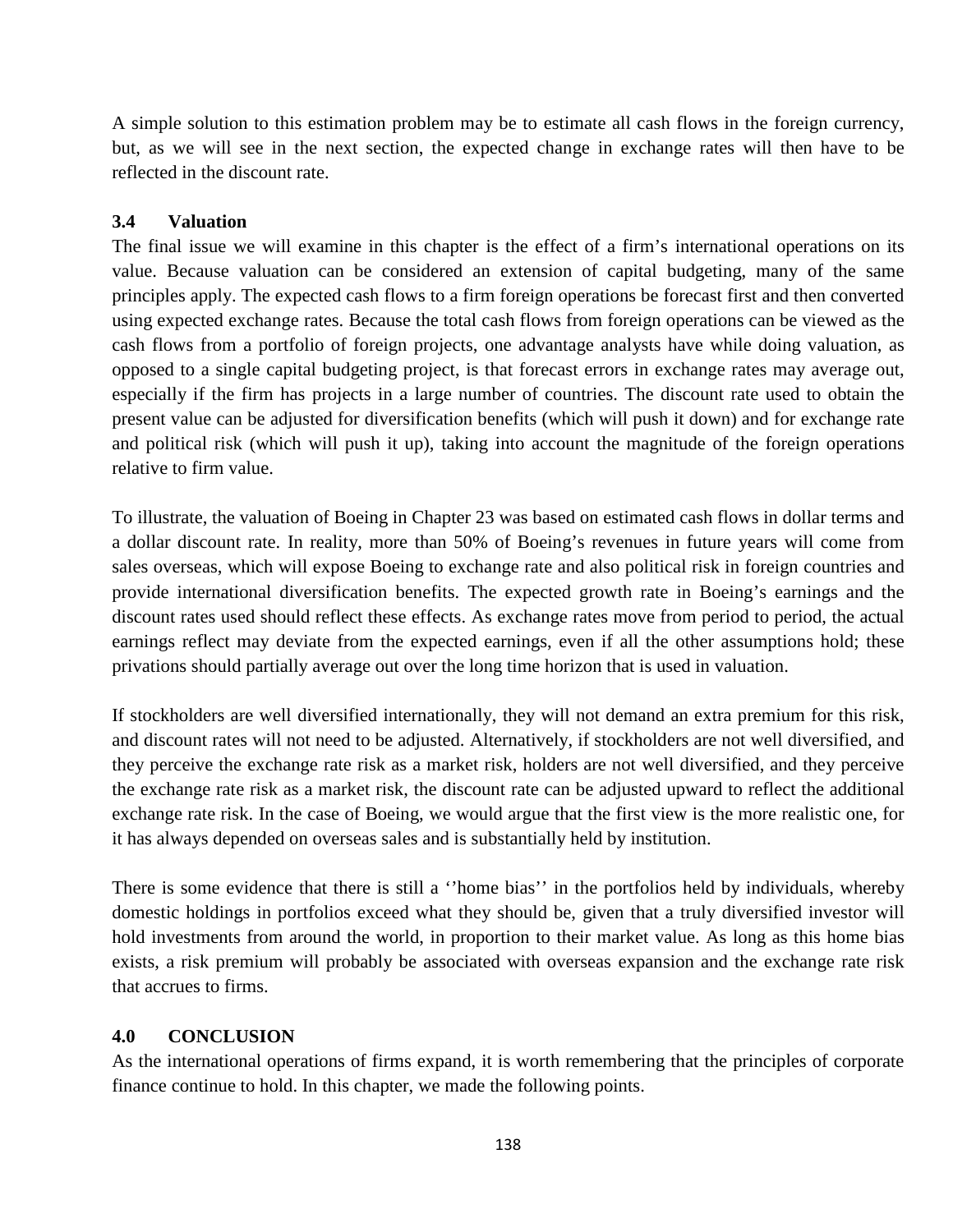A simple solution to this estimation problem may be to estimate all cash flows in the foreign currency, but, as we will see in the next section, the expected change in exchange rates will then have to be reflected in the discount rate.

### 3.4 Valuation

The final issue we will examine in this chapter is the effect of a firm's international operations on its value. Because valuation can be considered an extension of capital budgeting, many of the same principles apply. The expected cash flows to a firm foreign operations be forecast first and then converted using expected exchange rates. Because the total cash flows from foreign operations can be viewed as the cash flows from a portfolio of foreign projects, one advantage analysts have while doing valuation, as opposed to a single capital budgeting project, is that forecast errors in exchange rates may average out, especially if the firm has projects in a large number of countries. The discount rate used to obtain the present value can be adjusted for diversification benefits (which will push it down) and for exchange rate and political risk (which will push it up), taking into account the magnitude of the foreign operations relative to firm value.

To illustrate, the valuation of Boeing in Chapter 23 was based on estimated cash flows in dollar terms and a dollar discount rate. In reality, more than 50% of Boeing's revenues in future years will come from sales overseas, which will expose Boeing to exchange rate and also political risk in foreign countries and provide international diversification benefits. The expected growth rate in Boeing's earnings and the discount rates used should reflect these effects. As exchange rates move from period to period, the actual earnings reflect may deviate from the expected earnings, even if all the other assumptions hold; these privations should partially average out over the long time horizon that is used in valuation.

If stockholders are well diversified internationally, they will not demand an extra premium for this risk, and discount rates will not need to be adjusted. Alternatively, if stockholders are not well diversified, and they perceive the exchange rate risk as a market risk, holders are not well diversified, and they perceive the exchange rate risk as a market risk, the discount rate can be adjusted upward to reflect the additional exchange rate risk. In the case of Boeing, we would argue that the first view is the more realistic one, for it has always depended on overseas sales and is substantially held by institution.

There is some evidence that there is still a ''home bias'' in the portfolios held by individuals, whereby domestic holdings in portfolios exceed what they should be, given that a truly diversified investor will hold investments from around the world, in proportion to their market value. As long as this home bias exists, a risk premium will probably be associated with overseas expansion and the exchange rate risk that accrues to firms.

## 4.0 CONCLUSION

As the international operations of firms expand, it is worth remembering that the principles of corporate finance continue to hold. In this chapter, we made the following points.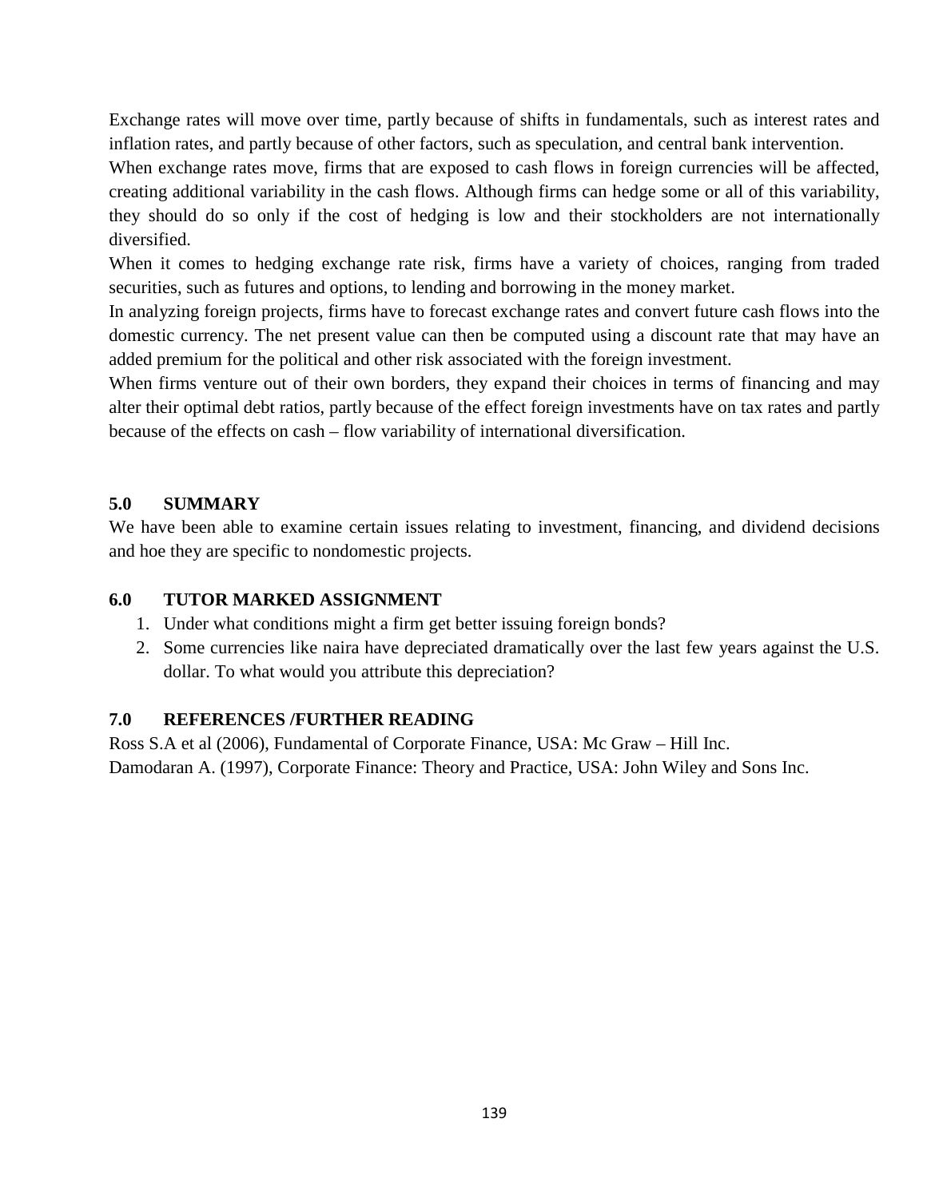Exchange rates will move over time, partly because of shifts in fundamentals, such as interest rates and inflation rates, and partly because of other factors, such as speculation, and central bank intervention.

When exchange rates move, firms that are exposed to cash flows in foreign currencies will be affected, creating additional variability in the cash flows. Although firms can hedge some or all of this variability, they should do so only if the cost of hedging is low and their stockholders are not internationally diversified.

When it comes to hedging exchange rate risk, firms have a variety of choices, ranging from traded securities, such as futures and options, to lending and borrowing in the money market.

In analyzing foreign projects, firms have to forecast exchange rates and convert future cash flows into the domestic currency. The net present value can then be computed using a discount rate that may have an added premium for the political and other risk associated with the foreign investment.

When firms venture out of their own borders, they expand their choices in terms of financing and may alter their optimal debt ratios, partly because of the effect foreign investments have on tax rates and partly because of the effects on cash – flow variability of international diversification.

## 5.0 SUMMARY

We have been able to examine certain issues relating to investment, financing, and dividend decisions and hoe they are specific to nondomestic projects.

## 6.0 TUTOR MARKED ASSIGNMENT

1. Under what conditions might a firm get better issuing foreign bonds?
2. Some currencies like naira have depreciated dramatically over the last few years against the U.S. dollar. To what would you attribute this depreciation?

## 7.0 REFERENCES /FURTHER READING

Ross S.A et al (2006), Fundamental of Corporate Finance, USA: Mc Graw – Hill Inc.

Damodaran A. (1997), Corporate Finance: Theory and Practice, USA: John Wiley and Sons Inc.